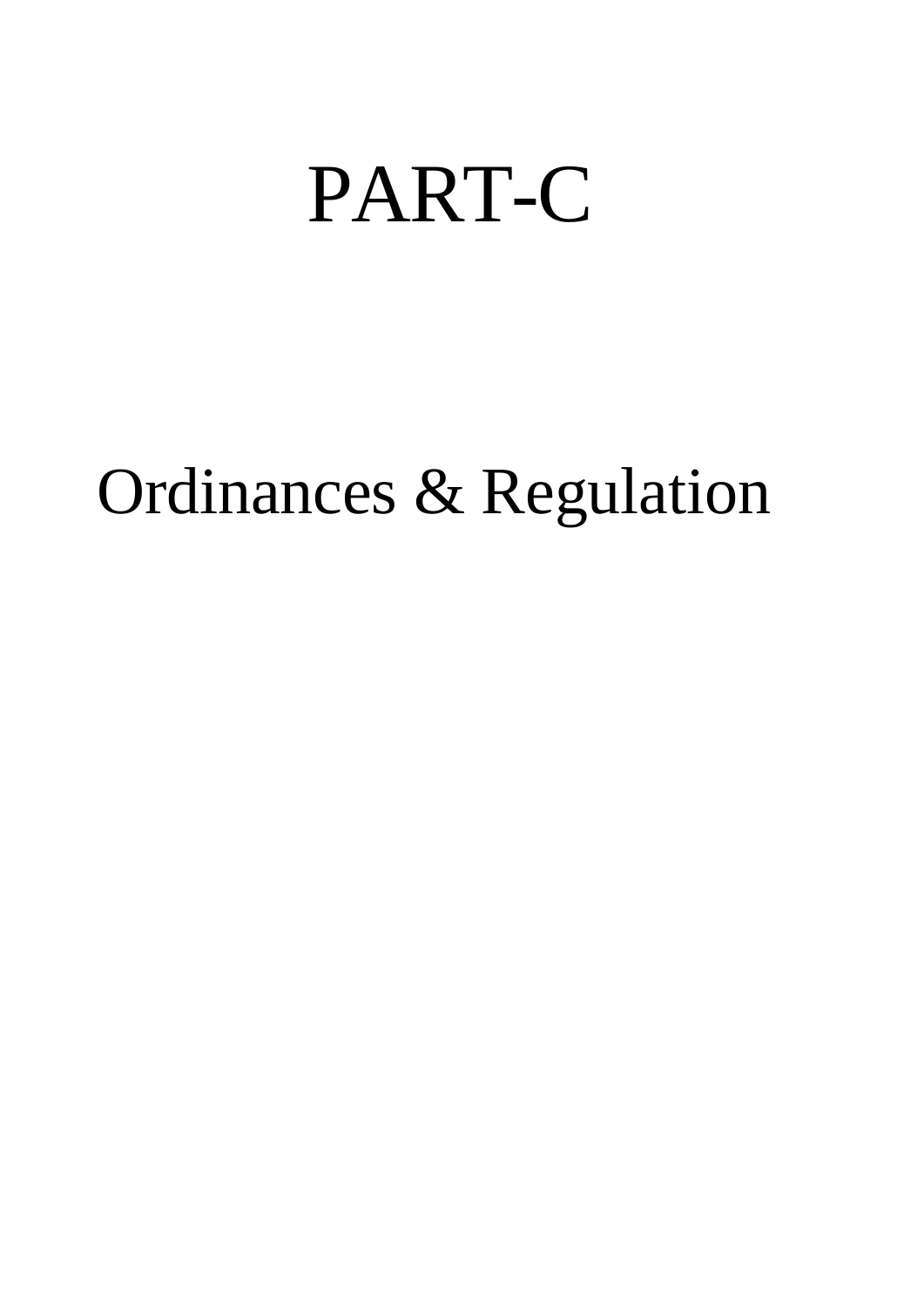# PART-C

## Ordinances & Regulation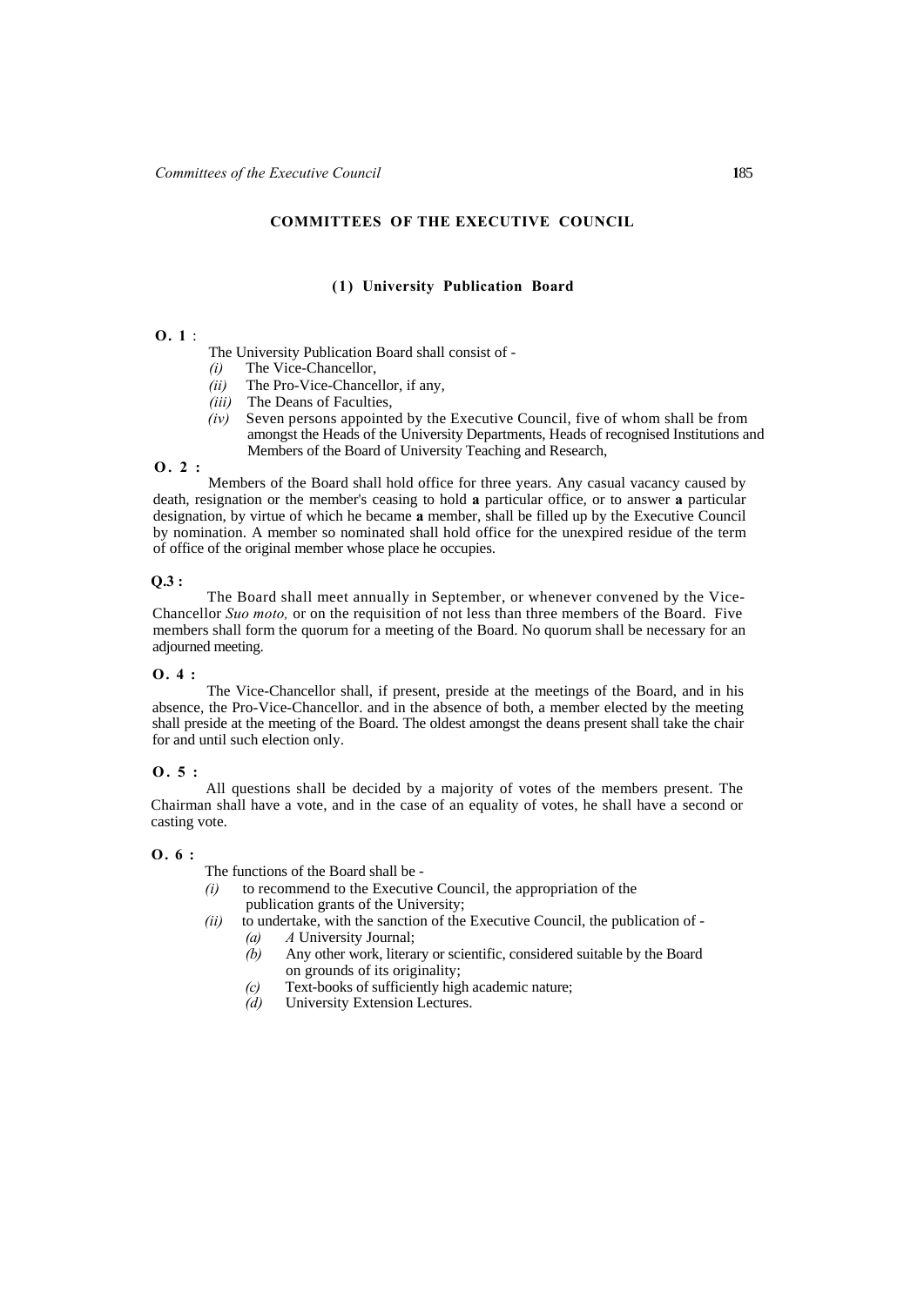## COMMITTEES OF THE EXECUTIVE COUNCIL

### (1) University Publication Board

**O. 1** :

The University Publication Board shall consist of -

*(i)* The Vice-Chancellor,

*(ii)* The Pro-Vice-Chancellor, if any,

*(iii)* The Deans of Faculties,

*(iv)* Seven persons appointed by the Executive Council, five of whom shall be from amongst the Heads of the University Departments, Heads of recognised Institutions and Members of the Board of University Teaching and Research,

**O. 2 :**

Members of the Board shall hold office for three years. Any casual vacancy caused by death, resignation or the member's ceasing to hold **a** particular office, or to answer **a** particular designation, by virtue of which he became **a** member, shall be filled up by the Executive Council by nomination. A member so nominated shall hold office for the unexpired residue of the term of office of the original member whose place he occupies.

**Q.3 :**

The Board shall meet annually in September, or whenever convened by the Vice-Chancellor *Suo moto,* or on the requisition of not less than three members of the Board. Five members shall form the quorum for a meeting of the Board. No quorum shall be necessary for an adjourned meeting.

**O. 4 :**

The Vice-Chancellor shall, if present, preside at the meetings of the Board, and in his absence, the Pro-Vice-Chancellor. and in the absence of both, a member elected by the meeting shall preside at the meeting of the Board. The oldest amongst the deans present shall take the chair for and until such election only.

**O. 5 :**

All questions shall be decided by a majority of votes of the members present. The Chairman shall have a vote, and in the case of an equality of votes, he shall have a second or casting vote.

**O. 6 :**

The functions of the Board shall be -

*(i)* to recommend to the Executive Council, the appropriation of the publication grants of the University;

*(ii)* to undertake, with the sanction of the Executive Council, the publication of -

*(a)* *A* University Journal;

*(b)* Any other work, literary or scientific, considered suitable by the Board on grounds of its originality;

*(c)* Text-books of sufficiently high academic nature;

*(d)* University Extension Lectures.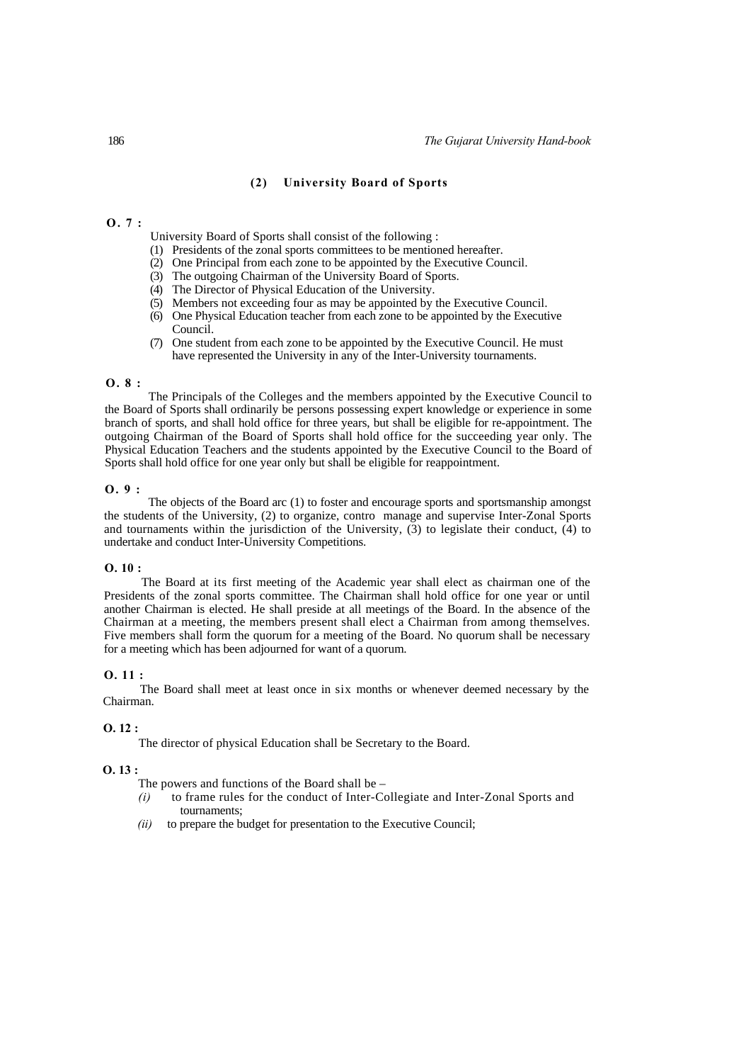## (2) University Board of Sports

**O. 7 :**

University Board of Sports shall consist of the following :

1. Presidents of the zonal sports committees to be mentioned hereafter.
2. One Principal from each zone to be appointed by the Executive Council.
3. The outgoing Chairman of the University Board of Sports.
4. The Director of Physical Education of the University.
5. Members not exceeding four as may be appointed by the Executive Council.
6. One Physical Education teacher from each zone to be appointed by the Executive Council.
7. One student from each zone to be appointed by the Executive Council. He must have represented the University in any of the Inter-University tournaments.

**O. 8 :**

The Principals of the Colleges and the members appointed by the Executive Council to the Board of Sports shall ordinarily be persons possessing expert knowledge or experience in some branch of sports, and shall hold office for three years, but shall be eligible for re-appointment. The outgoing Chairman of the Board of Sports shall hold office for the succeeding year only. The Physical Education Teachers and the students appointed by the Executive Council to the Board of Sports shall hold office for one year only but shall be eligible for reappointment.

**O. 9 :**

The objects of the Board arc (1) to foster and encourage sports and sportsmanship amongst the students of the University, (2) to organize, contro manage and supervise Inter-Zonal Sports and tournaments within the jurisdiction of the University, (3) to legislate their conduct, (4) to undertake and conduct Inter-University Competitions.

**O. 10 :**

The Board at its first meeting of the Academic year shall elect as chairman one of the Presidents of the zonal sports committee. The Chairman shall hold office for one year or until another Chairman is elected. He shall preside at all meetings of the Board. In the absence of the Chairman at a meeting, the members present shall elect a Chairman from among themselves. Five members shall form the quorum for a meeting of the Board. No quorum shall be necessary for a meeting which has been adjourned for want of a quorum.

**O. 11 :**

The Board shall meet at least once in six months or whenever deemed necessary by the Chairman.

**O. 12 :**

The director of physical Education shall be Secretary to the Board.

**O. 13 :**

The powers and functions of the Board shall be –

*(i)* to frame rules for the conduct of Inter-Collegiate and Inter-Zonal Sports and tournaments;

*(ii)* to prepare the budget for presentation to the Executive Council;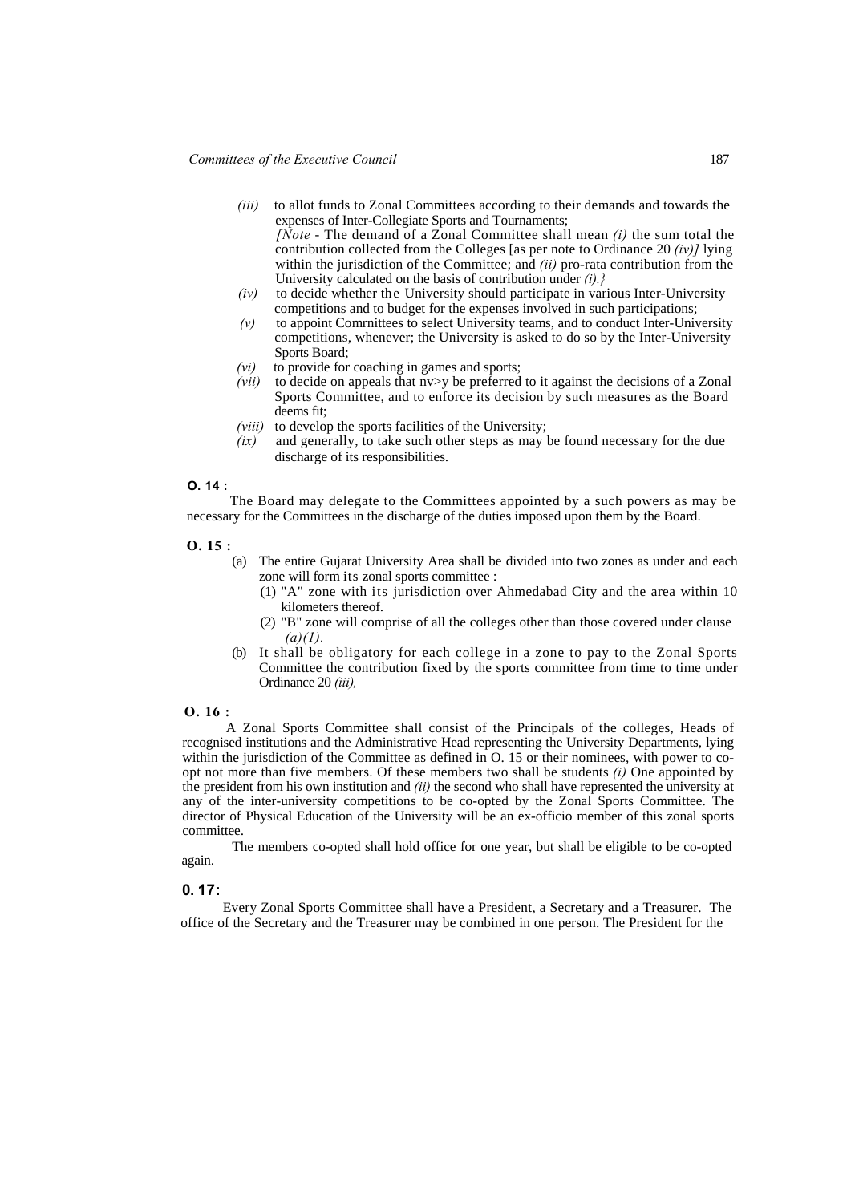*(iii)* to allot funds to Zonal Committees according to their demands and towards the expenses of Inter-Collegiate Sports and Tournaments;
*[Note* - The demand of a Zonal Committee shall mean *(i)* the sum total the contribution collected from the Colleges [as per note to Ordinance 20 *(iv)]* lying within the jurisdiction of the Committee; and *(ii)* pro-rata contribution from the University calculated on the basis of contribution under *(i).}*

*(iv)* to decide whether the University should participate in various Inter-University competitions and to budget for the expenses involved in such participations;

*(v)* to appoint Comrnittees to select University teams, and to conduct Inter-University competitions, whenever; the University is asked to do so by the Inter-University Sports Board;

*(vi)* to provide for coaching in games and sports;

*(vii)* to decide on appeals that nv>y be preferred to it against the decisions of a Zonal Sports Committee, and to enforce its decision by such measures as the Board deems fit;

*(viii)* to develop the sports facilities of the University;

*(ix)* and generally, to take such other steps as may be found necessary for the due discharge of its responsibilities.

**O. 14 :**

The Board may delegate to the Committees appointed by a such powers as may be necessary for the Committees in the discharge of the duties imposed upon them by the Board.

**O. 15 :**

(a) The entire Gujarat University Area shall be divided into two zones as under and each zone will form its zonal sports committee :
  (1) "A" zone with its jurisdiction over Ahmedabad City and the area within 10 kilometers thereof.
  (2) "B" zone will comprise of all the colleges other than those covered under clause *(a)(1).*

(b) It shall be obligatory for each college in a zone to pay to the Zonal Sports Committee the contribution fixed by the sports committee from time to time under Ordinance 20 *(iii),*

**O. 16 :**

A Zonal Sports Committee shall consist of the Principals of the colleges, Heads of recognised institutions and the Administrative Head representing the University Departments, lying within the jurisdiction of the Committee as defined in O. 15 or their nominees, with power to co-opt not more than five members. Of these members two shall be students *(i)* One appointed by the president from his own institution and *(ii)* the second who shall have represented the university at any of the inter-university competitions to be co-opted by the Zonal Sports Committee. The director of Physical Education of the University will be an ex-officio member of this zonal sports committee.

The members co-opted shall hold office for one year, but shall be eligible to be co-opted again.

**0. 17:**

Every Zonal Sports Committee shall have a President, a Secretary and a Treasurer. The office of the Secretary and the Treasurer may be combined in one person. The President for the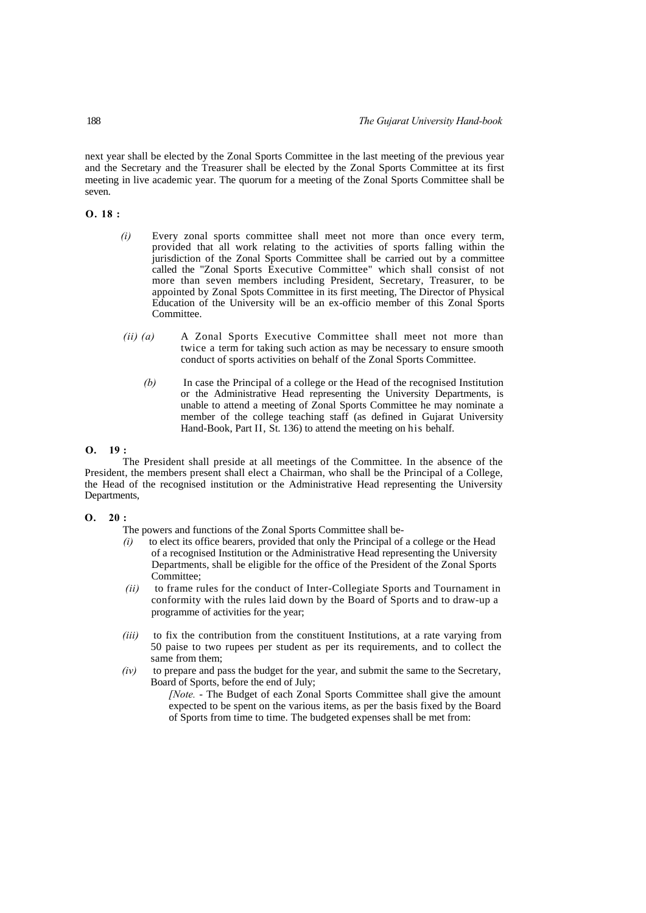next year shall be elected by the Zonal Sports Committee in the last meeting of the previous year and the Secretary and the Treasurer shall be elected by the Zonal Sports Committee at its first meeting in live academic year. The quorum for a meeting of the Zonal Sports Committee shall be seven.

**O. 18 :**

*(i)* Every zonal sports committee shall meet not more than once every term, provided that all work relating to the activities of sports falling within the jurisdiction of the Zonal Sports Committee shall be carried out by a committee called the "Zonal Sports Executive Committee" which shall consist of not more than seven members including President, Secretary, Treasurer, to be appointed by Zonal Spots Committee in its first meeting, The Director of Physical Education of the University will be an ex-officio member of this Zonal Sports Committee.

*(ii) (a)* A Zonal Sports Executive Committee shall meet not more than twice a term for taking such action as may be necessary to ensure smooth conduct of sports activities on behalf of the Zonal Sports Committee.

*(b)* In case the Principal of a college or the Head of the recognised Institution or the Administrative Head representing the University Departments, is unable to attend a meeting of Zonal Sports Committee he may nominate a member of the college teaching staff (as defined in Gujarat University Hand-Book, Part II, St. 136) to attend the meeting on his behalf.

**O. 19 :**

The President shall preside at all meetings of the Committee. In the absence of the President, the members present shall elect a Chairman, who shall be the Principal of a College, the Head of the recognised institution or the Administrative Head representing the University Departments,

**O. 20 :**

The powers and functions of the Zonal Sports Committee shall be-

*(i)* to elect its office bearers, provided that only the Principal of a college or the Head of a recognised Institution or the Administrative Head representing the University Departments, shall be eligible for the office of the President of the Zonal Sports Committee;

*(ii)* to frame rules for the conduct of Inter-Collegiate Sports and Tournament in conformity with the rules laid down by the Board of Sports and to draw-up a programme of activities for the year;

*(iii)* to fix the contribution from the constituent Institutions, at a rate varying from 50 paise to two rupees per student as per its requirements, and to collect the same from them;

*(iv)* to prepare and pass the budget for the year, and submit the same to the Secretary, Board of Sports, before the end of July;

[*Note.* - The Budget of each Zonal Sports Committee shall give the amount expected to be spent on the various items, as per the basis fixed by the Board of Sports from time to time. The budgeted expenses shall be met from: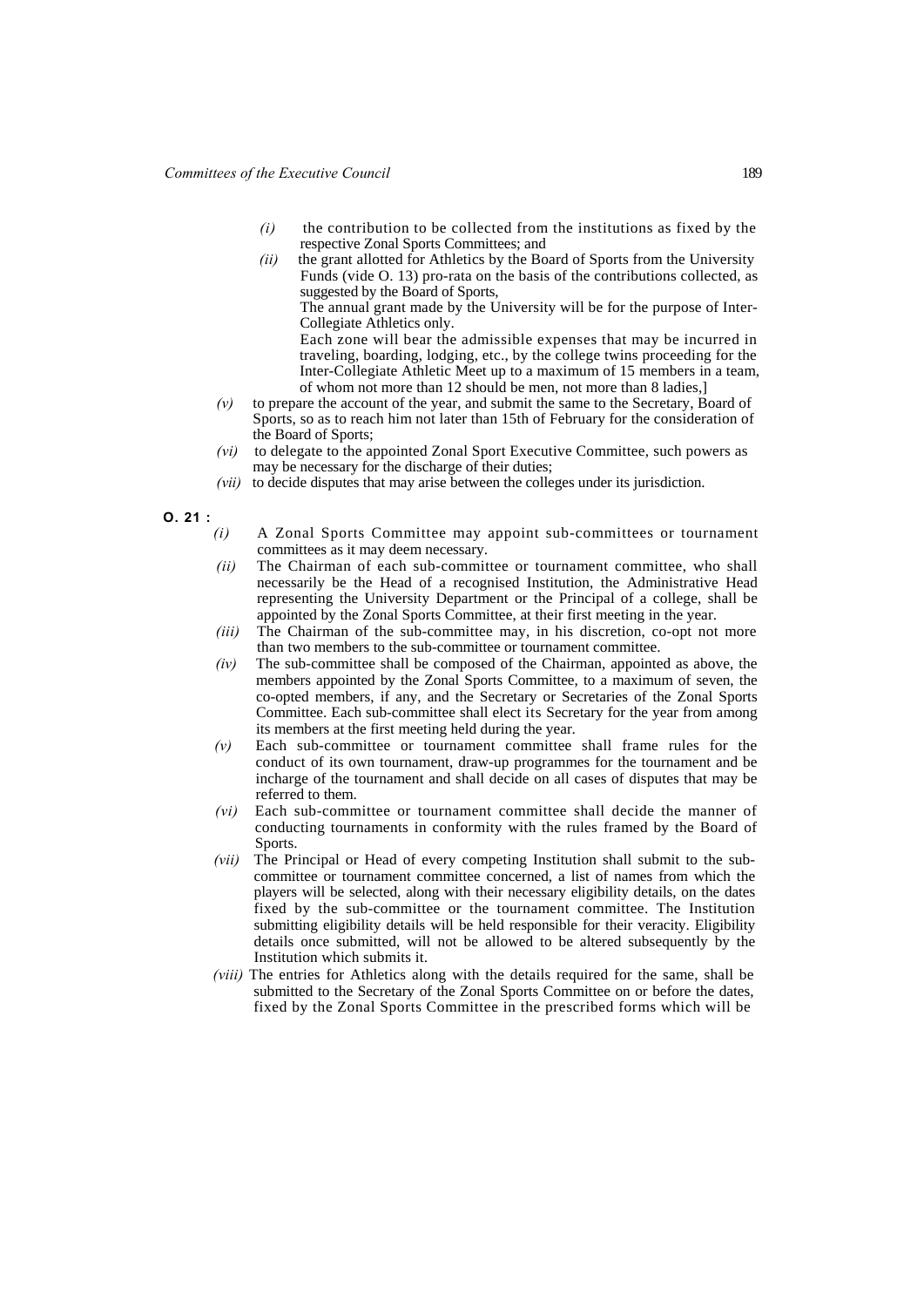*(i)* the contribution to be collected from the institutions as fixed by the respective Zonal Sports Committees; and

*(ii)* the grant allotted for Athletics by the Board of Sports from the University Funds (vide O. 13) pro-rata on the basis of the contributions collected, as suggested by the Board of Sports,

The annual grant made by the University will be for the purpose of Inter-Collegiate Athletics only.

Each zone will bear the admissible expenses that may be incurred in traveling, boarding, lodging, etc., by the college twins proceeding for the Inter-Collegiate Athletic Meet up to a maximum of 15 members in a team, of whom not more than 12 should be men, not more than 8 ladies,]

*(v)* to prepare the account of the year, and submit the same to the Secretary, Board of Sports, so as to reach him not later than 15th of February for the consideration of the Board of Sports;

*(vi)* to delegate to the appointed Zonal Sport Executive Committee, such powers as may be necessary for the discharge of their duties;

*(vii)* to decide disputes that may arise between the colleges under its jurisdiction.

**O. 21 :**

*(i)* A Zonal Sports Committee may appoint sub-committees or tournament committees as it may deem necessary.

*(ii)* The Chairman of each sub-committee or tournament committee, who shall necessarily be the Head of a recognised Institution, the Administrative Head representing the University Department or the Principal of a college, shall be appointed by the Zonal Sports Committee, at their first meeting in the year.

*(iii)* The Chairman of the sub-committee may, in his discretion, co-opt not more than two members to the sub-committee or tournament committee.

*(iv)* The sub-committee shall be composed of the Chairman, appointed as above, the members appointed by the Zonal Sports Committee, to a maximum of seven, the co-opted members, if any, and the Secretary or Secretaries of the Zonal Sports Committee. Each sub-committee shall elect its Secretary for the year from among its members at the first meeting held during the year.

*(v)* Each sub-committee or tournament committee shall frame rules for the conduct of its own tournament, draw-up programmes for the tournament and be incharge of the tournament and shall decide on all cases of disputes that may be referred to them.

*(vi)* Each sub-committee or tournament committee shall decide the manner of conducting tournaments in conformity with the rules framed by the Board of Sports.

*(vii)* The Principal or Head of every competing Institution shall submit to the sub-committee or tournament committee concerned, a list of names from which the players will be selected, along with their necessary eligibility details, on the dates fixed by the sub-committee or the tournament committee. The Institution submitting eligibility details will be held responsible for their veracity. Eligibility details once submitted, will not be allowed to be altered subsequently by the Institution which submits it.

*(viii)* The entries for Athletics along with the details required for the same, shall be submitted to the Secretary of the Zonal Sports Committee on or before the dates, fixed by the Zonal Sports Committee in the prescribed forms which will be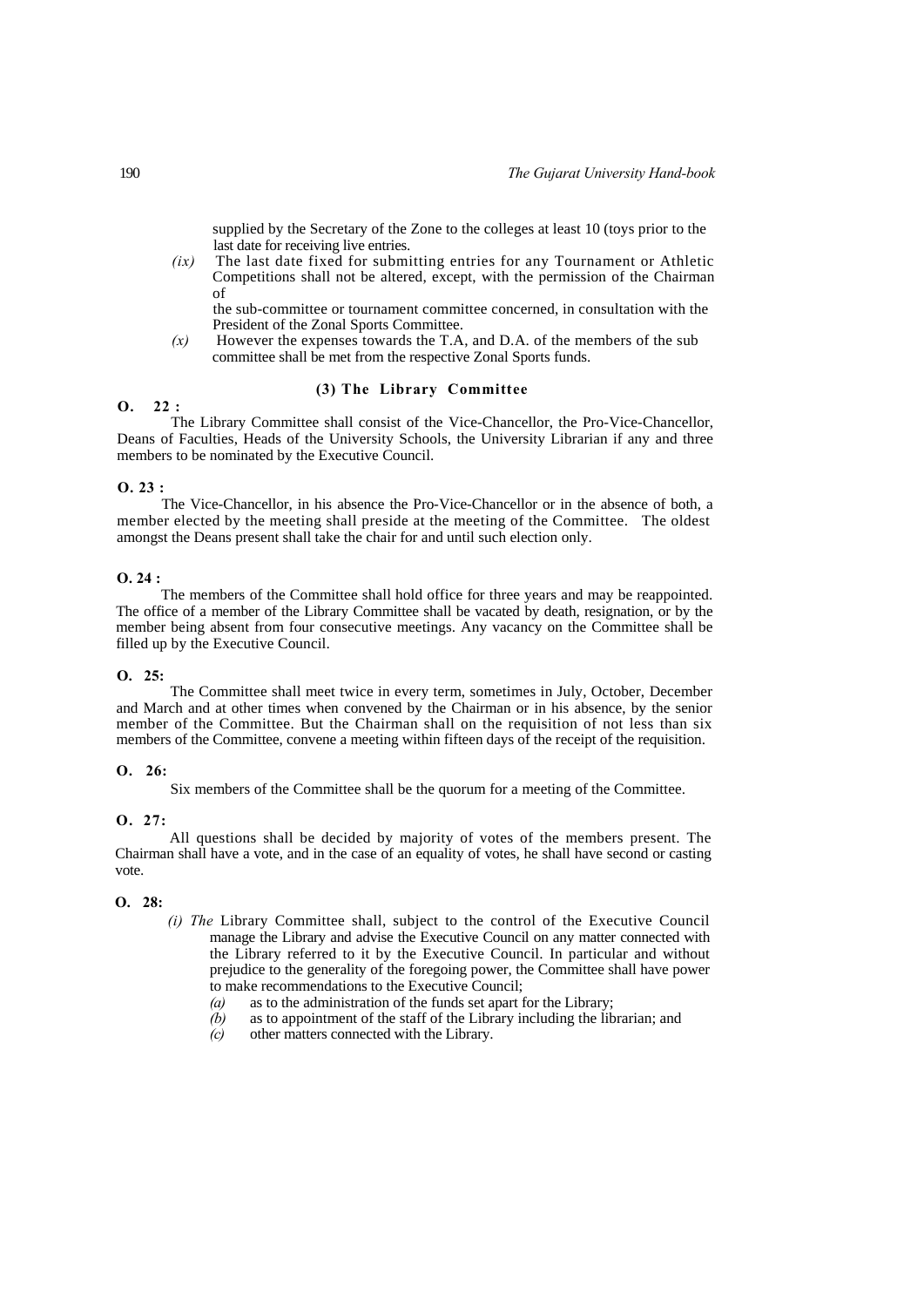supplied by the Secretary of the Zone to the colleges at least 10 (toys prior to the last date for receiving live entries.

*(ix)* The last date fixed for submitting entries for any Tournament or Athletic Competitions shall not be altered, except, with the permission of the Chairman of the sub-committee or tournament committee concerned, in consultation with the President of the Zonal Sports Committee.

*(x)* However the expenses towards the T.A, and D.A. of the members of the sub committee shall be met from the respective Zonal Sports funds.

### (3) The Library Committee

**O. 22 :**

The Library Committee shall consist of the Vice-Chancellor, the Pro-Vice-Chancellor, Deans of Faculties, Heads of the University Schools, the University Librarian if any and three members to be nominated by the Executive Council.

**O. 23 :**

The Vice-Chancellor, in his absence the Pro-Vice-Chancellor or in the absence of both, a member elected by the meeting shall preside at the meeting of the Committee. The oldest amongst the Deans present shall take the chair for and until such election only.

**O. 24 :**

The members of the Committee shall hold office for three years and may be reappointed. The office of a member of the Library Committee shall be vacated by death, resignation, or by the member being absent from four consecutive meetings. Any vacancy on the Committee shall be filled up by the Executive Council.

**O. 25:**

The Committee shall meet twice in every term, sometimes in July, October, December and March and at other times when convened by the Chairman or in his absence, by the senior member of the Committee. But the Chairman shall on the requisition of not less than six members of the Committee, convene a meeting within fifteen days of the receipt of the requisition.

**O. 26:**

Six members of the Committee shall be the quorum for a meeting of the Committee.

**O. 27:**

All questions shall be decided by majority of votes of the members present. The Chairman shall have a vote, and in the case of an equality of votes, he shall have second or casting vote.

**O. 28:**

*(i) The* Library Committee shall, subject to the control of the Executive Council manage the Library and advise the Executive Council on any matter connected with the Library referred to it by the Executive Council. In particular and without prejudice to the generality of the foregoing power, the Committee shall have power to make recommendations to the Executive Council;

*(a)* as to the administration of the funds set apart for the Library;
*(b)* as to appointment of the staff of the Library including the librarian; and
*(c)* other matters connected with the Library.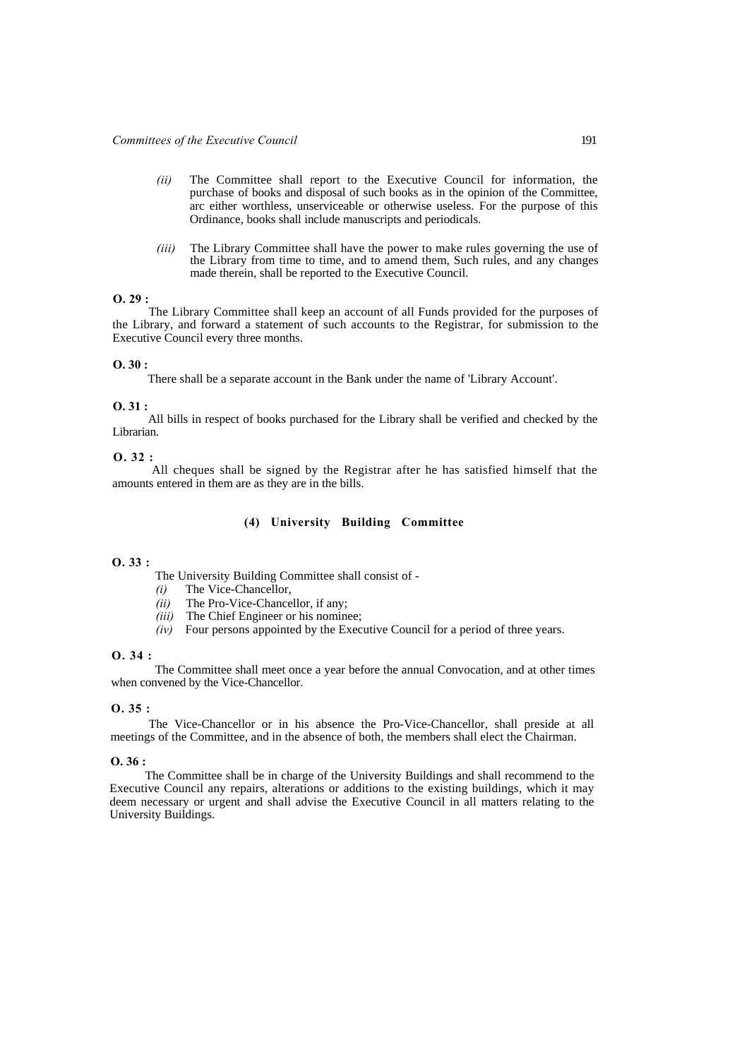*(ii)* The Committee shall report to the Executive Council for information, the purchase of books and disposal of such books as in the opinion of the Committee, arc either worthless, unserviceable or otherwise useless. For the purpose of this Ordinance, books shall include manuscripts and periodicals.

*(iii)* The Library Committee shall have the power to make rules governing the use of the Library from time to time, and to amend them, Such rules, and any changes made therein, shall be reported to the Executive Council.

**O. 29 :**

The Library Committee shall keep an account of all Funds provided for the purposes of the Library, and forward a statement of such accounts to the Registrar, for submission to the Executive Council every three months.

**O. 30 :**

There shall be a separate account in the Bank under the name of 'Library Account'.

**O. 31 :**

All bills in respect of books purchased for the Library shall be verified and checked by the Librarian.

**O. 32 :**

All cheques shall be signed by the Registrar after he has satisfied himself that the amounts entered in them are as they are in the bills.

### (4) University Building Committee

**O. 33 :**

The University Building Committee shall consist of -

*(i)* The Vice-Chancellor,
*(ii)* The Pro-Vice-Chancellor, if any;
*(iii)* The Chief Engineer or his nominee;
*(iv)* Four persons appointed by the Executive Council for a period of three years.

**O. 34 :**

The Committee shall meet once a year before the annual Convocation, and at other times when convened by the Vice-Chancellor.

**O. 35 :**

The Vice-Chancellor or in his absence the Pro-Vice-Chancellor, shall preside at all meetings of the Committee, and in the absence of both, the members shall elect the Chairman.

**O. 36 :**

The Committee shall be in charge of the University Buildings and shall recommend to the Executive Council any repairs, alterations or additions to the existing buildings, which it may deem necessary or urgent and shall advise the Executive Council in all matters relating to the University Buildings.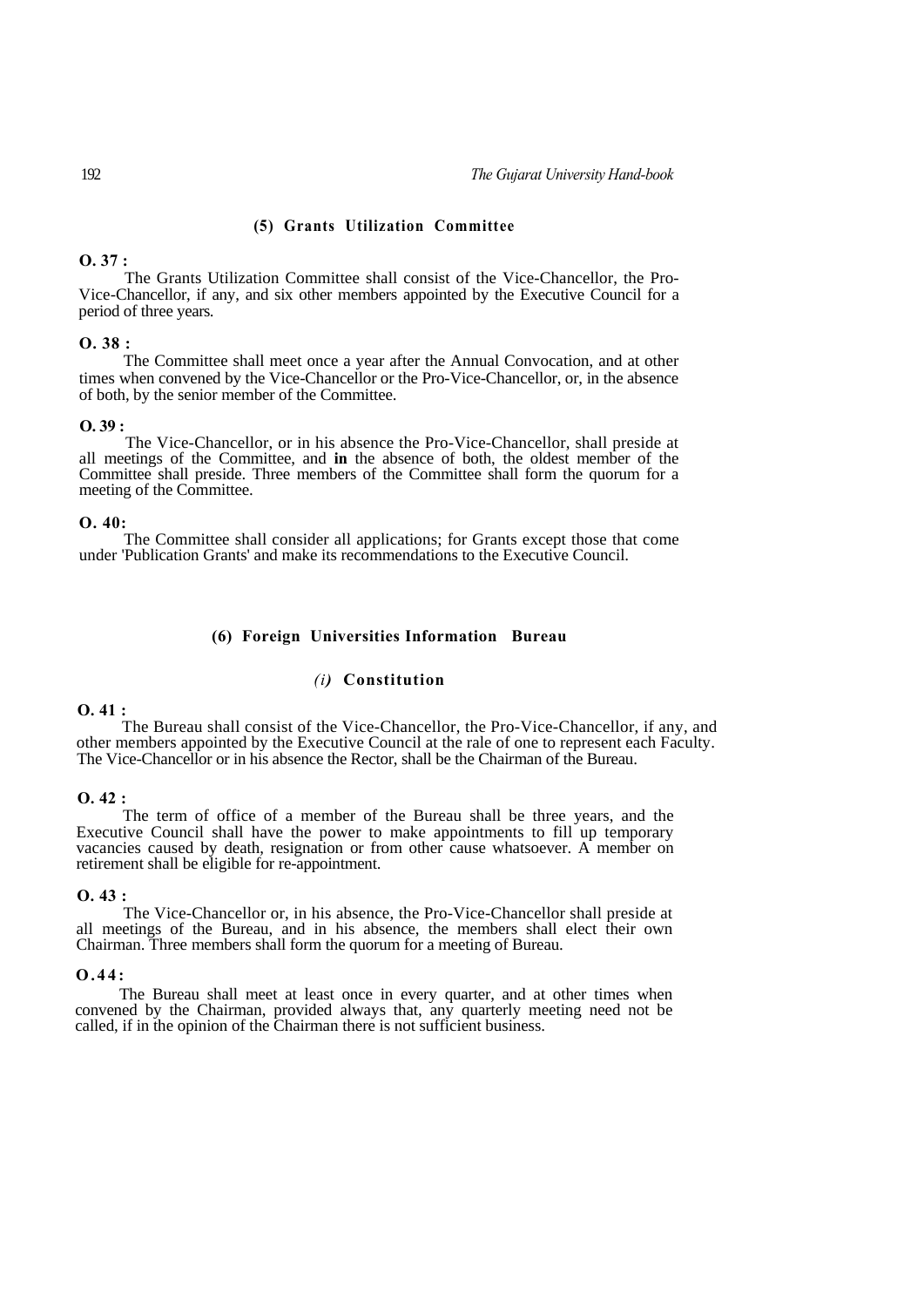### (5) Grants Utilization Committee

**O. 37 :**

The Grants Utilization Committee shall consist of the Vice-Chancellor, the Pro-Vice-Chancellor, if any, and six other members appointed by the Executive Council for a period of three years.

**O. 38 :**

The Committee shall meet once a year after the Annual Convocation, and at other times when convened by the Vice-Chancellor or the Pro-Vice-Chancellor, or, in the absence of both, by the senior member of the Committee.

**O. 39 :**

The Vice-Chancellor, or in his absence the Pro-Vice-Chancellor, shall preside at all meetings of the Committee, and **in** the absence of both, the oldest member of the Committee shall preside. Three members of the Committee shall form the quorum for a meeting of the Committee.

**O. 40:**

The Committee shall consider all applications; for Grants except those that come under 'Publication Grants' and make its recommendations to the Executive Council.

### (6) Foreign Universities Information Bureau

#### *(i)* Constitution

**O. 41 :**

The Bureau shall consist of the Vice-Chancellor, the Pro-Vice-Chancellor, if any, and other members appointed by the Executive Council at the rale of one to represent each Faculty. The Vice-Chancellor or in his absence the Rector, shall be the Chairman of the Bureau.

**O. 42 :**

The term of office of a member of the Bureau shall be three years, and the Executive Council shall have the power to make appointments to fill up temporary vacancies caused by death, resignation or from other cause whatsoever. A member on retirement shall be eligible for re-appointment.

**O. 43 :**

The Vice-Chancellor or, in his absence, the Pro-Vice-Chancellor shall preside at all meetings of the Bureau, and in his absence, the members shall elect their own Chairman. Three members shall form the quorum for a meeting of Bureau.

**O.44:**

The Bureau shall meet at least once in every quarter, and at other times when convened by the Chairman, provided always that, any quarterly meeting need not be called, if in the opinion of the Chairman there is not sufficient business.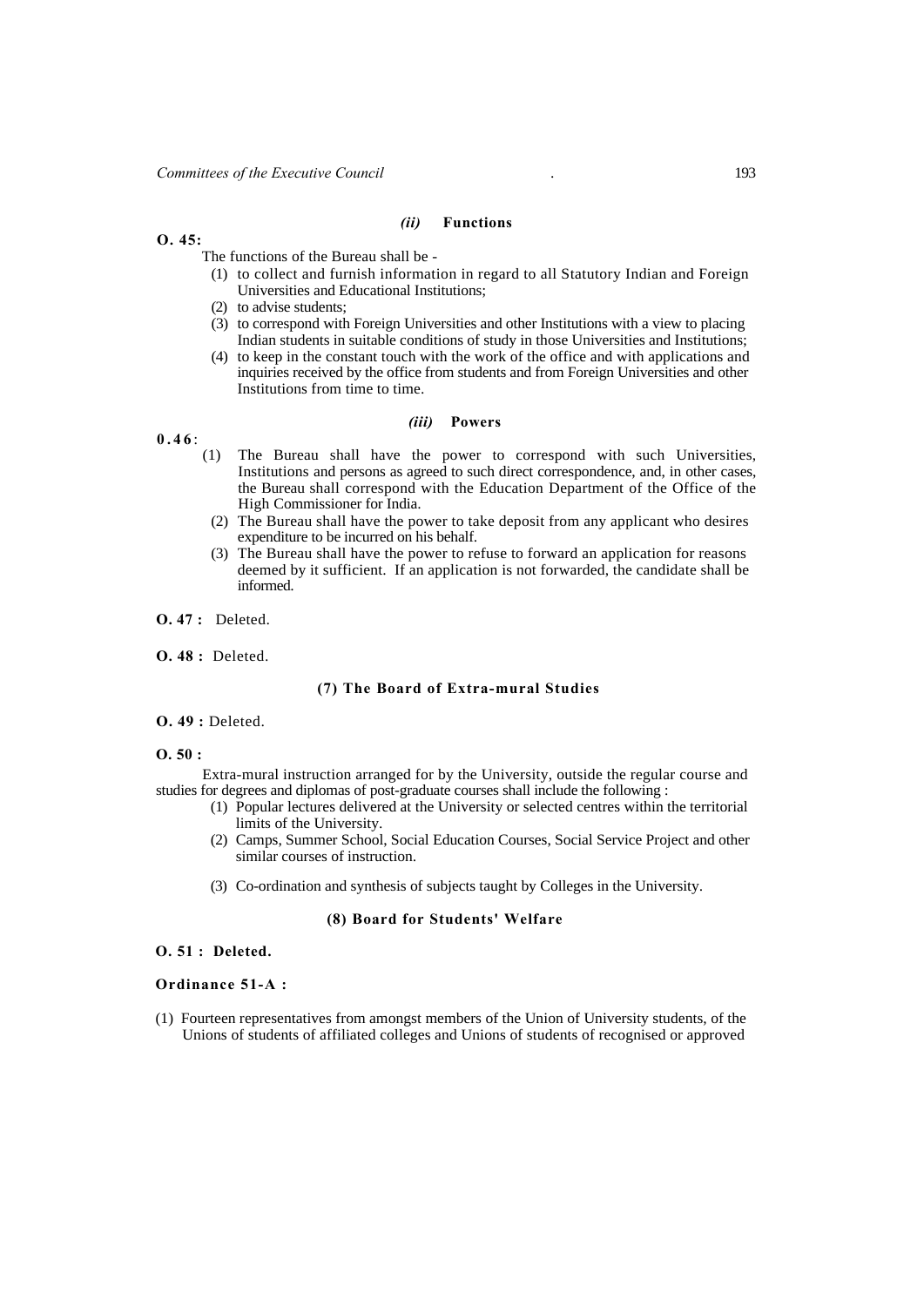### *(ii)* Functions

**O. 45:**

The functions of the Bureau shall be -

1. to collect and furnish information in regard to all Statutory Indian and Foreign Universities and Educational Institutions;
2. to advise students;
3. to correspond with Foreign Universities and other Institutions with a view to placing Indian students in suitable conditions of study in those Universities and Institutions;
4. to keep in the constant touch with the work of the office and with applications and inquiries received by the office from students and from Foreign Universities and other Institutions from time to time.

### *(iii)* Powers

**0.46**:

1. The Bureau shall have the power to correspond with such Universities, Institutions and persons as agreed to such direct correspondence, and, in other cases, the Bureau shall correspond with the Education Department of the Office of the High Commissioner for India.
2. The Bureau shall have the power to take deposit from any applicant who desires expenditure to be incurred on his behalf.
3. The Bureau shall have the power to refuse to forward an application for reasons deemed by it sufficient. If an application is not forwarded, the candidate shall be informed.

**O. 47 :** Deleted.

**O. 48 :** Deleted.

### (7) The Board of Extra-mural Studies

**O. 49 :** Deleted.

**O. 50 :**

Extra-mural instruction arranged for by the University, outside the regular course and studies for degrees and diplomas of post-graduate courses shall include the following :

1. Popular lectures delivered at the University or selected centres within the territorial limits of the University.
2. Camps, Summer School, Social Education Courses, Social Service Project and other similar courses of instruction.
3. Co-ordination and synthesis of subjects taught by Colleges in the University.

### (8) Board for Students' Welfare

**O. 51 : Deleted.**

**Ordinance 51-A :**

(1) Fourteen representatives from amongst members of the Union of University students, of the Unions of students of affiliated colleges and Unions of students of recognised or approved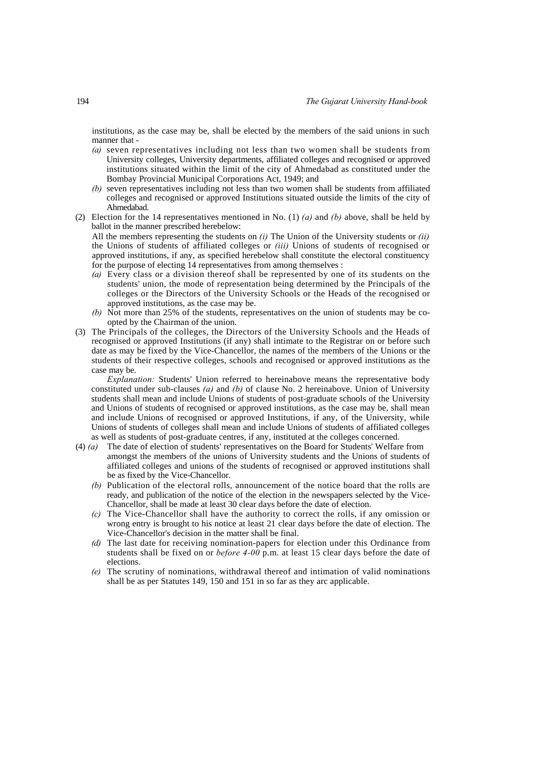institutions, as the case may be, shall be elected by the members of the said unions in such manner that -

*(a)* seven representatives including not less than two women shall be students from University colleges, University departments, affiliated colleges and recognised or approved institutions situated within the limit of the city of Ahmedabad as constituted under the Bombay Provincial Municipal Corporations Act, 1949; and

*(b)* seven representatives including not less than two women shall be students from affiliated colleges and recognised or approved Institutions situated outside the limits of the city of Ahmedabad.

(2) Election for the 14 representatives mentioned in No. (1) *(a)* and *(b)* above, shall be held by ballot in the manner prescribed herebelow:

All the members representing the students on *(i)* The Union of the University students or *(ii)* the Unions of students of affiliated colleges or *(iii)* Unions of students of recognised or approved institutions, if any, as specified herebelow shall constitute the electoral constituency for the purpose of electing 14 representatives from among themselves :

*(a)* Every class or a division thereof shall be represented by one of its students on the students' union, the mode of representation being determined by the Principals of the colleges or the Directors of the University Schools or the Heads of the recognised or approved institutions, as the case may be.

*(b)* Not more than 25% of the students, representatives on the union of students may be co-opted by the Chairman of the union.

(3) The Principals of the colleges, the Directors of the University Schools and the Heads of recognised or approved Institutions (if any) shall intimate to the Registrar on or before such date as may be fixed by the Vice-Chancellor, the names of the members of the Unions or the students of their respective colleges, schools and recognised or approved institutions as the case may be.

*Explanation:* Students' Union referred to hereinabove means the representative body constituted under sub-clauses *(a)* and *(b)* of clause No. 2 hereinabove. Union of University students shall mean and include Unions of students of post-graduate schools of the University and Unions of students of recognised or approved institutions, as the case may be, shall mean and include Unions of recognised or approved Institutions, if any, of the University, while Unions of students of colleges shall mean and include Unions of students of affiliated colleges as well as students of post-graduate centres, if any, instituted at the colleges concerned.

(4) *(a)* The date of election of students' representatives on the Board for Students' Welfare from amongst the members of the unions of University students and the Unions of students of affiliated colleges and unions of the students of recognised or approved institutions shall be as fixed by the Vice-Chancellor.

*(b)* Publication of the electoral rolls, announcement of the notice board that the rolls are ready, and publication of the notice of the election in the newspapers selected by the Vice-Chancellor, shall be made at least 30 clear days before the date of election.

*(c)* The Vice-Chancellor shall have the authority to correct the rolls, if any omission or wrong entry is brought to his notice at least 21 clear days before the date of election. The Vice-Chancellor's decision in the matter shall be final.

*(d)* The last date for receiving nomination-papers for election under this Ordinance from students shall be fixed on or *before 4-00* p.m. at least 15 clear days before the date of elections.

*(e)* The scrutiny of nominations, withdrawal thereof and intimation of valid nominations shall be as per Statutes 149, 150 and 151 in so far as they arc applicable.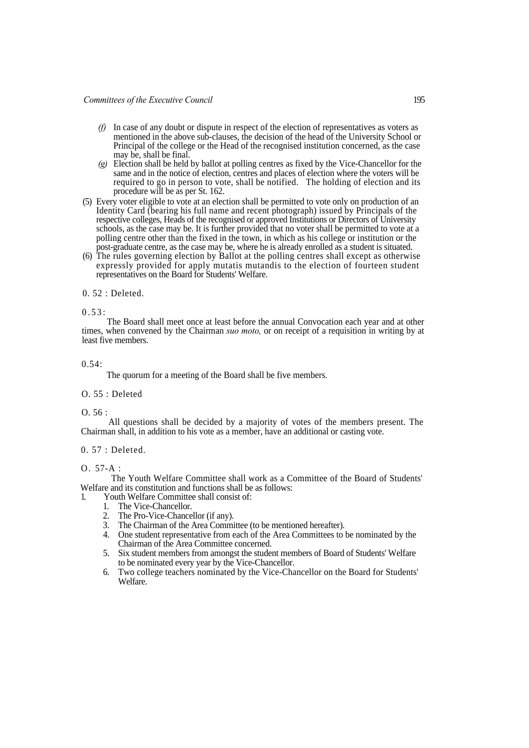*(f)* In case of any doubt or dispute in respect of the election of representatives as voters as mentioned in the above sub-clauses, the decision of the head of the University School or Principal of the college or the Head of the recognised institution concerned, as the case may be, shall be final.

*(g)* Election shall be held by ballot at polling centres as fixed by the Vice-Chancellor for the same and in the notice of election, centres and places of election where the voters will be required to go in person to vote, shall be notified. The holding of election and its procedure will be as per St. 162.

(5) Every voter eligible to vote at an election shall be permitted to vote only on production of an Identity Card (bearing his full name and recent photograph) issued by Principals of the respective colleges, Heads of the recognised or approved Institutions or Directors of University schools, as the case may be. It is further provided that no voter shall be permitted to vote at a polling centre other than the fixed in the town, in which as his college or institution or the post-graduate centre, as the case may be, where he is already enrolled as a student is situated.

(6) The rules governing election by Ballot at the polling centres shall except as otherwise expressly provided for apply mutatis mutandis to the election of fourteen student representatives on the Board for Students' Welfare.

0. 52 : Deleted.

0.53:

The Board shall meet once at least before the annual Convocation each year and at other times, when convened by the Chairman *suo moto,* or on receipt of a requisition in writing by at least five members.

0.54:

The quorum for a meeting of the Board shall be five members.

O. 55 : Deleted

O. 56 :

All questions shall be decided by a majority of votes of the members present. The Chairman shall, in addition to his vote as a member, have an additional or casting vote.

0. 57 : Deleted.

O. 57-A :

The Youth Welfare Committee shall work as a Committee of the Board of Students' Welfare and its constitution and functions shall be as follows:

1. Youth Welfare Committee shall consist of:
   1. The Vice-Chancellor.
   2. The Pro-Vice-Chancellor (if any).
   3. The Chairman of the Area Committee (to be mentioned hereafter).
   4. One student representative from each of the Area Committees to be nominated by the Chairman of the Area Committee concerned.
   5. Six student members from amongst the student members of Board of Students' Welfare to be nominated every year by the Vice-Chancellor.
   6. Two college teachers nominated by the Vice-Chancellor on the Board for Students' Welfare.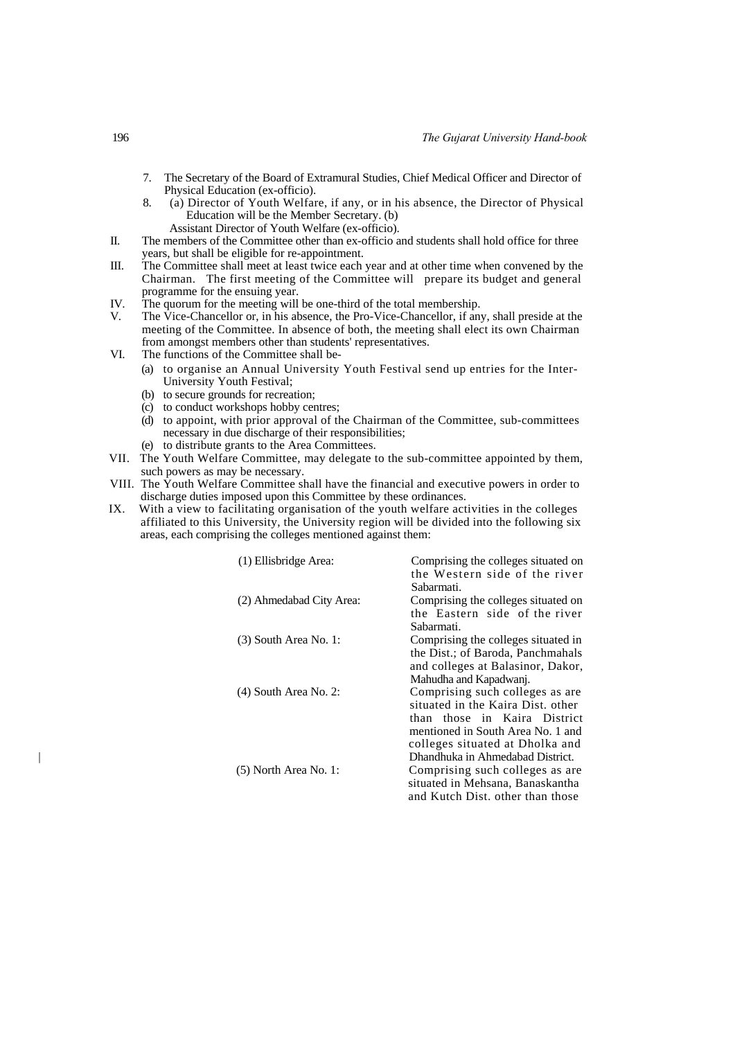7. The Secretary of the Board of Extramural Studies, Chief Medical Officer and Director of Physical Education (ex-officio).
8. (a) Director of Youth Welfare, if any, or in his absence, the Director of Physical Education will be the Member Secretary. (b) Assistant Director of Youth Welfare (ex-officio).

II. The members of the Committee other than ex-officio and students shall hold office for three years, but shall be eligible for re-appointment.

III. The Committee shall meet at least twice each year and at other time when convened by the Chairman. The first meeting of the Committee will prepare its budget and general programme for the ensuing year.

IV. The quorum for the meeting will be one-third of the total membership.

V. The Vice-Chancellor or, in his absence, the Pro-Vice-Chancellor, if any, shall preside at the meeting of the Committee. In absence of both, the meeting shall elect its own Chairman from amongst members other than students' representatives.

VI. The functions of the Committee shall be-
   - (a) to organise an Annual University Youth Festival send up entries for the Inter-University Youth Festival;
   - (b) to secure grounds for recreation;
   - (c) to conduct workshops hobby centres;
   - (d) to appoint, with prior approval of the Chairman of the Committee, sub-committees necessary in due discharge of their responsibilities;
   - (e) to distribute grants to the Area Committees.

VII. The Youth Welfare Committee, may delegate to the sub-committee appointed by them, such powers as may be necessary.

VIII. The Youth Welfare Committee shall have the financial and executive powers in order to discharge duties imposed upon this Committee by these ordinances.

IX. With a view to facilitating organisation of the youth welfare activities in the colleges affiliated to this University, the University region will be divided into the following six areas, each comprising the colleges mentioned against them:

| | |
|---|---|
| (1) Ellisbridge Area: | Comprising the colleges situated on the Western side of the river Sabarmati. |
| (2) Ahmedabad City Area: | Comprising the colleges situated on the Eastern side of the river Sabarmati. |
| (3) South Area No. 1: | Comprising the colleges situated in the Dist.; of Baroda, Panchmahals and colleges at Balasinor, Dakor, Mahudha and Kapadwanj. |
| (4) South Area No. 2: | Comprising such colleges as are situated in the Kaira Dist. other than those in Kaira District mentioned in South Area No. 1 and colleges situated at Dholka and Dhandhuka in Ahmedabad District. |
| (5) North Area No. 1: | Comprising such colleges as are situated in Mehsana, Banaskantha and Kutch Dist. other than those |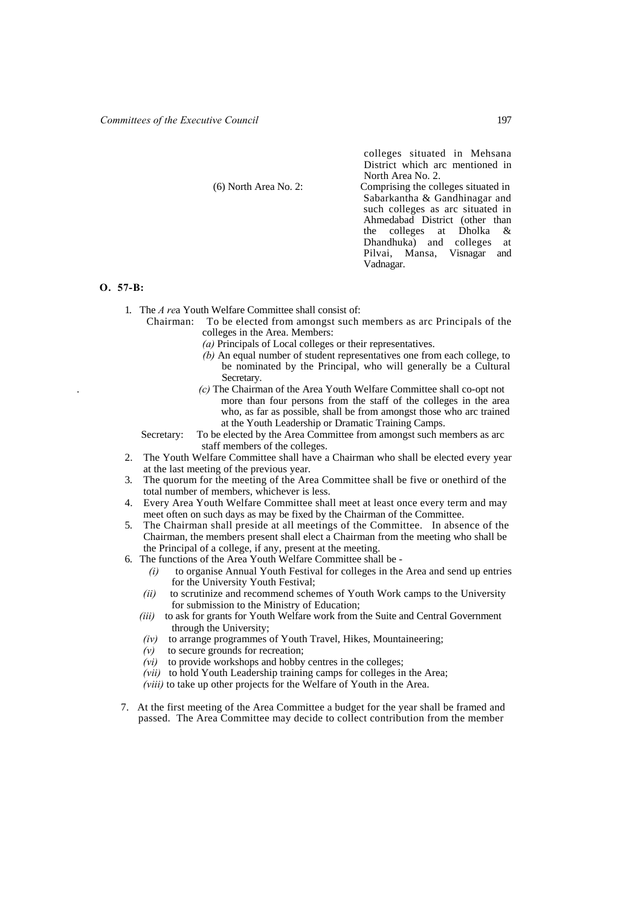colleges situated in Mehsana District which arc mentioned in North Area No. 2.

(6) North Area No. 2: Comprising the colleges situated in Sabarkantha & Gandhinagar and such colleges as arc situated in Ahmedabad District (other than the colleges at Dholka & Dhandhuka) and colleges at Pilvai, Mansa, Visnagar and Vadnagar.

**O. 57-B:**

1. The *A re*a Youth Welfare Committee shall consist of:

   Chairman: To be elected from amongst such members as arc Principals of the colleges in the Area. Members:

   *(a)* Principals of Local colleges or their representatives.

   *(b)* An equal number of student representatives one from each college, to be nominated by the Principal, who will generally be a Cultural Secretary.

   *(c)* The Chairman of the Area Youth Welfare Committee shall co-opt not more than four persons from the staff of the colleges in the area who, as far as possible, shall be from amongst those who arc trained at the Youth Leadership or Dramatic Training Camps.

   Secretary: To be elected by the Area Committee from amongst such members as arc staff members of the colleges.

2. The Youth Welfare Committee shall have a Chairman who shall be elected every year at the last meeting of the previous year.
3. The quorum for the meeting of the Area Committee shall be five or onethird of the total number of members, whichever is less.
4. Every Area Youth Welfare Committee shall meet at least once every term and may meet often on such days as may be fixed by the Chairman of the Committee.
5. The Chairman shall preside at all meetings of the Committee. In absence of the Chairman, the members present shall elect a Chairman from the meeting who shall be the Principal of a college, if any, present at the meeting.
6. The functions of the Area Youth Welfare Committee shall be -

   *(i)* to organise Annual Youth Festival for colleges in the Area and send up entries for the University Youth Festival;

   *(ii)* to scrutinize and recommend schemes of Youth Work camps to the University for submission to the Ministry of Education;

   *(iii)* to ask for grants for Youth Welfare work from the Suite and Central Government through the University;

   *(iv)* to arrange programmes of Youth Travel, Hikes, Mountaineering;

   *(v)* to secure grounds for recreation;

   *(vi)* to provide workshops and hobby centres in the colleges;

   *(vii)* to hold Youth Leadership training camps for colleges in the Area;

   *(viii)* to take up other projects for the Welfare of Youth in the Area.

7. At the first meeting of the Area Committee a budget for the year shall be framed and passed. The Area Committee may decide to collect contribution from the member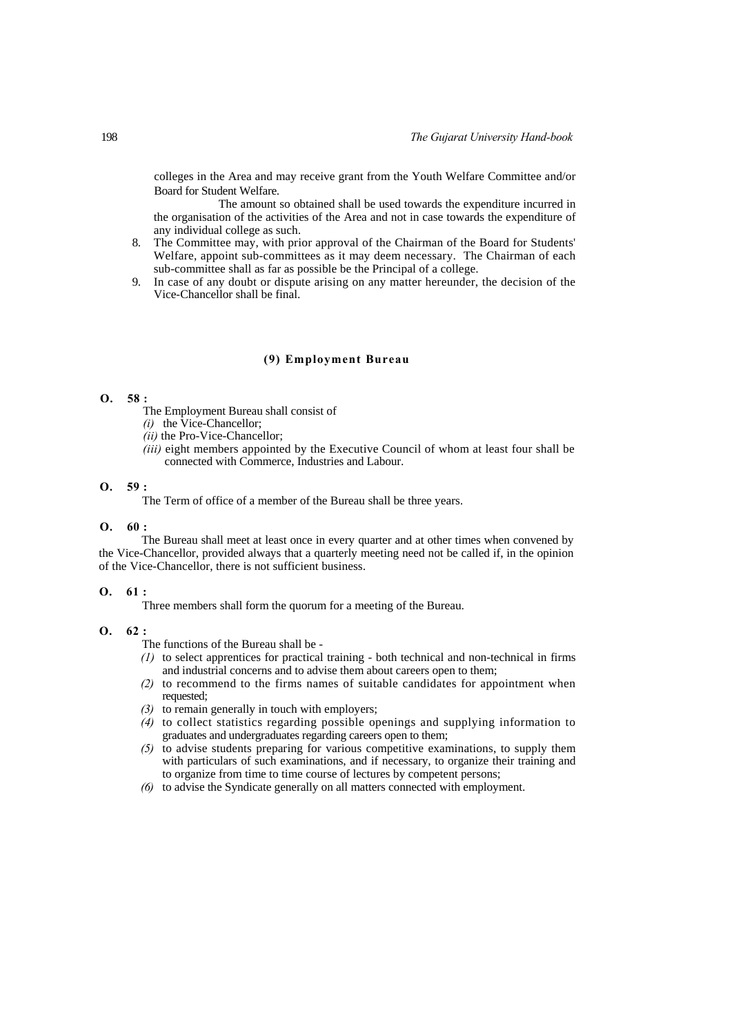colleges in the Area and may receive grant from the Youth Welfare Committee and/or Board for Student Welfare.

The amount so obtained shall be used towards the expenditure incurred in the organisation of the activities of the Area and not in case towards the expenditure of any individual college as such.

8. The Committee may, with prior approval of the Chairman of the Board for Students' Welfare, appoint sub-committees as it may deem necessary. The Chairman of each sub-committee shall as far as possible be the Principal of a college.
9. In case of any doubt or dispute arising on any matter hereunder, the decision of the Vice-Chancellor shall be final.

### (9) Employment Bureau

**O. 58 :**

The Employment Bureau shall consist of

*(i)* the Vice-Chancellor;

*(ii)* the Pro-Vice-Chancellor;

*(iii)* eight members appointed by the Executive Council of whom at least four shall be connected with Commerce, Industries and Labour.

**O. 59 :**

The Term of office of a member of the Bureau shall be three years.

**O. 60 :**

The Bureau shall meet at least once in every quarter and at other times when convened by the Vice-Chancellor, provided always that a quarterly meeting need not be called if, in the opinion of the Vice-Chancellor, there is not sufficient business.

**O. 61 :**

Three members shall form the quorum for a meeting of the Bureau.

**O. 62 :**

The functions of the Bureau shall be -

*(1)* to select apprentices for practical training - both technical and non-technical in firms and industrial concerns and to advise them about careers open to them;

*(2)* to recommend to the firms names of suitable candidates for appointment when requested;

*(3)* to remain generally in touch with employers;

*(4)* to collect statistics regarding possible openings and supplying information to graduates and undergraduates regarding careers open to them;

*(5)* to advise students preparing for various competitive examinations, to supply them with particulars of such examinations, and if necessary, to organize their training and to organize from time to time course of lectures by competent persons;

*(6)* to advise the Syndicate generally on all matters connected with employment.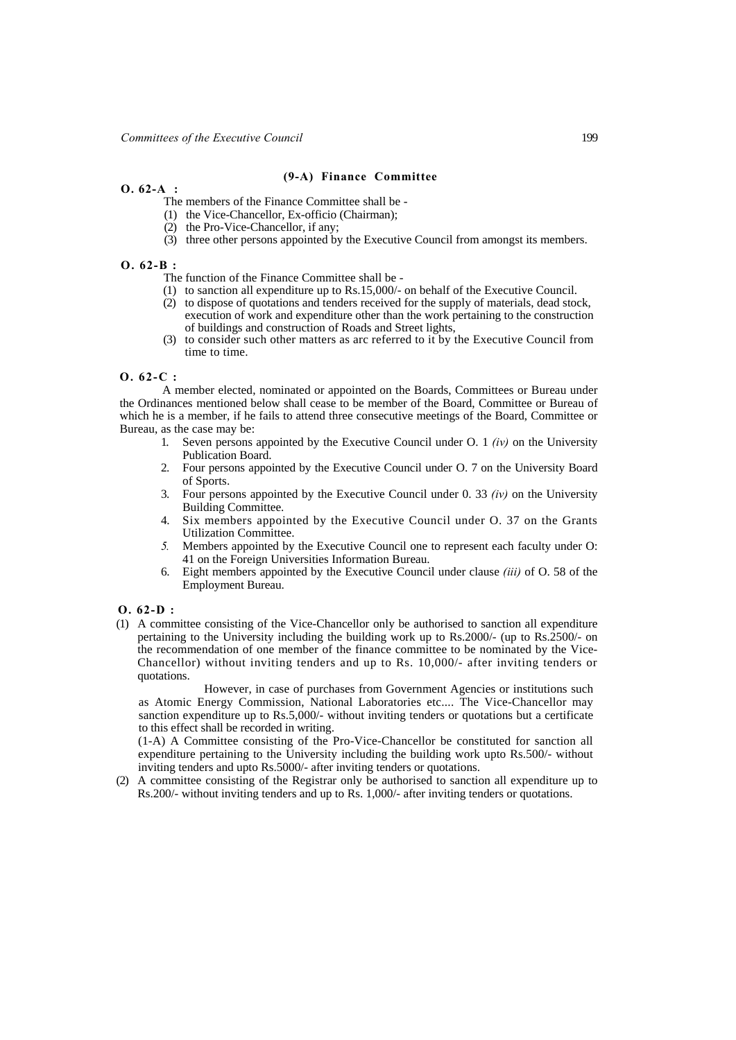## (9-A) Finance Committee

**O. 62-A :**

The members of the Finance Committee shall be -

(1) the Vice-Chancellor, Ex-officio (Chairman);
(2) the Pro-Vice-Chancellor, if any;
(3) three other persons appointed by the Executive Council from amongst its members.

**O. 62-B :**

The function of the Finance Committee shall be -

(1) to sanction all expenditure up to Rs.15,000/- on behalf of the Executive Council.
(2) to dispose of quotations and tenders received for the supply of materials, dead stock, execution of work and expenditure other than the work pertaining to the construction of buildings and construction of Roads and Street lights,
(3) to consider such other matters as arc referred to it by the Executive Council from time to time.

**O. 62-C :**

A member elected, nominated or appointed on the Boards, Committees or Bureau under the Ordinances mentioned below shall cease to be member of the Board, Committee or Bureau of which he is a member, if he fails to attend three consecutive meetings of the Board, Committee or Bureau, as the case may be:

1. Seven persons appointed by the Executive Council under O. 1 *(iv)* on the University Publication Board.
2. Four persons appointed by the Executive Council under O. 7 on the University Board of Sports.
3. Four persons appointed by the Executive Council under 0. 33 *(iv)* on the University Building Committee.
4. Six members appointed by the Executive Council under O. 37 on the Grants Utilization Committee.
5. Members appointed by the Executive Council one to represent each faculty under O: 41 on the Foreign Universities Information Bureau.
6. Eight members appointed by the Executive Council under clause *(iii)* of O. 58 of the Employment Bureau.

**O. 62-D :**

(1) A committee consisting of the Vice-Chancellor only be authorised to sanction all expenditure pertaining to the University including the building work up to Rs.2000/- (up to Rs.2500/- on the recommendation of one member of the finance committee to be nominated by the Vice-Chancellor) without inviting tenders and up to Rs. 10,000/- after inviting tenders or quotations.

However, in case of purchases from Government Agencies or institutions such as Atomic Energy Commission, National Laboratories etc.... The Vice-Chancellor may sanction expenditure up to Rs.5,000/- without inviting tenders or quotations but a certificate to this effect shall be recorded in writing.

(1-A) A Committee consisting of the Pro-Vice-Chancellor be constituted for sanction all expenditure pertaining to the University including the building work upto Rs.500/- without inviting tenders and upto Rs.5000/- after inviting tenders or quotations.

(2) A committee consisting of the Registrar only be authorised to sanction all expenditure up to Rs.200/- without inviting tenders and up to Rs. 1,000/- after inviting tenders or quotations.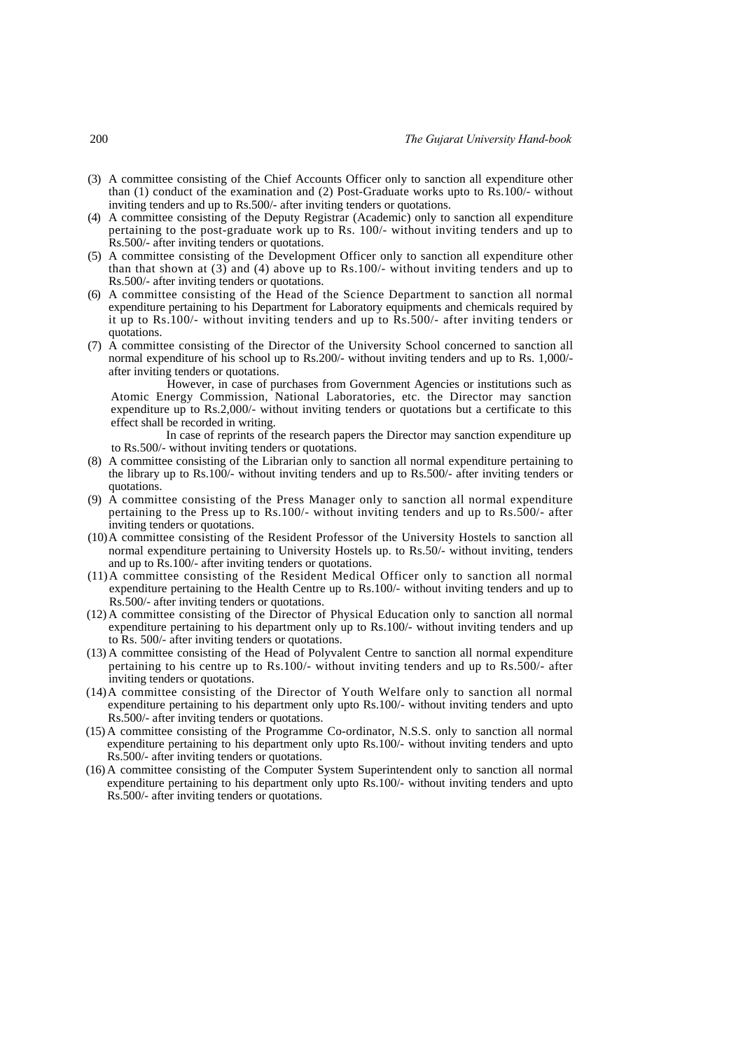(3) A committee consisting of the Chief Accounts Officer only to sanction all expenditure other than (1) conduct of the examination and (2) Post-Graduate works upto to Rs.100/- without inviting tenders and up to Rs.500/- after inviting tenders or quotations.

(4) A committee consisting of the Deputy Registrar (Academic) only to sanction all expenditure pertaining to the post-graduate work up to Rs. 100/- without inviting tenders and up to Rs.500/- after inviting tenders or quotations.

(5) A committee consisting of the Development Officer only to sanction all expenditure other than that shown at (3) and (4) above up to Rs.100/- without inviting tenders and up to Rs.500/- after inviting tenders or quotations.

(6) A committee consisting of the Head of the Science Department to sanction all normal expenditure pertaining to his Department for Laboratory equipments and chemicals required by it up to Rs.100/- without inviting tenders and up to Rs.500/- after inviting tenders or quotations.

(7) A committee consisting of the Director of the University School concerned to sanction all normal expenditure of his school up to Rs.200/- without inviting tenders and up to Rs. 1,000/- after inviting tenders or quotations.

However, in case of purchases from Government Agencies or institutions such as Atomic Energy Commission, National Laboratories, etc. the Director may sanction expenditure up to Rs.2,000/- without inviting tenders or quotations but a certificate to this effect shall be recorded in writing.

In case of reprints of the research papers the Director may sanction expenditure up to Rs.500/- without inviting tenders or quotations.

(8) A committee consisting of the Librarian only to sanction all normal expenditure pertaining to the library up to Rs.100/- without inviting tenders and up to Rs.500/- after inviting tenders or quotations.

(9) A committee consisting of the Press Manager only to sanction all normal expenditure pertaining to the Press up to Rs.100/- without inviting tenders and up to Rs.500/- after inviting tenders or quotations.

(10) A committee consisting of the Resident Professor of the University Hostels to sanction all normal expenditure pertaining to University Hostels up. to Rs.50/- without inviting, tenders and up to Rs.100/- after inviting tenders or quotations.

(11) A committee consisting of the Resident Medical Officer only to sanction all normal expenditure pertaining to the Health Centre up to Rs.100/- without inviting tenders and up to Rs.500/- after inviting tenders or quotations.

(12) A committee consisting of the Director of Physical Education only to sanction all normal expenditure pertaining to his department only up to Rs.100/- without inviting tenders and up to Rs. 500/- after inviting tenders or quotations.

(13) A committee consisting of the Head of Polyvalent Centre to sanction all normal expenditure pertaining to his centre up to Rs.100/- without inviting tenders and up to Rs.500/- after inviting tenders or quotations.

(14) A committee consisting of the Director of Youth Welfare only to sanction all normal expenditure pertaining to his department only upto Rs.100/- without inviting tenders and upto Rs.500/- after inviting tenders or quotations.

(15) A committee consisting of the Programme Co-ordinator, N.S.S. only to sanction all normal expenditure pertaining to his department only upto Rs.100/- without inviting tenders and upto Rs.500/- after inviting tenders or quotations.

(16) A committee consisting of the Computer System Superintendent only to sanction all normal expenditure pertaining to his department only upto Rs.100/- without inviting tenders and upto Rs.500/- after inviting tenders or quotations.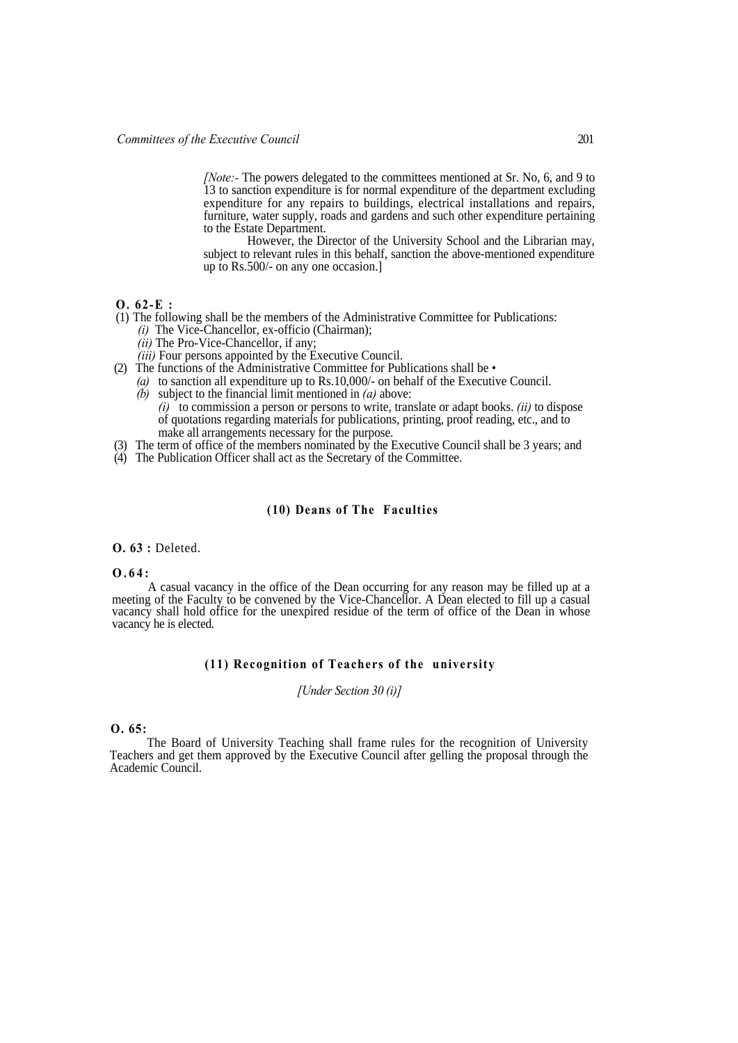*[Note:-* The powers delegated to the committees mentioned at Sr. No, 6, and 9 to 13 to sanction expenditure is for normal expenditure of the department excluding expenditure for any repairs to buildings, electrical installations and repairs, furniture, water supply, roads and gardens and such other expenditure pertaining to the Estate Department.

However, the Director of the University School and the Librarian may, subject to relevant rules in this behalf, sanction the above-mentioned expenditure up to Rs.500/- on any one occasion.]

**O. 62-E :**

(1) The following shall be the members of the Administrative Committee for Publications:

*(i)* The Vice-Chancellor, ex-officio (Chairman);

*(ii)* The Pro-Vice-Chancellor, if any;

*(iii)* Four persons appointed by the Executive Council.

(2) The functions of the Administrative Committee for Publications shall be •

*(a)* to sanction all expenditure up to Rs.10,000/- on behalf of the Executive Council.

*(b)* subject to the financial limit mentioned in *(a)* above:

*(i)* to commission a person or persons to write, translate or adapt books. *(ii)* to dispose of quotations regarding materials for publications, printing, proof reading, etc., and to make all arrangements necessary for the purpose.

(3) The term of office of the members nominated by the Executive Council shall be 3 years; and

(4) The Publication Officer shall act as the Secretary of the Committee.

## (10) Deans of The Faculties

**O. 63 :** Deleted.

**O.64:**

A casual vacancy in the office of the Dean occurring for any reason may be filled up at a meeting of the Faculty to be convened by the Vice-Chancellor. A Dean elected to fill up a casual vacancy shall hold office for the unexpired residue of the term of office of the Dean in whose vacancy he is elected.

## (11) Recognition of Teachers of the university

*[Under Section 30 (i)]*

**O. 65:**

The Board of University Teaching shall frame rules for the recognition of University Teachers and get them approved by the Executive Council after gelling the proposal through the Academic Council.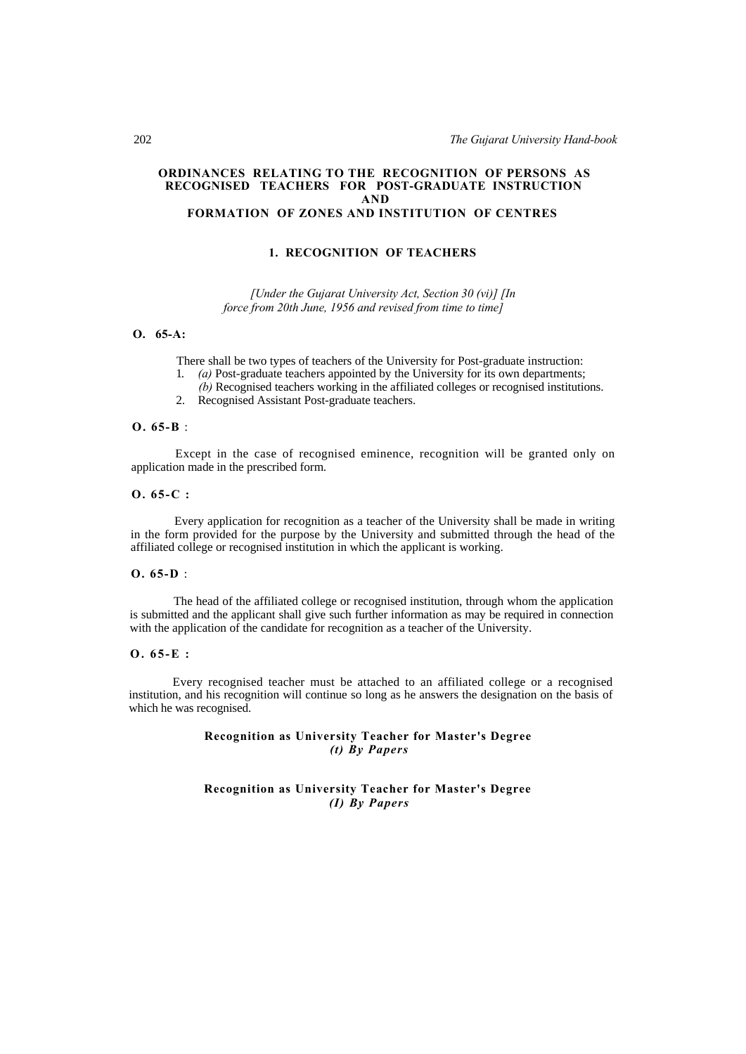# ORDINANCES RELATING TO THE RECOGNITION OF PERSONS AS RECOGNISED TEACHERS FOR POST-GRADUATE INSTRUCTION AND FORMATION OF ZONES AND INSTITUTION OF CENTRES

## 1. RECOGNITION OF TEACHERS

*[Under the Gujarat University Act, Section 30 (vi)] [In force from 20th June, 1956 and revised from time to time]*

**O. 65-A:**

There shall be two types of teachers of the University for Post-graduate instruction:

1. *(a)* Post-graduate teachers appointed by the University for its own departments;
   *(b)* Recognised teachers working in the affiliated colleges or recognised institutions.
2. Recognised Assistant Post-graduate teachers.

**O. 65-B** :

Except in the case of recognised eminence, recognition will be granted only on application made in the prescribed form.

**O. 65-C :**

Every application for recognition as a teacher of the University shall be made in writing in the form provided for the purpose by the University and submitted through the head of the affiliated college or recognised institution in which the applicant is working.

**O. 65-D** :

The head of the affiliated college or recognised institution, through whom the application is submitted and the applicant shall give such further information as may be required in connection with the application of the candidate for recognition as a teacher of the University.

**O. 65-E :**

Every recognised teacher must be attached to an affiliated college or a recognised institution, and his recognition will continue so long as he answers the designation on the basis of which he was recognised.

**Recognition as University Teacher for Master's Degree**
***(t) By Papers***

**Recognition as University Teacher for Master's Degree**
***(I) By Papers***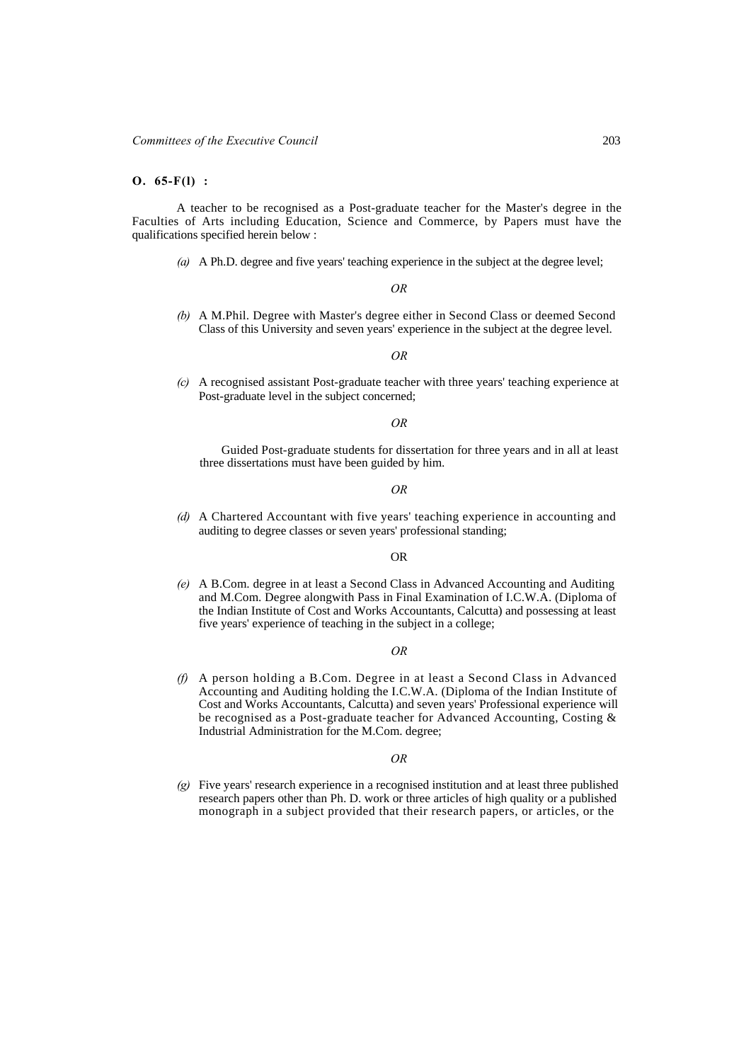**O. 65-F(l) :**

A teacher to be recognised as a Post-graduate teacher for the Master's degree in the Faculties of Arts including Education, Science and Commerce, by Papers must have the qualifications specified herein below :

*(a)* A Ph.D. degree and five years' teaching experience in the subject at the degree level;

*OR*

*(b)* A M.Phil. Degree with Master's degree either in Second Class or deemed Second Class of this University and seven years' experience in the subject at the degree level.

*OR*

*(c)* A recognised assistant Post-graduate teacher with three years' teaching experience at Post-graduate level in the subject concerned;

*OR*

Guided Post-graduate students for dissertation for three years and in all at least three dissertations must have been guided by him.

*OR*

*(d)* A Chartered Accountant with five years' teaching experience in accounting and auditing to degree classes or seven years' professional standing;

OR

*(e)* A B.Com. degree in at least a Second Class in Advanced Accounting and Auditing and M.Com. Degree alongwith Pass in Final Examination of I.C.W.A. (Diploma of the Indian Institute of Cost and Works Accountants, Calcutta) and possessing at least five years' experience of teaching in the subject in a college;

*OR*

*(f)* A person holding a B.Com. Degree in at least a Second Class in Advanced Accounting and Auditing holding the I.C.W.A. (Diploma of the Indian Institute of Cost and Works Accountants, Calcutta) and seven years' Professional experience will be recognised as a Post-graduate teacher for Advanced Accounting, Costing & Industrial Administration for the M.Com. degree;

*OR*

*(g)* Five years' research experience in a recognised institution and at least three published research papers other than Ph. D. work or three articles of high quality or a published monograph in a subject provided that their research papers, or articles, or the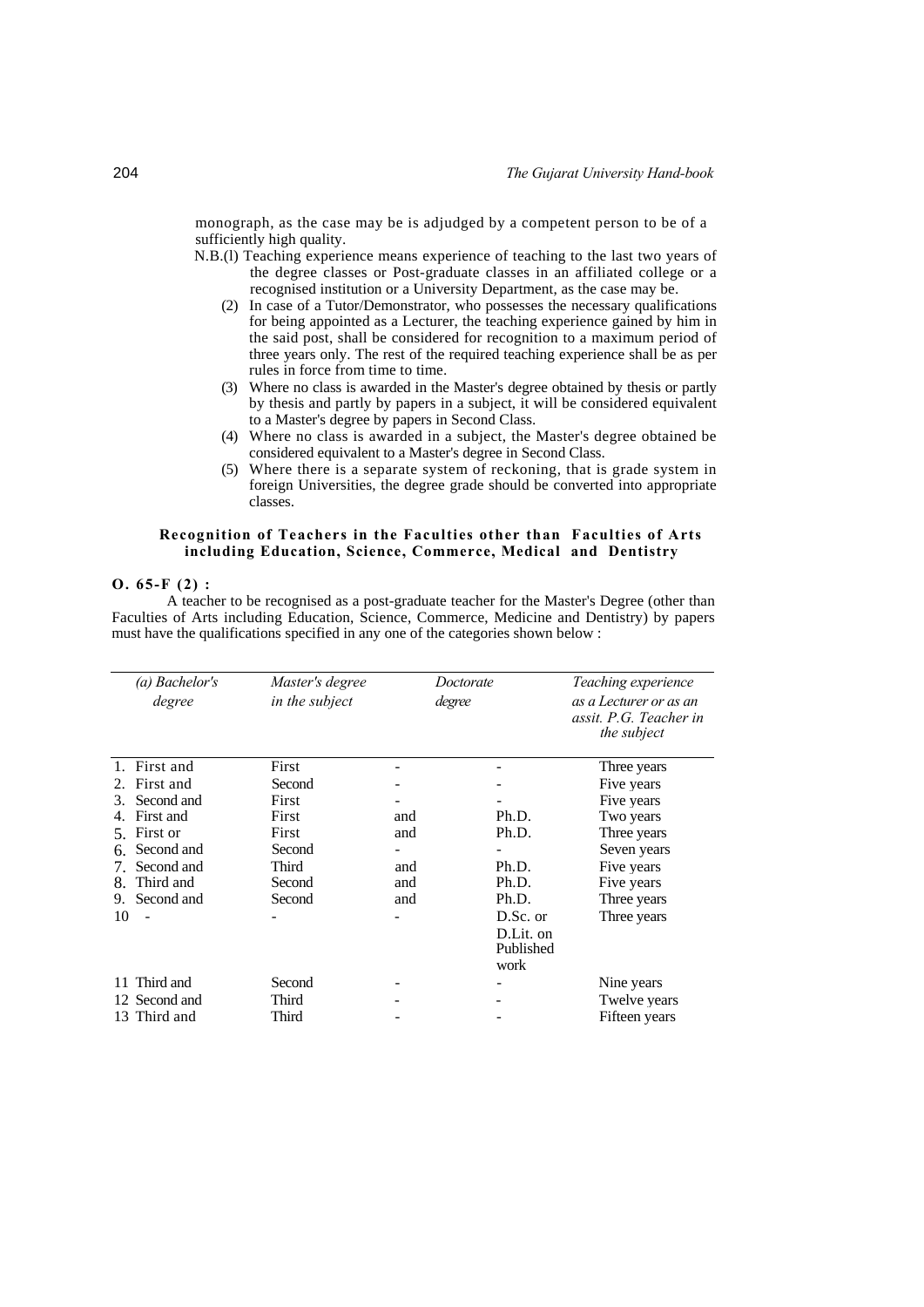monograph, as the case may be is adjudged by a competent person to be of a sufficiently high quality.

N.B.(l) Teaching experience means experience of teaching to the last two years of the degree classes or Post-graduate classes in an affiliated college or a recognised institution or a University Department, as the case may be.

(2) In case of a Tutor/Demonstrator, who possesses the necessary qualifications for being appointed as a Lecturer, the teaching experience gained by him in the said post, shall be considered for recognition to a maximum period of three years only. The rest of the required teaching experience shall be as per rules in force from time to time.

(3) Where no class is awarded in the Master's degree obtained by thesis or partly by thesis and partly by papers in a subject, it will be considered equivalent to a Master's degree by papers in Second Class.

(4) Where no class is awarded in a subject, the Master's degree obtained be considered equivalent to a Master's degree in Second Class.

(5) Where there is a separate system of reckoning, that is grade system in foreign Universities, the degree grade should be converted into appropriate classes.

**Recognition of Teachers in the Faculties other than Faculties of Arts including Education, Science, Commerce, Medical and Dentistry**

**O. 65-F (2) :**

A teacher to be recognised as a post-graduate teacher for the Master's Degree (other than Faculties of Arts including Education, Science, Commerce, Medicine and Dentistry) by papers must have the qualifications specified in any one of the categories shown below :

| | *(a) Bachelor's degree* | *Master's degree in the subject* | | *Doctorate degree* | *Teaching experience as a Lecturer or as an assit. P.G. Teacher in the subject* |
|---|---|---|---|---|---|
| 1. | First and | First | - | - | Three years |
| 2. | First and | Second | - | - | Five years |
| 3. | Second and | First | - | - | Five years |
| 4. | First and | First | and | Ph.D. | Two years |
| 5. | First or | First | and | Ph.D. | Three years |
| 6. | Second and | Second | - | - | Seven years |
| 7. | Second and | Third | and | Ph.D. | Five years |
| 8. | Third and | Second | and | Ph.D. | Five years |
| 9. | Second and | Second | and | Ph.D. | Three years |
| 10 | - | - | - | D.Sc. or D.Lit. on Published work | Three years |
| 11 | Third and | Second | - | - | Nine years |
| 12 | Second and | Third | - | - | Twelve years |
| 13 | Third and | Third | - | - | Fifteen years |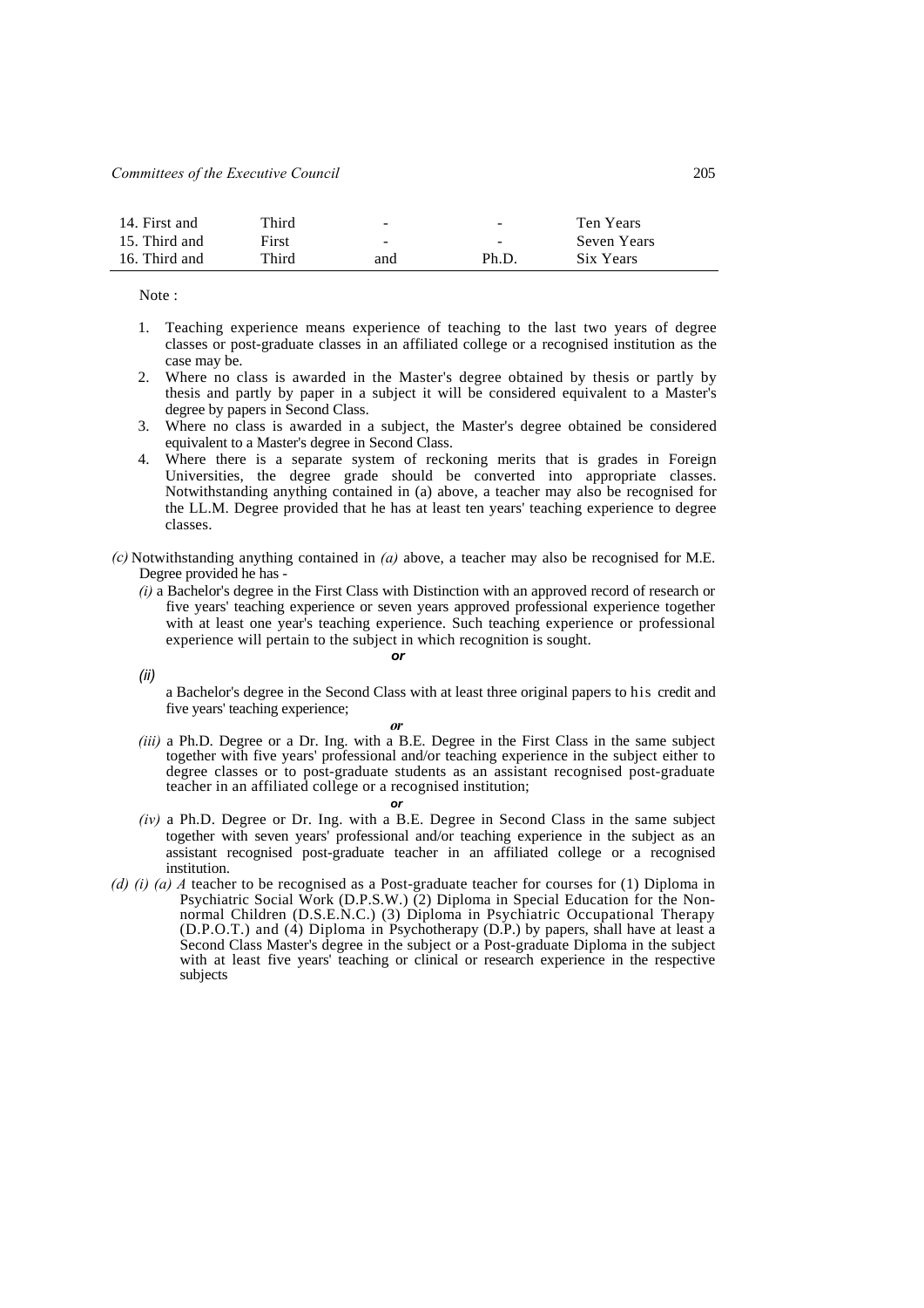| | | | | |
|---|---|---|---|---|
| 14. First and | Third | - | - | Ten Years |
| 15. Third and | First | - | - | Seven Years |
| 16. Third and | Third | and | Ph.D. | Six Years |

Note :

1. Teaching experience means experience of teaching to the last two years of degree classes or post-graduate classes in an affiliated college or a recognised institution as the case may be.
2. Where no class is awarded in the Master's degree obtained by thesis or partly by thesis and partly by paper in a subject it will be considered equivalent to a Master's degree by papers in Second Class.
3. Where no class is awarded in a subject, the Master's degree obtained be considered equivalent to a Master's degree in Second Class.
4. Where there is a separate system of reckoning merits that is grades in Foreign Universities, the degree grade should be converted into appropriate classes. Notwithstanding anything contained in (a) above, a teacher may also be recognised for the LL.M. Degree provided that he has at least ten years' teaching experience to degree classes.

*(c)* Notwithstanding anything contained in *(a)* above, a teacher may also be recognised for M.E. Degree provided he has -

*(i)* a Bachelor's degree in the First Class with Distinction with an approved record of research or five years' teaching experience or seven years approved professional experience together with at least one year's teaching experience. Such teaching experience or professional experience will pertain to the subject in which recognition is sought.

***or***

*(ii)* a Bachelor's degree in the Second Class with at least three original papers to his credit and five years' teaching experience;

***or***

*(iii)* a Ph.D. Degree or a Dr. Ing. with a B.E. Degree in the First Class in the same subject together with five years' professional and/or teaching experience in the subject either to degree classes or to post-graduate students as an assistant recognised post-graduate teacher in an affiliated college or a recognised institution;

***or***

*(iv)* a Ph.D. Degree or Dr. Ing. with a B.E. Degree in Second Class in the same subject together with seven years' professional and/or teaching experience in the subject as an assistant recognised post-graduate teacher in an affiliated college or a recognised institution.

*(d) (i) (a) A* teacher to be recognised as a Post-graduate teacher for courses for (1) Diploma in Psychiatric Social Work (D.P.S.W.) (2) Diploma in Special Education for the Non-normal Children (D.S.E.N.C.) (3) Diploma in Psychiatric Occupational Therapy (D.P.O.T.) and (4) Diploma in Psychotherapy (D.P.) by papers, shall have at least a Second Class Master's degree in the subject or a Post-graduate Diploma in the subject with at least five years' teaching or clinical or research experience in the respective subjects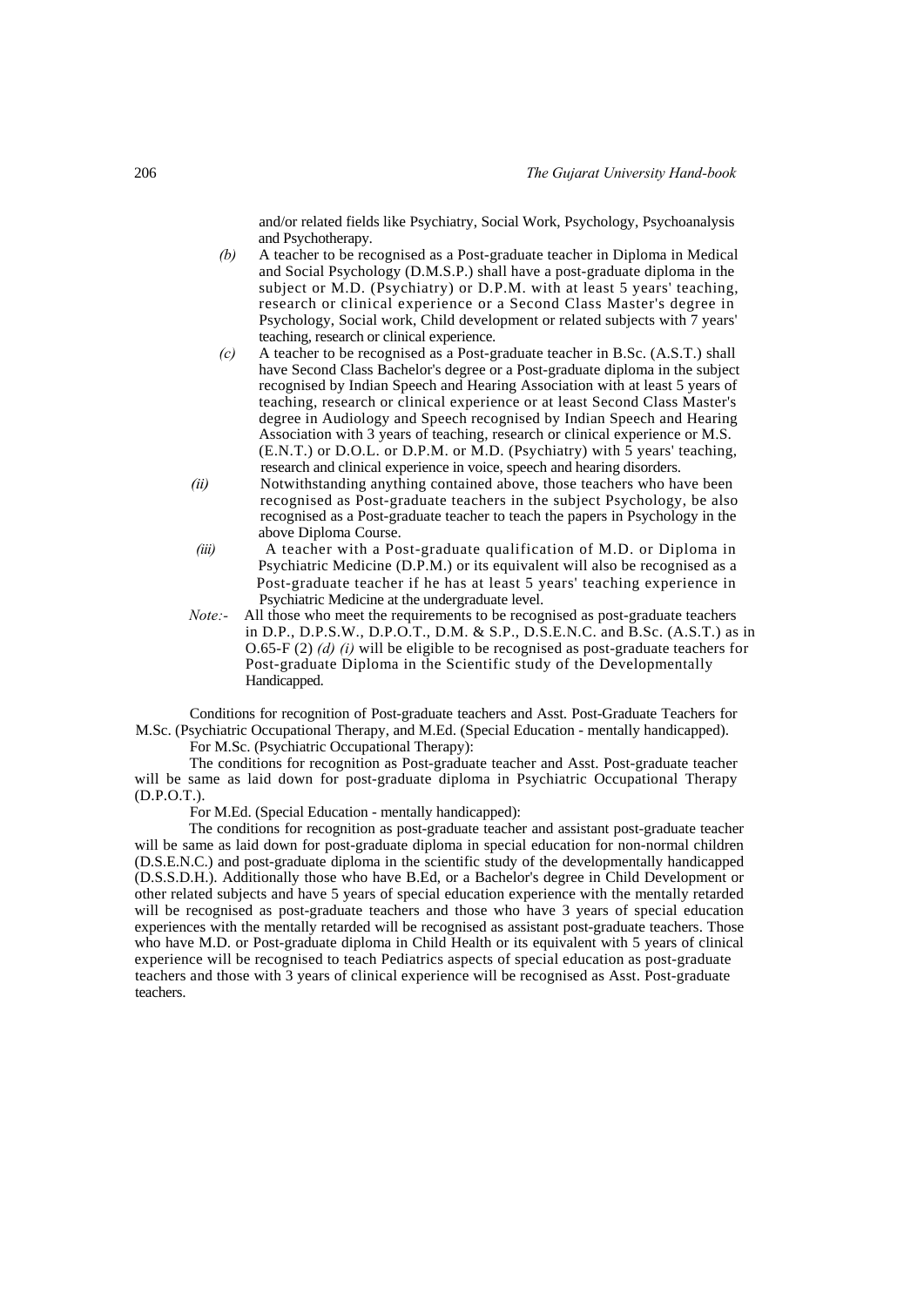and/or related fields like Psychiatry, Social Work, Psychology, Psychoanalysis and Psychotherapy.

*(b)* A teacher to be recognised as a Post-graduate teacher in Diploma in Medical and Social Psychology (D.M.S.P.) shall have a post-graduate diploma in the subject or M.D. (Psychiatry) or D.P.M. with at least 5 years' teaching, research or clinical experience or a Second Class Master's degree in Psychology, Social work, Child development or related subjects with 7 years' teaching, research or clinical experience.

*(c)* A teacher to be recognised as a Post-graduate teacher in B.Sc. (A.S.T.) shall have Second Class Bachelor's degree or a Post-graduate diploma in the subject recognised by Indian Speech and Hearing Association with at least 5 years of teaching, research or clinical experience or at least Second Class Master's degree in Audiology and Speech recognised by Indian Speech and Hearing Association with 3 years of teaching, research or clinical experience or M.S. (E.N.T.) or D.O.L. or D.P.M. or M.D. (Psychiatry) with 5 years' teaching, research and clinical experience in voice, speech and hearing disorders.

*(ii)* Notwithstanding anything contained above, those teachers who have been recognised as Post-graduate teachers in the subject Psychology, be also recognised as a Post-graduate teacher to teach the papers in Psychology in the above Diploma Course.

*(iii)* A teacher with a Post-graduate qualification of M.D. or Diploma in Psychiatric Medicine (D.P.M.) or its equivalent will also be recognised as a Post-graduate teacher if he has at least 5 years' teaching experience in Psychiatric Medicine at the undergraduate level.

*Note:-* All those who meet the requirements to be recognised as post-graduate teachers in D.P., D.P.S.W., D.P.O.T., D.M. & S.P., D.S.E.N.C. and B.Sc. (A.S.T.) as in O.65-F (2) *(d) (i)* will be eligible to be recognised as post-graduate teachers for Post-graduate Diploma in the Scientific study of the Developmentally Handicapped.

Conditions for recognition of Post-graduate teachers and Asst. Post-Graduate Teachers for M.Sc. (Psychiatric Occupational Therapy, and M.Ed. (Special Education - mentally handicapped).

For M.Sc. (Psychiatric Occupational Therapy):

The conditions for recognition as Post-graduate teacher and Asst. Post-graduate teacher will be same as laid down for post-graduate diploma in Psychiatric Occupational Therapy (D.P.O.T.).

For M.Ed. (Special Education - mentally handicapped):

The conditions for recognition as post-graduate teacher and assistant post-graduate teacher will be same as laid down for post-graduate diploma in special education for non-normal children (D.S.E.N.C.) and post-graduate diploma in the scientific study of the developmentally handicapped (D.S.S.D.H.). Additionally those who have B.Ed, or a Bachelor's degree in Child Development or other related subjects and have 5 years of special education experience with the mentally retarded will be recognised as post-graduate teachers and those who have 3 years of special education experiences with the mentally retarded will be recognised as assistant post-graduate teachers. Those who have M.D. or Post-graduate diploma in Child Health or its equivalent with 5 years of clinical experience will be recognised to teach Pediatrics aspects of special education as post-graduate teachers and those with 3 years of clinical experience will be recognised as Asst. Post-graduate teachers.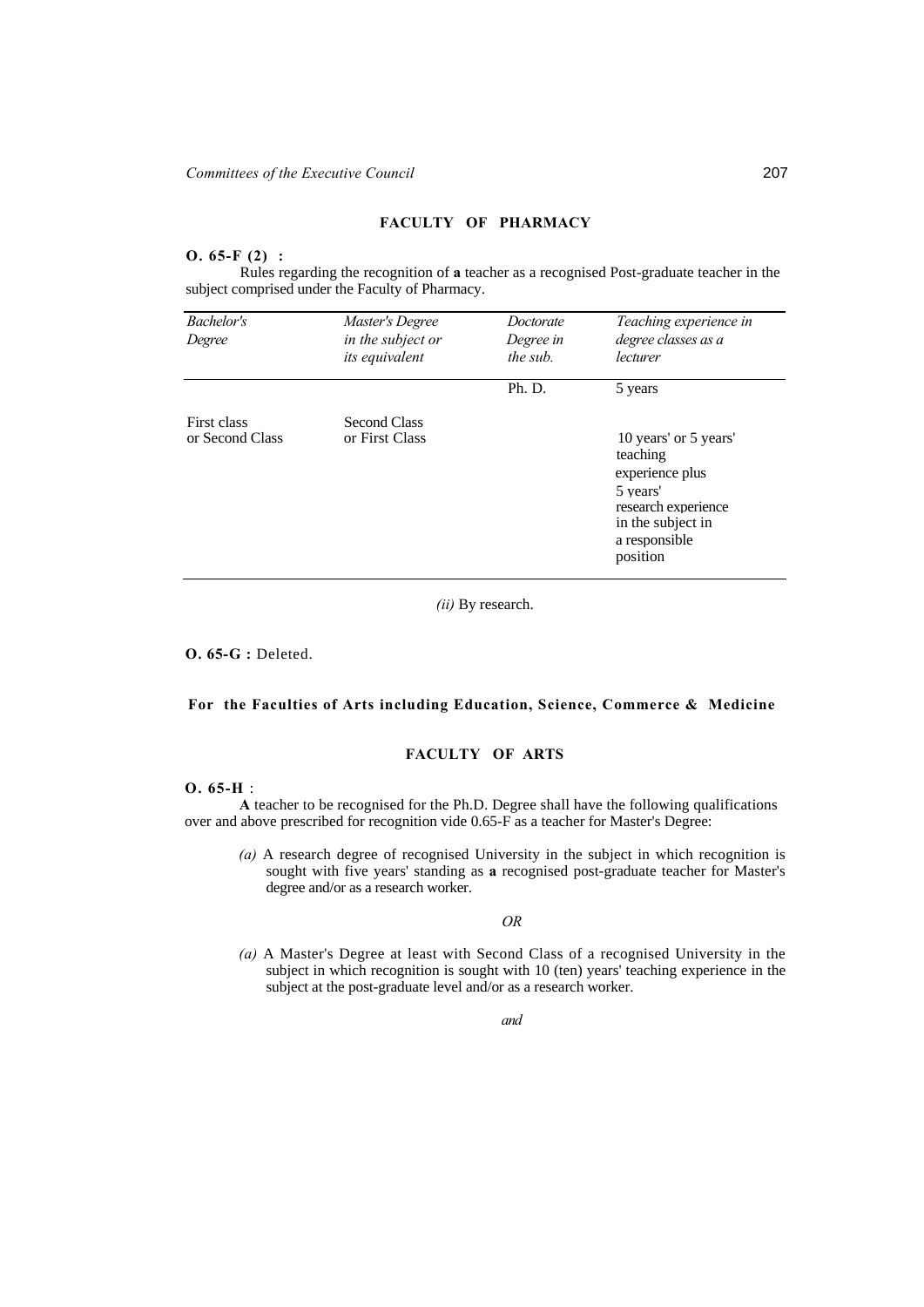## FACULTY OF PHARMACY

**O. 65-F (2) :**

Rules regarding the recognition of **a** teacher as a recognised Post-graduate teacher in the subject comprised under the Faculty of Pharmacy.

| *Bachelor's Degree* | *Master's Degree in the subject or its equivalent* | *Doctorate Degree in the sub.* | *Teaching experience in degree classes as a lecturer* |
|---|---|---|---|
| | | Ph. D. | 5 years |
| First class or Second Class | Second Class or First Class | | 10 years' or 5 years' teaching experience plus 5 years' research experience in the subject in a responsible position |

*(ii)* By research.

**O. 65-G :** Deleted.

### For the Faculties of Arts including Education, Science, Commerce & Medicine

## FACULTY OF ARTS

**O. 65-H** :

**A** teacher to be recognised for the Ph.D. Degree shall have the following qualifications over and above prescribed for recognition vide 0.65-F as a teacher for Master's Degree:

*(a)* A research degree of recognised University in the subject in which recognition is sought with five years' standing as **a** recognised post-graduate teacher for Master's degree and/or as a research worker.

*OR*

*(a)* A Master's Degree at least with Second Class of a recognised University in the subject in which recognition is sought with 10 (ten) years' teaching experience in the subject at the post-graduate level and/or as a research worker.

*and*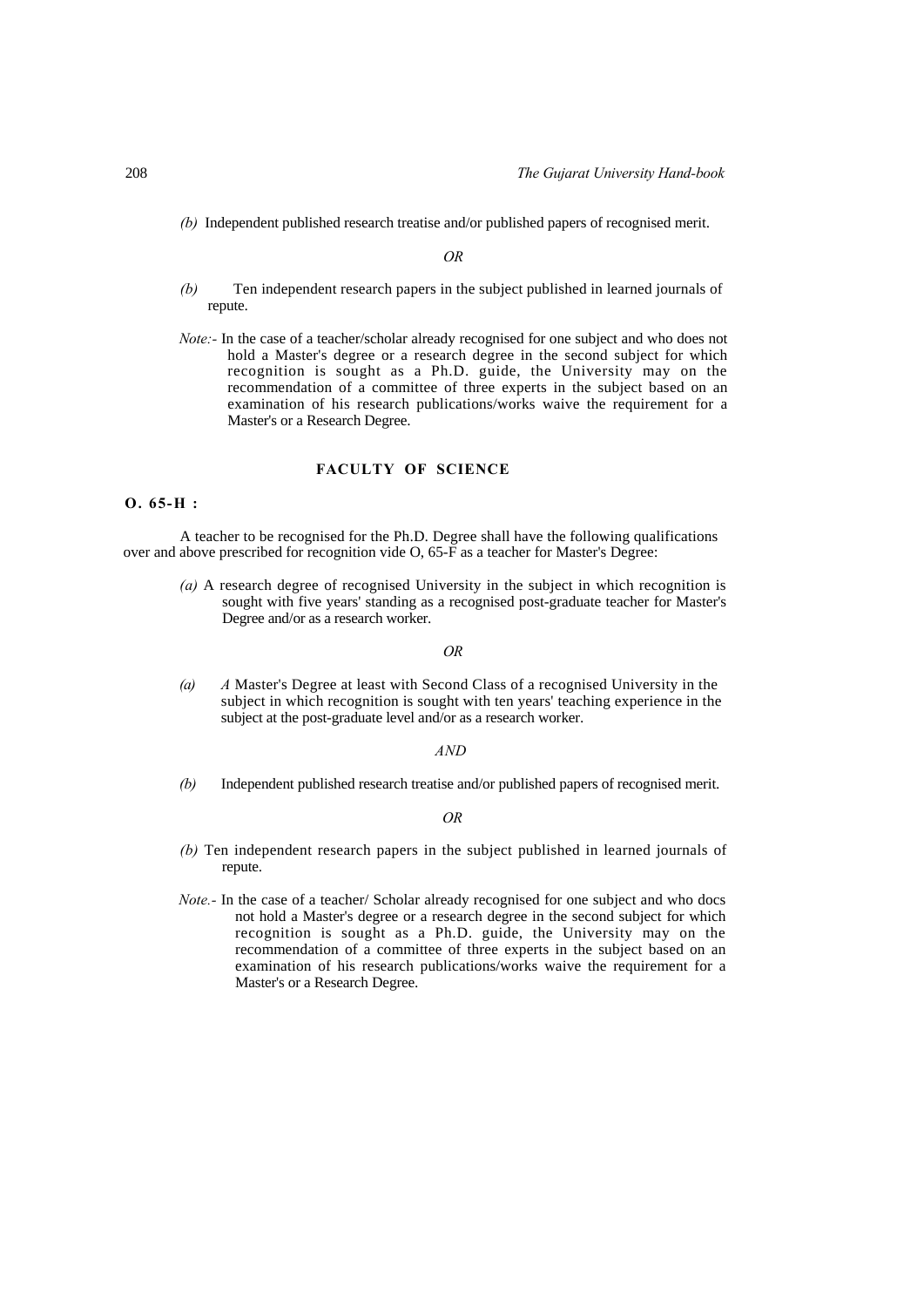*(b)* Independent published research treatise and/or published papers of recognised merit.

*OR*

*(b)* Ten independent research papers in the subject published in learned journals of repute.

*Note:-* In the case of a teacher/scholar already recognised for one subject and who does not hold a Master's degree or a research degree in the second subject for which recognition is sought as a Ph.D. guide, the University may on the recommendation of a committee of three experts in the subject based on an examination of his research publications/works waive the requirement for a Master's or a Research Degree.

## FACULTY OF SCIENCE

**O. 65-H :**

A teacher to be recognised for the Ph.D. Degree shall have the following qualifications over and above prescribed for recognition vide O, 65-F as a teacher for Master's Degree:

*(a)* A research degree of recognised University in the subject in which recognition is sought with five years' standing as a recognised post-graduate teacher for Master's Degree and/or as a research worker.

*OR*

*(a)* *A* Master's Degree at least with Second Class of a recognised University in the subject in which recognition is sought with ten years' teaching experience in the subject at the post-graduate level and/or as a research worker.

*AND*

*(b)* Independent published research treatise and/or published papers of recognised merit.

*OR*

*(b)* Ten independent research papers in the subject published in learned journals of repute.

*Note.-* In the case of a teacher/ Scholar already recognised for one subject and who docs not hold a Master's degree or a research degree in the second subject for which recognition is sought as a Ph.D. guide, the University may on the recommendation of a committee of three experts in the subject based on an examination of his research publications/works waive the requirement for a Master's or a Research Degree.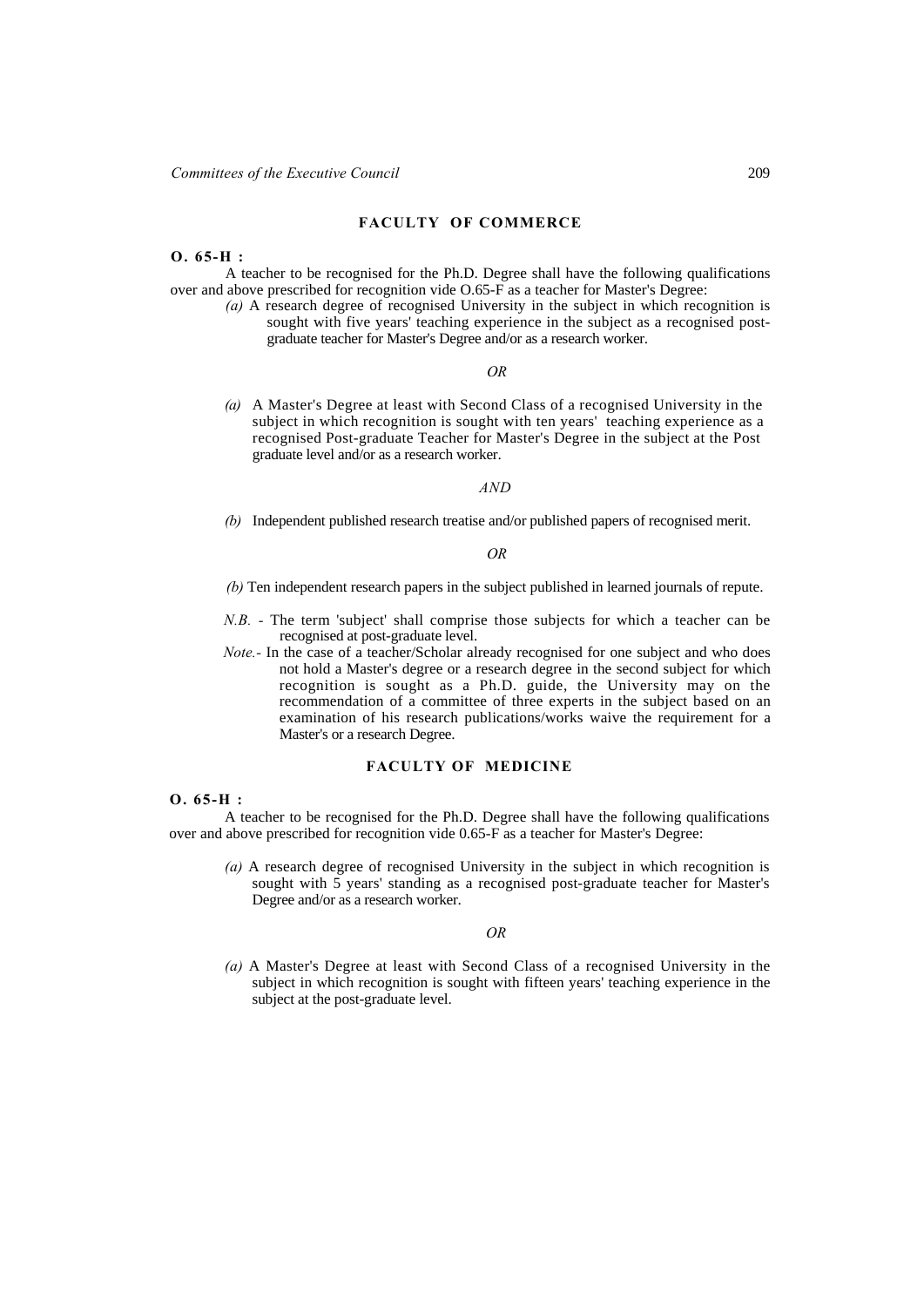## FACULTY OF COMMERCE

**O. 65-H :**

A teacher to be recognised for the Ph.D. Degree shall have the following qualifications over and above prescribed for recognition vide O.65-F as a teacher for Master's Degree:

*(a)* A research degree of recognised University in the subject in which recognition is sought with five years' teaching experience in the subject as a recognised post-graduate teacher for Master's Degree and/or as a research worker.

*OR*

*(a)* A Master's Degree at least with Second Class of a recognised University in the subject in which recognition is sought with ten years' teaching experience as a recognised Post-graduate Teacher for Master's Degree in the subject at the Post graduate level and/or as a research worker.

*AND*

*(b)* Independent published research treatise and/or published papers of recognised merit.

*OR*

*(b)* Ten independent research papers in the subject published in learned journals of repute.

*N.B.* - The term 'subject' shall comprise those subjects for which a teacher can be recognised at post-graduate level.

*Note.*- In the case of a teacher/Scholar already recognised for one subject and who does not hold a Master's degree or a research degree in the second subject for which recognition is sought as a Ph.D. guide, the University may on the recommendation of a committee of three experts in the subject based on an examination of his research publications/works waive the requirement for a Master's or a research Degree.

## FACULTY OF MEDICINE

**O. 65-H :**

A teacher to be recognised for the Ph.D. Degree shall have the following qualifications over and above prescribed for recognition vide 0.65-F as a teacher for Master's Degree:

*(a)* A research degree of recognised University in the subject in which recognition is sought with 5 years' standing as a recognised post-graduate teacher for Master's Degree and/or as a research worker.

*OR*

*(a)* A Master's Degree at least with Second Class of a recognised University in the subject in which recognition is sought with fifteen years' teaching experience in the subject at the post-graduate level.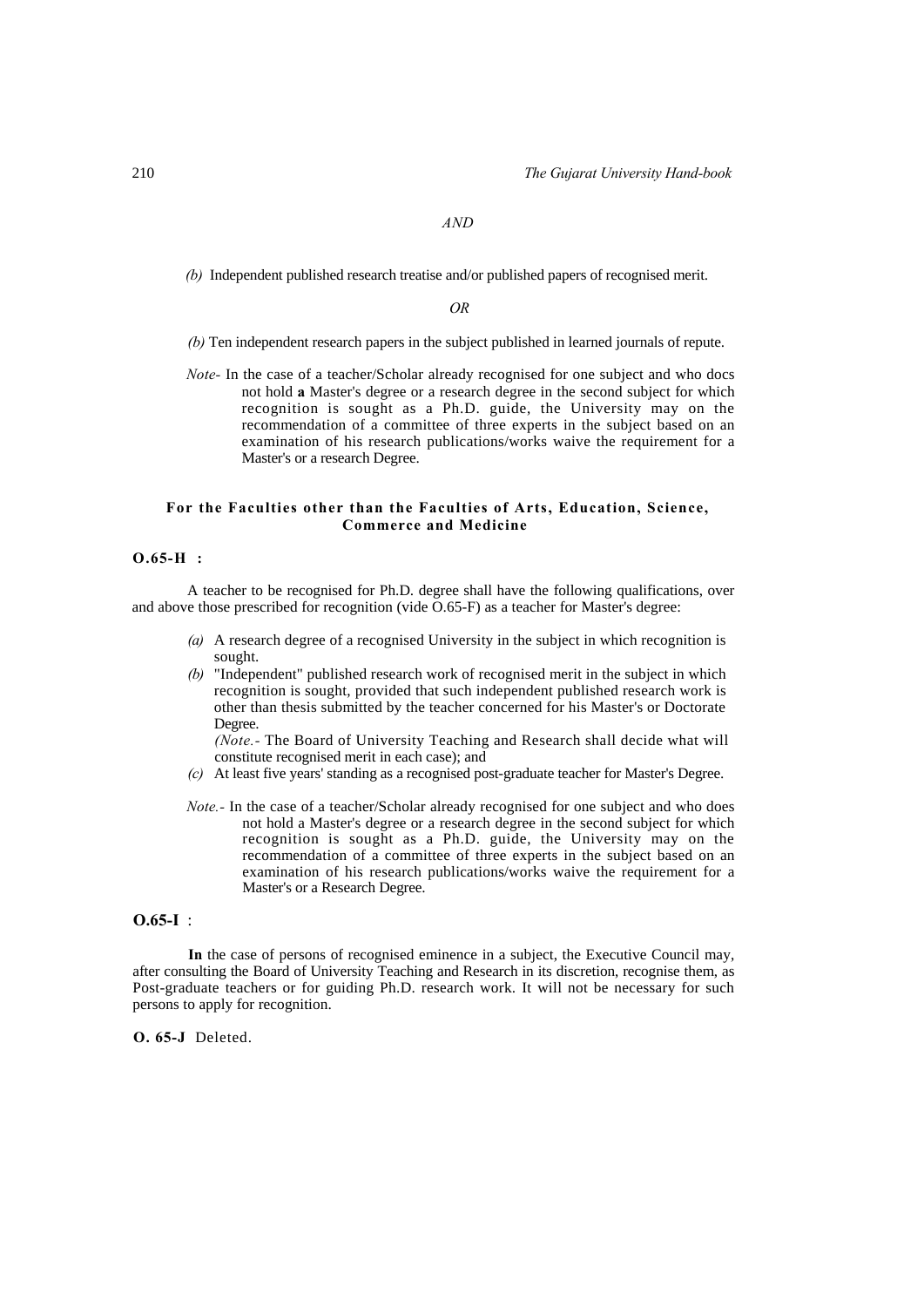*AND*

*(b)* Independent published research treatise and/or published papers of recognised merit.

*OR*

*(b)* Ten independent research papers in the subject published in learned journals of repute.

*Note-* In the case of a teacher/Scholar already recognised for one subject and who docs not hold **a** Master's degree or a research degree in the second subject for which recognition is sought as a Ph.D. guide, the University may on the recommendation of a committee of three experts in the subject based on an examination of his research publications/works waive the requirement for a Master's or a research Degree.

### For the Faculties other than the Faculties of Arts, Education, Science, Commerce and Medicine

**O.65-H :**

A teacher to be recognised for Ph.D. degree shall have the following qualifications, over and above those prescribed for recognition (vide O.65-F) as a teacher for Master's degree:

*(a)* A research degree of a recognised University in the subject in which recognition is sought.

*(b)* "Independent" published research work of recognised merit in the subject in which recognition is sought, provided that such independent published research work is other than thesis submitted by the teacher concerned for his Master's or Doctorate Degree.
*(Note.-* The Board of University Teaching and Research shall decide what will constitute recognised merit in each case); and

*(c)* At least five years' standing as a recognised post-graduate teacher for Master's Degree.

*Note.-* In the case of a teacher/Scholar already recognised for one subject and who does not hold a Master's degree or a research degree in the second subject for which recognition is sought as a Ph.D. guide, the University may on the recommendation of a committee of three experts in the subject based on an examination of his research publications/works waive the requirement for a Master's or a Research Degree.

**O.65-I** :

**In** the case of persons of recognised eminence in a subject, the Executive Council may, after consulting the Board of University Teaching and Research in its discretion, recognise them, as Post-graduate teachers or for guiding Ph.D. research work. It will not be necessary for such persons to apply for recognition.

**O. 65-J** Deleted.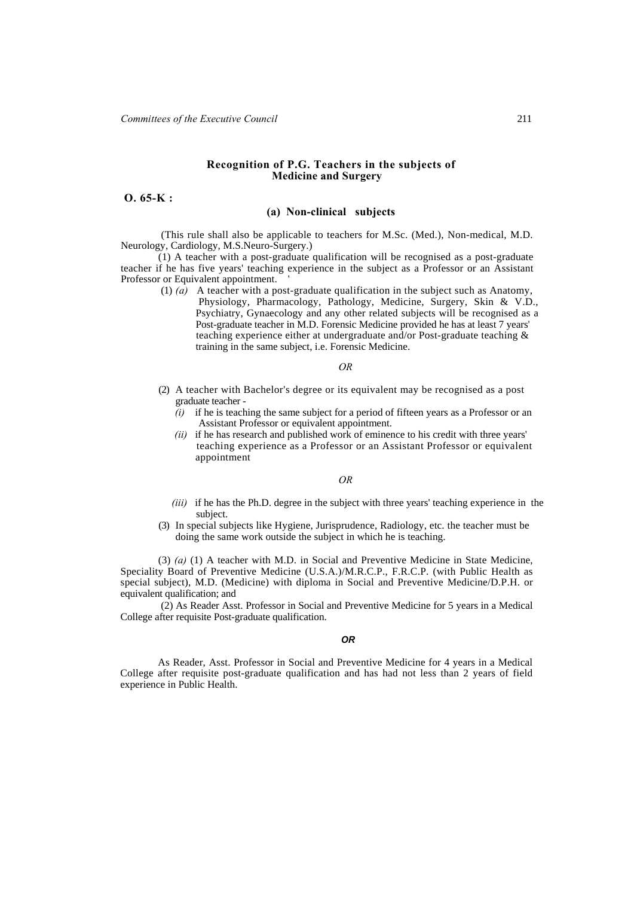## Recognition of P.G. Teachers in the subjects of Medicine and Surgery

**O. 65-K :**

### (a) Non-clinical subjects

(This rule shall also be applicable to teachers for M.Sc. (Med.), Non-medical, M.D. Neurology, Cardiology, M.S.Neuro-Surgery.)

(1) A teacher with a post-graduate qualification will be recognised as a post-graduate teacher if he has five years' teaching experience in the subject as a Professor or an Assistant Professor or Equivalent appointment. '

(1) *(a)* A teacher with a post-graduate qualification in the subject such as Anatomy, Physiology, Pharmacology, Pathology, Medicine, Surgery, Skin & V.D., Psychiatry, Gynaecology and any other related subjects will be recognised as a Post-graduate teacher in M.D. Forensic Medicine provided he has at least 7 years' teaching experience either at undergraduate and/or Post-graduate teaching & training in the same subject, i.e. Forensic Medicine.

*OR*

(2) A teacher with Bachelor's degree or its equivalent may be recognised as a post graduate teacher -

*(i)* if he is teaching the same subject for a period of fifteen years as a Professor or an Assistant Professor or equivalent appointment.

*(ii)* if he has research and published work of eminence to his credit with three years' teaching experience as a Professor or an Assistant Professor or equivalent appointment

*OR*

*(iii)* if he has the Ph.D. degree in the subject with three years' teaching experience in the subject.

(3) In special subjects like Hygiene, Jurisprudence, Radiology, etc. the teacher must be doing the same work outside the subject in which he is teaching.

(3) *(a)* (1) A teacher with M.D. in Social and Preventive Medicine in State Medicine, Speciality Board of Preventive Medicine (U.S.A.)/M.R.C.P., F.R.C.P. (with Public Health as special subject), M.D. (Medicine) with diploma in Social and Preventive Medicine/D.P.H. or equivalent qualification; and

(2) As Reader Asst. Professor in Social and Preventive Medicine for 5 years in a Medical College after requisite Post-graduate qualification.

***OR***

As Reader, Asst. Professor in Social and Preventive Medicine for 4 years in a Medical College after requisite post-graduate qualification and has had not less than 2 years of field experience in Public Health.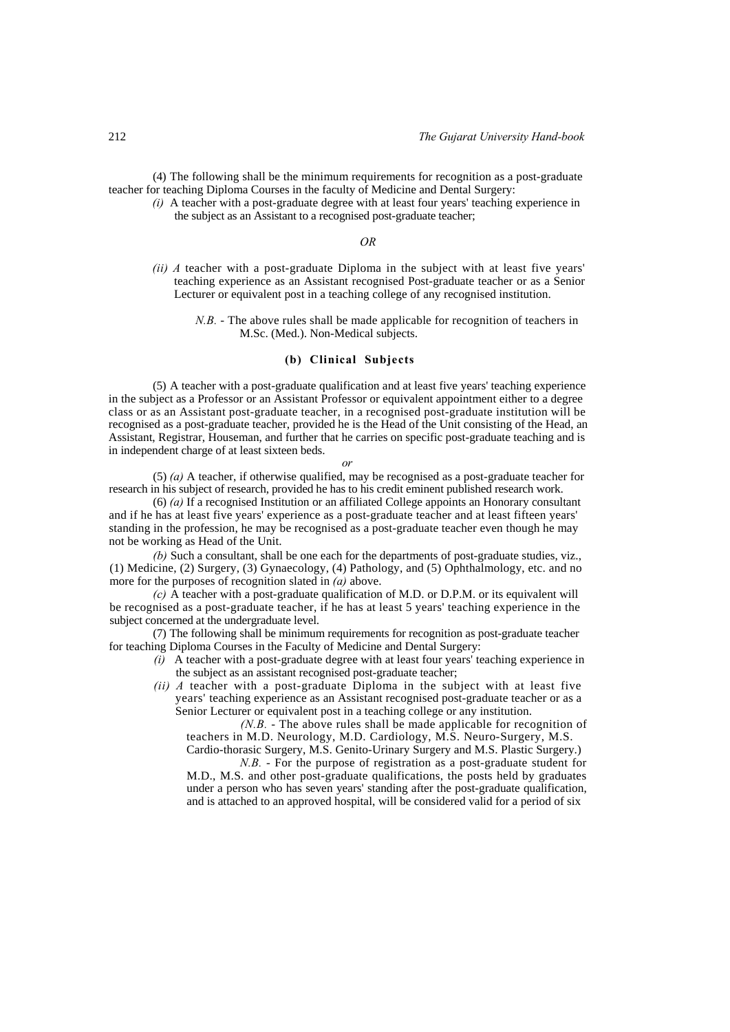(4) The following shall be the minimum requirements for recognition as a post-graduate teacher for teaching Diploma Courses in the faculty of Medicine and Dental Surgery:

*(i)* A teacher with a post-graduate degree with at least four years' teaching experience in the subject as an Assistant to a recognised post-graduate teacher;

*OR*

*(ii) A* teacher with a post-graduate Diploma in the subject with at least five years' teaching experience as an Assistant recognised Post-graduate teacher or as a Senior Lecturer or equivalent post in a teaching college of any recognised institution.

> *N.B.* - The above rules shall be made applicable for recognition of teachers in M.Sc. (Med.). Non-Medical subjects.

### (b) Clinical Subjects

(5) A teacher with a post-graduate qualification and at least five years' teaching experience in the subject as a Professor or an Assistant Professor or equivalent appointment either to a degree class or as an Assistant post-graduate teacher, in a recognised post-graduate institution will be recognised as a post-graduate teacher, provided he is the Head of the Unit consisting of the Head, an Assistant, Registrar, Houseman, and further that he carries on specific post-graduate teaching and is in independent charge of at least sixteen beds.

*or*

(5) *(a)* A teacher, if otherwise qualified, may be recognised as a post-graduate teacher for research in his subject of research, provided he has to his credit eminent published research work.

(6) *(a)* If a recognised Institution or an affiliated College appoints an Honorary consultant and if he has at least five years' experience as a post-graduate teacher and at least fifteen years' standing in the profession, he may be recognised as a post-graduate teacher even though he may not be working as Head of the Unit.

*(b)* Such a consultant, shall be one each for the departments of post-graduate studies, viz., (1) Medicine, (2) Surgery, (3) Gynaecology, (4) Pathology, and (5) Ophthalmology, etc. and no more for the purposes of recognition slated in *(a)* above.

*(c)* A teacher with a post-graduate qualification of M.D. or D.P.M. or its equivalent will be recognised as a post-graduate teacher, if he has at least 5 years' teaching experience in the subject concerned at the undergraduate level.

(7) The following shall be minimum requirements for recognition as post-graduate teacher for teaching Diploma Courses in the Faculty of Medicine and Dental Surgery:

*(i)* A teacher with a post-graduate degree with at least four years' teaching experience in the subject as an assistant recognised post-graduate teacher;

*(ii) A* teacher with a post-graduate Diploma in the subject with at least five years' teaching experience as an Assistant recognised post-graduate teacher or as a Senior Lecturer or equivalent post in a teaching college or any institution.

> *(N.B.* - The above rules shall be made applicable for recognition of teachers in M.D. Neurology, M.D. Cardiology, M.S. Neuro-Surgery, M.S. Cardio-thorasic Surgery, M.S. Genito-Urinary Surgery and M.S. Plastic Surgery.)
>
> *N.B.* - For the purpose of registration as a post-graduate student for M.D., M.S. and other post-graduate qualifications, the posts held by graduates under a person who has seven years' standing after the post-graduate qualification, and is attached to an approved hospital, will be considered valid for a period of six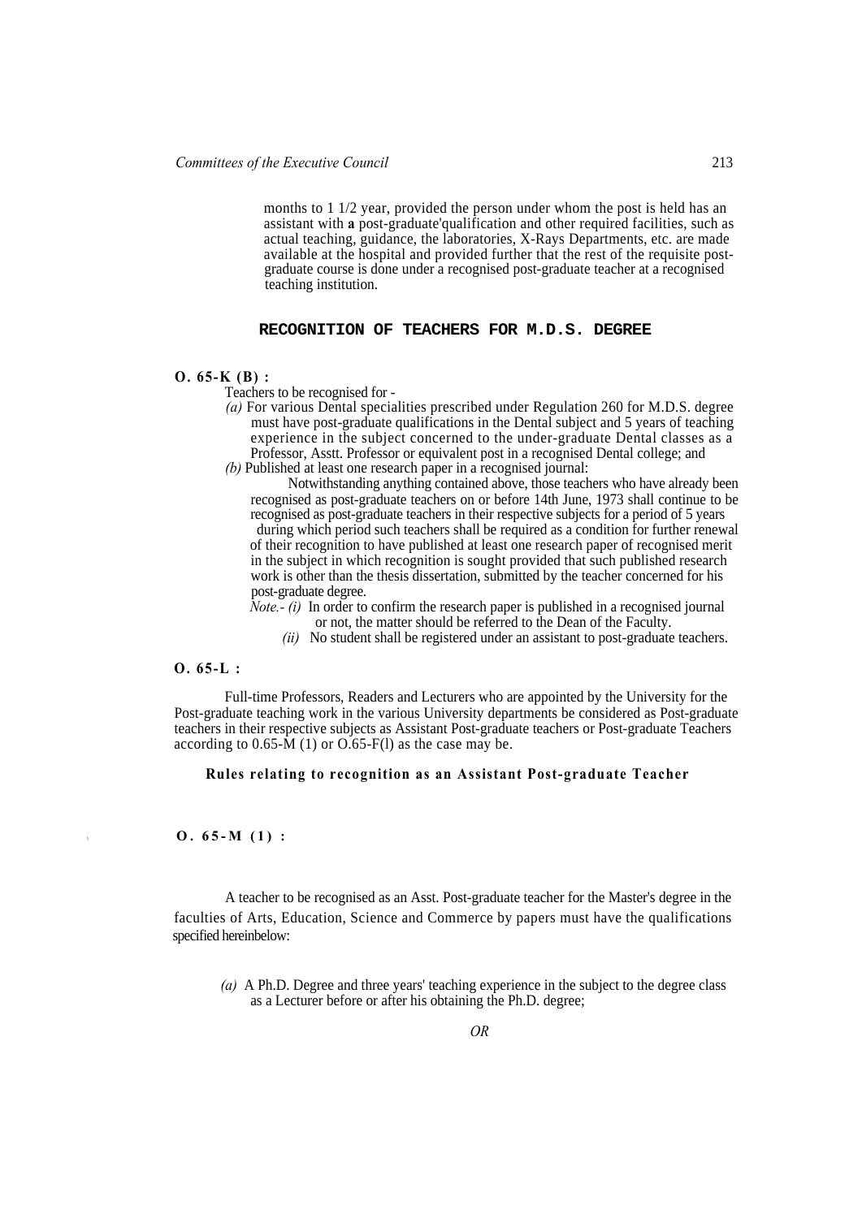months to 1 1/2 year, provided the person under whom the post is held has an assistant with **a** post-graduate'qualification and other required facilities, such as actual teaching, guidance, the laboratories, X-Rays Departments, etc. are made available at the hospital and provided further that the rest of the requisite post-graduate course is done under a recognised post-graduate teacher at a recognised teaching institution.

## RECOGNITION OF TEACHERS FOR M.D.S. DEGREE

**O. 65-K (B) :**

Teachers to be recognised for -

*(a)* For various Dental specialities prescribed under Regulation 260 for M.D.S. degree must have post-graduate qualifications in the Dental subject and 5 years of teaching experience in the subject concerned to the under-graduate Dental classes as a Professor, Asstt. Professor or equivalent post in a recognised Dental college; and

*(b)* Published at least one research paper in a recognised journal:

Notwithstanding anything contained above, those teachers who have already been recognised as post-graduate teachers on or before 14th June, 1973 shall continue to be recognised as post-graduate teachers in their respective subjects for a period of 5 years during which period such teachers shall be required as a condition for further renewal of their recognition to have published at least one research paper of recognised merit in the subject in which recognition is sought provided that such published research work is other than the thesis dissertation, submitted by the teacher concerned for his post-graduate degree.

*Note.- (i)* In order to confirm the research paper is published in a recognised journal or not, the matter should be referred to the Dean of the Faculty.

*(ii)* No student shall be registered under an assistant to post-graduate teachers.

**O. 65-L :**

Full-time Professors, Readers and Lecturers who are appointed by the University for the Post-graduate teaching work in the various University departments be considered as Post-graduate teachers in their respective subjects as Assistant Post-graduate teachers or Post-graduate Teachers according to 0.65-M (1) or O.65-F(l) as the case may be.

### Rules relating to recognition as an Assistant Post-graduate Teacher

**O. 65-M (1) :**

A teacher to be recognised as an Asst. Post-graduate teacher for the Master's degree in the faculties of Arts, Education, Science and Commerce by papers must have the qualifications specified hereinbelow:

*(a)* A Ph.D. Degree and three years' teaching experience in the subject to the degree class as a Lecturer before or after his obtaining the Ph.D. degree;

*OR*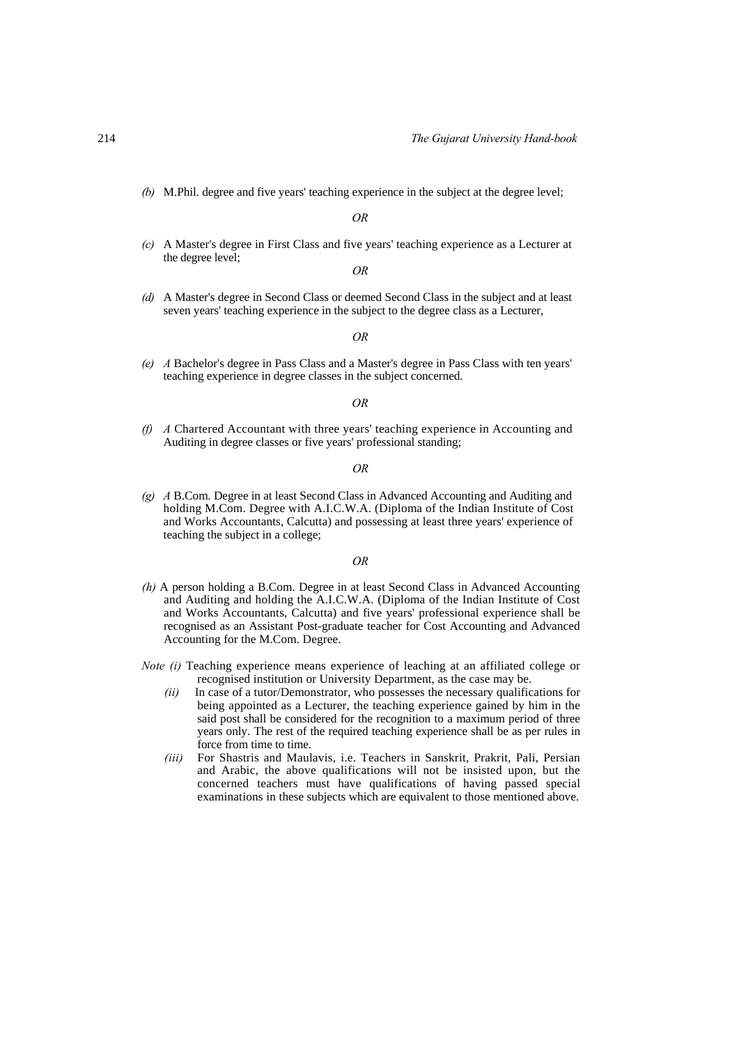*(b)* M.Phil. degree and five years' teaching experience in the subject at the degree level;

*OR*

*(c)* A Master's degree in First Class and five years' teaching experience as a Lecturer at the degree level;

*OR*

*(d)* A Master's degree in Second Class or deemed Second Class in the subject and at least seven years' teaching experience in the subject to the degree class as a Lecturer,

*OR*

*(e)* *A* Bachelor's degree in Pass Class and a Master's degree in Pass Class with ten years' teaching experience in degree classes in the subject concerned.

*OR*

*(f)* *A* Chartered Accountant with three years' teaching experience in Accounting and Auditing in degree classes or five years' professional standing;

*OR*

*(g)* *A* B.Com. Degree in at least Second Class in Advanced Accounting and Auditing and holding M.Com. Degree with A.I.C.W.A. (Diploma of the Indian Institute of Cost and Works Accountants, Calcutta) and possessing at least three years' experience of teaching the subject in a college;

*OR*

*(h)* A person holding a B.Com. Degree in at least Second Class in Advanced Accounting and Auditing and holding the A.I.C.W.A. (Diploma of the Indian Institute of Cost and Works Accountants, Calcutta) and five years' professional experience shall be recognised as an Assistant Post-graduate teacher for Cost Accounting and Advanced Accounting for the M.Com. Degree.

*Note (i)* Teaching experience means experience of leaching at an affiliated college or recognised institution or University Department, as the case may be.

*(ii)* In case of a tutor/Demonstrator, who possesses the necessary qualifications for being appointed as a Lecturer, the teaching experience gained by him in the said post shall be considered for the recognition to a maximum period of three years only. The rest of the required teaching experience shall be as per rules in force from time to time.

*(iii)* For Shastris and Maulavis, i.e. Teachers in Sanskrit, Prakrit, Pali, Persian and Arabic, the above qualifications will not be insisted upon, but the concerned teachers must have qualifications of having passed special examinations in these subjects which are equivalent to those mentioned above.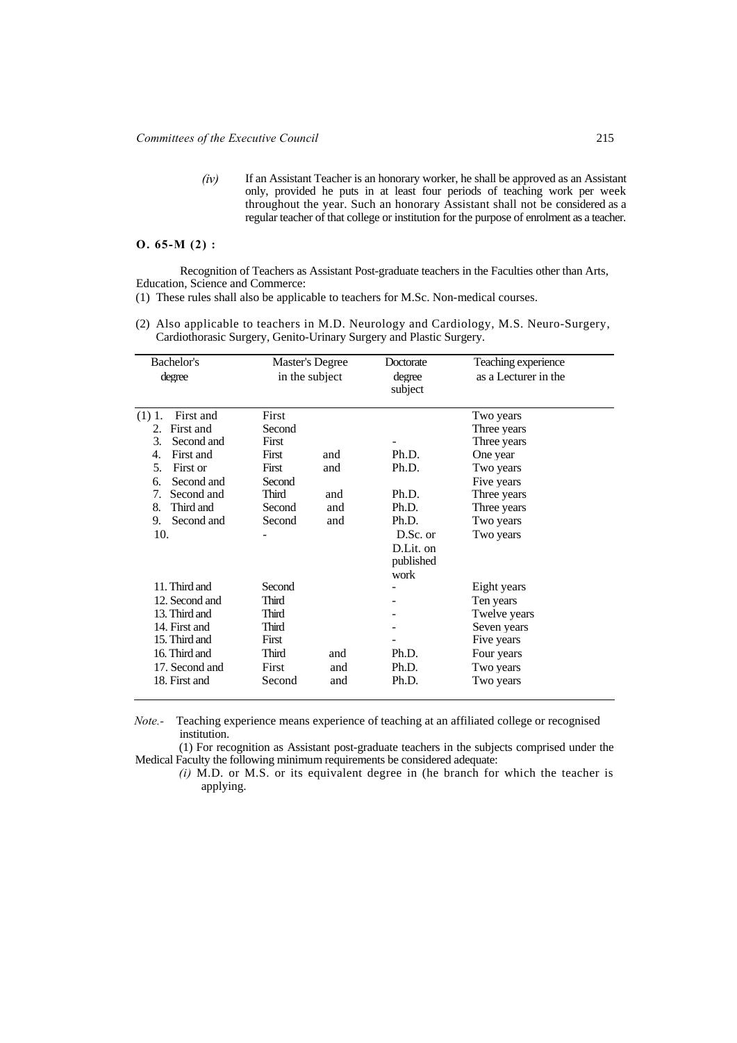*(iv)* If an Assistant Teacher is an honorary worker, he shall be approved as an Assistant only, provided he puts in at least four periods of teaching work per week throughout the year. Such an honorary Assistant shall not be considered as a regular teacher of that college or institution for the purpose of enrolment as a teacher.

**O. 65-M (2) :**

Recognition of Teachers as Assistant Post-graduate teachers in the Faculties other than Arts, Education, Science and Commerce:

(1) These rules shall also be applicable to teachers for M.Sc. Non-medical courses.

(2) Also applicable to teachers in M.D. Neurology and Cardiology, M.S. Neuro-Surgery, Cardiothorasic Surgery, Genito-Urinary Surgery and Plastic Surgery.

| Bachelor's degree | Master's Degree in the subject | | Doctorate degree subject | Teaching experience as a Lecturer in the |
|---|---|---|---|---|
| (1) 1. First and | First | | | Two years |
| 2. First and | Second | | | Three years |
| 3. Second and | First | | - | Three years |
| 4. First and | First | and | Ph.D. | One year |
| 5. First or | First | and | Ph.D. | Two years |
| 6. Second and | Second | | | Five years |
| 7. Second and | Third | and | Ph.D. | Three years |
| 8. Third and | Second | and | Ph.D. | Three years |
| 9. Second and | Second | and | Ph.D. | Two years |
| 10. | - | | D.Sc. or D.Lit. on published work | Two years |
| 11. Third and | Second | | - | Eight years |
| 12. Second and | Third | | - | Ten years |
| 13. Third and | Third | | - | Twelve years |
| 14. First and | Third | | - | Seven years |
| 15. Third and | First | | - | Five years |
| 16. Third and | Third | and | Ph.D. | Four years |
| 17. Second and | First | and | Ph.D. | Two years |
| 18. First and | Second | and | Ph.D. | Two years |

*Note.-* Teaching experience means experience of teaching at an affiliated college or recognised institution.

(1) For recognition as Assistant post-graduate teachers in the subjects comprised under the Medical Faculty the following minimum requirements be considered adequate:

*(i)* M.D. or M.S. or its equivalent degree in (he branch for which the teacher is applying.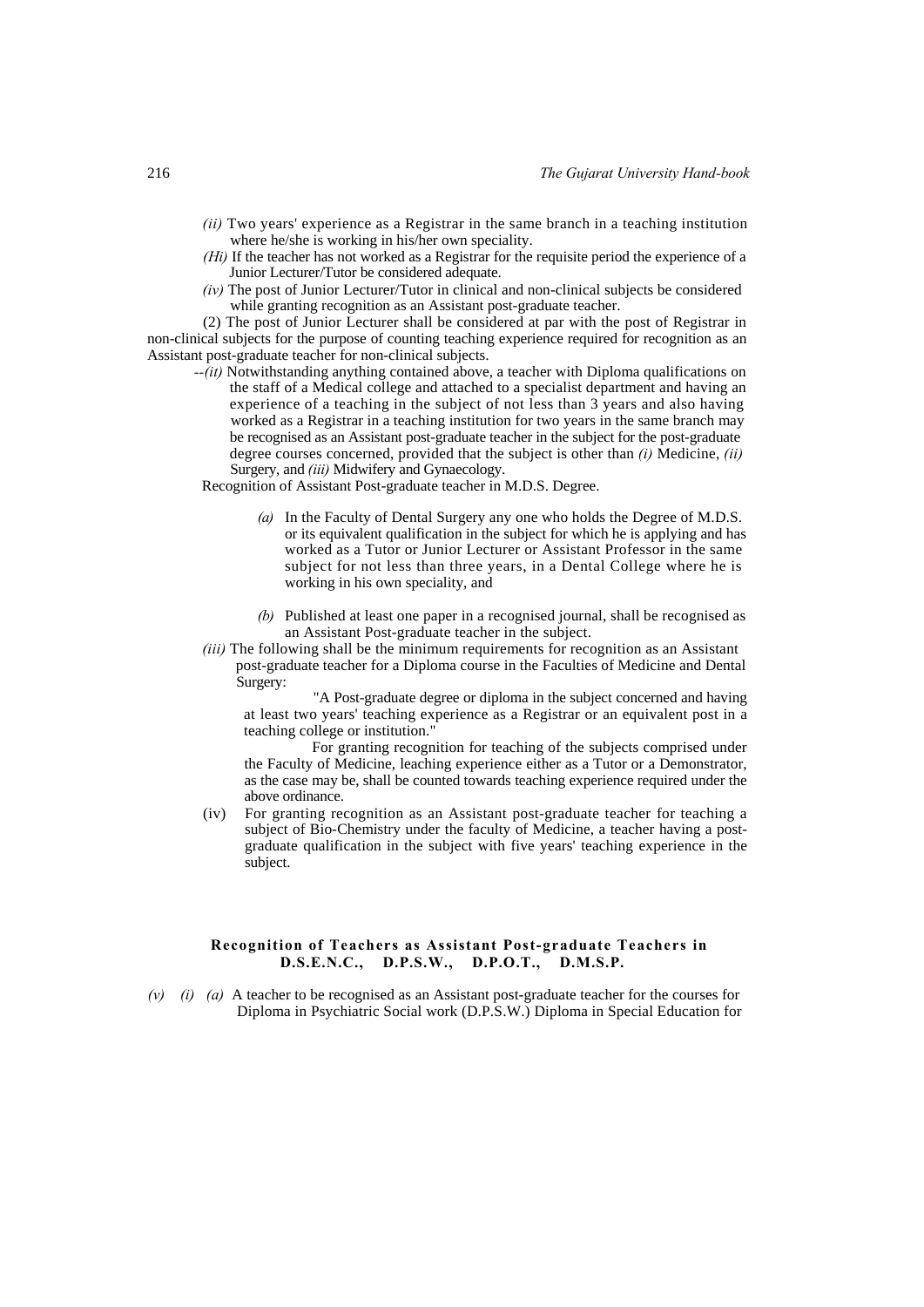*(ii)* Two years' experience as a Registrar in the same branch in a teaching institution where he/she is working in his/her own speciality.

*(Hi)* If the teacher has not worked as a Registrar for the requisite period the experience of a Junior Lecturer/Tutor be considered adequate.

*(iv)* The post of Junior Lecturer/Tutor in clinical and non-clinical subjects be considered while granting recognition as an Assistant post-graduate teacher.

(2) The post of Junior Lecturer shall be considered at par with the post of Registrar in non-clinical subjects for the purpose of counting teaching experience required for recognition as an Assistant post-graduate teacher for non-clinical subjects.

*--(it)* Notwithstanding anything contained above, a teacher with Diploma qualifications on the staff of a Medical college and attached to a specialist department and having an experience of a teaching in the subject of not less than 3 years and also having worked as a Registrar in a teaching institution for two years in the same branch may be recognised as an Assistant post-graduate teacher in the subject for the post-graduate degree courses concerned, provided that the subject is other than *(i)* Medicine, *(ii)* Surgery, and *(iii)* Midwifery and Gynaecology.

Recognition of Assistant Post-graduate teacher in M.D.S. Degree.

*(a)* In the Faculty of Dental Surgery any one who holds the Degree of M.D.S. or its equivalent qualification in the subject for which he is applying and has worked as a Tutor or Junior Lecturer or Assistant Professor in the same subject for not less than three years, in a Dental College where he is working in his own speciality, and

*(b)* Published at least one paper in a recognised journal, shall be recognised as an Assistant Post-graduate teacher in the subject.

*(iii)* The following shall be the minimum requirements for recognition as an Assistant post-graduate teacher for a Diploma course in the Faculties of Medicine and Dental Surgery:

"A Post-graduate degree or diploma in the subject concerned and having at least two years' teaching experience as a Registrar or an equivalent post in a teaching college or institution."

For granting recognition for teaching of the subjects comprised under the Faculty of Medicine, leaching experience either as a Tutor or a Demonstrator, as the case may be, shall be counted towards teaching experience required under the above ordinance.

(iv) For granting recognition as an Assistant post-graduate teacher for teaching a subject of Bio-Chemistry under the faculty of Medicine, a teacher having a post-graduate qualification in the subject with five years' teaching experience in the subject.

### Recognition of Teachers as Assistant Post-graduate Teachers in D.S.E.N.C., D.P.S.W., D.P.O.T., D.M.S.P.

*(v)* *(i)* *(a)* A teacher to be recognised as an Assistant post-graduate teacher for the courses for Diploma in Psychiatric Social work (D.P.S.W.) Diploma in Special Education for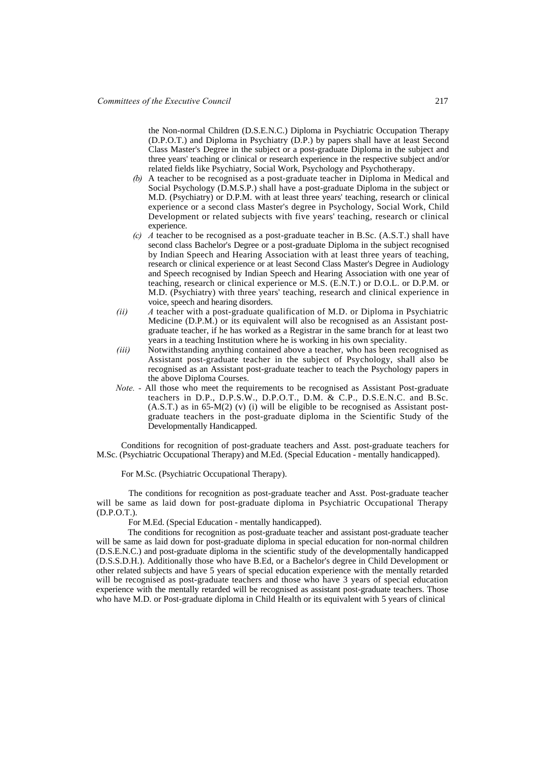the Non-normal Children (D.S.E.N.C.) Diploma in Psychiatric Occupation Therapy (D.P.O.T.) and Diploma in Psychiatry (D.P.) by papers shall have at least Second Class Master's Degree in the subject or a post-graduate Diploma in the subject and three years' teaching or clinical or research experience in the respective subject and/or related fields like Psychiatry, Social Work, Psychology and Psychotherapy.

*(b)* A teacher to be recognised as a post-graduate teacher in Diploma in Medical and Social Psychology (D.M.S.P.) shall have a post-graduate Diploma in the subject or M.D. (Psychiatry) or D.P.M. with at least three years' teaching, research or clinical experience or a second class Master's degree in Psychology, Social Work, Child Development or related subjects with five years' teaching, research or clinical experience.

*(c)* *A* teacher to be recognised as a post-graduate teacher in B.Sc. (A.S.T.) shall have second class Bachelor's Degree or a post-graduate Diploma in the subject recognised by Indian Speech and Hearing Association with at least three years of teaching, research or clinical experience or at least Second Class Master's Degree in Audiology and Speech recognised by Indian Speech and Hearing Association with one year of teaching, research or clinical experience or M.S. (E.N.T.) or D.O.L. or D.P.M. or M.D. (Psychiatry) with three years' teaching, research and clinical experience in voice, speech and hearing disorders.

*(ii)* *A* teacher with a post-graduate qualification of M.D. or Diploma in Psychiatric Medicine (D.P.M.) or its equivalent will also be recognised as an Assistant post-graduate teacher, if he has worked as a Registrar in the same branch for at least two years in a teaching Institution where he is working in his own speciality.

*(iii)* Notwithstanding anything contained above a teacher, who has been recognised as Assistant post-graduate teacher in the subject of Psychology, shall also be recognised as an Assistant post-graduate teacher to teach the Psychology papers in the above Diploma Courses.

*Note.* - All those who meet the requirements to be recognised as Assistant Post-graduate teachers in D.P., D.P.S.W., D.P.O.T., D.M. & C.P., D.S.E.N.C. and B.Sc. (A.S.T.) as in 65-M(2) (v) (i) will be eligible to be recognised as Assistant post-graduate teachers in the post-graduate diploma in the Scientific Study of the Developmentally Handicapped.

Conditions for recognition of post-graduate teachers and Asst. post-graduate teachers for M.Sc. (Psychiatric Occupational Therapy) and M.Ed. (Special Education - mentally handicapped).

For M.Sc. (Psychiatric Occupational Therapy).

The conditions for recognition as post-graduate teacher and Asst. Post-graduate teacher will be same as laid down for post-graduate diploma in Psychiatric Occupational Therapy (D.P.O.T.).

For M.Ed. (Special Education - mentally handicapped).

The conditions for recognition as post-graduate teacher and assistant post-graduate teacher will be same as laid down for post-graduate diploma in special education for non-normal children (D.S.E.N.C.) and post-graduate diploma in the scientific study of the developmentally handicapped (D.S.S.D.H.). Additionally those who have B.Ed, or a Bachelor's degree in Child Development or other related subjects and have 5 years of special education experience with the mentally retarded will be recognised as post-graduate teachers and those who have 3 years of special education experience with the mentally retarded will be recognised as assistant post-graduate teachers. Those who have M.D. or Post-graduate diploma in Child Health or its equivalent with 5 years of clinical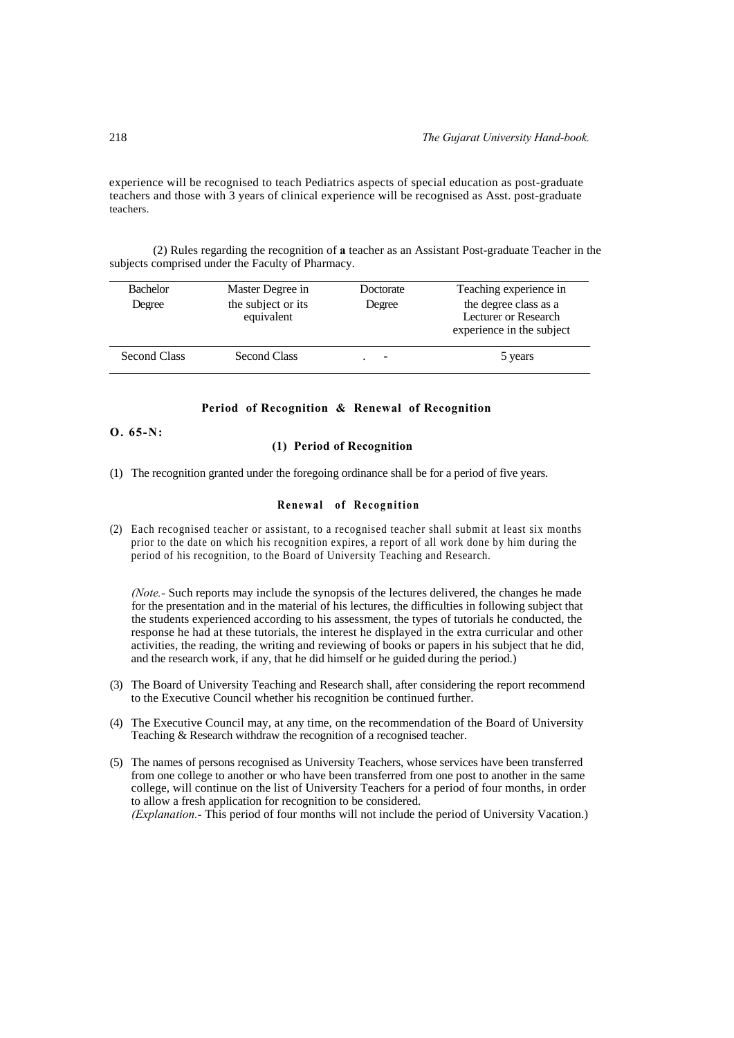experience will be recognised to teach Pediatrics aspects of special education as post-graduate teachers and those with 3 years of clinical experience will be recognised as Asst. post-graduate teachers.

(2) Rules regarding the recognition of **a** teacher as an Assistant Post-graduate Teacher in the subjects comprised under the Faculty of Pharmacy.

| Bachelor Degree | Master Degree in the subject or its equivalent | Doctorate Degree | Teaching experience in the degree class as a Lecturer or Research experience in the subject |
|---|---|---|---|
| Second Class | Second Class | . - | 5 years |

### Period of Recognition & Renewal of Recognition

**O. 65-N:**

#### (1) Period of Recognition

(1) The recognition granted under the foregoing ordinance shall be for a period of five years.

#### Renewal of Recognition

(2) Each recognised teacher or assistant, to a recognised teacher shall submit at least six months prior to the date on which his recognition expires, a report of all work done by him during the period of his recognition, to the Board of University Teaching and Research.

*(Note.-* Such reports may include the synopsis of the lectures delivered, the changes he made for the presentation and in the material of his lectures, the difficulties in following subject that the students experienced according to his assessment, the types of tutorials he conducted, the response he had at these tutorials, the interest he displayed in the extra curricular and other activities, the reading, the writing and reviewing of books or papers in his subject that he did, and the research work, if any, that he did himself or he guided during the period.)

(3) The Board of University Teaching and Research shall, after considering the report recommend to the Executive Council whether his recognition be continued further.

(4) The Executive Council may, at any time, on the recommendation of the Board of University Teaching & Research withdraw the recognition of a recognised teacher.

(5) The names of persons recognised as University Teachers, whose services have been transferred from one college to another or who have been transferred from one post to another in the same college, will continue on the list of University Teachers for a period of four months, in order to allow a fresh application for recognition to be considered.
*(Explanation.-* This period of four months will not include the period of University Vacation.)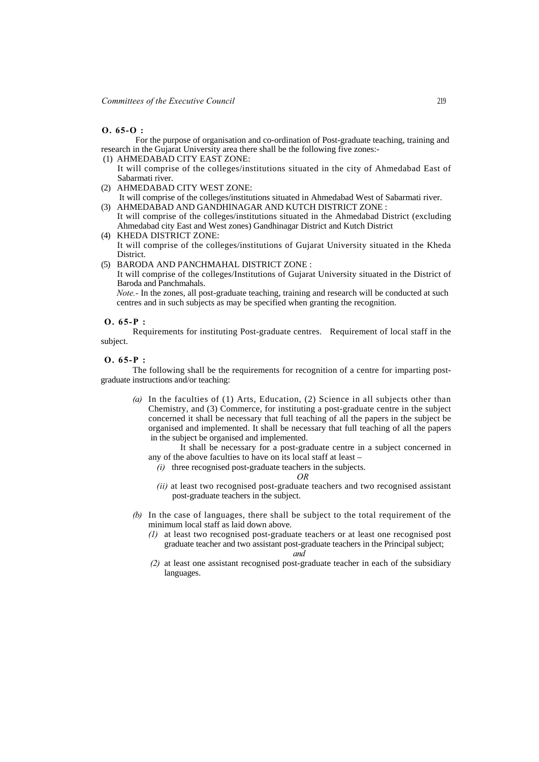**O. 65-O :**

For the purpose of organisation and co-ordination of Post-graduate teaching, training and research in the Gujarat University area there shall be the following five zones:-

(1) AHMEDABAD CITY EAST ZONE:
It will comprise of the colleges/institutions situated in the city of Ahmedabad East of Sabarmati river.

(2) AHMEDABAD CITY WEST ZONE:
It will comprise of the colleges/institutions situated in Ahmedabad West of Sabarmati river.

(3) AHMEDABAD AND GANDHINAGAR AND KUTCH DISTRICT ZONE :
It will comprise of the colleges/institutions situated in the Ahmedabad District (excluding Ahmedabad city East and West zones) Gandhinagar District and Kutch District

(4) KHEDA DISTRICT ZONE:
It will comprise of the colleges/institutions of Gujarat University situated in the Kheda District.

(5) BARODA AND PANCHMAHAL DISTRICT ZONE :
It will comprise of the colleges/Institutions of Gujarat University situated in the District of Baroda and Panchmahals.

*Note.-* In the zones, all post-graduate teaching, training and research will be conducted at such centres and in such subjects as may be specified when granting the recognition.

**O. 65-P :**

Requirements for instituting Post-graduate centres. Requirement of local staff in the subject.

**O. 65-P :**

The following shall be the requirements for recognition of a centre for imparting post-graduate instructions and/or teaching:

*(a)* In the faculties of (1) Arts, Education, (2) Science in all subjects other than Chemistry, and (3) Commerce, for instituting a post-graduate centre in the subject concerned it shall be necessary that full teaching of all the papers in the subject be organised and implemented. It shall be necessary that full teaching of all the papers in the subject be organised and implemented.

It shall be necessary for a post-graduate centre in a subject concerned in any of the above faculties to have on its local staff at least –

*(i)* three recognised post-graduate teachers in the subjects.

*OR*

*(ii)* at least two recognised post-graduate teachers and two recognised assistant post-graduate teachers in the subject.

*(b)* In the case of languages, there shall be subject to the total requirement of the minimum local staff as laid down above.

*(1)* at least two recognised post-graduate teachers or at least one recognised post graduate teacher and two assistant post-graduate teachers in the Principal subject;

*and*

*(2)* at least one assistant recognised post-graduate teacher in each of the subsidiary languages.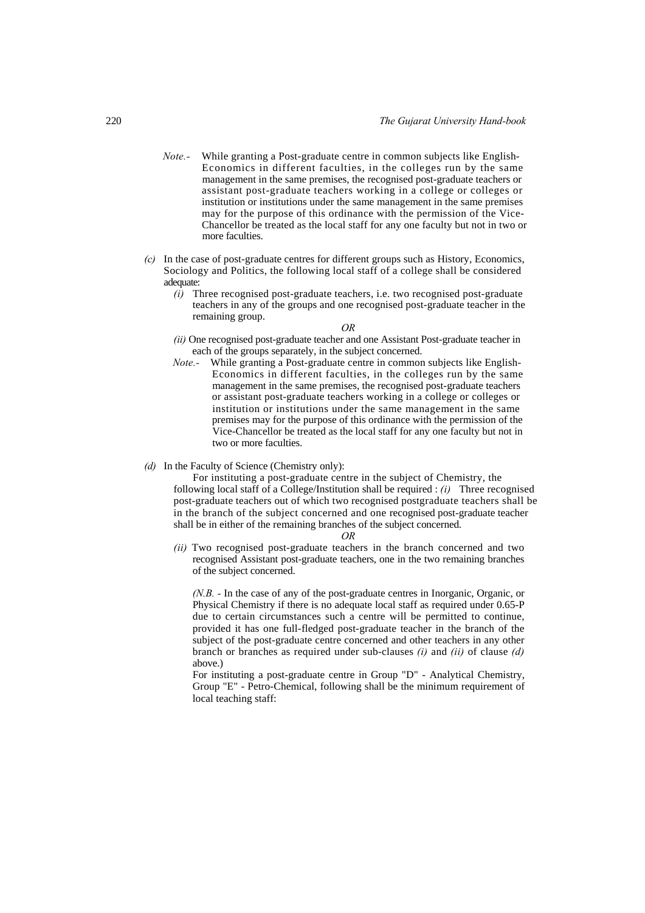*Note.-* While granting a Post-graduate centre in common subjects like English-Economics in different faculties, in the colleges run by the same management in the same premises, the recognised post-graduate teachers or assistant post-graduate teachers working in a college or colleges or institution or institutions under the same management in the same premises may for the purpose of this ordinance with the permission of the Vice-Chancellor be treated as the local staff for any one faculty but not in two or more faculties.

*(c)* In the case of post-graduate centres for different groups such as History, Economics, Sociology and Politics, the following local staff of a college shall be considered adequate:

*(i)* Three recognised post-graduate teachers, i.e. two recognised post-graduate teachers in any of the groups and one recognised post-graduate teacher in the remaining group.

*OR*

*(ii)* One recognised post-graduate teacher and one Assistant Post-graduate teacher in each of the groups separately, in the subject concerned.

*Note.-* While granting a Post-graduate centre in common subjects like English-Economics in different faculties, in the colleges run by the same management in the same premises, the recognised post-graduate teachers or assistant post-graduate teachers working in a college or colleges or institution or institutions under the same management in the same premises may for the purpose of this ordinance with the permission of the Vice-Chancellor be treated as the local staff for any one faculty but not in two or more faculties.

*(d)* In the Faculty of Science (Chemistry only):

For instituting a post-graduate centre in the subject of Chemistry, the following local staff of a College/Institution shall be required : *(i)* Three recognised post-graduate teachers out of which two recognised postgraduate teachers shall be in the branch of the subject concerned and one recognised post-graduate teacher shall be in either of the remaining branches of the subject concerned.

*OR*

*(ii)* Two recognised post-graduate teachers in the branch concerned and two recognised Assistant post-graduate teachers, one in the two remaining branches of the subject concerned.

*(N.B.* - In the case of any of the post-graduate centres in Inorganic, Organic, or Physical Chemistry if there is no adequate local staff as required under 0.65-P due to certain circumstances such a centre will be permitted to continue, provided it has one full-fledged post-graduate teacher in the branch of the subject of the post-graduate centre concerned and other teachers in any other branch or branches as required under sub-clauses *(i)* and *(ii)* of clause *(d)* above.)

For instituting a post-graduate centre in Group "D" - Analytical Chemistry, Group "E" - Petro-Chemical, following shall be the minimum requirement of local teaching staff: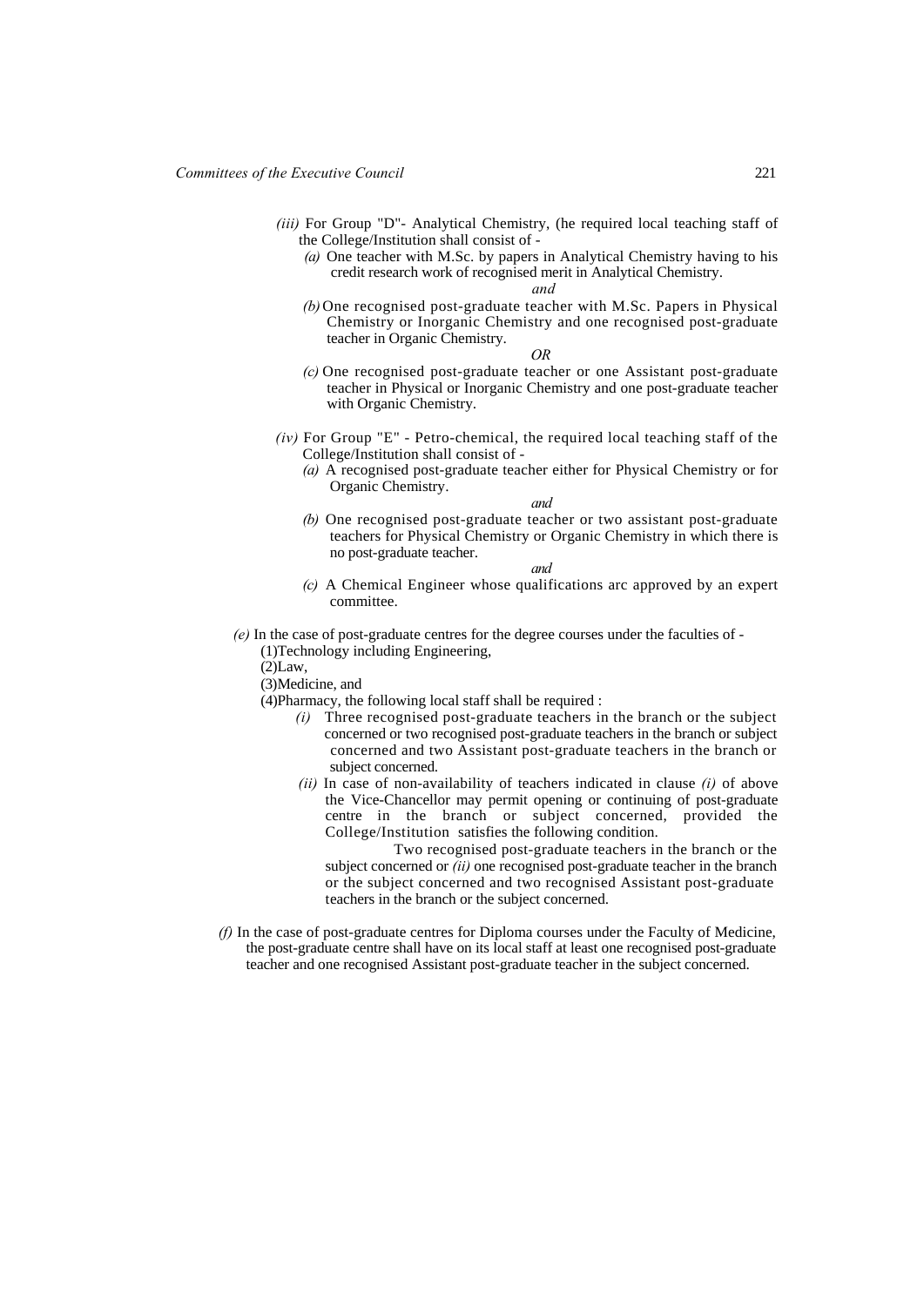*(iii)* For Group "D"- Analytical Chemistry, (he required local teaching staff of the College/Institution shall consist of -

*(a)* One teacher with M.Sc. by papers in Analytical Chemistry having to his credit research work of recognised merit in Analytical Chemistry.

*and*

*(b)* One recognised post-graduate teacher with M.Sc. Papers in Physical Chemistry or Inorganic Chemistry and one recognised post-graduate teacher in Organic Chemistry.

*OR*

*(c)* One recognised post-graduate teacher or one Assistant post-graduate teacher in Physical or Inorganic Chemistry and one post-graduate teacher with Organic Chemistry.

*(iv)* For Group "E" - Petro-chemical, the required local teaching staff of the College/Institution shall consist of -

*(a)* A recognised post-graduate teacher either for Physical Chemistry or for Organic Chemistry.

*and*

*(b)* One recognised post-graduate teacher or two assistant post-graduate teachers for Physical Chemistry or Organic Chemistry in which there is no post-graduate teacher.

*and*

*(c)* A Chemical Engineer whose qualifications arc approved by an expert committee.

*(e)* In the case of post-graduate centres for the degree courses under the faculties of -

(1)Technology including Engineering,

(2)Law,

(3)Medicine, and

(4)Pharmacy, the following local staff shall be required :

*(i)* Three recognised post-graduate teachers in the branch or the subject concerned or two recognised post-graduate teachers in the branch or subject concerned and two Assistant post-graduate teachers in the branch or subject concerned.

*(ii)* In case of non-availability of teachers indicated in clause *(i)* of above the Vice-Chancellor may permit opening or continuing of post-graduate centre in the branch or subject concerned, provided the College/Institution satisfies the following condition.

Two recognised post-graduate teachers in the branch or the subject concerned or *(ii)* one recognised post-graduate teacher in the branch or the subject concerned and two recognised Assistant post-graduate teachers in the branch or the subject concerned.

*(f)* In the case of post-graduate centres for Diploma courses under the Faculty of Medicine, the post-graduate centre shall have on its local staff at least one recognised post-graduate teacher and one recognised Assistant post-graduate teacher in the subject concerned.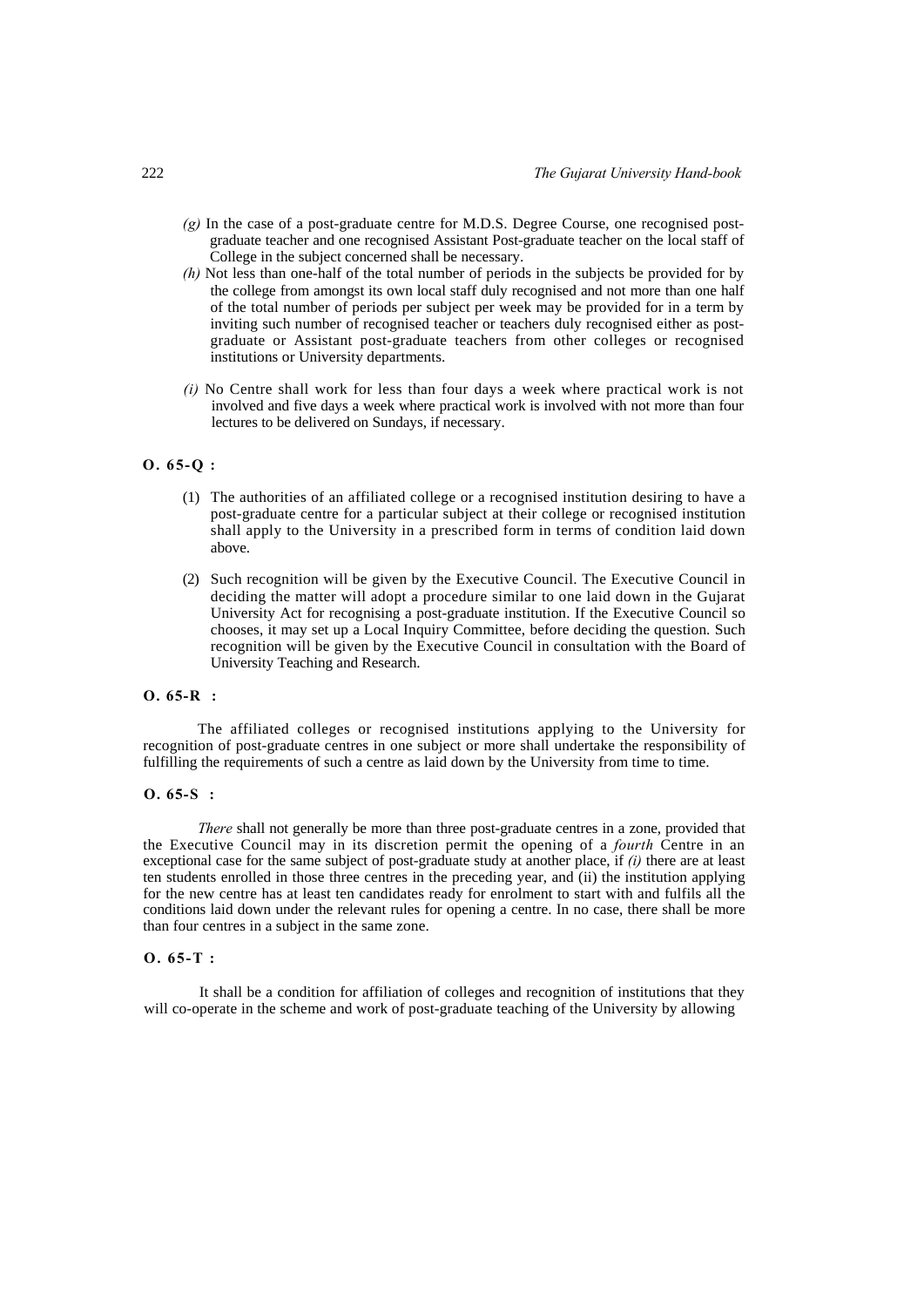*(g)* In the case of a post-graduate centre for M.D.S. Degree Course, one recognised post-graduate teacher and one recognised Assistant Post-graduate teacher on the local staff of College in the subject concerned shall be necessary.

*(h)* Not less than one-half of the total number of periods in the subjects be provided for by the college from amongst its own local staff duly recognised and not more than one half of the total number of periods per subject per week may be provided for in a term by inviting such number of recognised teacher or teachers duly recognised either as post-graduate or Assistant post-graduate teachers from other colleges or recognised institutions or University departments.

*(i)* No Centre shall work for less than four days a week where practical work is not involved and five days a week where practical work is involved with not more than four lectures to be delivered on Sundays, if necessary.

**O. 65-Q :**

(1) The authorities of an affiliated college or a recognised institution desiring to have a post-graduate centre for a particular subject at their college or recognised institution shall apply to the University in a prescribed form in terms of condition laid down above.

(2) Such recognition will be given by the Executive Council. The Executive Council in deciding the matter will adopt a procedure similar to one laid down in the Gujarat University Act for recognising a post-graduate institution. If the Executive Council so chooses, it may set up a Local Inquiry Committee, before deciding the question. Such recognition will be given by the Executive Council in consultation with the Board of University Teaching and Research.

**O. 65-R :**

The affiliated colleges or recognised institutions applying to the University for recognition of post-graduate centres in one subject or more shall undertake the responsibility of fulfilling the requirements of such a centre as laid down by the University from time to time.

**O. 65-S :**

*There* shall not generally be more than three post-graduate centres in a zone, provided that the Executive Council may in its discretion permit the opening of a *fourth* Centre in an exceptional case for the same subject of post-graduate study at another place, if *(i)* there are at least ten students enrolled in those three centres in the preceding year, and (ii) the institution applying for the new centre has at least ten candidates ready for enrolment to start with and fulfils all the conditions laid down under the relevant rules for opening a centre. In no case, there shall be more than four centres in a subject in the same zone.

**O. 65-T :**

It shall be a condition for affiliation of colleges and recognition of institutions that they will co-operate in the scheme and work of post-graduate teaching of the University by allowing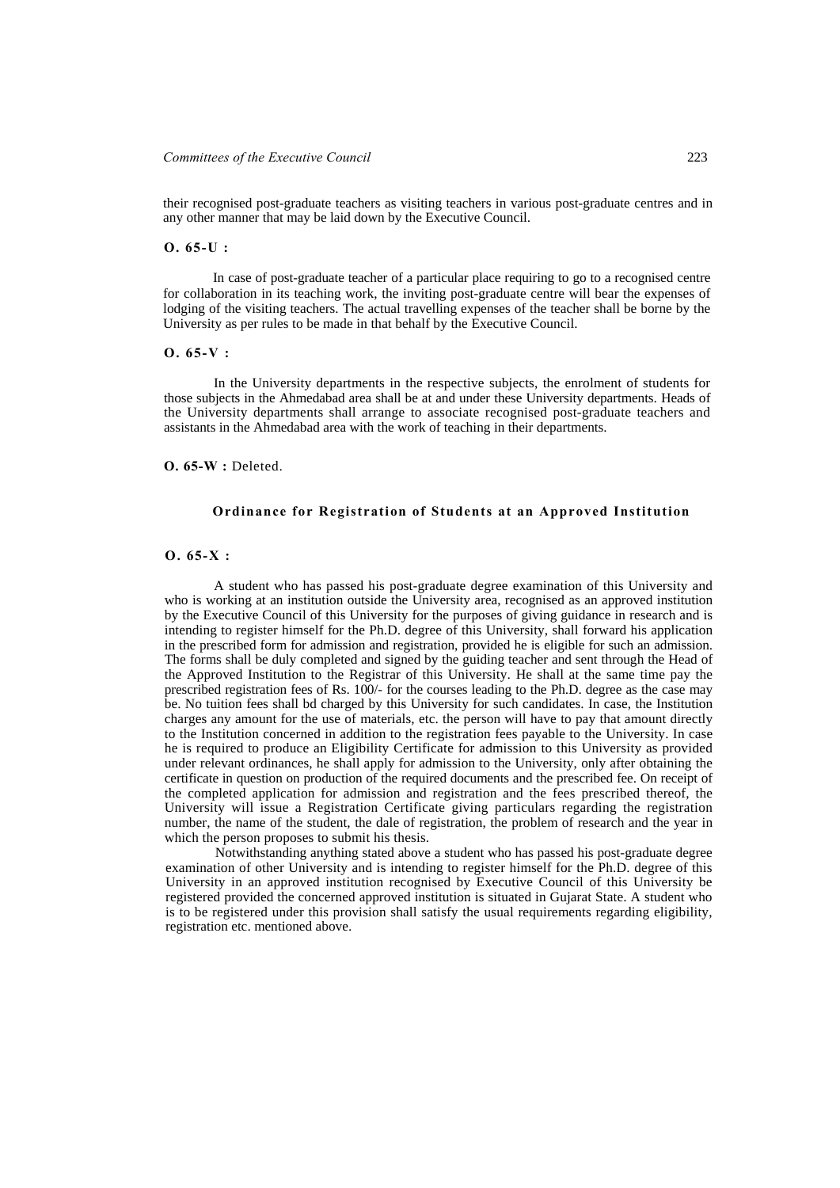their recognised post-graduate teachers as visiting teachers in various post-graduate centres and in any other manner that may be laid down by the Executive Council.

**O. 65-U :**

In case of post-graduate teacher of a particular place requiring to go to a recognised centre for collaboration in its teaching work, the inviting post-graduate centre will bear the expenses of lodging of the visiting teachers. The actual travelling expenses of the teacher shall be borne by the University as per rules to be made in that behalf by the Executive Council.

**O. 65-V :**

In the University departments in the respective subjects, the enrolment of students for those subjects in the Ahmedabad area shall be at and under these University departments. Heads of the University departments shall arrange to associate recognised post-graduate teachers and assistants in the Ahmedabad area with the work of teaching in their departments.

**O. 65-W :** Deleted.

## Ordinance for Registration of Students at an Approved Institution

**O. 65-X :**

A student who has passed his post-graduate degree examination of this University and who is working at an institution outside the University area, recognised as an approved institution by the Executive Council of this University for the purposes of giving guidance in research and is intending to register himself for the Ph.D. degree of this University, shall forward his application in the prescribed form for admission and registration, provided he is eligible for such an admission. The forms shall be duly completed and signed by the guiding teacher and sent through the Head of the Approved Institution to the Registrar of this University. He shall at the same time pay the prescribed registration fees of Rs. 100/- for the courses leading to the Ph.D. degree as the case may be. No tuition fees shall bd charged by this University for such candidates. In case, the Institution charges any amount for the use of materials, etc. the person will have to pay that amount directly to the Institution concerned in addition to the registration fees payable to the University. In case he is required to produce an Eligibility Certificate for admission to this University as provided under relevant ordinances, he shall apply for admission to the University, only after obtaining the certificate in question on production of the required documents and the prescribed fee. On receipt of the completed application for admission and registration and the fees prescribed thereof, the University will issue a Registration Certificate giving particulars regarding the registration number, the name of the student, the dale of registration, the problem of research and the year in which the person proposes to submit his thesis.

Notwithstanding anything stated above a student who has passed his post-graduate degree examination of other University and is intending to register himself for the Ph.D. degree of this University in an approved institution recognised by Executive Council of this University be registered provided the concerned approved institution is situated in Gujarat State. A student who is to be registered under this provision shall satisfy the usual requirements regarding eligibility, registration etc. mentioned above.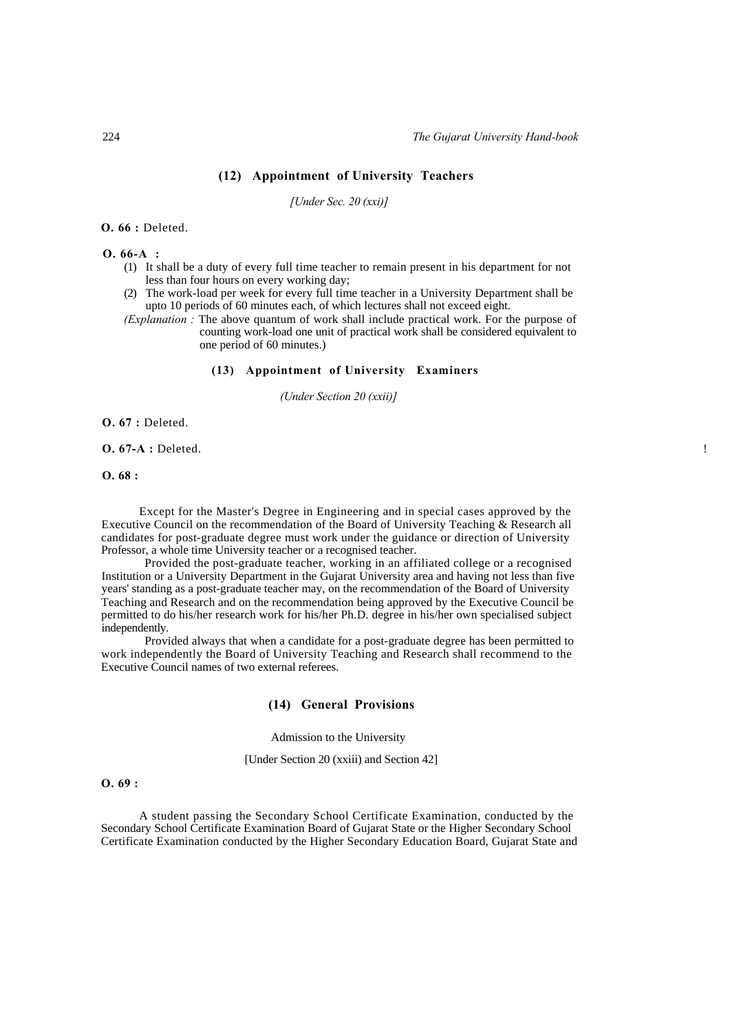## (12) Appointment of University Teachers

*[Under Sec. 20 (xxi)]*

**O. 66 :** Deleted.

**O. 66-A :**

(1) It shall be a duty of every full time teacher to remain present in his department for not less than four hours on every working day;

(2) The work-load per week for every full time teacher in a University Department shall be upto 10 periods of 60 minutes each, of which lectures shall not exceed eight.

*(Explanation :* The above quantum of work shall include practical work. For the purpose of counting work-load one unit of practical work shall be considered equivalent to one period of 60 minutes.)

## (13) Appointment of University Examiners

*(Under Section 20 (xxii)]*

**O. 67 :** Deleted.

**O. 67-A :** Deleted.

**O. 68 :**

Except for the Master's Degree in Engineering and in special cases approved by the Executive Council on the recommendation of the Board of University Teaching & Research all candidates for post-graduate degree must work under the guidance or direction of University Professor, a whole time University teacher or a recognised teacher.

Provided the post-graduate teacher, working in an affiliated college or a recognised Institution or a University Department in the Gujarat University area and having not less than five years' standing as a post-graduate teacher may, on the recommendation of the Board of University Teaching and Research and on the recommendation being approved by the Executive Council be permitted to do his/her research work for his/her Ph.D. degree in his/her own specialised subject independently.

Provided always that when a candidate for a post-graduate degree has been permitted to work independently the Board of University Teaching and Research shall recommend to the Executive Council names of two external referees.

## (14) General Provisions

Admission to the University

[Under Section 20 (xxiii) and Section 42]

**O. 69 :**

A student passing the Secondary School Certificate Examination, conducted by the Secondary School Certificate Examination Board of Gujarat State or the Higher Secondary School Certificate Examination conducted by the Higher Secondary Education Board, Gujarat State and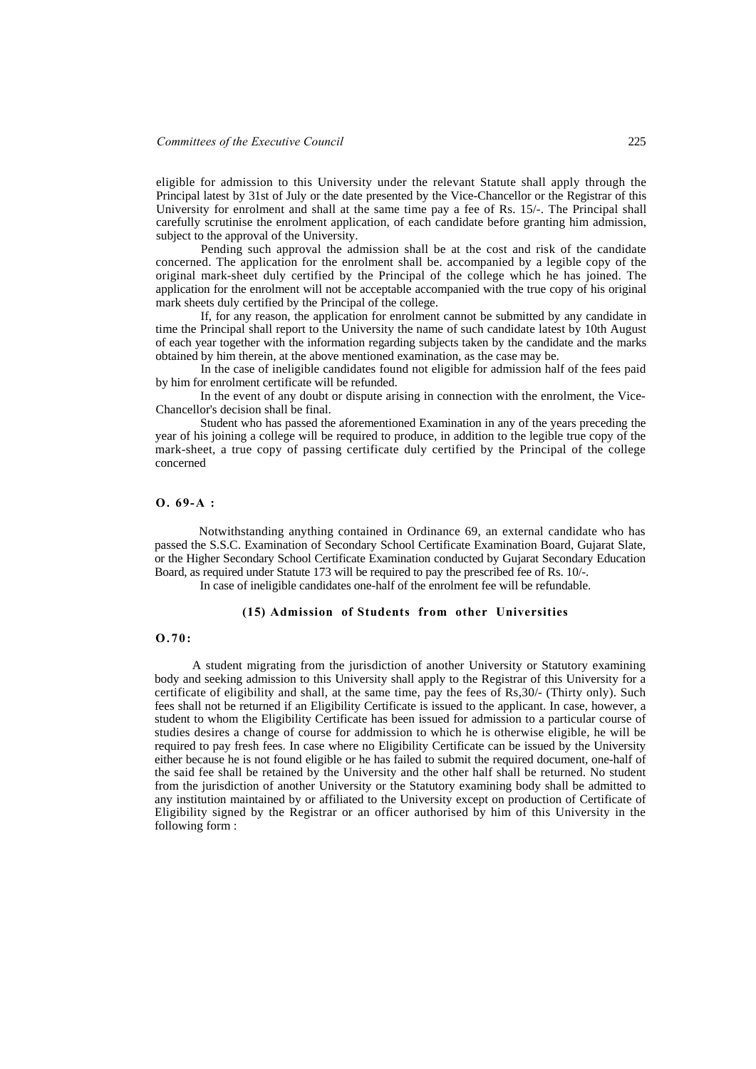eligible for admission to this University under the relevant Statute shall apply through the Principal latest by 31st of July or the date presented by the Vice-Chancellor or the Registrar of this University for enrolment and shall at the same time pay a fee of Rs. 15/-. The Principal shall carefully scrutinise the enrolment application, of each candidate before granting him admission, subject to the approval of the University.

Pending such approval the admission shall be at the cost and risk of the candidate concerned. The application for the enrolment shall be. accompanied by a legible copy of the original mark-sheet duly certified by the Principal of the college which he has joined. The application for the enrolment will not be acceptable accompanied with the true copy of his original mark sheets duly certified by the Principal of the college.

If, for any reason, the application for enrolment cannot be submitted by any candidate in time the Principal shall report to the University the name of such candidate latest by 10th August of each year together with the information regarding subjects taken by the candidate and the marks obtained by him therein, at the above mentioned examination, as the case may be.

In the case of ineligible candidates found not eligible for admission half of the fees paid by him for enrolment certificate will be refunded.

In the event of any doubt or dispute arising in connection with the enrolment, the Vice-Chancellor's decision shall be final.

Student who has passed the aforementioned Examination in any of the years preceding the year of his joining a college will be required to produce, in addition to the legible true copy of the mark-sheet, a true copy of passing certificate duly certified by the Principal of the college concerned

**O. 69-A :**

Notwithstanding anything contained in Ordinance 69, an external candidate who has passed the S.S.C. Examination of Secondary School Certificate Examination Board, Gujarat Slate, or the Higher Secondary School Certificate Examination conducted by Gujarat Secondary Education Board, as required under Statute 173 will be required to pay the prescribed fee of Rs. 10/-.

In case of ineligible candidates one-half of the enrolment fee will be refundable.

### (15) Admission of Students from other Universities

**O.70:**

A student migrating from the jurisdiction of another University or Statutory examining body and seeking admission to this University shall apply to the Registrar of this University for a certificate of eligibility and shall, at the same time, pay the fees of Rs,30/- (Thirty only). Such fees shall not be returned if an Eligibility Certificate is issued to the applicant. In case, however, a student to whom the Eligibility Certificate has been issued for admission to a particular course of studies desires a change of course for addmission to which he is otherwise eligible, he will be required to pay fresh fees. In case where no Eligibility Certificate can be issued by the University either because he is not found eligible or he has failed to submit the required document, one-half of the said fee shall be retained by the University and the other half shall be returned. No student from the jurisdiction of another University or the Statutory examining body shall be admitted to any institution maintained by or affiliated to the University except on production of Certificate of Eligibility signed by the Registrar or an officer authorised by him of this University in the following form :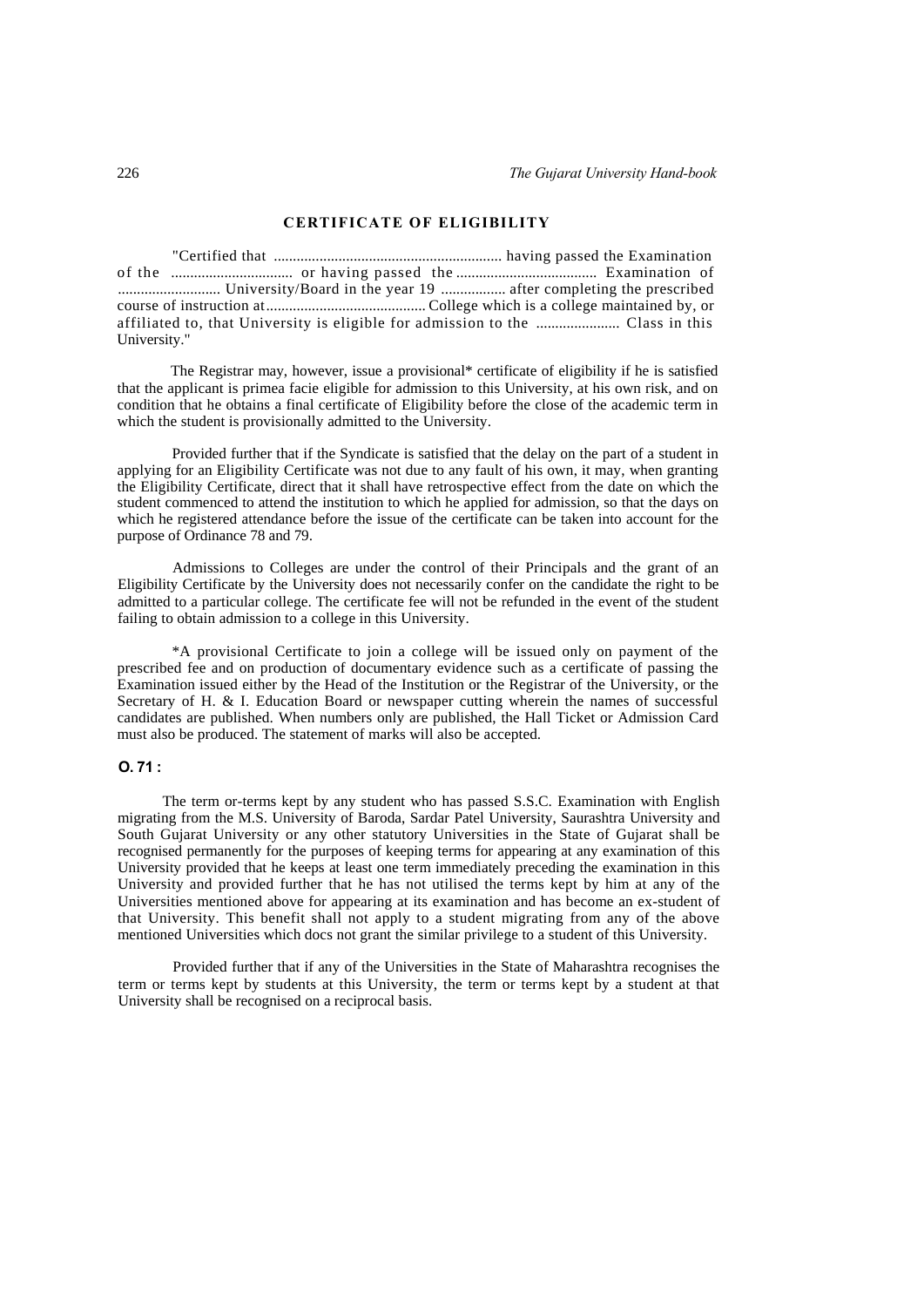## CERTIFICATE OF ELIGIBILITY

"Certified that ............................................................ having passed the Examination of the ................................ or having passed the ..................................... Examination of ........................... University/Board in the year 19 ................. after completing the prescribed course of instruction at.......................................... College which is a college maintained by, or affiliated to, that University is eligible for admission to the ...................... Class in this University."

The Registrar may, however, issue a provisional* certificate of eligibility if he is satisfied that the applicant is primea facie eligible for admission to this University, at his own risk, and on condition that he obtains a final certificate of Eligibility before the close of the academic term in which the student is provisionally admitted to the University.

Provided further that if the Syndicate is satisfied that the delay on the part of a student in applying for an Eligibility Certificate was not due to any fault of his own, it may, when granting the Eligibility Certificate, direct that it shall have retrospective effect from the date on which the student commenced to attend the institution to which he applied for admission, so that the days on which he registered attendance before the issue of the certificate can be taken into account for the purpose of Ordinance 78 and 79.

Admissions to Colleges are under the control of their Principals and the grant of an Eligibility Certificate by the University does not necessarily confer on the candidate the right to be admitted to a particular college. The certificate fee will not be refunded in the event of the student failing to obtain admission to a college in this University.

*A provisional Certificate to join a college will be issued only on payment of the prescribed fee and on production of documentary evidence such as a certificate of passing the Examination issued either by the Head of the Institution or the Registrar of the University, or the Secretary of H. & I. Education Board or newspaper cutting wherein the names of successful candidates are published. When numbers only are published, the Hall Ticket or Admission Card must also be produced. The statement of marks will also be accepted.

**O. 71 :**

The term or-terms kept by any student who has passed S.S.C. Examination with English migrating from the M.S. University of Baroda, Sardar Patel University, Saurashtra University and South Gujarat University or any other statutory Universities in the State of Gujarat shall be recognised permanently for the purposes of keeping terms for appearing at any examination of this University provided that he keeps at least one term immediately preceding the examination in this University and provided further that he has not utilised the terms kept by him at any of the Universities mentioned above for appearing at its examination and has become an ex-student of that University. This benefit shall not apply to a student migrating from any of the above mentioned Universities which docs not grant the similar privilege to a student of this University.

Provided further that if any of the Universities in the State of Maharashtra recognises the term or terms kept by students at this University, the term or terms kept by a student at that University shall be recognised on a reciprocal basis.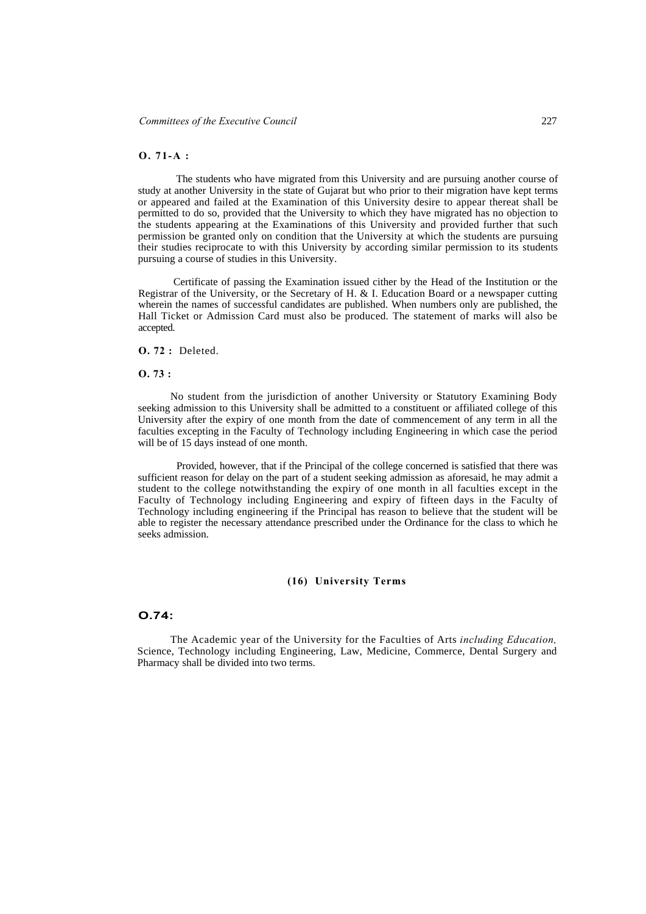**O. 71-A :**

The students who have migrated from this University and are pursuing another course of study at another University in the state of Gujarat but who prior to their migration have kept terms or appeared and failed at the Examination of this University desire to appear thereat shall be permitted to do so, provided that the University to which they have migrated has no objection to the students appearing at the Examinations of this University and provided further that such permission be granted only on condition that the University at which the students are pursuing their studies reciprocate to with this University by according similar permission to its students pursuing a course of studies in this University.

Certificate of passing the Examination issued cither by the Head of the Institution or the Registrar of the University, or the Secretary of H. & I. Education Board or a newspaper cutting wherein the names of successful candidates are published. When numbers only are published, the Hall Ticket or Admission Card must also be produced. The statement of marks will also be accepted.

**O. 72 :** Deleted.

**O. 73 :**

No student from the jurisdiction of another University or Statutory Examining Body seeking admission to this University shall be admitted to a constituent or affiliated college of this University after the expiry of one month from the date of commencement of any term in all the faculties excepting in the Faculty of Technology including Engineering in which case the period will be of 15 days instead of one month.

Provided, however, that if the Principal of the college concerned is satisfied that there was sufficient reason for delay on the part of a student seeking admission as aforesaid, he may admit a student to the college notwithstanding the expiry of one month in all faculties except in the Faculty of Technology including Engineering and expiry of fifteen days in the Faculty of Technology including engineering if the Principal has reason to believe that the student will be able to register the necessary attendance prescribed under the Ordinance for the class to which he seeks admission.

## (16) University Terms

**O.74:**

The Academic year of the University for the Faculties of Arts *including Education,* Science, Technology including Engineering, Law, Medicine, Commerce, Dental Surgery and Pharmacy shall be divided into two terms.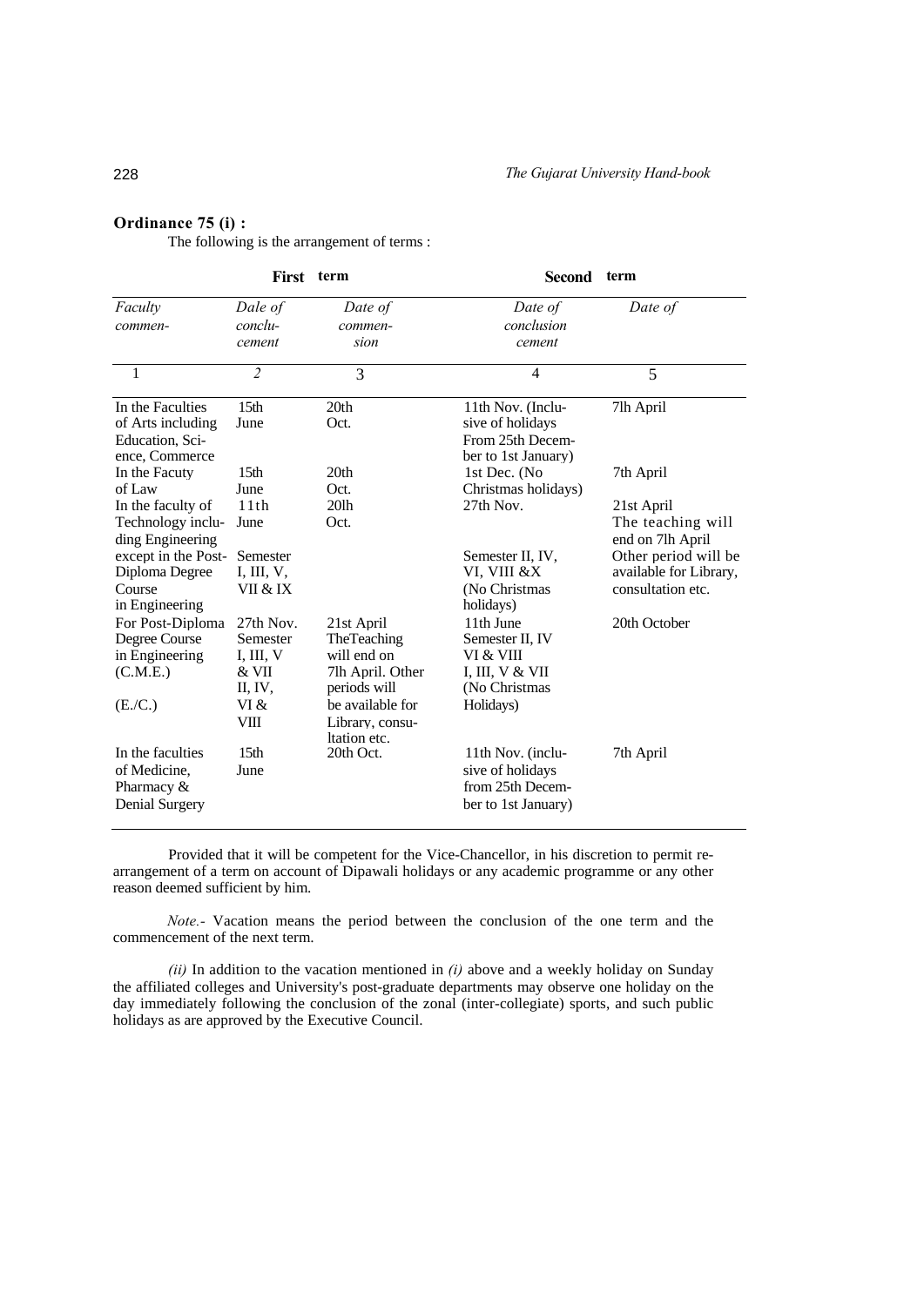**Ordinance 75 (i) :**

The following is the arrangement of terms :

| | First term | | Second term | |
|---|---|---|---|---|
| *Faculty commen-* | *Dale of conclu- cement* | *Date of commen- sion* | *Date of conclusion cement* | *Date of* |
| 1 | 2 | 3 | 4 | 5 |
| In the Faculties of Arts including Education, Science, Commerce | 15th June | 20th Oct. | 11th Nov. (Inclusive of holidays From 25th December to 1st January) | 7lh April |
| In the Facuty of Law | 15th June | 20th Oct. | 1st Dec. (No Christmas holidays) | 7th April |
| In the faculty of Technology including Engineering except in the Post-Diploma Degree Course in Engineering | 11th June Semester I, III, V, VII & IX | 20lh Oct. | 27th Nov. Semester II, IV, VI, VIII &X (No Christmas holidays) | 21st April The teaching will end on 7lh April Other period will be available for Library, consultation etc. |
| For Post-Diploma Degree Course in Engineering (C.M.E.) (E./C.) | 27th Nov. Semester I, III, V & VII II, IV, VI & VIII | 21st April TheTeaching will end on 7lh April. Other periods will be available for Library, consultation etc. | 11th June Semester II, IV VI & VIII I, III, V & VII (No Christmas Holidays) | 20th October |
| In the faculties of Medicine, Pharmacy & Denial Surgery | 15th June | 20th Oct. | 11th Nov. (inclusive of holidays from 25th December to 1st January) | 7th April |

Provided that it will be competent for the Vice-Chancellor, in his discretion to permit re-arrangement of a term on account of Dipawali holidays or any academic programme or any other reason deemed sufficient by him.

*Note.-* Vacation means the period between the conclusion of the one term and the commencement of the next term.

*(ii)* In addition to the vacation mentioned in *(i)* above and a weekly holiday on Sunday the affiliated colleges and University's post-graduate departments may observe one holiday on the day immediately following the conclusion of the zonal (inter-collegiate) sports, and such public holidays as are approved by the Executive Council.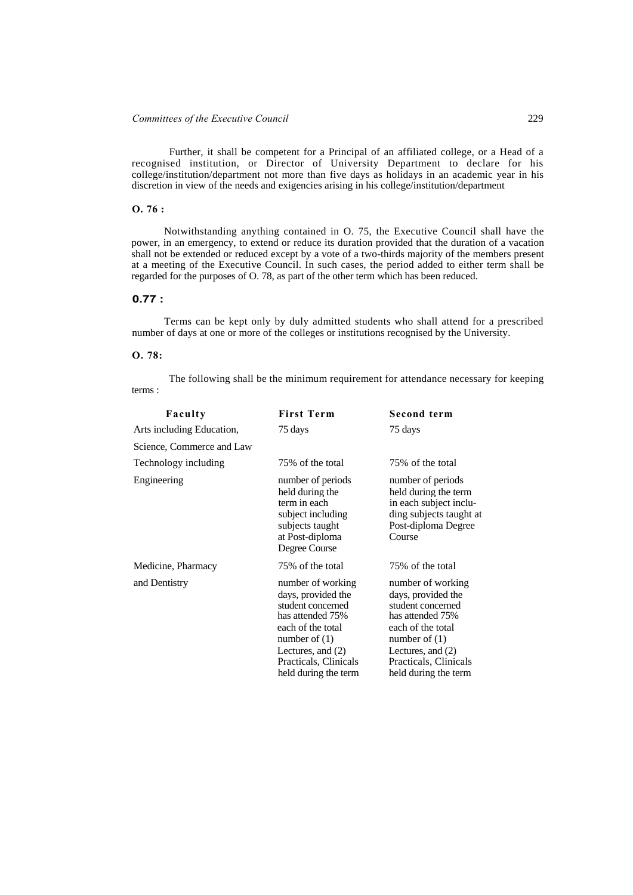Further, it shall be competent for a Principal of an affiliated college, or a Head of a recognised institution, or Director of University Department to declare for his college/institution/department not more than five days as holidays in an academic year in his discretion in view of the needs and exigencies arising in his college/institution/department

**O. 76 :**

Notwithstanding anything contained in O. 75, the Executive Council shall have the power, in an emergency, to extend or reduce its duration provided that the duration of a vacation shall not be extended or reduced except by a vote of a two-thirds majority of the members present at a meeting of the Executive Council. In such cases, the period added to either term shall be regarded for the purposes of O. 78, as part of the other term which has been reduced.

**0.77 :**

Terms can be kept only by duly admitted students who shall attend for a prescribed number of days at one or more of the colleges or institutions recognised by the University.

**O. 78:**

The following shall be the minimum requirement for attendance necessary for keeping terms :

| Faculty | First Term | Second term |
|---|---|---|
| Arts including Education, Science, Commerce and Law | 75 days | 75 days |
| Technology including Engineering | 75% of the total number of periods held during the term in each subject including subjects taught at Post-diploma Degree Course | 75% of the total number of periods held during the term in each subject inclu-ding subjects taught at Post-diploma Degree Course |
| Medicine, Pharmacy and Dentistry | 75% of the total number of working days, provided the student concerned has attended 75% each of the total number of (1) Lectures, and (2) Practicals, Clinicals held during the term | 75% of the total number of working days, provided the student concerned has attended 75% each of the total number of (1) Lectures, and (2) Practicals, Clinicals held during the term |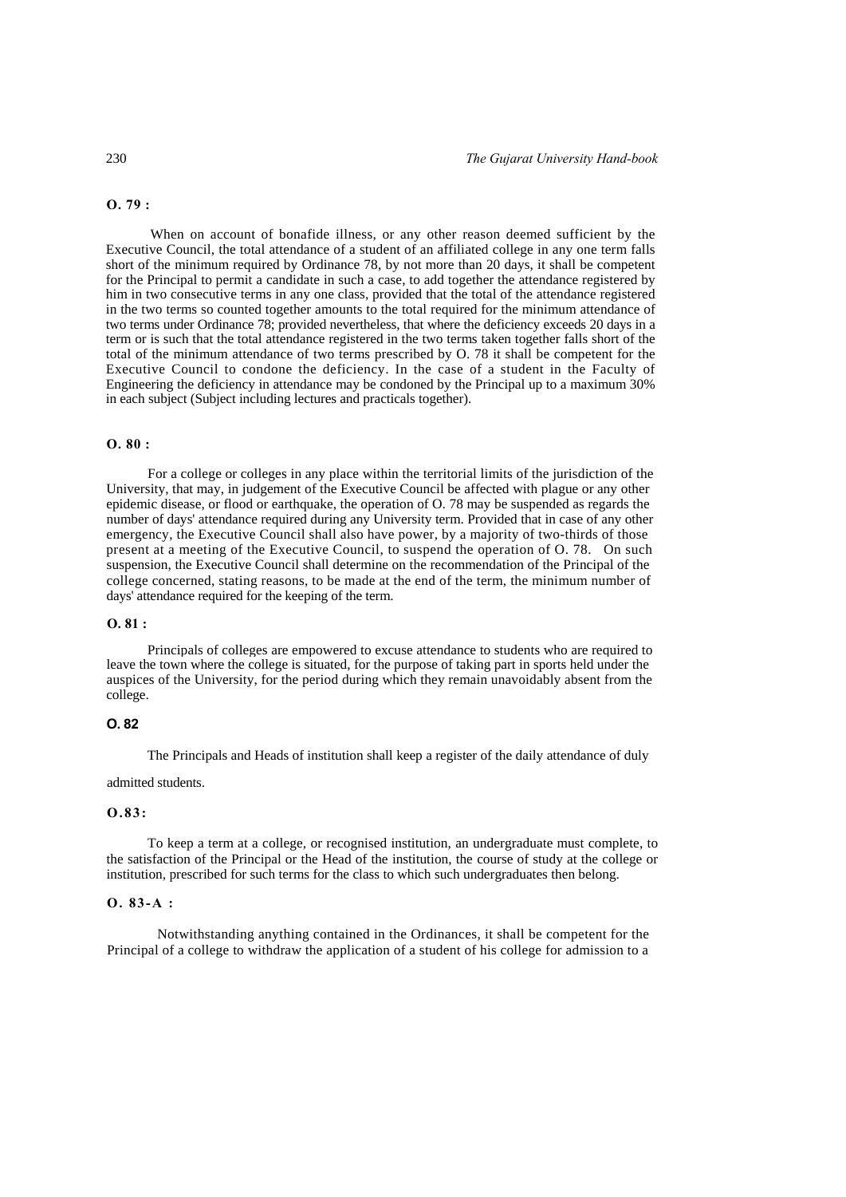**O. 79 :**

When on account of bonafide illness, or any other reason deemed sufficient by the Executive Council, the total attendance of a student of an affiliated college in any one term falls short of the minimum required by Ordinance 78, by not more than 20 days, it shall be competent for the Principal to permit a candidate in such a case, to add together the attendance registered by him in two consecutive terms in any one class, provided that the total of the attendance registered in the two terms so counted together amounts to the total required for the minimum attendance of two terms under Ordinance 78; provided nevertheless, that where the deficiency exceeds 20 days in a term or is such that the total attendance registered in the two terms taken together falls short of the total of the minimum attendance of two terms prescribed by O. 78 it shall be competent for the Executive Council to condone the deficiency. In the case of a student in the Faculty of Engineering the deficiency in attendance may be condoned by the Principal up to a maximum 30% in each subject (Subject including lectures and practicals together).

**O. 80 :**

For a college or colleges in any place within the territorial limits of the jurisdiction of the University, that may, in judgement of the Executive Council be affected with plague or any other epidemic disease, or flood or earthquake, the operation of O. 78 may be suspended as regards the number of days' attendance required during any University term. Provided that in case of any other emergency, the Executive Council shall also have power, by a majority of two-thirds of those present at a meeting of the Executive Council, to suspend the operation of O. 78. On such suspension, the Executive Council shall determine on the recommendation of the Principal of the college concerned, stating reasons, to be made at the end of the term, the minimum number of days' attendance required for the keeping of the term.

**O. 81 :**

Principals of colleges are empowered to excuse attendance to students who are required to leave the town where the college is situated, for the purpose of taking part in sports held under the auspices of the University, for the period during which they remain unavoidably absent from the college.

**O. 82**

The Principals and Heads of institution shall keep a register of the daily attendance of duly admitted students.

**O.83:**

To keep a term at a college, or recognised institution, an undergraduate must complete, to the satisfaction of the Principal or the Head of the institution, the course of study at the college or institution, prescribed for such terms for the class to which such undergraduates then belong.

**O. 83-A :**

Notwithstanding anything contained in the Ordinances, it shall be competent for the Principal of a college to withdraw the application of a student of his college for admission to a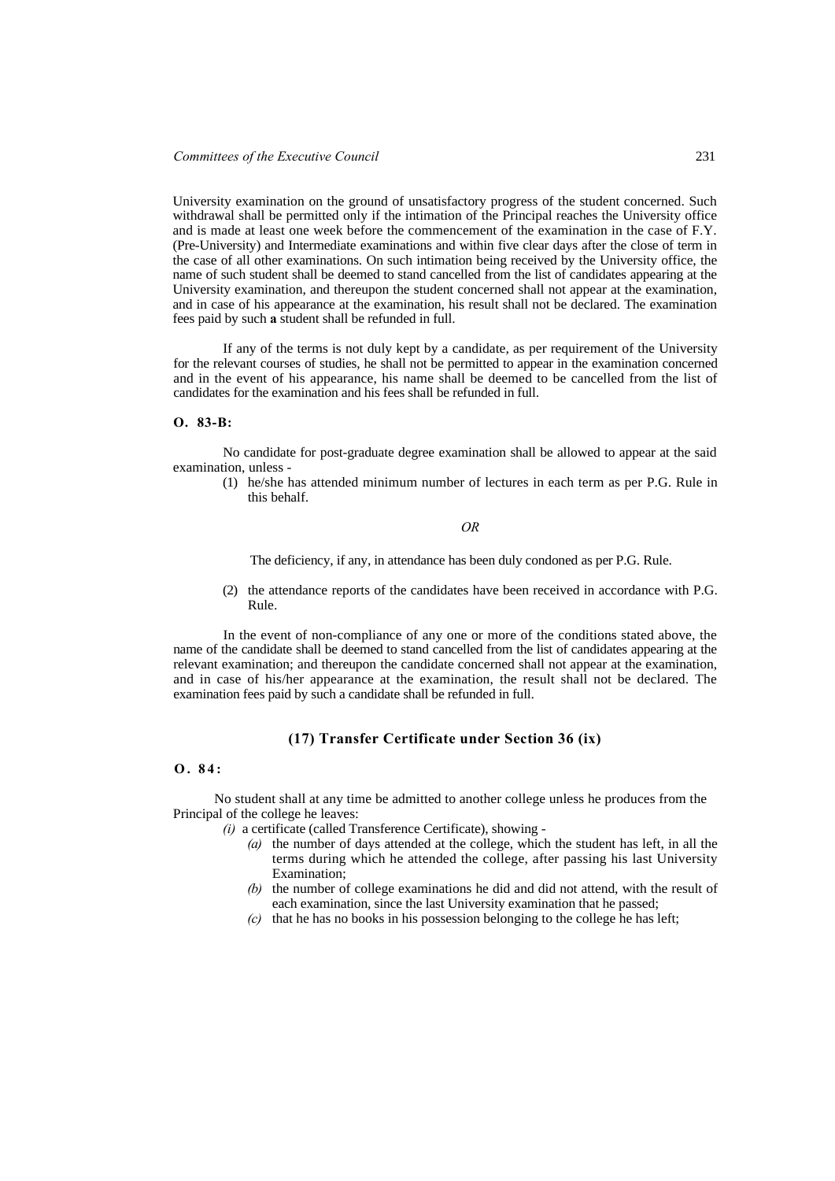University examination on the ground of unsatisfactory progress of the student concerned. Such withdrawal shall be permitted only if the intimation of the Principal reaches the University office and is made at least one week before the commencement of the examination in the case of F.Y. (Pre-University) and Intermediate examinations and within five clear days after the close of term in the case of all other examinations. On such intimation being received by the University office, the name of such student shall be deemed to stand cancelled from the list of candidates appearing at the University examination, and thereupon the student concerned shall not appear at the examination, and in case of his appearance at the examination, his result shall not be declared. The examination fees paid by such **a** student shall be refunded in full.

If any of the terms is not duly kept by a candidate, as per requirement of the University for the relevant courses of studies, he shall not be permitted to appear in the examination concerned and in the event of his appearance, his name shall be deemed to be cancelled from the list of candidates for the examination and his fees shall be refunded in full.

**O. 83-B:**

No candidate for post-graduate degree examination shall be allowed to appear at the said examination, unless -

(1) he/she has attended minimum number of lectures in each term as per P.G. Rule in this behalf.

*OR*

The deficiency, if any, in attendance has been duly condoned as per P.G. Rule.

(2) the attendance reports of the candidates have been received in accordance with P.G. Rule.

In the event of non-compliance of any one or more of the conditions stated above, the name of the candidate shall be deemed to stand cancelled from the list of candidates appearing at the relevant examination; and thereupon the candidate concerned shall not appear at the examination, and in case of his/her appearance at the examination, the result shall not be declared. The examination fees paid by such a candidate shall be refunded in full.

## (17) Transfer Certificate under Section 36 (ix)

**O. 84:**

No student shall at any time be admitted to another college unless he produces from the Principal of the college he leaves:

*(i)* a certificate (called Transference Certificate), showing -

*(a)* the number of days attended at the college, which the student has left, in all the terms during which he attended the college, after passing his last University Examination;

*(b)* the number of college examinations he did and did not attend, with the result of each examination, since the last University examination that he passed;

*(c)* that he has no books in his possession belonging to the college he has left;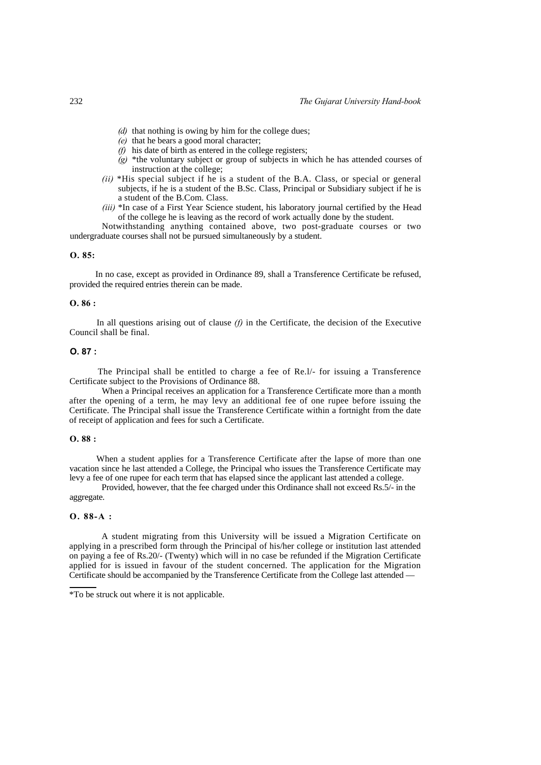(d) that nothing is owing by him for the college dues;

(e) that he bears a good moral character;

(f) his date of birth as entered in the college registers;

(g) *the voluntary subject or group of subjects in which he has attended courses of instruction at the college;

(ii) *His special subject if he is a student of the B.A. Class, or special or general subjects, if he is a student of the B.Sc. Class, Principal or Subsidiary subject if he is a student of the B.Com. Class.

(iii) *In case of a First Year Science student, his laboratory journal certified by the Head of the college he is leaving as the record of work actually done by the student.

Notwithstanding anything contained above, two post-graduate courses or two undergraduate courses shall not be pursued simultaneously by a student.

**O. 85:**

In no case, except as provided in Ordinance 89, shall a Transference Certificate be refused, provided the required entries therein can be made.

**O. 86 :**

In all questions arising out of clause *(f)* in the Certificate, the decision of the Executive Council shall be final.

**O. 87 :**

The Principal shall be entitled to charge a fee of Re.l/- for issuing a Transference Certificate subject to the Provisions of Ordinance 88.

When a Principal receives an application for a Transference Certificate more than a month after the opening of a term, he may levy an additional fee of one rupee before issuing the Certificate. The Principal shall issue the Transference Certificate within a fortnight from the date of receipt of application and fees for such a Certificate.

**O. 88 :**

When a student applies for a Transference Certificate after the lapse of more than one vacation since he last attended a College, the Principal who issues the Transference Certificate may levy a fee of one rupee for each term that has elapsed since the applicant last attended a college.

Provided, however, that the fee charged under this Ordinance shall not exceed Rs.5/- in the aggregate.

**O. 88-A :**

A student migrating from this University will be issued a Migration Certificate on applying in a prescribed form through the Principal of his/her college or institution last attended on paying a fee of Rs.20/- (Twenty) which will in no case be refunded if the Migration Certificate applied for is issued in favour of the student concerned. The application for the Migration Certificate should be accompanied by the Transference Certificate from the College last attended —

---

*To be struck out where it is not applicable.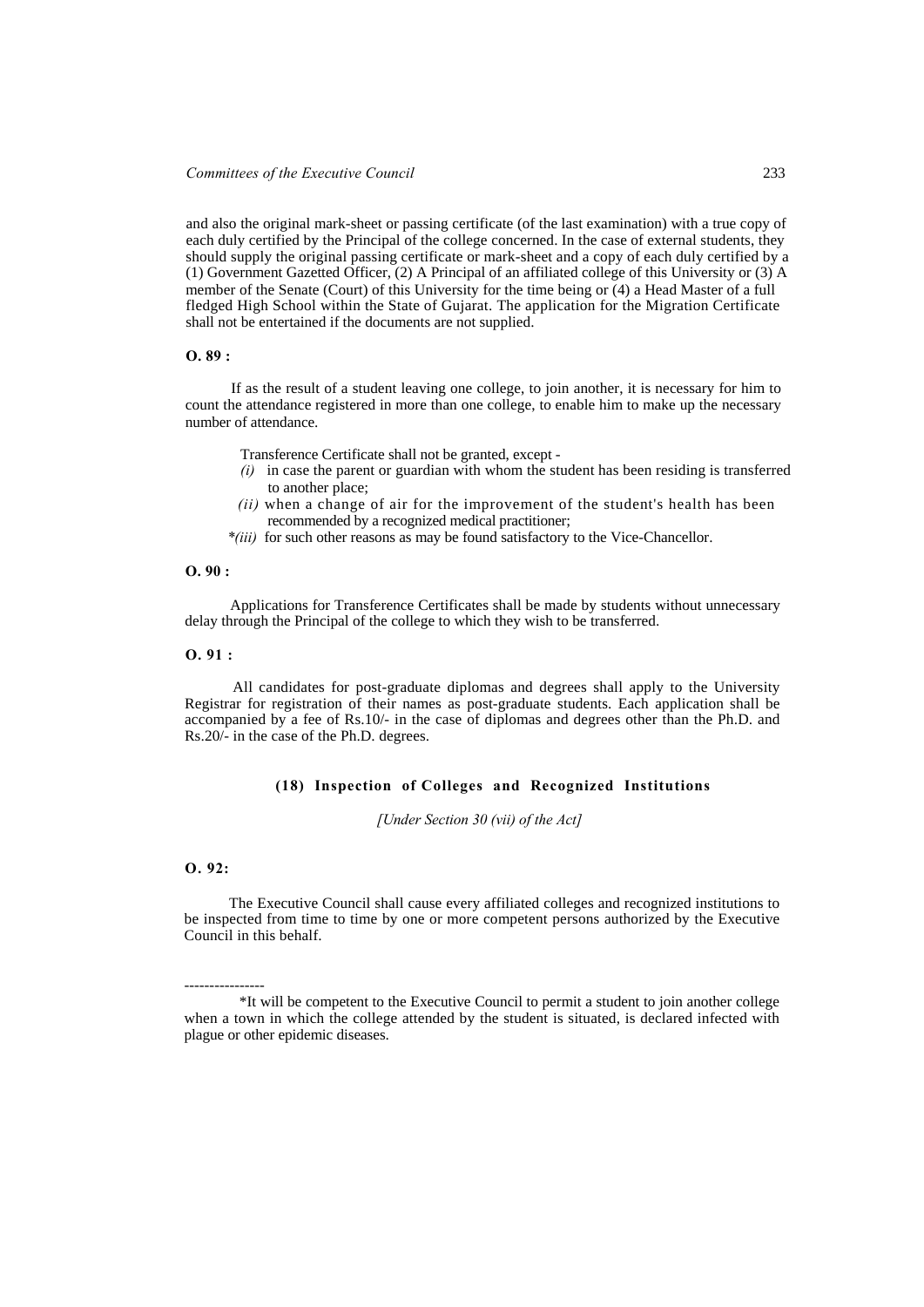and also the original mark-sheet or passing certificate (of the last examination) with a true copy of each duly certified by the Principal of the college concerned. In the case of external students, they should supply the original passing certificate or mark-sheet and a copy of each duly certified by a (1) Government Gazetted Officer, (2) A Principal of an affiliated college of this University or (3) A member of the Senate (Court) of this University for the time being or (4) a Head Master of a full fledged High School within the State of Gujarat. The application for the Migration Certificate shall not be entertained if the documents are not supplied.

**O. 89 :**

If as the result of a student leaving one college, to join another, it is necessary for him to count the attendance registered in more than one college, to enable him to make up the necessary number of attendance.

Transference Certificate shall not be granted, except -

*(i)* in case the parent or guardian with whom the student has been residing is transferred to another place;

*(ii)* when a change of air for the improvement of the student's health has been recommended by a recognized medical practitioner;

\**(iii)* for such other reasons as may be found satisfactory to the Vice-Chancellor.

**O. 90 :**

Applications for Transference Certificates shall be made by students without unnecessary delay through the Principal of the college to which they wish to be transferred.

**O. 91 :**

All candidates for post-graduate diplomas and degrees shall apply to the University Registrar for registration of their names as post-graduate students. Each application shall be accompanied by a fee of Rs.10/- in the case of diplomas and degrees other than the Ph.D. and Rs.20/- in the case of the Ph.D. degrees.

## (18) Inspection of Colleges and Recognized Institutions

*[Under Section 30 (vii) of the Act]*

**O. 92:**

The Executive Council shall cause every affiliated colleges and recognized institutions to be inspected from time to time by one or more competent persons authorized by the Executive Council in this behalf.

----------------

*It will be competent to the Executive Council to permit a student to join another college when a town in which the college attended by the student is situated, is declared infected with plague or other epidemic diseases.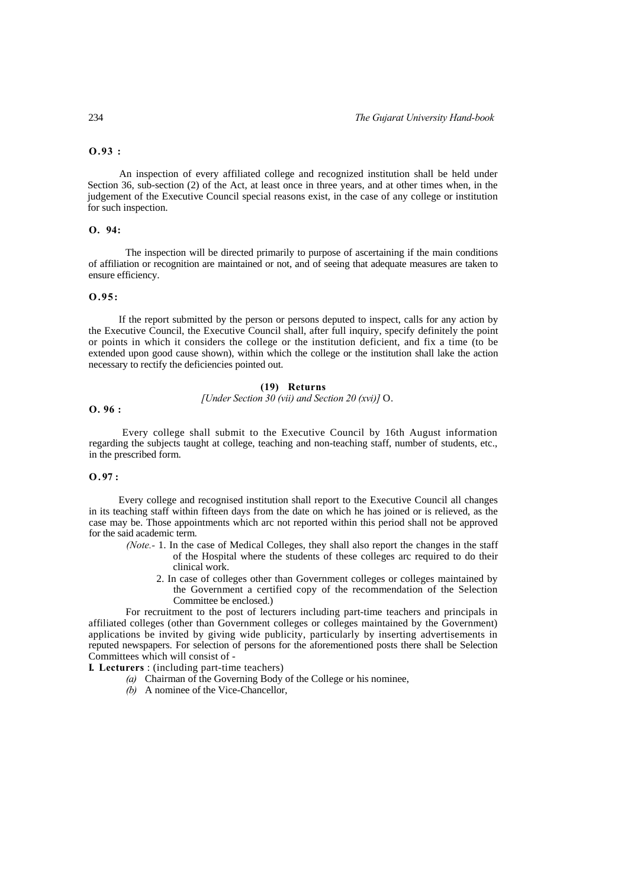**O.93 :**

An inspection of every affiliated college and recognized institution shall be held under Section 36, sub-section (2) of the Act, at least once in three years, and at other times when, in the judgement of the Executive Council special reasons exist, in the case of any college or institution for such inspection.

**O. 94:**

The inspection will be directed primarily to purpose of ascertaining if the main conditions of affiliation or recognition are maintained or not, and of seeing that adequate measures are taken to ensure efficiency.

**O.95:**

If the report submitted by the person or persons deputed to inspect, calls for any action by the Executive Council, the Executive Council shall, after full inquiry, specify definitely the point or points in which it considers the college or the institution deficient, and fix a time (to be extended upon good cause shown), within which the college or the institution shall lake the action necessary to rectify the deficiencies pointed out.

### (19) Returns

*[Under Section 30 (vii) and Section 20 (xvi)]* O.

**O. 96 :**

Every college shall submit to the Executive Council by 16th August information regarding the subjects taught at college, teaching and non-teaching staff, number of students, etc., in the prescribed form.

**O.97 :**

Every college and recognised institution shall report to the Executive Council all changes in its teaching staff within fifteen days from the date on which he has joined or is relieved, as the case may be. Those appointments which arc not reported within this period shall not be approved for the said academic term.

*(Note.-* 1. In the case of Medical Colleges, they shall also report the changes in the staff of the Hospital where the students of these colleges arc required to do their clinical work.

2. In case of colleges other than Government colleges or colleges maintained by the Government a certified copy of the recommendation of the Selection Committee be enclosed.)

For recruitment to the post of lecturers including part-time teachers and principals in affiliated colleges (other than Government colleges or colleges maintained by the Government) applications be invited by giving wide publicity, particularly by inserting advertisements in reputed newspapers. For selection of persons for the aforementioned posts there shall be Selection Committees which will consist of -

**I. Lecturers** : (including part-time teachers)

*(a)* Chairman of the Governing Body of the College or his nominee,

*(b)* A nominee of the Vice-Chancellor,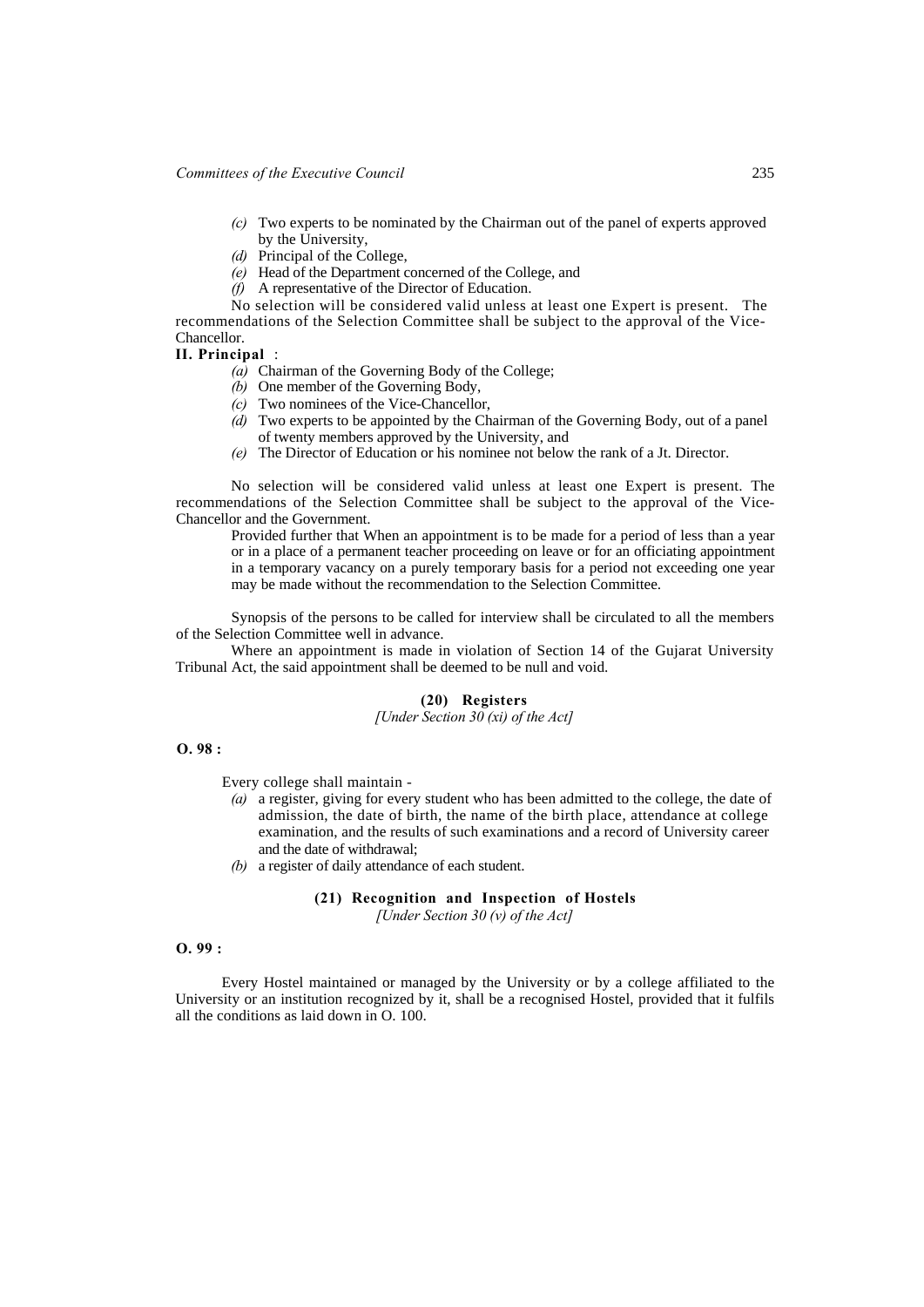*(c)* Two experts to be nominated by the Chairman out of the panel of experts approved by the University,

*(d)* Principal of the College,

*(e)* Head of the Department concerned of the College, and

*(f)* A representative of the Director of Education.

No selection will be considered valid unless at least one Expert is present. The recommendations of the Selection Committee shall be subject to the approval of the Vice-Chancellor.

**II. Principal** :

*(a)* Chairman of the Governing Body of the College;

*(b)* One member of the Governing Body,

*(c)* Two nominees of the Vice-Chancellor,

*(d)* Two experts to be appointed by the Chairman of the Governing Body, out of a panel of twenty members approved by the University, and

*(e)* The Director of Education or his nominee not below the rank of a Jt. Director.

No selection will be considered valid unless at least one Expert is present. The recommendations of the Selection Committee shall be subject to the approval of the Vice-Chancellor and the Government.

Provided further that When an appointment is to be made for a period of less than a year or in a place of a permanent teacher proceeding on leave or for an officiating appointment in a temporary vacancy on a purely temporary basis for a period not exceeding one year may be made without the recommendation to the Selection Committee.

Synopsis of the persons to be called for interview shall be circulated to all the members of the Selection Committee well in advance.

Where an appointment is made in violation of Section 14 of the Gujarat University Tribunal Act, the said appointment shall be deemed to be null and void.

## (20) Registers

*[Under Section 30 (xi) of the Act]*

**O. 98 :**

Every college shall maintain -

*(a)* a register, giving for every student who has been admitted to the college, the date of admission, the date of birth, the name of the birth place, attendance at college examination, and the results of such examinations and a record of University career and the date of withdrawal;

*(b)* a register of daily attendance of each student.

## (21) Recognition and Inspection of Hostels

*[Under Section 30 (v) of the Act]*

**O. 99 :**

Every Hostel maintained or managed by the University or by a college affiliated to the University or an institution recognized by it, shall be a recognised Hostel, provided that it fulfils all the conditions as laid down in O. 100.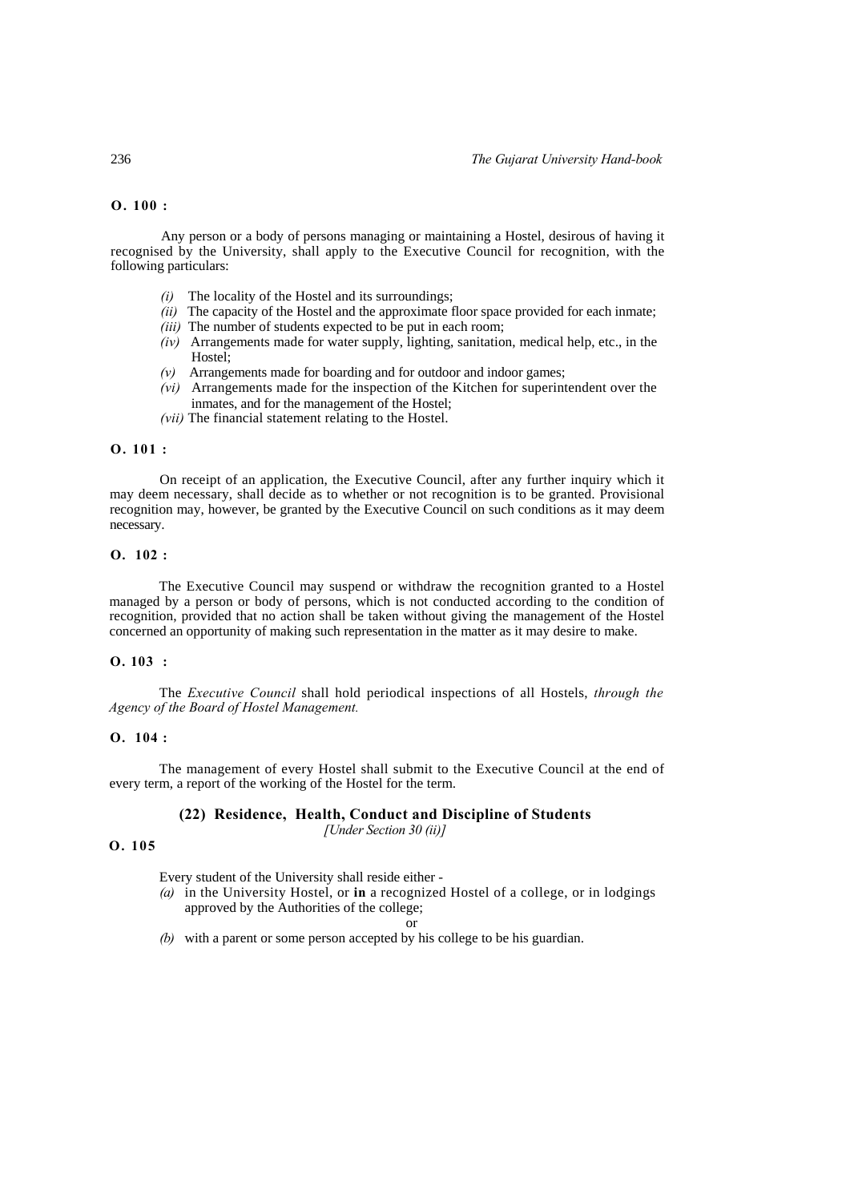**O. 100 :**

Any person or a body of persons managing or maintaining a Hostel, desirous of having it recognised by the University, shall apply to the Executive Council for recognition, with the following particulars:

*(i)* The locality of the Hostel and its surroundings;
*(ii)* The capacity of the Hostel and the approximate floor space provided for each inmate;
*(iii)* The number of students expected to be put in each room;
*(iv)* Arrangements made for water supply, lighting, sanitation, medical help, etc., in the Hostel;
*(v)* Arrangements made for boarding and for outdoor and indoor games;
*(vi)* Arrangements made for the inspection of the Kitchen for superintendent over the inmates, and for the management of the Hostel;
*(vii)* The financial statement relating to the Hostel.

**O. 101 :**

On receipt of an application, the Executive Council, after any further inquiry which it may deem necessary, shall decide as to whether or not recognition is to be granted. Provisional recognition may, however, be granted by the Executive Council on such conditions as it may deem necessary.

**O. 102 :**

The Executive Council may suspend or withdraw the recognition granted to a Hostel managed by a person or body of persons, which is not conducted according to the condition of recognition, provided that no action shall be taken without giving the management of the Hostel concerned an opportunity of making such representation in the matter as it may desire to make.

**O. 103 :**

The *Executive Council* shall hold periodical inspections of all Hostels, *through the Agency of the Board of Hostel Management.*

**O. 104 :**

The management of every Hostel shall submit to the Executive Council at the end of every term, a report of the working of the Hostel for the term.

## (22) Residence, Health, Conduct and Discipline of Students

*[Under Section 30 (ii)]*

**O. 105**

Every student of the University shall reside either -

*(a)* in the University Hostel, or **in** a recognized Hostel of a college, or in lodgings approved by the Authorities of the college;

or

*(b)* with a parent or some person accepted by his college to be his guardian.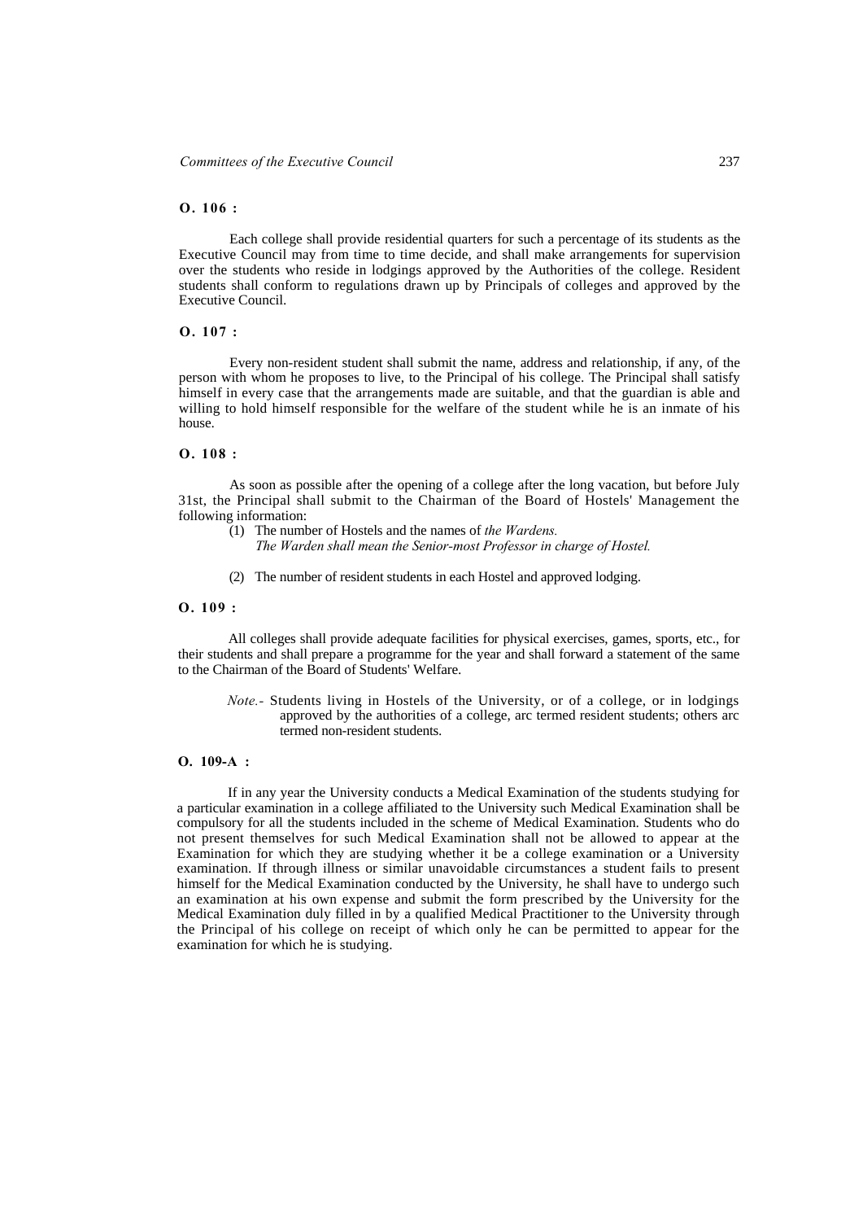**O. 106 :**

Each college shall provide residential quarters for such a percentage of its students as the Executive Council may from time to time decide, and shall make arrangements for supervision over the students who reside in lodgings approved by the Authorities of the college. Resident students shall conform to regulations drawn up by Principals of colleges and approved by the Executive Council.

**O. 107 :**

Every non-resident student shall submit the name, address and relationship, if any, of the person with whom he proposes to live, to the Principal of his college. The Principal shall satisfy himself in every case that the arrangements made are suitable, and that the guardian is able and willing to hold himself responsible for the welfare of the student while he is an inmate of his house.

**O. 108 :**

As soon as possible after the opening of a college after the long vacation, but before July 31st, the Principal shall submit to the Chairman of the Board of Hostels' Management the following information:

(1) The number of Hostels and the names of *the Wardens.*
*The Warden shall mean the Senior-most Professor in charge of Hostel.*

(2) The number of resident students in each Hostel and approved lodging.

**O. 109 :**

All colleges shall provide adequate facilities for physical exercises, games, sports, etc., for their students and shall prepare a programme for the year and shall forward a statement of the same to the Chairman of the Board of Students' Welfare.

*Note.-* Students living in Hostels of the University, or of a college, or in lodgings approved by the authorities of a college, arc termed resident students; others arc termed non-resident students.

**O. 109-A :**

If in any year the University conducts a Medical Examination of the students studying for a particular examination in a college affiliated to the University such Medical Examination shall be compulsory for all the students included in the scheme of Medical Examination. Students who do not present themselves for such Medical Examination shall not be allowed to appear at the Examination for which they are studying whether it be a college examination or a University examination. If through illness or similar unavoidable circumstances a student fails to present himself for the Medical Examination conducted by the University, he shall have to undergo such an examination at his own expense and submit the form prescribed by the University for the Medical Examination duly filled in by a qualified Medical Practitioner to the University through the Principal of his college on receipt of which only he can be permitted to appear for the examination for which he is studying.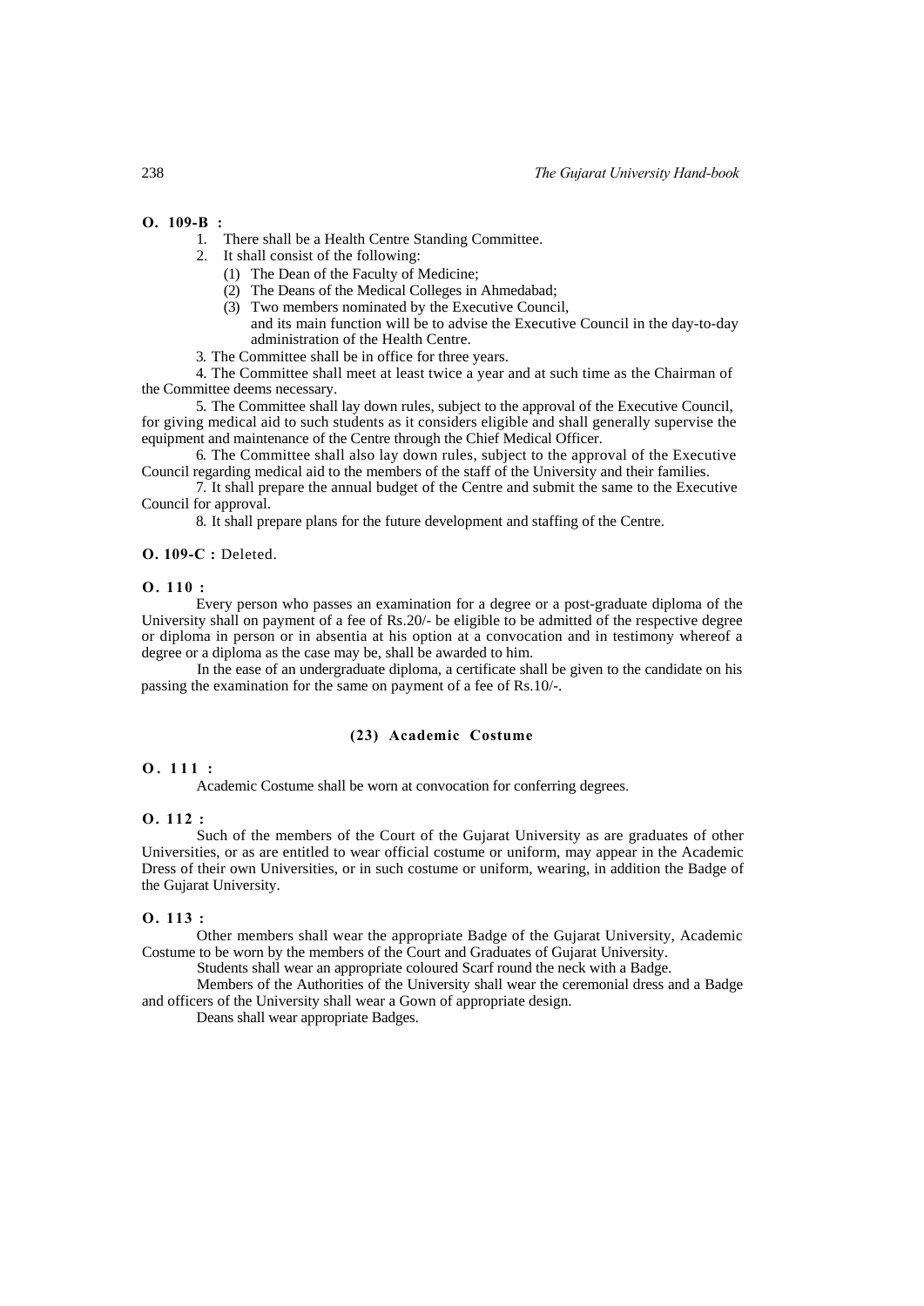**O. 109-B :**

1. There shall be a Health Centre Standing Committee.
2. It shall consist of the following:
   (1) The Dean of the Faculty of Medicine;
   (2) The Deans of the Medical Colleges in Ahmedabad;
   (3) Two members nominated by the Executive Council,
   and its main function will be to advise the Executive Council in the day-to-day administration of the Health Centre.

3. The Committee shall be in office for three years.

4. The Committee shall meet at least twice a year and at such time as the Chairman of the Committee deems necessary.

5. The Committee shall lay down rules, subject to the approval of the Executive Council, for giving medical aid to such students as it considers eligible and shall generally supervise the equipment and maintenance of the Centre through the Chief Medical Officer.

6. The Committee shall also lay down rules, subject to the approval of the Executive Council regarding medical aid to the members of the staff of the University and their families.

7. It shall prepare the annual budget of the Centre and submit the same to the Executive Council for approval.

8. It shall prepare plans for the future development and staffing of the Centre.

**O. 109-C :** Deleted.

**O. 110 :**

Every person who passes an examination for a degree or a post-graduate diploma of the University shall on payment of a fee of Rs.20/- be eligible to be admitted of the respective degree or diploma in person or in absentia at his option at a convocation and in testimony whereof a degree or a diploma as the case may be, shall be awarded to him.

In the ease of an undergraduate diploma, a certificate shall be given to the candidate on his passing the examination for the same on payment of a fee of Rs.10/-.

## (23) Academic Costume

**O. 111 :**

Academic Costume shall be worn at convocation for conferring degrees.

**O. 112 :**

Such of the members of the Court of the Gujarat University as are graduates of other Universities, or as are entitled to wear official costume or uniform, may appear in the Academic Dress of their own Universities, or in such costume or uniform, wearing, in addition the Badge of the Gujarat University.

**O. 113 :**

Other members shall wear the appropriate Badge of the Gujarat University, Academic Costume to be worn by the members of the Court and Graduates of Gujarat University.

Students shall wear an appropriate coloured Scarf round the neck with a Badge.

Members of the Authorities of the University shall wear the ceremonial dress and a Badge and officers of the University shall wear a Gown of appropriate design.

Deans shall wear appropriate Badges.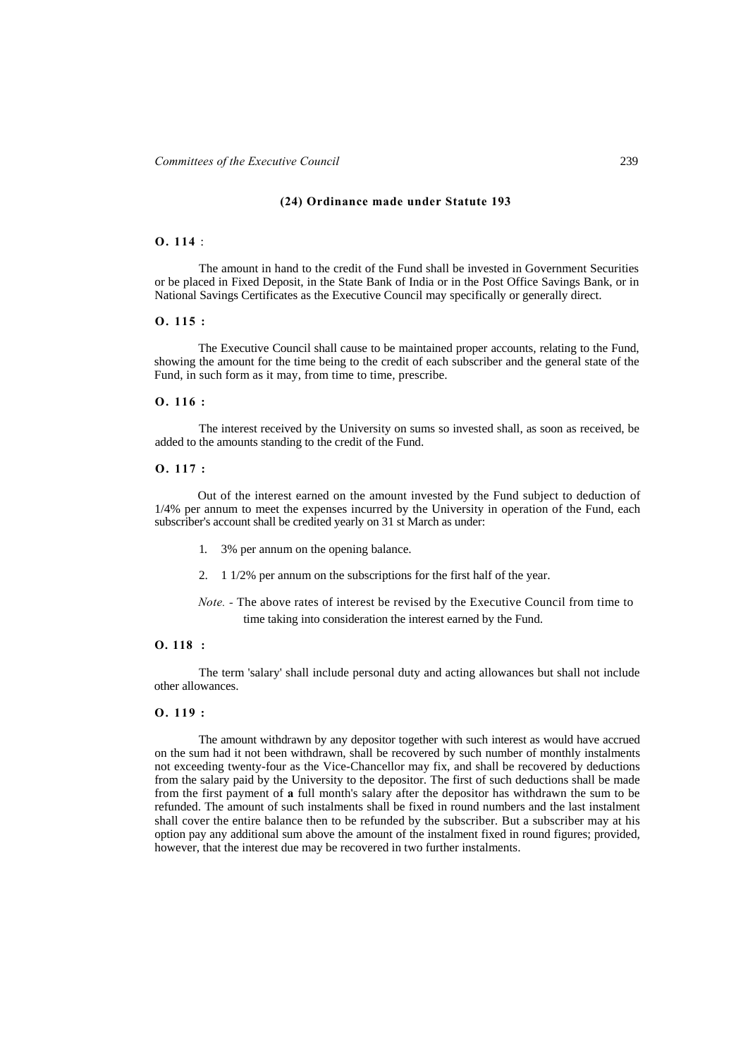### (24) Ordinance made under Statute 193

**O. 114** :

The amount in hand to the credit of the Fund shall be invested in Government Securities or be placed in Fixed Deposit, in the State Bank of India or in the Post Office Savings Bank, or in National Savings Certificates as the Executive Council may specifically or generally direct.

**O. 115 :**

The Executive Council shall cause to be maintained proper accounts, relating to the Fund, showing the amount for the time being to the credit of each subscriber and the general state of the Fund, in such form as it may, from time to time, prescribe.

**O. 116 :**

The interest received by the University on sums so invested shall, as soon as received, be added to the amounts standing to the credit of the Fund.

**O. 117 :**

Out of the interest earned on the amount invested by the Fund subject to deduction of 1/4% per annum to meet the expenses incurred by the University in operation of the Fund, each subscriber's account shall be credited yearly on 31 st March as under:

1. 3% per annum on the opening balance.
2. 1 1/2% per annum on the subscriptions for the first half of the year.

*Note.* - The above rates of interest be revised by the Executive Council from time to time taking into consideration the interest earned by the Fund.

**O. 118 :**

The term 'salary' shall include personal duty and acting allowances but shall not include other allowances.

**O. 119 :**

The amount withdrawn by any depositor together with such interest as would have accrued on the sum had it not been withdrawn, shall be recovered by such number of monthly instalments not exceeding twenty-four as the Vice-Chancellor may fix, and shall be recovered by deductions from the salary paid by the University to the depositor. The first of such deductions shall be made from the first payment of **a** full month's salary after the depositor has withdrawn the sum to be refunded. The amount of such instalments shall be fixed in round numbers and the last instalment shall cover the entire balance then to be refunded by the subscriber. But a subscriber may at his option pay any additional sum above the amount of the instalment fixed in round figures; provided, however, that the interest due may be recovered in two further instalments.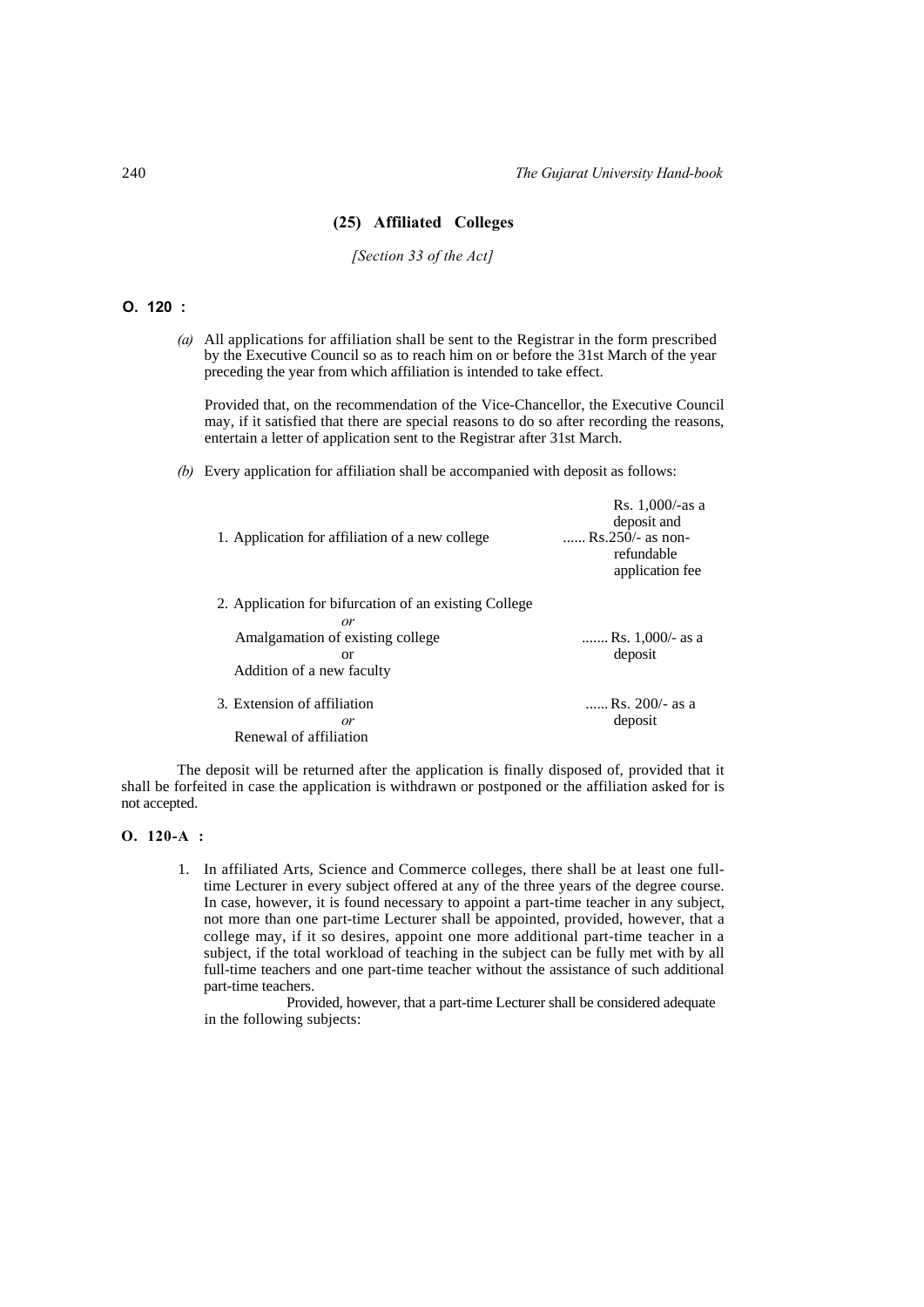## (25) Affiliated Colleges

*[Section 33 of the Act]*

**O. 120 :**

*(a)* All applications for affiliation shall be sent to the Registrar in the form prescribed by the Executive Council so as to reach him on or before the 31st March of the year preceding the year from which affiliation is intended to take effect.

Provided that, on the recommendation of the Vice-Chancellor, the Executive Council may, if it satisfied that there are special reasons to do so after recording the reasons, entertain a letter of application sent to the Registrar after 31st March.

*(b)* Every application for affiliation shall be accompanied with deposit as follows:

| | |
|---|---|
| 1. Application for affiliation of a new college | ...... Rs. 1,000/-as a deposit and Rs.250/- as non-refundable application fee |
| 2. Application for bifurcation of an existing College *or* Amalgamation of existing college or Addition of a new faculty | ....... Rs. 1,000/- as a deposit |
| 3. Extension of affiliation *or* Renewal of affiliation | ...... Rs. 200/- as a deposit |

The deposit will be returned after the application is finally disposed of, provided that it shall be forfeited in case the application is withdrawn or postponed or the affiliation asked for is not accepted.

**O. 120-A :**

1. In affiliated Arts, Science and Commerce colleges, there shall be at least one full-time Lecturer in every subject offered at any of the three years of the degree course. In case, however, it is found necessary to appoint a part-time teacher in any subject, not more than one part-time Lecturer shall be appointed, provided, however, that a college may, if it so desires, appoint one more additional part-time teacher in a subject, if the total workload of teaching in the subject can be fully met with by all full-time teachers and one part-time teacher without the assistance of such additional part-time teachers.

   Provided, however, that a part-time Lecturer shall be considered adequate in the following subjects: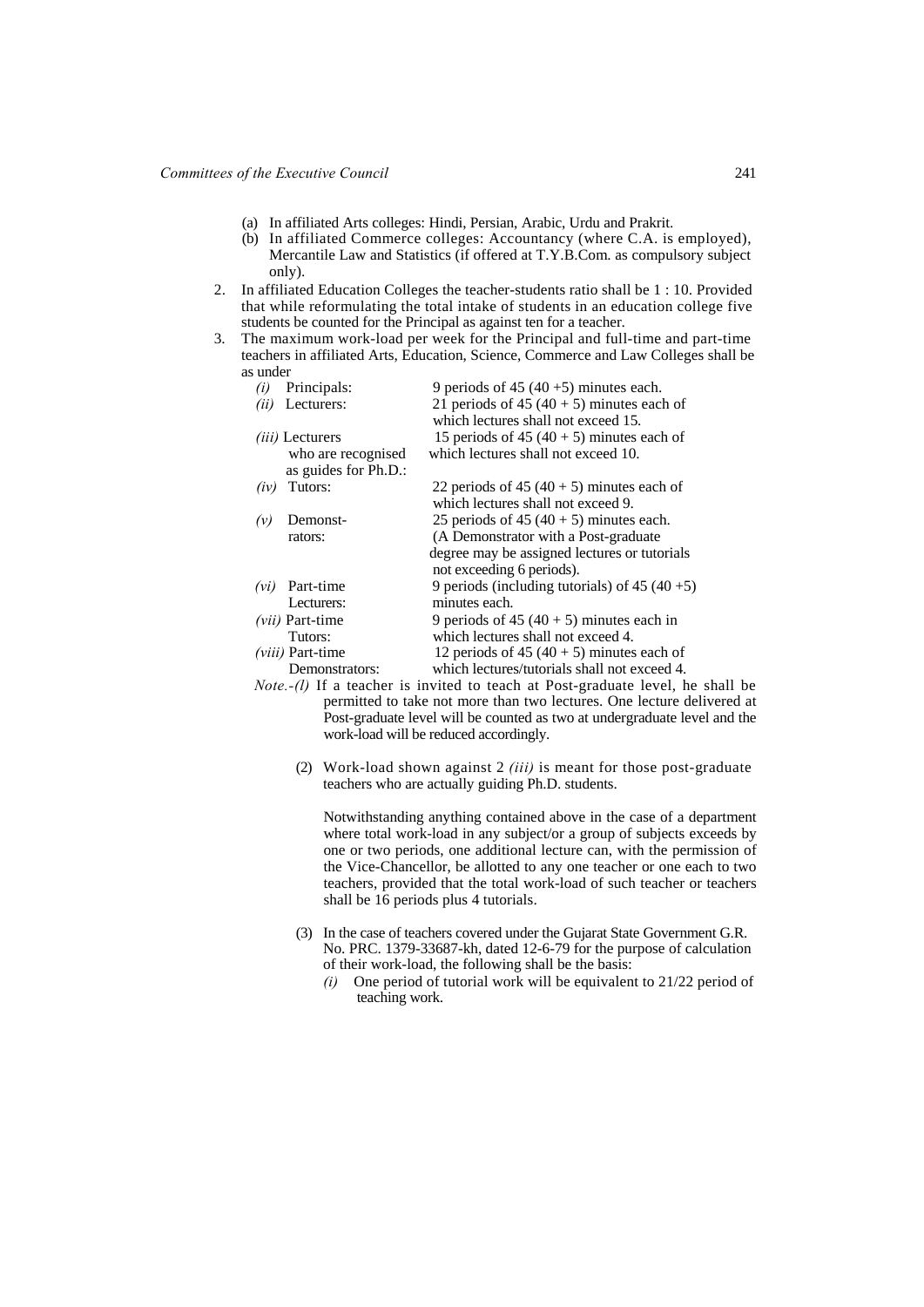(a) In affiliated Arts colleges: Hindi, Persian, Arabic, Urdu and Prakrit.

(b) In affiliated Commerce colleges: Accountancy (where C.A. is employed), Mercantile Law and Statistics (if offered at T.Y.B.Com. as compulsory subject only).

2. In affiliated Education Colleges the teacher-students ratio shall be 1 : 10. Provided that while reformulating the total intake of students in an education college five students be counted for the Principal as against ten for a teacher.

3. The maximum work-load per week for the Principal and full-time and part-time teachers in affiliated Arts, Education, Science, Commerce and Law Colleges shall be as under

| | |
|---|---|
| *(i)* Principals: | 9 periods of 45 (40 +5) minutes each. |
| *(ii)* Lecturers: | 21 periods of 45 (40 + 5) minutes each of which lectures shall not exceed 15. |
| *(iii)* Lecturers who are recognised as guides for Ph.D.: | 15 periods of 45 (40 + 5) minutes each of which lectures shall not exceed 10. |
| *(iv)* Tutors: | 22 periods of 45 (40 + 5) minutes each of which lectures shall not exceed 9. |
| *(v)* Demonstrators: | 25 periods of 45 (40 + 5) minutes each. (A Demonstrator with a Post-graduate degree may be assigned lectures or tutorials not exceeding 6 periods). |
| *(vi)* Part-time Lecturers: | 9 periods (including tutorials) of 45 (40 +5) minutes each. |
| *(vii)* Part-time Tutors: | 9 periods of 45 (40 + 5) minutes each in which lectures shall not exceed 4. |
| *(viii)* Part-time Demonstrators: | 12 periods of 45 (40 + 5) minutes each of which lectures/tutorials shall not exceed 4. |

*Note.-(l)* If a teacher is invited to teach at Post-graduate level, he shall be permitted to take not more than two lectures. One lecture delivered at Post-graduate level will be counted as two at undergraduate level and the work-load will be reduced accordingly.

(2) Work-load shown against 2 *(iii)* is meant for those post-graduate teachers who are actually guiding Ph.D. students.

Notwithstanding anything contained above in the case of a department where total work-load in any subject/or a group of subjects exceeds by one or two periods, one additional lecture can, with the permission of the Vice-Chancellor, be allotted to any one teacher or one each to two teachers, provided that the total work-load of such teacher or teachers shall be 16 periods plus 4 tutorials.

(3) In the case of teachers covered under the Gujarat State Government G.R. No. PRC. 1379-33687-kh, dated 12-6-79 for the purpose of calculation of their work-load, the following shall be the basis:

*(i)* One period of tutorial work will be equivalent to 21/22 period of teaching work.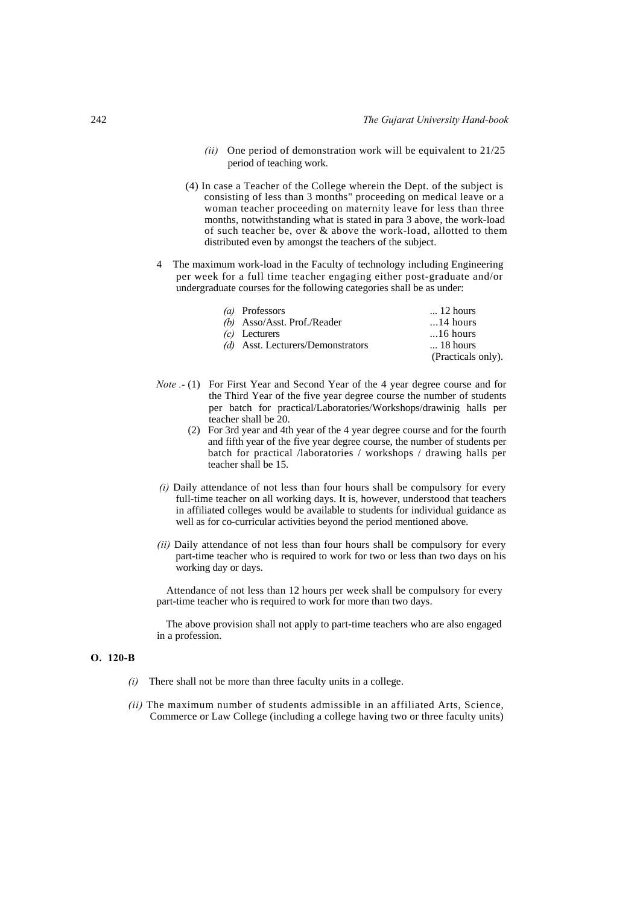*(ii)* One period of demonstration work will be equivalent to 21/25 period of teaching work.

(4) In case a Teacher of the College wherein the Dept. of the subject is consisting of less than 3 months" proceeding on medical leave or a woman teacher proceeding on maternity leave for less than three months, notwithstanding what is stated in para 3 above, the work-load of such teacher be, over & above the work-load, allotted to them distributed even by amongst the teachers of the subject.

4 The maximum work-load in the Faculty of technology including Engineering per week for a full time teacher engaging either post-graduate and/or undergraduate courses for the following categories shall be as under:

| | |
|---|---|
| *(a)* Professors | ... 12 hours |
| *(b)* Asso/Asst. Prof./Reader | ...14 hours |
| *(c)* Lecturers | ...16 hours |
| *(d)* Asst. Lecturers/Demonstrators | ... 18 hours (Practicals only). |

*Note .-* (1) For First Year and Second Year of the 4 year degree course and for the Third Year of the five year degree course the number of students per batch for practical/Laboratories/Workshops/drawinig halls per teacher shall be 20.

(2) For 3rd year and 4th year of the 4 year degree course and for the fourth and fifth year of the five year degree course, the number of students per batch for practical /laboratories / workshops / drawing halls per teacher shall be 15.

*(i)* Daily attendance of not less than four hours shall be compulsory for every full-time teacher on all working days. It is, however, understood that teachers in affiliated colleges would be available to students for individual guidance as well as for co-curricular activities beyond the period mentioned above.

*(ii)* Daily attendance of not less than four hours shall be compulsory for every part-time teacher who is required to work for two or less than two days on his working day or days.

Attendance of not less than 12 hours per week shall be compulsory for every part-time teacher who is required to work for more than two days.

The above provision shall not apply to part-time teachers who are also engaged in a profession.

**O. 120-B**

*(i)* There shall not be more than three faculty units in a college.

*(ii)* The maximum number of students admissible in an affiliated Arts, Science, Commerce or Law College (including a college having two or three faculty units)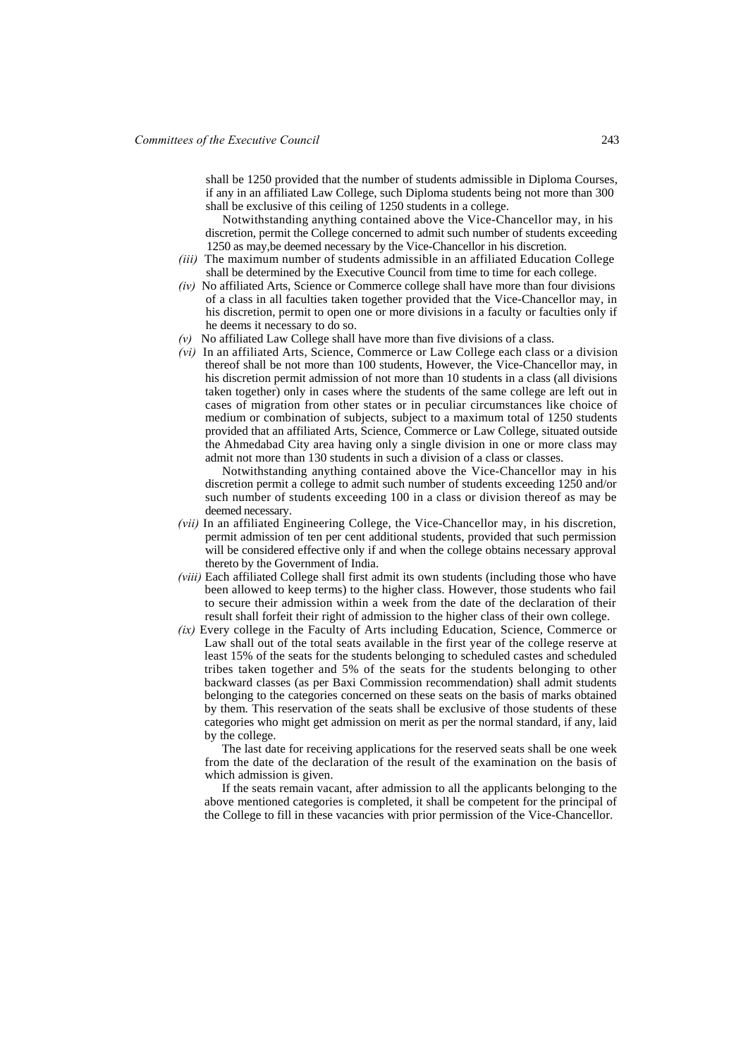shall be 1250 provided that the number of students admissible in Diploma Courses, if any in an affiliated Law College, such Diploma students being not more than 300 shall be exclusive of this ceiling of 1250 students in a college.

Notwithstanding anything contained above the Vice-Chancellor may, in his discretion, permit the College concerned to admit such number of students exceeding 1250 as may,be deemed necessary by the Vice-Chancellor in his discretion.

*(iii)* The maximum number of students admissible in an affiliated Education College shall be determined by the Executive Council from time to time for each college.

*(iv)* No affiliated Arts, Science or Commerce college shall have more than four divisions of a class in all faculties taken together provided that the Vice-Chancellor may, in his discretion, permit to open one or more divisions in a faculty or faculties only if he deems it necessary to do so.

*(v)* No affiliated Law College shall have more than five divisions of a class.

*(vi)* In an affiliated Arts, Science, Commerce or Law College each class or a division thereof shall be not more than 100 students, However, the Vice-Chancellor may, in his discretion permit admission of not more than 10 students in a class (all divisions taken together) only in cases where the students of the same college are left out in cases of migration from other states or in peculiar circumstances like choice of medium or combination of subjects, subject to a maximum total of 1250 students provided that an affiliated Arts, Science, Commerce or Law College, situated outside the Ahmedabad City area having only a single division in one or more class may admit not more than 130 students in such a division of a class or classes.

Notwithstanding anything contained above the Vice-Chancellor may in his discretion permit a college to admit such number of students exceeding 1250 and/or such number of students exceeding 100 in a class or division thereof as may be deemed necessary.

*(vii)* In an affiliated Engineering College, the Vice-Chancellor may, in his discretion, permit admission of ten per cent additional students, provided that such permission will be considered effective only if and when the college obtains necessary approval thereto by the Government of India.

*(viii)* Each affiliated College shall first admit its own students (including those who have been allowed to keep terms) to the higher class. However, those students who fail to secure their admission within a week from the date of the declaration of their result shall forfeit their right of admission to the higher class of their own college.

*(ix)* Every college in the Faculty of Arts including Education, Science, Commerce or Law shall out of the total seats available in the first year of the college reserve at least 15% of the seats for the students belonging to scheduled castes and scheduled tribes taken together and 5% of the seats for the students belonging to other backward classes (as per Baxi Commission recommendation) shall admit students belonging to the categories concerned on these seats on the basis of marks obtained by them. This reservation of the seats shall be exclusive of those students of these categories who might get admission on merit as per the normal standard, if any, laid by the college.

The last date for receiving applications for the reserved seats shall be one week from the date of the declaration of the result of the examination on the basis of which admission is given.

If the seats remain vacant, after admission to all the applicants belonging to the above mentioned categories is completed, it shall be competent for the principal of the College to fill in these vacancies with prior permission of the Vice-Chancellor.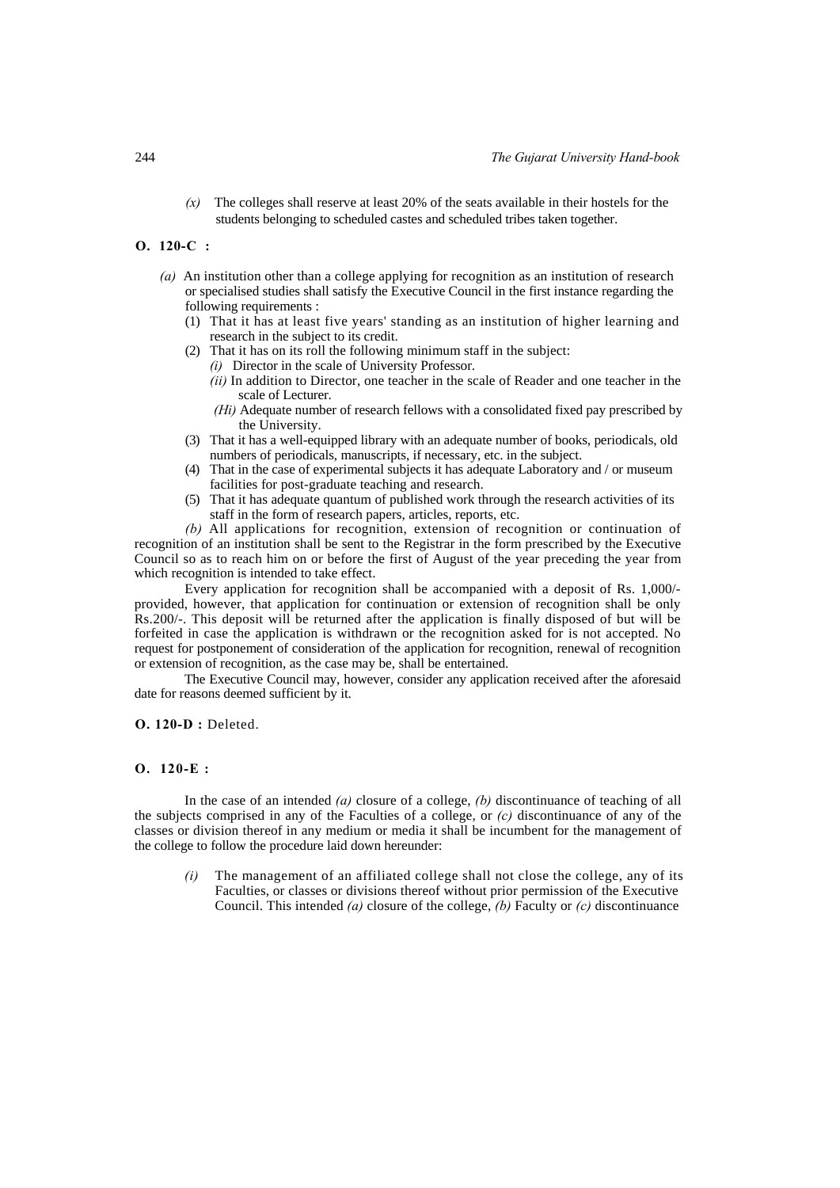*(x)* The colleges shall reserve at least 20% of the seats available in their hostels for the students belonging to scheduled castes and scheduled tribes taken together.

**O. 120-C :**

*(a)* An institution other than a college applying for recognition as an institution of research or specialised studies shall satisfy the Executive Council in the first instance regarding the following requirements :

(1) That it has at least five years' standing as an institution of higher learning and research in the subject to its credit.

(2) That it has on its roll the following minimum staff in the subject:

*(i)* Director in the scale of University Professor.

*(ii)* In addition to Director, one teacher in the scale of Reader and one teacher in the scale of Lecturer.

*(Hi)* Adequate number of research fellows with a consolidated fixed pay prescribed by the University.

(3) That it has a well-equipped library with an adequate number of books, periodicals, old numbers of periodicals, manuscripts, if necessary, etc. in the subject.

(4) That in the case of experimental subjects it has adequate Laboratory and / or museum facilities for post-graduate teaching and research.

(5) That it has adequate quantum of published work through the research activities of its staff in the form of research papers, articles, reports, etc.

*(b)* All applications for recognition, extension of recognition or continuation of recognition of an institution shall be sent to the Registrar in the form prescribed by the Executive Council so as to reach him on or before the first of August of the year preceding the year from which recognition is intended to take effect.

Every application for recognition shall be accompanied with a deposit of Rs. 1,000/- provided, however, that application for continuation or extension of recognition shall be only Rs.200/-. This deposit will be returned after the application is finally disposed of but will be forfeited in case the application is withdrawn or the recognition asked for is not accepted. No request for postponement of consideration of the application for recognition, renewal of recognition or extension of recognition, as the case may be, shall be entertained.

The Executive Council may, however, consider any application received after the aforesaid date for reasons deemed sufficient by it.

**O. 120-D :** Deleted.

**O. 120-E :**

In the case of an intended *(a)* closure of a college, *(b)* discontinuance of teaching of all the subjects comprised in any of the Faculties of a college, or *(c)* discontinuance of any of the classes or division thereof in any medium or media it shall be incumbent for the management of the college to follow the procedure laid down hereunder:

*(i)* The management of an affiliated college shall not close the college, any of its Faculties, or classes or divisions thereof without prior permission of the Executive Council. This intended *(a)* closure of the college, *(b)* Faculty or *(c)* discontinuance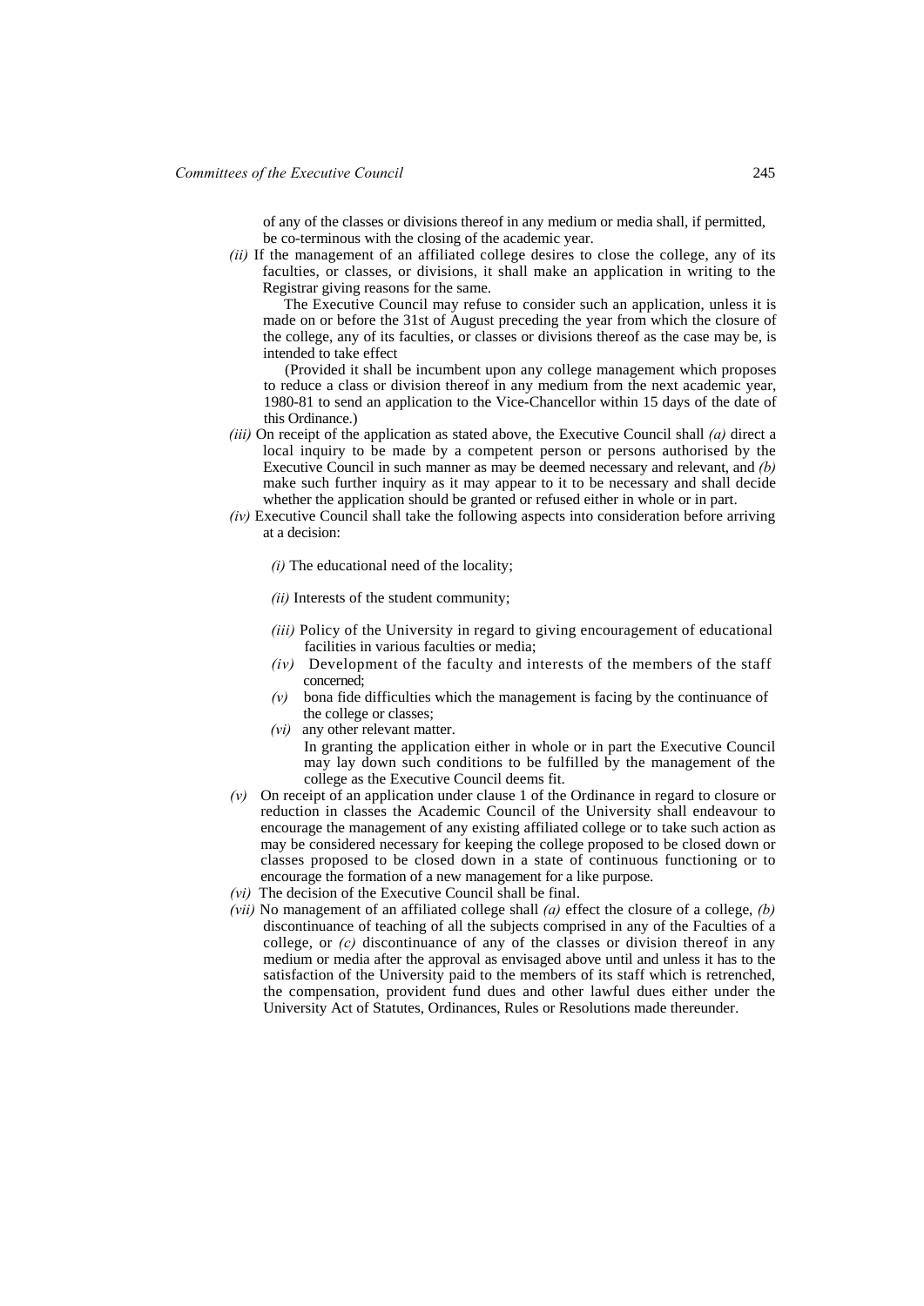of any of the classes or divisions thereof in any medium or media shall, if permitted, be co-terminous with the closing of the academic year.

*(ii)* If the management of an affiliated college desires to close the college, any of its faculties, or classes, or divisions, it shall make an application in writing to the Registrar giving reasons for the same.

The Executive Council may refuse to consider such an application, unless it is made on or before the 31st of August preceding the year from which the closure of the college, any of its faculties, or classes or divisions thereof as the case may be, is intended to take effect

(Provided it shall be incumbent upon any college management which proposes to reduce a class or division thereof in any medium from the next academic year, 1980-81 to send an application to the Vice-Chancellor within 15 days of the date of this Ordinance.)

*(iii)* On receipt of the application as stated above, the Executive Council shall *(a)* direct a local inquiry to be made by a competent person or persons authorised by the Executive Council in such manner as may be deemed necessary and relevant, and *(b)* make such further inquiry as it may appear to it to be necessary and shall decide whether the application should be granted or refused either in whole or in part.

*(iv)* Executive Council shall take the following aspects into consideration before arriving at a decision:

*(i)* The educational need of the locality;

*(ii)* Interests of the student community;

*(iii)* Policy of the University in regard to giving encouragement of educational facilities in various faculties or media;

*(iv)* Development of the faculty and interests of the members of the staff concerned;

*(v)* bona fide difficulties which the management is facing by the continuance of the college or classes;

*(vi)* any other relevant matter.

In granting the application either in whole or in part the Executive Council may lay down such conditions to be fulfilled by the management of the college as the Executive Council deems fit.

*(v)* On receipt of an application under clause 1 of the Ordinance in regard to closure or reduction in classes the Academic Council of the University shall endeavour to encourage the management of any existing affiliated college or to take such action as may be considered necessary for keeping the college proposed to be closed down or classes proposed to be closed down in a state of continuous functioning or to encourage the formation of a new management for a like purpose.

*(vi)* The decision of the Executive Council shall be final.

*(vii)* No management of an affiliated college shall *(a)* effect the closure of a college, *(b)* discontinuance of teaching of all the subjects comprised in any of the Faculties of a college, or *(c)* discontinuance of any of the classes or division thereof in any medium or media after the approval as envisaged above until and unless it has to the satisfaction of the University paid to the members of its staff which is retrenched, the compensation, provident fund dues and other lawful dues either under the University Act of Statutes, Ordinances, Rules or Resolutions made thereunder.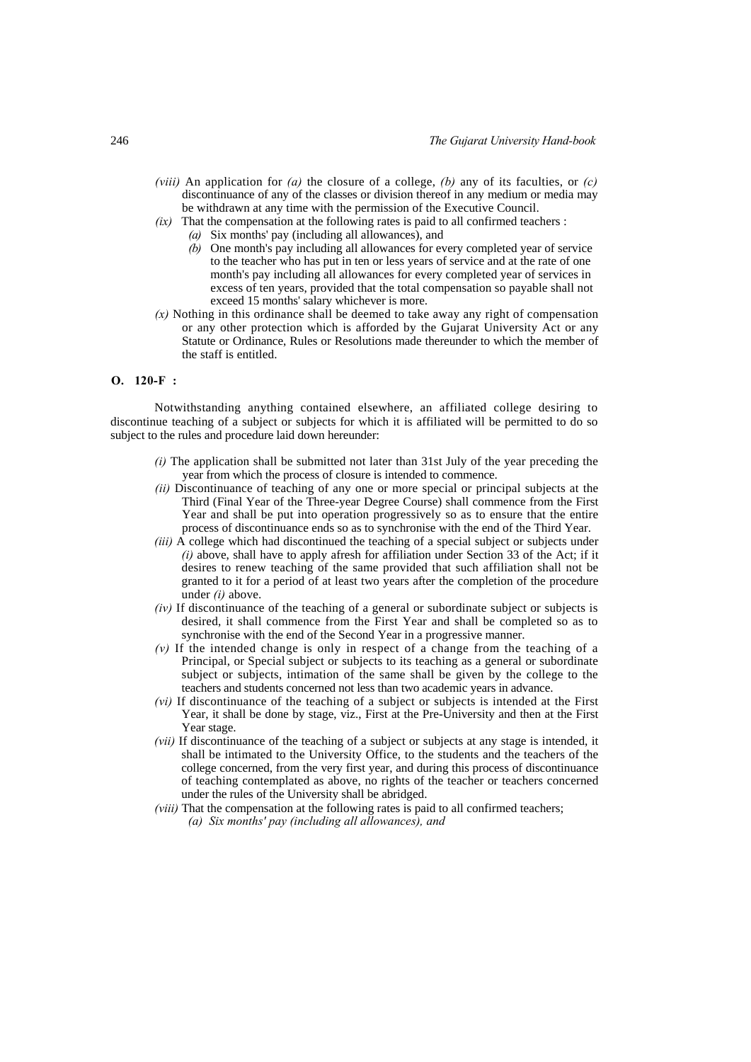*(viii)* An application for *(a)* the closure of a college, *(b)* any of its faculties, or *(c)* discontinuance of any of the classes or division thereof in any medium or media may be withdrawn at any time with the permission of the Executive Council.

*(ix)* That the compensation at the following rates is paid to all confirmed teachers :

*(a)* Six months' pay (including all allowances), and

*(b)* One month's pay including all allowances for every completed year of service to the teacher who has put in ten or less years of service and at the rate of one month's pay including all allowances for every completed year of services in excess of ten years, provided that the total compensation so payable shall not exceed 15 months' salary whichever is more.

*(x)* Nothing in this ordinance shall be deemed to take away any right of compensation or any other protection which is afforded by the Gujarat University Act or any Statute or Ordinance, Rules or Resolutions made thereunder to which the member of the staff is entitled.

**O. 120-F :**

Notwithstanding anything contained elsewhere, an affiliated college desiring to discontinue teaching of a subject or subjects for which it is affiliated will be permitted to do so subject to the rules and procedure laid down hereunder:

*(i)* The application shall be submitted not later than 31st July of the year preceding the year from which the process of closure is intended to commence.

*(ii)* Discontinuance of teaching of any one or more special or principal subjects at the Third (Final Year of the Three-year Degree Course) shall commence from the First Year and shall be put into operation progressively so as to ensure that the entire process of discontinuance ends so as to synchronise with the end of the Third Year.

*(iii)* A college which had discontinued the teaching of a special subject or subjects under *(i)* above, shall have to apply afresh for affiliation under Section 33 of the Act; if it desires to renew teaching of the same provided that such affiliation shall not be granted to it for a period of at least two years after the completion of the procedure under *(i)* above.

*(iv)* If discontinuance of the teaching of a general or subordinate subject or subjects is desired, it shall commence from the First Year and shall be completed so as to synchronise with the end of the Second Year in a progressive manner.

*(v)* If the intended change is only in respect of a change from the teaching of a Principal, or Special subject or subjects to its teaching as a general or subordinate subject or subjects, intimation of the same shall be given by the college to the teachers and students concerned not less than two academic years in advance.

*(vi)* If discontinuance of the teaching of a subject or subjects is intended at the First Year, it shall be done by stage, viz., First at the Pre-University and then at the First Year stage.

*(vii)* If discontinuance of the teaching of a subject or subjects at any stage is intended, it shall be intimated to the University Office, to the students and the teachers of the college concerned, from the very first year, and during this process of discontinuance of teaching contemplated as above, no rights of the teacher or teachers concerned under the rules of the University shall be abridged.

*(viii)* That the compensation at the following rates is paid to all confirmed teachers;

*(a) Six months' pay (including all allowances), and*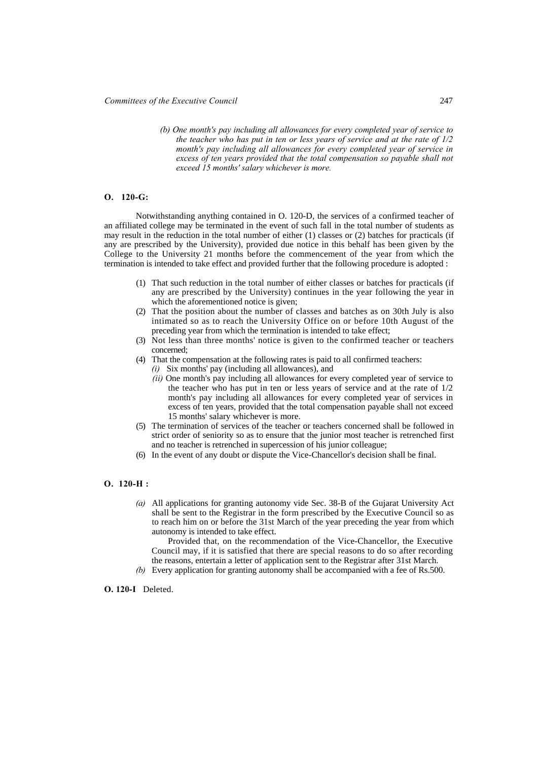*(b) One month's pay including all allowances for every completed year of service to the teacher who has put in ten or less years of service and at the rate of 1/2 month's pay including all allowances for every completed year of service in excess of ten years provided that the total compensation so payable shall not exceed 15 months' salary whichever is more.*

**O. 120-G:**

Notwithstanding anything contained in O. 120-D, the services of a confirmed teacher of an affiliated college may be terminated in the event of such fall in the total number of students as may result in the reduction in the total number of either (1) classes or (2) batches for practicals (if any are prescribed by the University), provided due notice in this behalf has been given by the College to the University 21 months before the commencement of the year from which the termination is intended to take effect and provided further that the following procedure is adopted :

(1) That such reduction in the total number of either classes or batches for practicals (if any are prescribed by the University) continues in the year following the year in which the aforementioned notice is given;

(2) That the position about the number of classes and batches as on 30th July is also intimated so as to reach the University Office on or before 10th August of the preceding year from which the termination is intended to take effect;

(3) Not less than three months' notice is given to the confirmed teacher or teachers concerned;

(4) That the compensation at the following rates is paid to all confirmed teachers:
   *(i)* Six months' pay (including all allowances), and
   *(ii)* One month's pay including all allowances for every completed year of service to the teacher who has put in ten or less years of service and at the rate of 1/2 month's pay including all allowances for every completed year of services in excess of ten years, provided that the total compensation payable shall not exceed 15 months' salary whichever is more.

(5) The termination of services of the teacher or teachers concerned shall be followed in strict order of seniority so as to ensure that the junior most teacher is retrenched first and no teacher is retrenched in supercession of his junior colleague;

(6) In the event of any doubt or dispute the Vice-Chancellor's decision shall be final.

**O. 120-H :**

*(a)* All applications for granting autonomy vide Sec. 38-B of the Gujarat University Act shall be sent to the Registrar in the form prescribed by the Executive Council so as to reach him on or before the 31st March of the year preceding the year from which autonomy is intended to take effect.

Provided that, on the recommendation of the Vice-Chancellor, the Executive Council may, if it is satisfied that there are special reasons to do so after recording the reasons, entertain a letter of application sent to the Registrar after 31st March.

*(b)* Every application for granting autonomy shall be accompanied with a fee of Rs.500.

**O. 120-I** Deleted.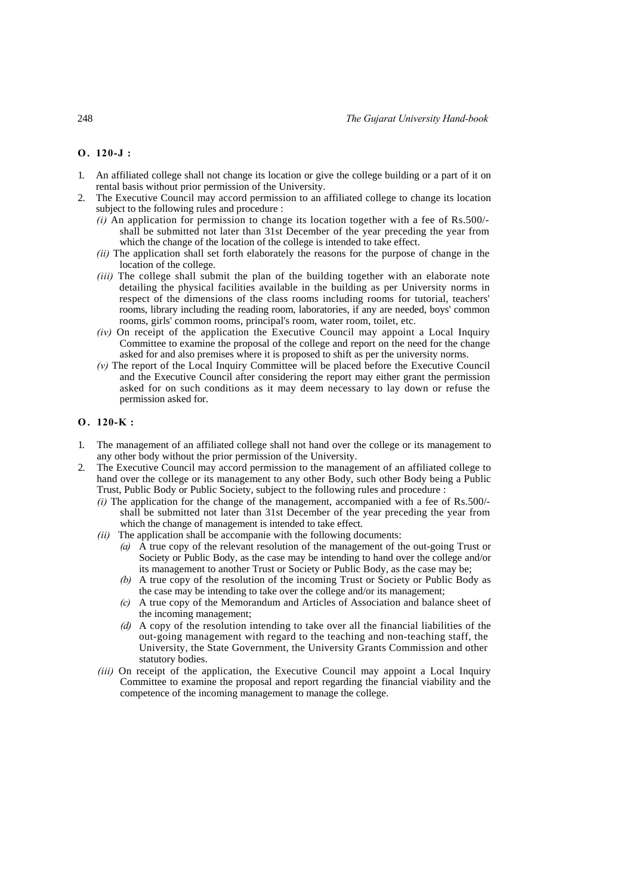**O. 120-J :**

1. An affiliated college shall not change its location or give the college building or a part of it on rental basis without prior permission of the University.
2. The Executive Council may accord permission to an affiliated college to change its location subject to the following rules and procedure :
   *(i)* An application for permission to change its location together with a fee of Rs.500/- shall be submitted not later than 31st December of the year preceding the year from which the change of the location of the college is intended to take effect.
   *(ii)* The application shall set forth elaborately the reasons for the purpose of change in the location of the college.
   *(iii)* The college shall submit the plan of the building together with an elaborate note detailing the physical facilities available in the building as per University norms in respect of the dimensions of the class rooms including rooms for tutorial, teachers' rooms, library including the reading room, laboratories, if any are needed, boys' common rooms, girls' common rooms, principal's room, water room, toilet, etc.
   *(iv)* On receipt of the application the Executive Council may appoint a Local Inquiry Committee to examine the proposal of the college and report on the need for the change asked for and also premises where it is proposed to shift as per the university norms.
   *(v)* The report of the Local Inquiry Committee will be placed before the Executive Council and the Executive Council after considering the report may either grant the permission asked for on such conditions as it may deem necessary to lay down or refuse the permission asked for.

**O. 120-K :**

1. The management of an affiliated college shall not hand over the college or its management to any other body without the prior permission of the University.
2. The Executive Council may accord permission to the management of an affiliated college to hand over the college or its management to any other Body, such other Body being a Public Trust, Public Body or Public Society, subject to the following rules and procedure :
   *(i)* The application for the change of the management, accompanied with a fee of Rs.500/- shall be submitted not later than 31st December of the year preceding the year from which the change of management is intended to take effect.
   *(ii)* The application shall be accompanie with the following documents:
      *(a)* A true copy of the relevant resolution of the management of the out-going Trust or Society or Public Body, as the case may be intending to hand over the college and/or its management to another Trust or Society or Public Body, as the case may be;
      *(b)* A true copy of the resolution of the incoming Trust or Society or Public Body as the case may be intending to take over the college and/or its management;
      *(c)* A true copy of the Memorandum and Articles of Association and balance sheet of the incoming management;
      *(d)* A copy of the resolution intending to take over all the financial liabilities of the out-going management with regard to the teaching and non-teaching staff, the University, the State Government, the University Grants Commission and other statutory bodies.
   *(iii)* On receipt of the application, the Executive Council may appoint a Local Inquiry Committee to examine the proposal and report regarding the financial viability and the competence of the incoming management to manage the college.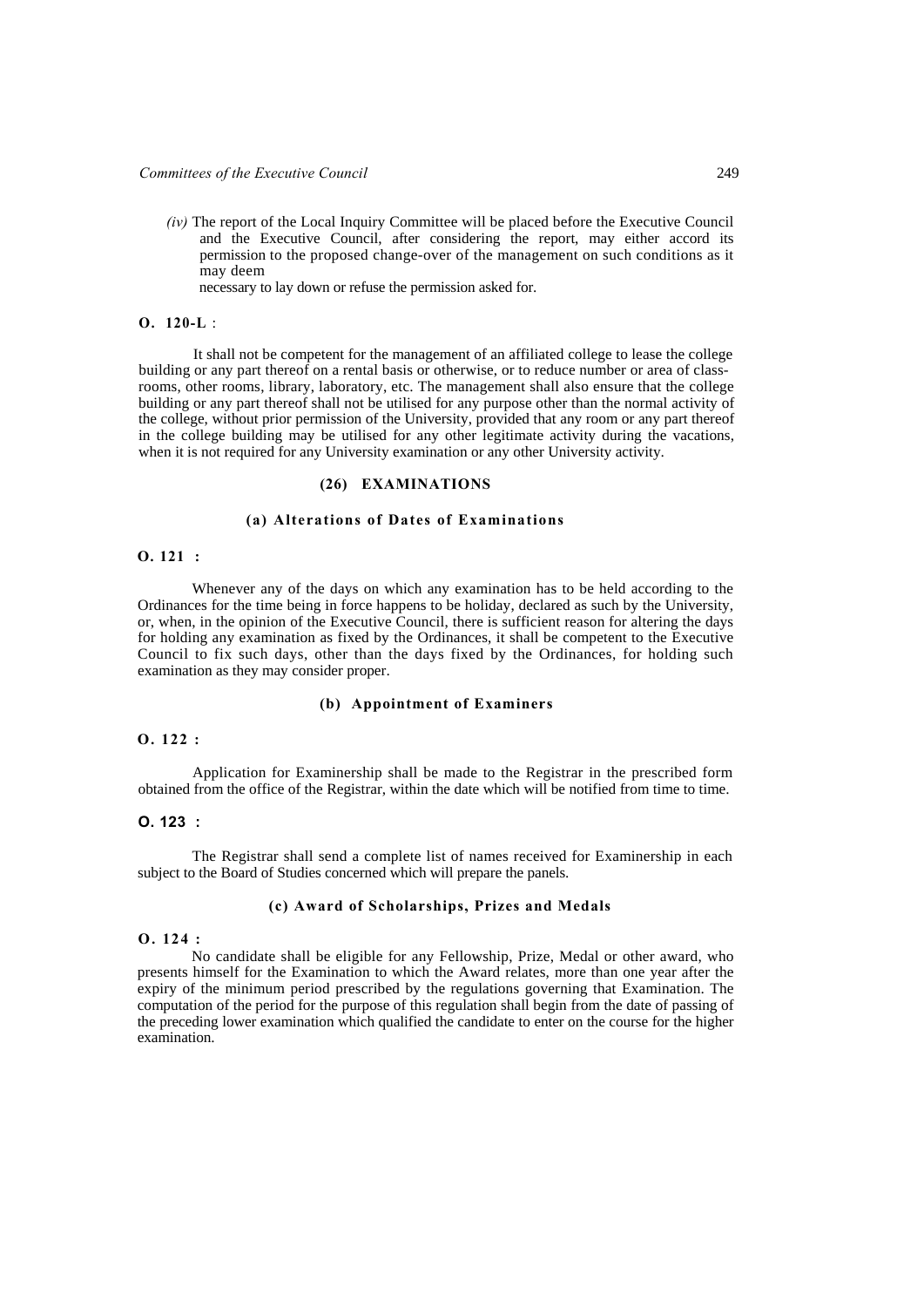*(iv)* The report of the Local Inquiry Committee will be placed before the Executive Council and the Executive Council, after considering the report, may either accord its permission to the proposed change-over of the management on such conditions as it may deem necessary to lay down or refuse the permission asked for.

**O. 120-L** :

It shall not be competent for the management of an affiliated college to lease the college building or any part thereof on a rental basis or otherwise, or to reduce number or area of class-rooms, other rooms, library, laboratory, etc. The management shall also ensure that the college building or any part thereof shall not be utilised for any purpose other than the normal activity of the college, without prior permission of the University, provided that any room or any part thereof in the college building may be utilised for any other legitimate activity during the vacations, when it is not required for any University examination or any other University activity.

## (26) EXAMINATIONS

### (a) Alterations of Dates of Examinations

**O. 121 :**

Whenever any of the days on which any examination has to be held according to the Ordinances for the time being in force happens to be holiday, declared as such by the University, or, when, in the opinion of the Executive Council, there is sufficient reason for altering the days for holding any examination as fixed by the Ordinances, it shall be competent to the Executive Council to fix such days, other than the days fixed by the Ordinances, for holding such examination as they may consider proper.

### (b) Appointment of Examiners

**O. 122 :**

Application for Examinership shall be made to the Registrar in the prescribed form obtained from the office of the Registrar, within the date which will be notified from time to time.

**O. 123 :**

The Registrar shall send a complete list of names received for Examinership in each subject to the Board of Studies concerned which will prepare the panels.

### (c) Award of Scholarships, Prizes and Medals

**O. 124 :**

No candidate shall be eligible for any Fellowship, Prize, Medal or other award, who presents himself for the Examination to which the Award relates, more than one year after the expiry of the minimum period prescribed by the regulations governing that Examination. The computation of the period for the purpose of this regulation shall begin from the date of passing of the preceding lower examination which qualified the candidate to enter on the course for the higher examination.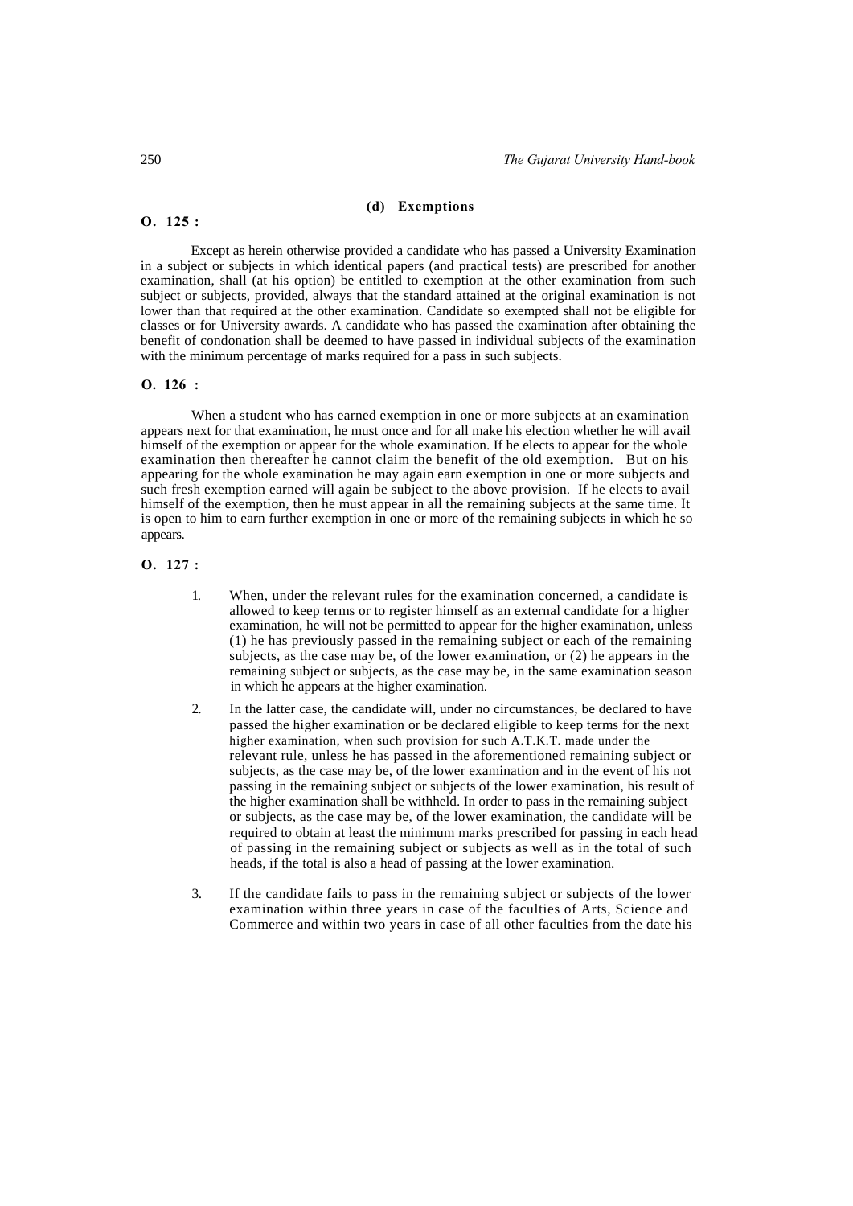### (d) Exemptions

**O. 125 :**

Except as herein otherwise provided a candidate who has passed a University Examination in a subject or subjects in which identical papers (and practical tests) are prescribed for another examination, shall (at his option) be entitled to exemption at the other examination from such subject or subjects, provided, always that the standard attained at the original examination is not lower than that required at the other examination. Candidate so exempted shall not be eligible for classes or for University awards. A candidate who has passed the examination after obtaining the benefit of condonation shall be deemed to have passed in individual subjects of the examination with the minimum percentage of marks required for a pass in such subjects.

**O. 126 :**

When a student who has earned exemption in one or more subjects at an examination appears next for that examination, he must once and for all make his election whether he will avail himself of the exemption or appear for the whole examination. If he elects to appear for the whole examination then thereafter he cannot claim the benefit of the old exemption. But on his appearing for the whole examination he may again earn exemption in one or more subjects and such fresh exemption earned will again be subject to the above provision. If he elects to avail himself of the exemption, then he must appear in all the remaining subjects at the same time. It is open to him to earn further exemption in one or more of the remaining subjects in which he so appears.

**O. 127 :**

1. When, under the relevant rules for the examination concerned, a candidate is allowed to keep terms or to register himself as an external candidate for a higher examination, he will not be permitted to appear for the higher examination, unless (1) he has previously passed in the remaining subject or each of the remaining subjects, as the case may be, of the lower examination, or (2) he appears in the remaining subject or subjects, as the case may be, in the same examination season in which he appears at the higher examination.

2. In the latter case, the candidate will, under no circumstances, be declared to have passed the higher examination or be declared eligible to keep terms for the next higher examination, when such provision for such A.T.K.T. made under the relevant rule, unless he has passed in the aforementioned remaining subject or subjects, as the case may be, of the lower examination and in the event of his not passing in the remaining subject or subjects of the lower examination, his result of the higher examination shall be withheld. In order to pass in the remaining subject or subjects, as the case may be, of the lower examination, the candidate will be required to obtain at least the minimum marks prescribed for passing in each head of passing in the remaining subject or subjects as well as in the total of such heads, if the total is also a head of passing at the lower examination.

3. If the candidate fails to pass in the remaining subject or subjects of the lower examination within three years in case of the faculties of Arts, Science and Commerce and within two years in case of all other faculties from the date his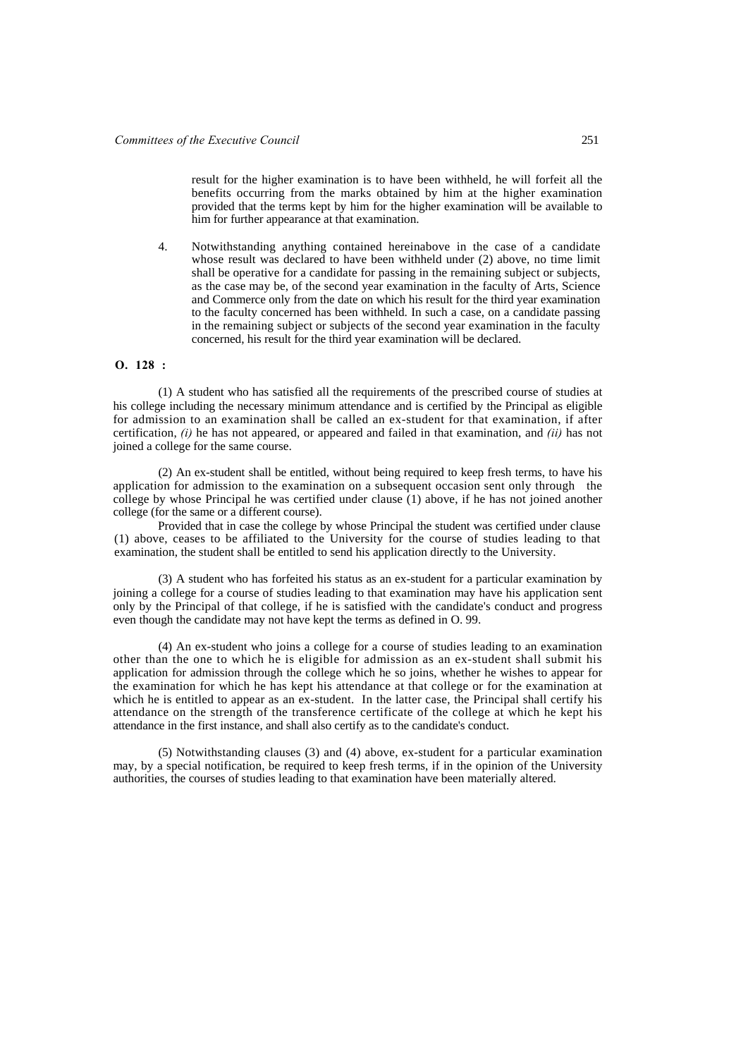result for the higher examination is to have been withheld, he will forfeit all the benefits occurring from the marks obtained by him at the higher examination provided that the terms kept by him for the higher examination will be available to him for further appearance at that examination.

4. Notwithstanding anything contained hereinabove in the case of a candidate whose result was declared to have been withheld under (2) above, no time limit shall be operative for a candidate for passing in the remaining subject or subjects, as the case may be, of the second year examination in the faculty of Arts, Science and Commerce only from the date on which his result for the third year examination to the faculty concerned has been withheld. In such a case, on a candidate passing in the remaining subject or subjects of the second year examination in the faculty concerned, his result for the third year examination will be declared.

**O. 128 :**

(1) A student who has satisfied all the requirements of the prescribed course of studies at his college including the necessary minimum attendance and is certified by the Principal as eligible for admission to an examination shall be called an ex-student for that examination, if after certification, *(i)* he has not appeared, or appeared and failed in that examination, and *(ii)* has not joined a college for the same course.

(2) An ex-student shall be entitled, without being required to keep fresh terms, to have his application for admission to the examination on a subsequent occasion sent only through the college by whose Principal he was certified under clause (1) above, if he has not joined another college (for the same or a different course).

Provided that in case the college by whose Principal the student was certified under clause (1) above, ceases to be affiliated to the University for the course of studies leading to that examination, the student shall be entitled to send his application directly to the University.

(3) A student who has forfeited his status as an ex-student for a particular examination by joining a college for a course of studies leading to that examination may have his application sent only by the Principal of that college, if he is satisfied with the candidate's conduct and progress even though the candidate may not have kept the terms as defined in O. 99.

(4) An ex-student who joins a college for a course of studies leading to an examination other than the one to which he is eligible for admission as an ex-student shall submit his application for admission through the college which he so joins, whether he wishes to appear for the examination for which he has kept his attendance at that college or for the examination at which he is entitled to appear as an ex-student. In the latter case, the Principal shall certify his attendance on the strength of the transference certificate of the college at which he kept his attendance in the first instance, and shall also certify as to the candidate's conduct.

(5) Notwithstanding clauses (3) and (4) above, ex-student for a particular examination may, by a special notification, be required to keep fresh terms, if in the opinion of the University authorities, the courses of studies leading to that examination have been materially altered.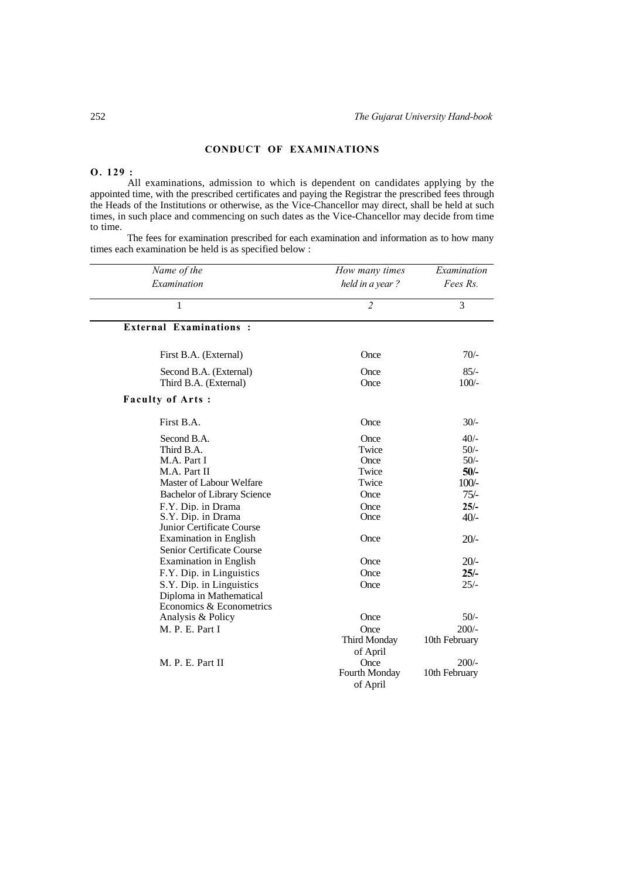## CONDUCT OF EXAMINATIONS

**O. 129 :**

All examinations, admission to which is dependent on candidates applying by the appointed time, with the prescribed certificates and paying the Registrar the prescribed fees through the Heads of the Institutions or otherwise, as the Vice-Chancellor may direct, shall be held at such times, in such place and commencing on such dates as the Vice-Chancellor may decide from time to time.

The fees for examination prescribed for each examination and information as to how many times each examination be held is as specified below :

| *Name of the Examination* | *How many times held in a year ?* | *Examination Fees Rs.* |
|---|---|---|
| 1 | *2* | 3 |
| **External Examinations :** | | |
| First B.A. (External) | Once | 70/- |
| Second B.A. (External) | Once | 85/- |
| Third B.A. (External) | Once | 100/- |
| **Faculty of Arts :** | | |
| First B.A. | Once | 30/- |
| Second B.A. | Once | 40/- |
| Third B.A. | Twice | 50/- |
| M.A. Part I | Once | 50/- |
| M.A. Part II | Twice | **50/-** |
| Master of Labour Welfare | Twice | 100/- |
| Bachelor of Library Science | Once | 75/- |
| F.Y. Dip. in Drama | Once | **25/-** |
| S.Y. Dip. in Drama | Once | 40/- |
| Junior Certificate Course Examination in English | Once | 20/- |
| Senior Certificate Course Examination in English | Once | 20/- |
| F.Y. Dip. in Linguistics | Once | **25/-** |
| S.Y. Dip. in Linguistics | Once | 25/- |
| Diploma in Mathematical Economics & Econometrics Analysis & Policy | Once | 50/- |
| M. P. E. Part I | Once Third Monday of April | 200/- 10th February |
| M. P. E. Part II | Once Fourth Monday of April | 200/- 10th February |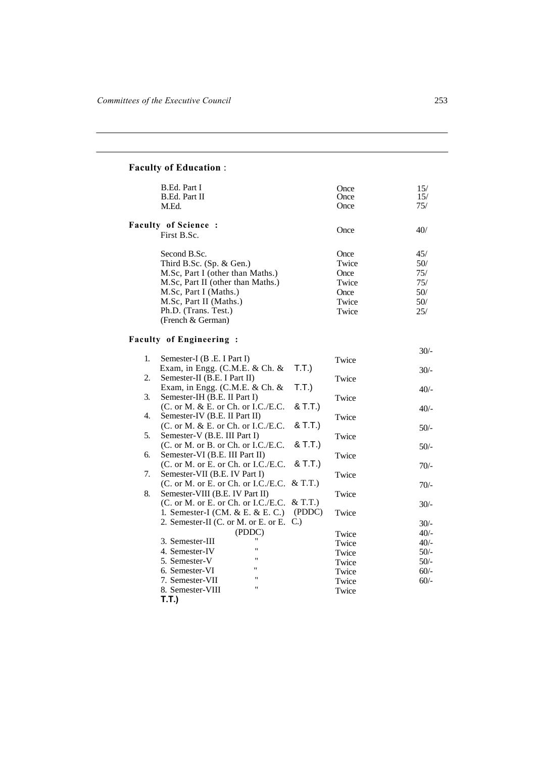**Faculty of Education** :

| | | |
|---|---|---|
| B.Ed. Part I | Once | 15/ |
| B.Ed. Part II | Once | 15/ |
| M.Ed. | Once | 75/ |

**Faculty of Science :**

| | | |
|---|---|---|
| First B.Sc. | Once | 40/ |
| Second B.Sc. | Once | 45/ |
| Third B.Sc. (Sp. & Gen.) | Twice | 50/ |
| M.Sc, Part I (other than Maths.) | Once | 75/ |
| M.Sc, Part II (other than Maths.) | Twice | 75/ |
| M.Sc, Part I (Maths.) | Once | 50/ |
| M.Sc, Part II (Maths.) | Twice | 50/ |
| Ph.D. (Trans. Test.) (French & German) | Twice | 25/ |

**Faculty of Engineering :**

| | | | |
|---|---|---|---|
| 1. | Semester-I (B .E. I Part I) Exam, in Engg. (C.M.E. & Ch. & T.T.) | Twice | 30/- |
| 2. | Semester-II (B.E. I Part II) Exam, in Engg. (C.M.E. & Ch. & T.T.) | Twice | 30/- |
| 3. | Semester-IH (B.E. II Part I) (C. or M. & E. or Ch. or I.C./E.C. & T.T.) | Twice | 40/- |
| 4. | Semester-IV (B.E. II Part II) (C. or M. & E. or Ch. or I.C./E.C. & T.T.) | Twice | 40/- |
| 5. | Semester-V (B.E. III Part I) (C. or M. or B. or Ch. or I.C./E.C. & T.T.) | Twice | 50/- |
| 6. | Semester-VI (B.E. III Part II) (C. or M. or E. or Ch. or I.C./E.C. & T.T.) | Twice | 50/- |
| 7. | Semester-VII (B.E. IV Part I) (C. or M. or E. or Ch. or I.C./E.C. & T.T.) | Twice | 70/- |
| 8. | Semester-VIII (B.E. IV Part II) (C. or M. or E. or Ch. or I.C./E.C. & T.T.) | Twice | 70/- |
| | 1. Semester-I (CM. & E. & E. C.) (PDDC) | Twice | 30/- |
| | 2. Semester-II (C. or M. or E. or E. C.) (PDDC) | Twice | 30/- |
| | 3. Semester-III " | Twice | 40/- |
| | 4. Semester-IV " | Twice | 40/- |
| | 5. Semester-V " | Twice | 50/- |
| | 6. Semester-VI " | Twice | 50/- |
| | 7. Semester-VII " | Twice | 60/- |
| | 8. Semester-VIII " T.T.) | Twice | 60/- |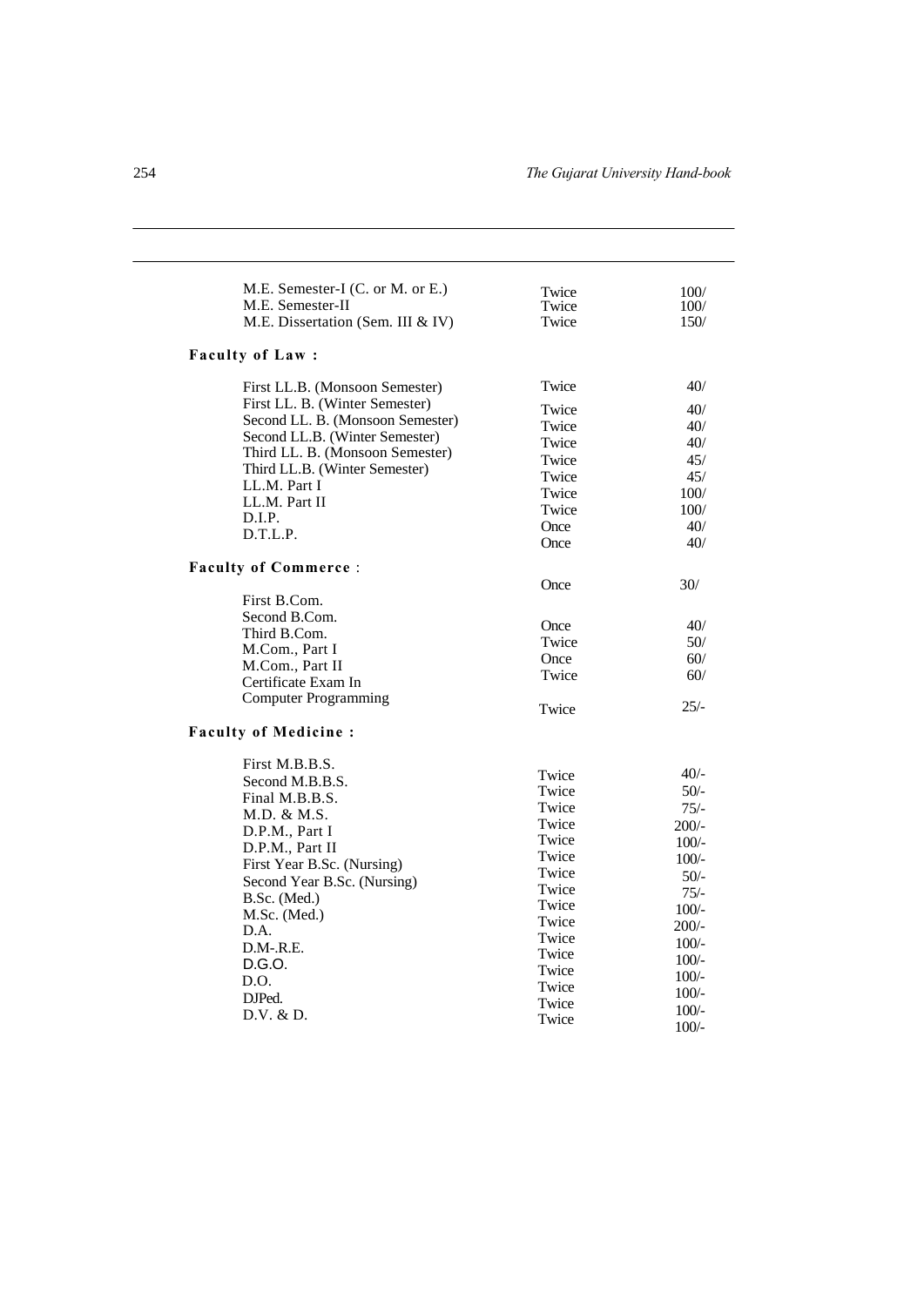| | | |
|---|---|---|
| M.E. Semester-I (C. or M. or E.) | Twice | 100/ |
| M.E. Semester-II | Twice | 100/ |
| M.E. Dissertation (Sem. III & IV) | Twice | 150/ |

**Faculty of Law :**

| | | |
|---|---|---|
| First LL.B. (Monsoon Semester) | Twice | 40/ |
| First LL. B. (Winter Semester) | Twice | 40/ |
| Second LL. B. (Monsoon Semester) | Twice | 40/ |
| Second LL.B. (Winter Semester) | Twice | 40/ |
| Third LL. B. (Monsoon Semester) | Twice | 45/ |
| Third LL.B. (Winter Semester) | Twice | 45/ |
| LL.M. Part I | Twice | 100/ |
| LL.M. Part II | Twice | 100/ |
| D.I.P. | Once | 40/ |
| D.T.L.P. | Once | 40/ |

**Faculty of Commerce :**

| | | |
|---|---|---|
| First B.Com. | Once | 30/ |
| Second B.Com. | Once | 40/ |
| Third B.Com. | Twice | 50/ |
| M.Com., Part I | Once | 60/ |
| M.Com., Part II | Twice | 60/ |
| Certificate Exam In Computer Programming | Twice | 25/- |

**Faculty of Medicine :**

| | | |
|---|---|---|
| First M.B.B.S. | Twice | 40/- |
| Second M.B.B.S. | Twice | 50/- |
| Final M.B.B.S. | Twice | 75/- |
| M.D. & M.S. | Twice | 200/- |
| D.P.M., Part I | Twice | 100/- |
| D.P.M., Part II | Twice | 100/- |
| First Year B.Sc. (Nursing) | Twice | 50/- |
| Second Year B.Sc. (Nursing) | Twice | 75/- |
| B.Sc. (Med.) | Twice | 100/- |
| M.Sc. (Med.) | Twice | 200/- |
| D.A. | Twice | 100/- |
| D.M-.R.E. | Twice | 100/- |
| D.G.O. | Twice | 100/- |
| D.O. | Twice | 100/- |
| DJPed. | Twice | 100/- |
| D.V. & D. | Twice | 100/- |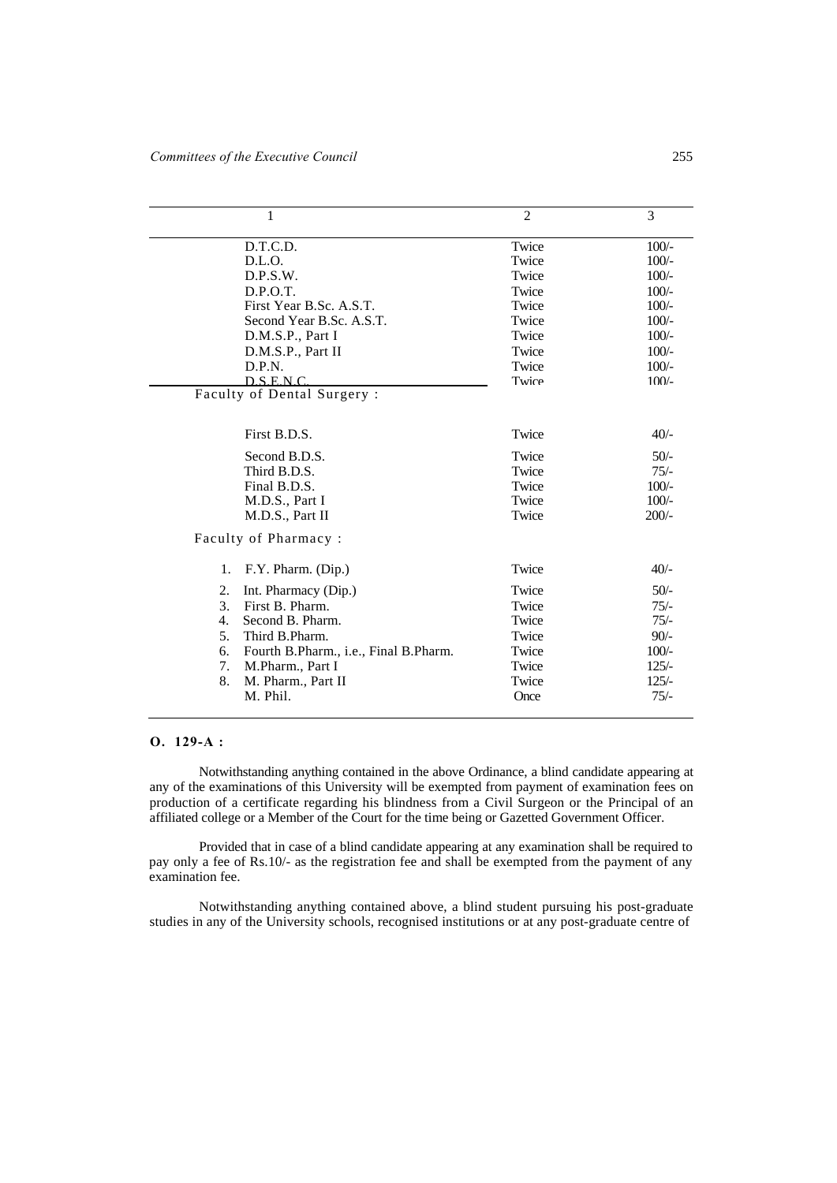| 1 | 2 | 3 |
|---|---|---|
| D.T.C.D. | Twice | 100/- |
| D.L.O. | Twice | 100/- |
| D.P.S.W. | Twice | 100/- |
| D.P.O.T. | Twice | 100/- |
| First Year B.Sc. A.S.T. | Twice | 100/- |
| Second Year B.Sc. A.S.T. | Twice | 100/- |
| D.M.S.P., Part I | Twice | 100/- |
| D.M.S.P., Part II | Twice | 100/- |
| D.P.N. | Twice | 100/- |
| D.S.E.N.C. | Twice | 100/- |
| **Faculty of Dental Surgery :** | | |
| First B.D.S. | Twice | 40/- |
| Second B.D.S. | Twice | 50/- |
| Third B.D.S. | Twice | 75/- |
| Final B.D.S. | Twice | 100/- |
| M.D.S., Part I | Twice | 100/- |
| M.D.S., Part II | Twice | 200/- |
| **Faculty of Pharmacy :** | | |
| 1. F.Y. Pharm. (Dip.) | Twice | 40/- |
| 2. Int. Pharmacy (Dip.) | Twice | 50/- |
| 3. First B. Pharm. | Twice | 75/- |
| 4. Second B. Pharm. | Twice | 75/- |
| 5. Third B.Pharm. | Twice | 90/- |
| 6. Fourth B.Pharm., i.e., Final B.Pharm. | Twice | 100/- |
| 7. M.Pharm., Part I | Twice | 125/- |
| 8. M. Pharm., Part II | Twice | 125/- |
| M. Phil. | Once | 75/- |

**O. 129-A :**

Notwithstanding anything contained in the above Ordinance, a blind candidate appearing at any of the examinations of this University will be exempted from payment of examination fees on production of a certificate regarding his blindness from a Civil Surgeon or the Principal of an affiliated college or a Member of the Court for the time being or Gazetted Government Officer.

Provided that in case of a blind candidate appearing at any examination shall be required to pay only a fee of Rs.10/- as the registration fee and shall be exempted from the payment of any examination fee.

Notwithstanding anything contained above, a blind student pursuing his post-graduate studies in any of the University schools, recognised institutions or at any post-graduate centre of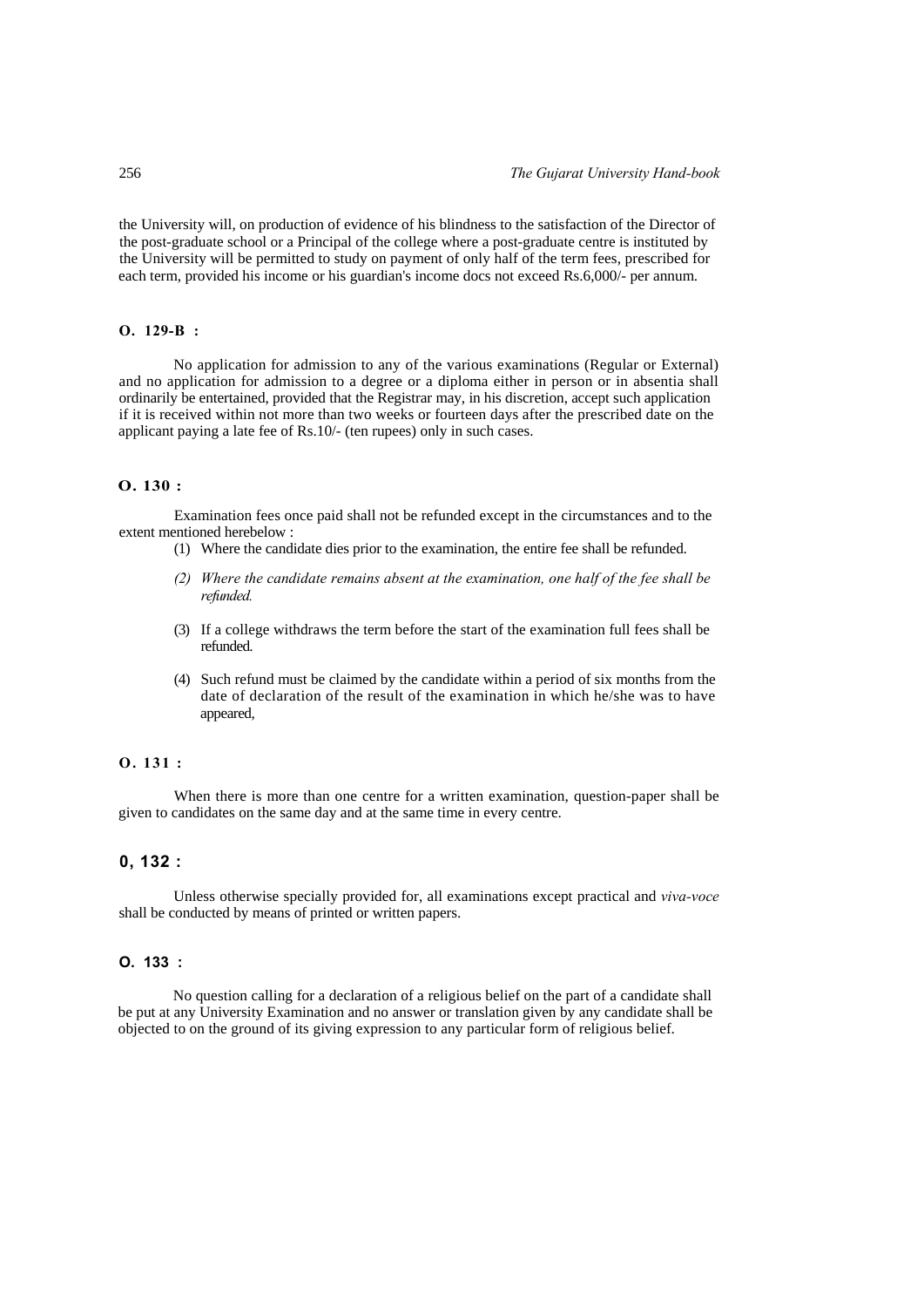the University will, on production of evidence of his blindness to the satisfaction of the Director of the post-graduate school or a Principal of the college where a post-graduate centre is instituted by the University will be permitted to study on payment of only half of the term fees, prescribed for each term, provided his income or his guardian's income docs not exceed Rs.6,000/- per annum.

**O. 129-B :**

No application for admission to any of the various examinations (Regular or External) and no application for admission to a degree or a diploma either in person or in absentia shall ordinarily be entertained, provided that the Registrar may, in his discretion, accept such application if it is received within not more than two weeks or fourteen days after the prescribed date on the applicant paying a late fee of Rs.10/- (ten rupees) only in such cases.

**O. 130 :**

Examination fees once paid shall not be refunded except in the circumstances and to the extent mentioned herebelow :

(1) Where the candidate dies prior to the examination, the entire fee shall be refunded.

*(2) Where the candidate remains absent at the examination, one half of the fee shall be refunded.*

(3) If a college withdraws the term before the start of the examination full fees shall be refunded.

(4) Such refund must be claimed by the candidate within a period of six months from the date of declaration of the result of the examination in which he/she was to have appeared,

**O. 131 :**

When there is more than one centre for a written examination, question-paper shall be given to candidates on the same day and at the same time in every centre.

**0, 132 :**

Unless otherwise specially provided for, all examinations except practical and *viva-voce* shall be conducted by means of printed or written papers.

**O. 133 :**

No question calling for a declaration of a religious belief on the part of a candidate shall be put at any University Examination and no answer or translation given by any candidate shall be objected to on the ground of its giving expression to any particular form of religious belief.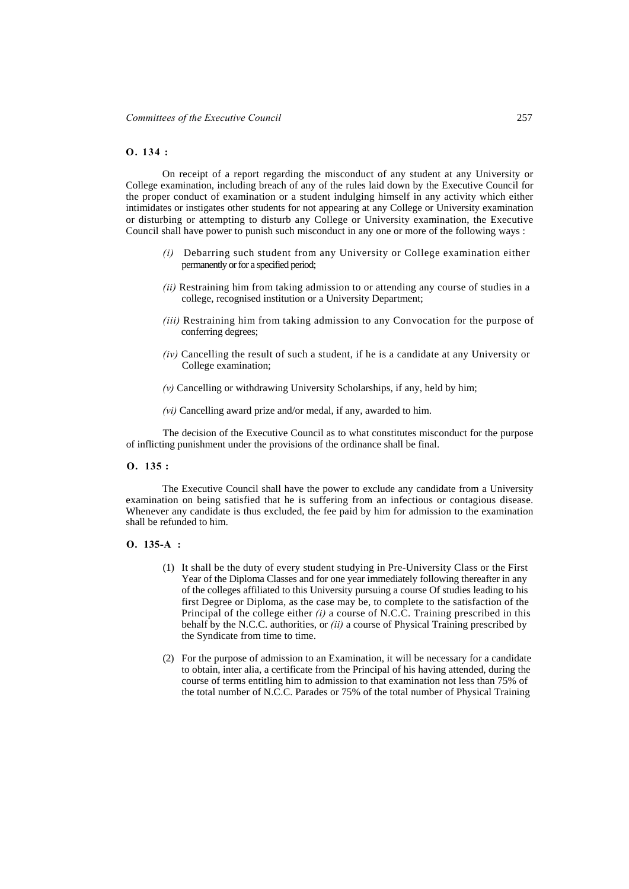**O. 134 :**

On receipt of a report regarding the misconduct of any student at any University or College examination, including breach of any of the rules laid down by the Executive Council for the proper conduct of examination or a student indulging himself in any activity which either intimidates or instigates other students for not appearing at any College or University examination or disturbing or attempting to disturb any College or University examination, the Executive Council shall have power to punish such misconduct in any one or more of the following ways :

*(i)* Debarring such student from any University or College examination either permanently or for a specified period;

*(ii)* Restraining him from taking admission to or attending any course of studies in a college, recognised institution or a University Department;

*(iii)* Restraining him from taking admission to any Convocation for the purpose of conferring degrees;

*(iv)* Cancelling the result of such a student, if he is a candidate at any University or College examination;

*(v)* Cancelling or withdrawing University Scholarships, if any, held by him;

*(vi)* Cancelling award prize and/or medal, if any, awarded to him.

The decision of the Executive Council as to what constitutes misconduct for the purpose of inflicting punishment under the provisions of the ordinance shall be final.

**O. 135 :**

The Executive Council shall have the power to exclude any candidate from a University examination on being satisfied that he is suffering from an infectious or contagious disease. Whenever any candidate is thus excluded, the fee paid by him for admission to the examination shall be refunded to him.

**O. 135-A :**

(1) It shall be the duty of every student studying in Pre-University Class or the First Year of the Diploma Classes and for one year immediately following thereafter in any of the colleges affiliated to this University pursuing a course Of studies leading to his first Degree or Diploma, as the case may be, to complete to the satisfaction of the Principal of the college either *(i)* a course of N.C.C. Training prescribed in this behalf by the N.C.C. authorities, or *(ii)* a course of Physical Training prescribed by the Syndicate from time to time.

(2) For the purpose of admission to an Examination, it will be necessary for a candidate to obtain, inter alia, a certificate from the Principal of his having attended, during the course of terms entitling him to admission to that examination not less than 75% of the total number of N.C.C. Parades or 75% of the total number of Physical Training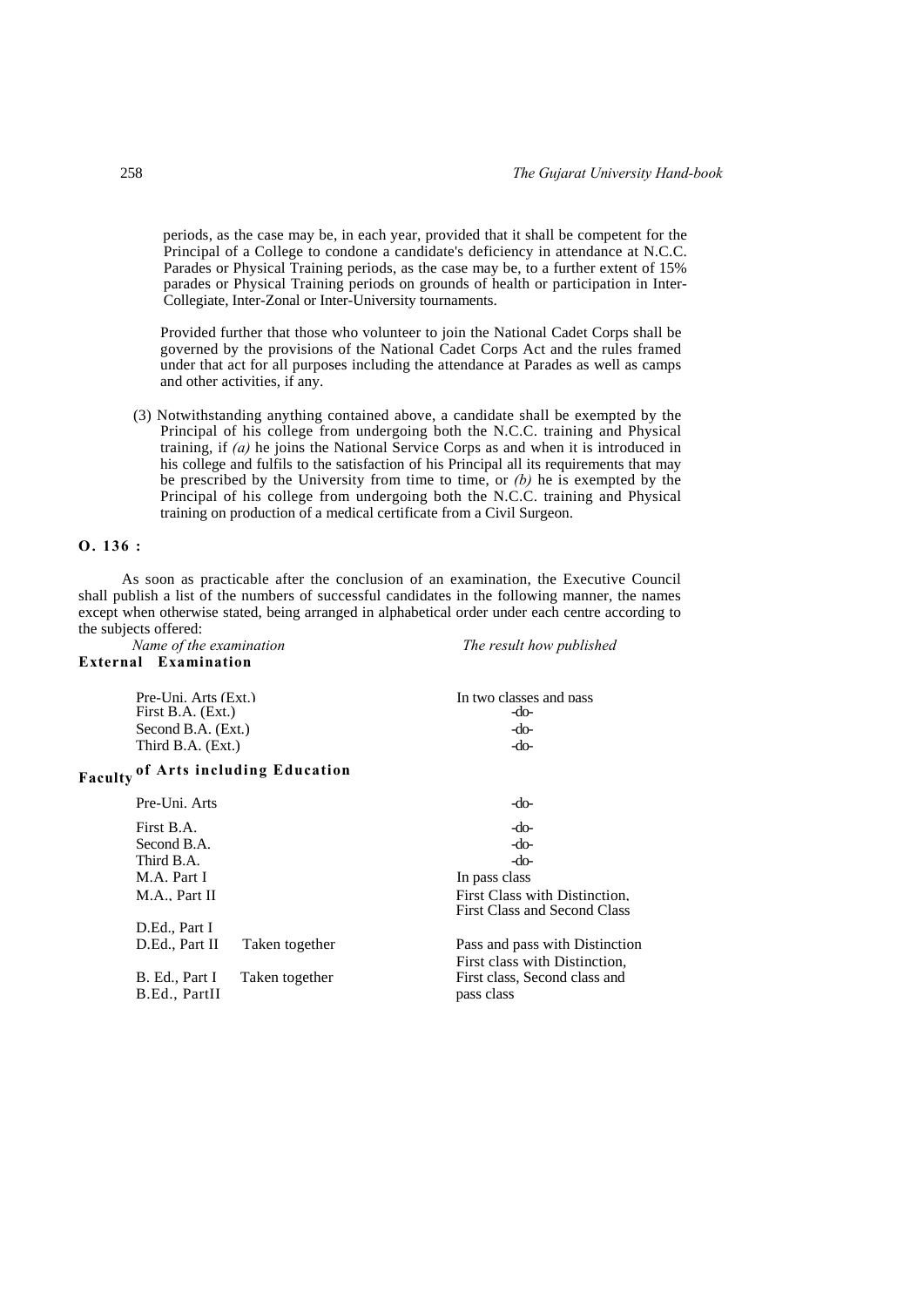periods, as the case may be, in each year, provided that it shall be competent for the Principal of a College to condone a candidate's deficiency in attendance at N.C.C. Parades or Physical Training periods, as the case may be, to a further extent of 15% parades or Physical Training periods on grounds of health or participation in Inter-Collegiate, Inter-Zonal or Inter-University tournaments.

Provided further that those who volunteer to join the National Cadet Corps shall be governed by the provisions of the National Cadet Corps Act and the rules framed under that act for all purposes including the attendance at Parades as well as camps and other activities, if any.

(3) Notwithstanding anything contained above, a candidate shall be exempted by the Principal of his college from undergoing both the N.C.C. training and Physical training, if *(a)* he joins the National Service Corps as and when it is introduced in his college and fulfils to the satisfaction of his Principal all its requirements that may be prescribed by the University from time to time, or *(b)* he is exempted by the Principal of his college from undergoing both the N.C.C. training and Physical training on production of a medical certificate from a Civil Surgeon.

**O. 136 :**

As soon as practicable after the conclusion of an examination, the Executive Council shall publish a list of the numbers of successful candidates in the following manner, the names except when otherwise stated, being arranged in alphabetical order under each centre according to the subjects offered:

| *Name of the examination* | | *The result how published* |
|---|---|---|
| **External Examination** | | |
| Pre-Uni. Arts (Ext.) | | In two classes and pass |
| First B.A. (Ext.) | | -do- |
| Second B.A. (Ext.) | | -do- |
| Third B.A. (Ext.) | | -do- |
| **Faculty of Arts including Education** | | |
| Pre-Uni. Arts | | -do- |
| First B.A. | | -do- |
| Second B.A. | | -do- |
| Third B.A. | | -do- |
| M.A. Part I | | In pass class |
| M.A., Part II | | First Class with Distinction, First Class and Second Class |
| D.Ed., Part I<br>D.Ed., Part II | Taken together | Pass and pass with Distinction |
| B. Ed., Part I<br>B.Ed., PartII | Taken together | First class with Distinction, First class, Second class and pass class |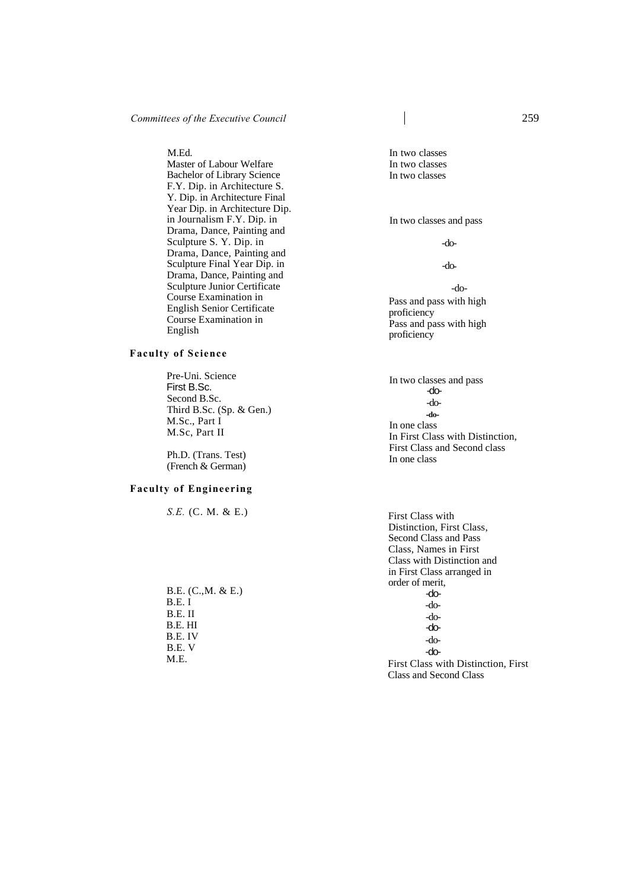| Examination | Result classification |
|---|---|
| M.Ed. | In two classes |
| Master of Labour Welfare | In two classes |
| Bachelor of Library Science | In two classes |
| F.Y. Dip. in Architecture S. Y. Dip. in Architecture Final Year Dip. in Architecture Dip. in Journalism F.Y. Dip. in Drama, Dance, Painting and Sculpture S. Y. Dip. in Drama, Dance, Painting and Sculpture Final Year Dip. in Drama, Dance, Painting and Sculpture | In two classes and pass -do- -do- -do- |
| Junior Certificate Course Examination in English | Pass and pass with high proficiency |
| Senior Certificate Course Examination in English | Pass and pass with high proficiency |

**Faculty of Science**

| Examination | Result classification |
|---|---|
| Pre-Uni. Science | In two classes and pass |
| First B.Sc. | -do- |
| Second B.Sc. | -do- |
| Third B.Sc. (Sp. & Gen.) | -do- |
| M.Sc., Part I | In one class |
| M.Sc, Part II | In First Class with Distinction, First Class and Second class |
| Ph.D. (Trans. Test) (French & German) | In one class |

**Faculty of Engineering**

| Examination | Result classification |
|---|---|
| *S.E.* (C. M. & E.) | First Class with Distinction, First Class, Second Class and Pass Class, Names in First Class with Distinction and in First Class arranged in order of merit, |
| B.E. (C.,M. & E.) | -do- |
| B.E. I | -do- |
| B.E. II | -do- |
| B.E. HI | -do- |
| B.E. IV | -do- |
| B.E. V | -do- |
| M.E. | First Class with Distinction, First Class and Second Class |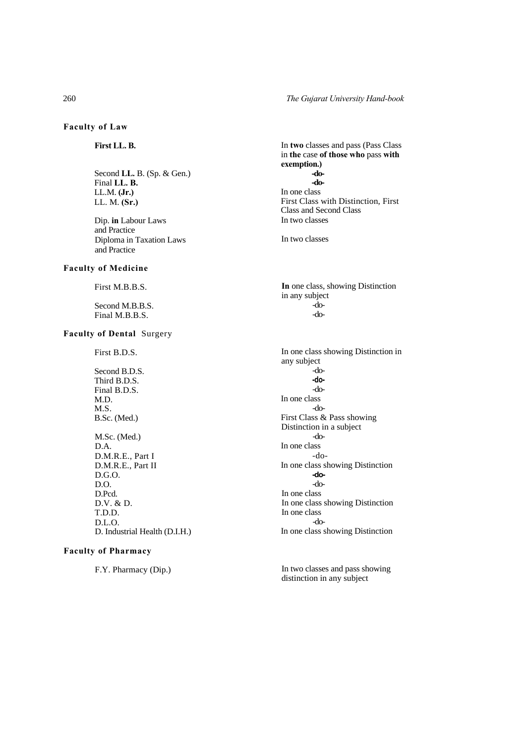### Faculty of Law

| | |
|---|---|
| **First LL. B.** | In **two** classes and pass (Pass Class in **the** case **of those who** pass **with exemption.)** |
| Second **LL.** B. (Sp. & Gen.) | **-do-** |
| Final **LL. B.** | **-do-** |
| LL.M. **(Jr.)** | In one class |
| LL. M. **(Sr.)** | First Class with Distinction, First Class and Second Class |
| Dip. **in** Labour Laws and Practice | In two classes |
| Diploma in Taxation Laws and Practice | In two classes |

### Faculty of Medicine

| | |
|---|---|
| First M.B.B.S. | **In** one class, showing Distinction in any subject |
| Second M.B.B.S. | -do- |
| Final M.B.B.S. | -do- |

### Faculty of Dental Surgery

| | |
|---|---|
| First B.D.S. | In one class showing Distinction in any subject |
| Second B.D.S. | -do- |
| Third B.D.S. | **-do-** |
| Final B.D.S. | -do- |
| M.D. | In one class |
| M.S. | -do- |
| B.Sc. (Med.) | First Class & Pass showing Distinction in a subject |
| M.Sc. (Med.) | -do- |
| D.A. | In one class |
| D.M.R.E., Part I | -do- |
| D.M.R.E., Part II | In one class showing Distinction |
| D.G.O. | **-do-** |
| D.O. | -do- |
| D.Pcd. | In one class |
| D.V. & D. | In one class showing Distinction |
| T.D.D. | In one class |
| D.L.O. | -do- |
| D. Industrial Health (D.I.H.) | In one class showing Distinction |

### Faculty of Pharmacy

| | |
|---|---|
| F.Y. Pharmacy (Dip.) | In two classes and pass showing distinction in any subject |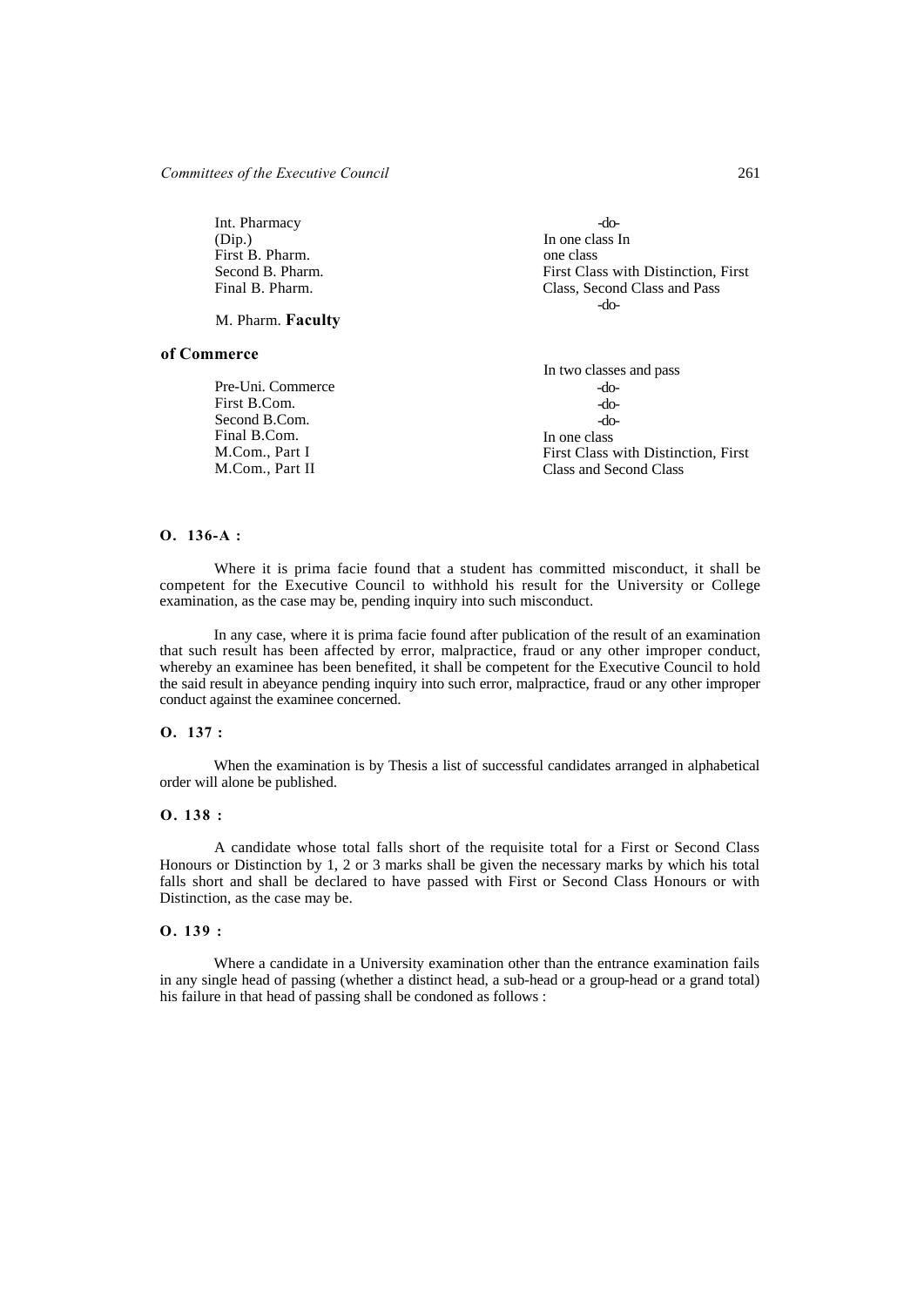Int. Pharmacy (Dip.) First B. Pharm. Second B. Pharm. Final B. Pharm.

M. Pharm. **Faculty of Commerce**

-do-
In one class In one class
First Class with Distinction, First Class, Second Class and Pass
-do-

Pre-Uni. Commerce
First B.Com.
Second B.Com.
Final B.Com.
M.Com., Part I
M.Com., Part II

In two classes and pass
-do-
-do-
-do-
In one class
First Class with Distinction, First Class and Second Class

**O. 136-A :**

Where it is prima facie found that a student has committed misconduct, it shall be competent for the Executive Council to withhold his result for the University or College examination, as the case may be, pending inquiry into such misconduct.

In any case, where it is prima facie found after publication of the result of an examination that such result has been affected by error, malpractice, fraud or any other improper conduct, whereby an examinee has been benefited, it shall be competent for the Executive Council to hold the said result in abeyance pending inquiry into such error, malpractice, fraud or any other improper conduct against the examinee concerned.

**O. 137 :**

When the examination is by Thesis a list of successful candidates arranged in alphabetical order will alone be published.

**O. 138 :**

A candidate whose total falls short of the requisite total for a First or Second Class Honours or Distinction by 1, 2 or 3 marks shall be given the necessary marks by which his total falls short and shall be declared to have passed with First or Second Class Honours or with Distinction, as the case may be.

**O. 139 :**

Where a candidate in a University examination other than the entrance examination fails in any single head of passing (whether a distinct head, a sub-head or a group-head or a grand total) his failure in that head of passing shall be condoned as follows :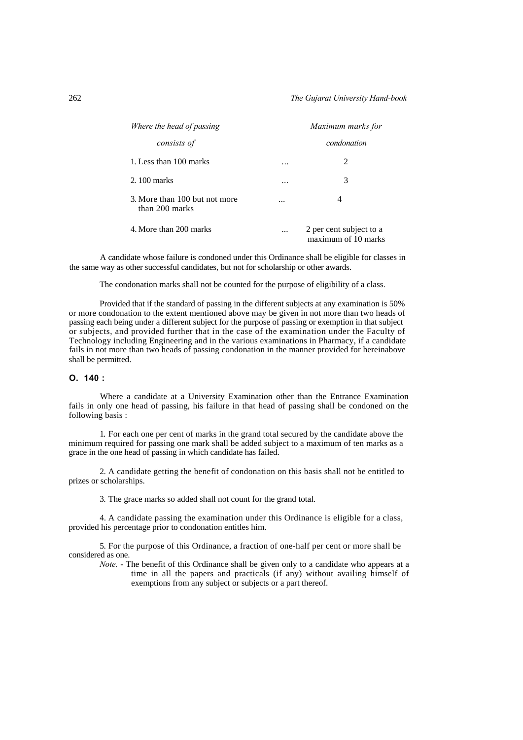| *Where the head of passing consists of* | | *Maximum marks for condonation* |
|---|---|---|
| 1. Less than 100 marks | ... | 2 |
| 2. 100 marks | ... | 3 |
| 3. More than 100 but not more than 200 marks | ... | 4 |
| 4. More than 200 marks | ... | 2 per cent subject to a maximum of 10 marks |

A candidate whose failure is condoned under this Ordinance shall be eligible for classes in the same way as other successful candidates, but not for scholarship or other awards.

The condonation marks shall not be counted for the purpose of eligibility of a class.

Provided that if the standard of passing in the different subjects at any examination is 50% or more condonation to the extent mentioned above may be given in not more than two heads of passing each being under a different subject for the purpose of passing or exemption in that subject or subjects, and provided further that in the case of the examination under the Faculty of Technology including Engineering and in the various examinations in Pharmacy, if a candidate fails in not more than two heads of passing condonation in the manner provided for hereinabove shall be permitted.

**O. 140 :**

Where a candidate at a University Examination other than the Entrance Examination fails in only one head of passing, his failure in that head of passing shall be condoned on the following basis :

1. For each one per cent of marks in the grand total secured by the candidate above the minimum required for passing one mark shall be added subject to a maximum of ten marks as a grace in the one head of passing in which candidate has failed.

2. A candidate getting the benefit of condonation on this basis shall not be entitled to prizes or scholarships.

3. The grace marks so added shall not count for the grand total.

4. A candidate passing the examination under this Ordinance is eligible for a class, provided his percentage prior to condonation entitles him.

5. For the purpose of this Ordinance, a fraction of one-half per cent or more shall be considered as one.

*Note.* - The benefit of this Ordinance shall be given only to a candidate who appears at a time in all the papers and practicals (if any) without availing himself of exemptions from any subject or subjects or a part thereof.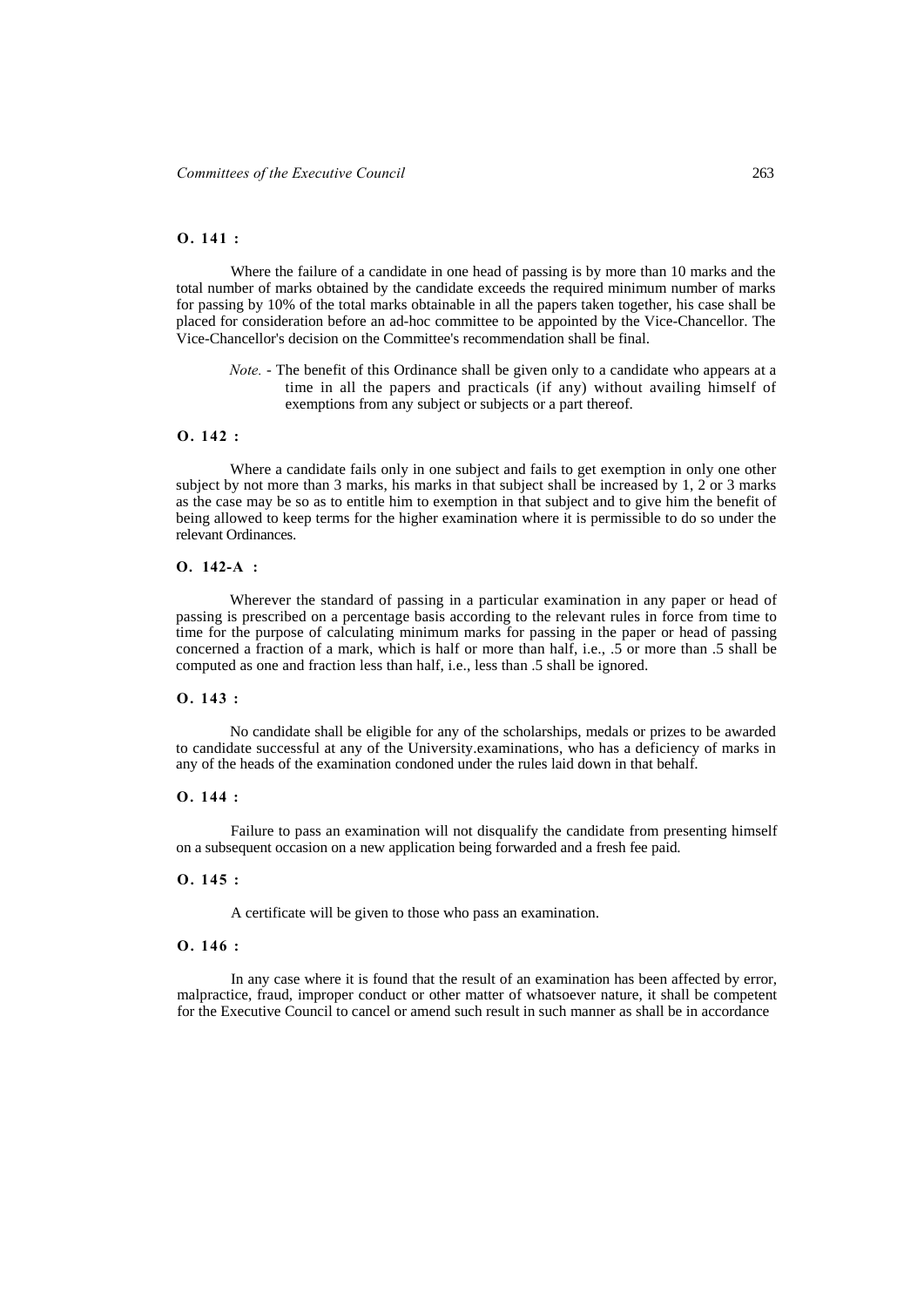**O. 141 :**

Where the failure of a candidate in one head of passing is by more than 10 marks and the total number of marks obtained by the candidate exceeds the required minimum number of marks for passing by 10% of the total marks obtainable in all the papers taken together, his case shall be placed for consideration before an ad-hoc committee to be appointed by the Vice-Chancellor. The Vice-Chancellor's decision on the Committee's recommendation shall be final.

> *Note.* - The benefit of this Ordinance shall be given only to a candidate who appears at a time in all the papers and practicals (if any) without availing himself of exemptions from any subject or subjects or a part thereof.

**O. 142 :**

Where a candidate fails only in one subject and fails to get exemption in only one other subject by not more than 3 marks, his marks in that subject shall be increased by 1, 2 or 3 marks as the case may be so as to entitle him to exemption in that subject and to give him the benefit of being allowed to keep terms for the higher examination where it is permissible to do so under the relevant Ordinances.

**O. 142-A :**

Wherever the standard of passing in a particular examination in any paper or head of passing is prescribed on a percentage basis according to the relevant rules in force from time to time for the purpose of calculating minimum marks for passing in the paper or head of passing concerned a fraction of a mark, which is half or more than half, i.e., .5 or more than .5 shall be computed as one and fraction less than half, i.e., less than .5 shall be ignored.

**O. 143 :**

No candidate shall be eligible for any of the scholarships, medals or prizes to be awarded to candidate successful at any of the University.examinations, who has a deficiency of marks in any of the heads of the examination condoned under the rules laid down in that behalf.

**O. 144 :**

Failure to pass an examination will not disqualify the candidate from presenting himself on a subsequent occasion on a new application being forwarded and a fresh fee paid.

**O. 145 :**

A certificate will be given to those who pass an examination.

**O. 146 :**

In any case where it is found that the result of an examination has been affected by error, malpractice, fraud, improper conduct or other matter of whatsoever nature, it shall be competent for the Executive Council to cancel or amend such result in such manner as shall be in accordance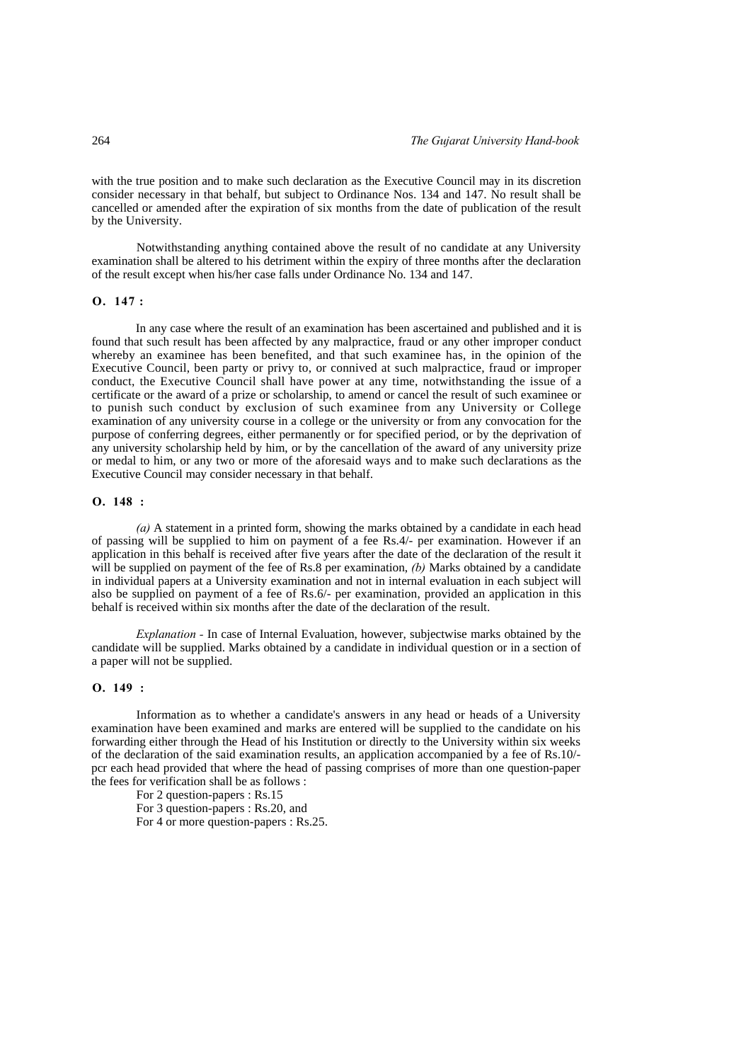with the true position and to make such declaration as the Executive Council may in its discretion consider necessary in that behalf, but subject to Ordinance Nos. 134 and 147. No result shall be cancelled or amended after the expiration of six months from the date of publication of the result by the University.

Notwithstanding anything contained above the result of no candidate at any University examination shall be altered to his detriment within the expiry of three months after the declaration of the result except when his/her case falls under Ordinance No. 134 and 147.

**O. 147 :**

In any case where the result of an examination has been ascertained and published and it is found that such result has been affected by any malpractice, fraud or any other improper conduct whereby an examinee has been benefited, and that such examinee has, in the opinion of the Executive Council, been party or privy to, or connived at such malpractice, fraud or improper conduct, the Executive Council shall have power at any time, notwithstanding the issue of a certificate or the award of a prize or scholarship, to amend or cancel the result of such examinee or to punish such conduct by exclusion of such examinee from any University or College examination of any university course in a college or the university or from any convocation for the purpose of conferring degrees, either permanently or for specified period, or by the deprivation of any university scholarship held by him, or by the cancellation of the award of any university prize or medal to him, or any two or more of the aforesaid ways and to make such declarations as the Executive Council may consider necessary in that behalf.

**O. 148 :**

*(a)* A statement in a printed form, showing the marks obtained by a candidate in each head of passing will be supplied to him on payment of a fee Rs.4/- per examination. However if an application in this behalf is received after five years after the date of the declaration of the result it will be supplied on payment of the fee of Rs.8 per examination, *(b)* Marks obtained by a candidate in individual papers at a University examination and not in internal evaluation in each subject will also be supplied on payment of a fee of Rs.6/- per examination, provided an application in this behalf is received within six months after the date of the declaration of the result.

*Explanation* - In case of Internal Evaluation, however, subjectwise marks obtained by the candidate will be supplied. Marks obtained by a candidate in individual question or in a section of a paper will not be supplied.

**O. 149 :**

Information as to whether a candidate's answers in any head or heads of a University examination have been examined and marks are entered will be supplied to the candidate on his forwarding either through the Head of his Institution or directly to the University within six weeks of the declaration of the said examination results, an application accompanied by a fee of Rs.10/- pcr each head provided that where the head of passing comprises of more than one question-paper the fees for verification shall be as follows :

For 2 question-papers : Rs.15
For 3 question-papers : Rs.20, and
For 4 or more question-papers : Rs.25.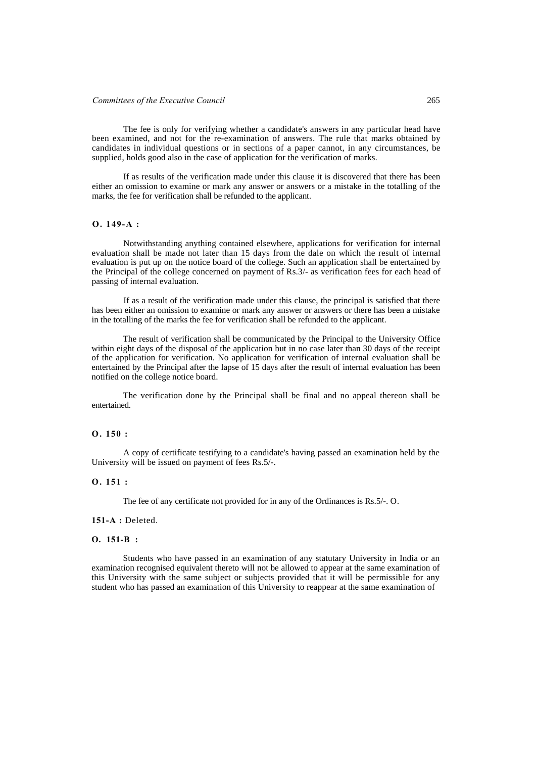The fee is only for verifying whether a candidate's answers in any particular head have been examined, and not for the re-examination of answers. The rule that marks obtained by candidates in individual questions or in sections of a paper cannot, in any circumstances, be supplied, holds good also in the case of application for the verification of marks.

If as results of the verification made under this clause it is discovered that there has been either an omission to examine or mark any answer or answers or a mistake in the totalling of the marks, the fee for verification shall be refunded to the applicant.

**O. 149-A :**

Notwithstanding anything contained elsewhere, applications for verification for internal evaluation shall be made not later than 15 days from the dale on which the result of internal evaluation is put up on the notice board of the college. Such an application shall be entertained by the Principal of the college concerned on payment of Rs.3/- as verification fees for each head of passing of internal evaluation.

If as a result of the verification made under this clause, the principal is satisfied that there has been either an omission to examine or mark any answer or answers or there has been a mistake in the totalling of the marks the fee for verification shall be refunded to the applicant.

The result of verification shall be communicated by the Principal to the University Office within eight days of the disposal of the application but in no case later than 30 days of the receipt of the application for verification. No application for verification of internal evaluation shall be entertained by the Principal after the lapse of 15 days after the result of internal evaluation has been notified on the college notice board.

The verification done by the Principal shall be final and no appeal thereon shall be entertained.

**O. 150 :**

A copy of certificate testifying to a candidate's having passed an examination held by the University will be issued on payment of fees Rs.5/-.

**O. 151 :**

The fee of any certificate not provided for in any of the Ordinances is Rs.5/-. O.

**151-A :** Deleted.

**O. 151-B :**

Students who have passed in an examination of any statutary University in India or an examination recognised equivalent thereto will not be allowed to appear at the same examination of this University with the same subject or subjects provided that it will be permissible for any student who has passed an examination of this University to reappear at the same examination of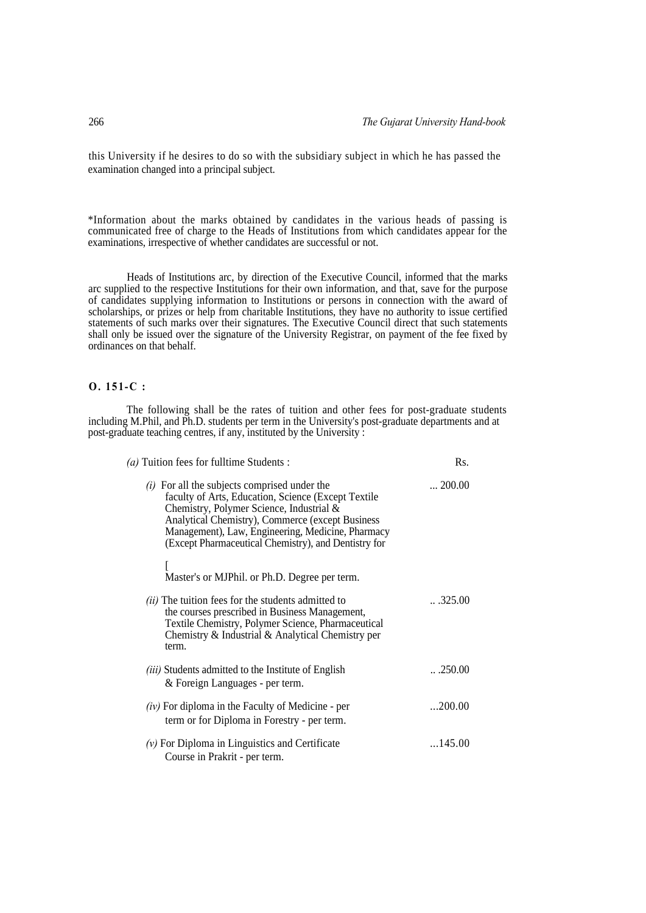this University if he desires to do so with the subsidiary subject in which he has passed the examination changed into a principal subject.

*Information about the marks obtained by candidates in the various heads of passing is communicated free of charge to the Heads of Institutions from which candidates appear for the examinations, irrespective of whether candidates are successful or not.

Heads of Institutions arc, by direction of the Executive Council, informed that the marks arc supplied to the respective Institutions for their own information, and that, save for the purpose of candidates supplying information to Institutions or persons in connection with the award of scholarships, or prizes or help from charitable Institutions, they have no authority to issue certified statements of such marks over their signatures. The Executive Council direct that such statements shall only be issued over the signature of the University Registrar, on payment of the fee fixed by ordinances on that behalf.

**O. 151-C :**

The following shall be the rates of tuition and other fees for post-graduate students including M.Phil, and Ph.D. students per term in the University's post-graduate departments and at post-graduate teaching centres, if any, instituted by the University :

| *(a)* Tuition fees for fulltime Students : | Rs. |
|---|---|
| *(i)* For all the subjects comprised under the faculty of Arts, Education, Science (Except Textile Chemistry, Polymer Science, Industrial & Analytical Chemistry), Commerce (except Business Management), Law, Engineering, Medicine, Pharmacy (Except Pharmaceutical Chemistry), and Dentistry for [ Master's or MJPhil. or Ph.D. Degree per term. | ... 200.00 |
| *(ii)* The tuition fees for the students admitted to the courses prescribed in Business Management, Textile Chemistry, Polymer Science, Pharmaceutical Chemistry & Industrial & Analytical Chemistry per term. | .. .325.00 |
| *(iii)* Students admitted to the Institute of English & Foreign Languages - per term. | .. .250.00 |
| *(iv)* For diploma in the Faculty of Medicine - per term or for Diploma in Forestry - per term. | ...200.00 |
| *(v)* For Diploma in Linguistics and Certificate Course in Prakrit - per term. | ...145.00 |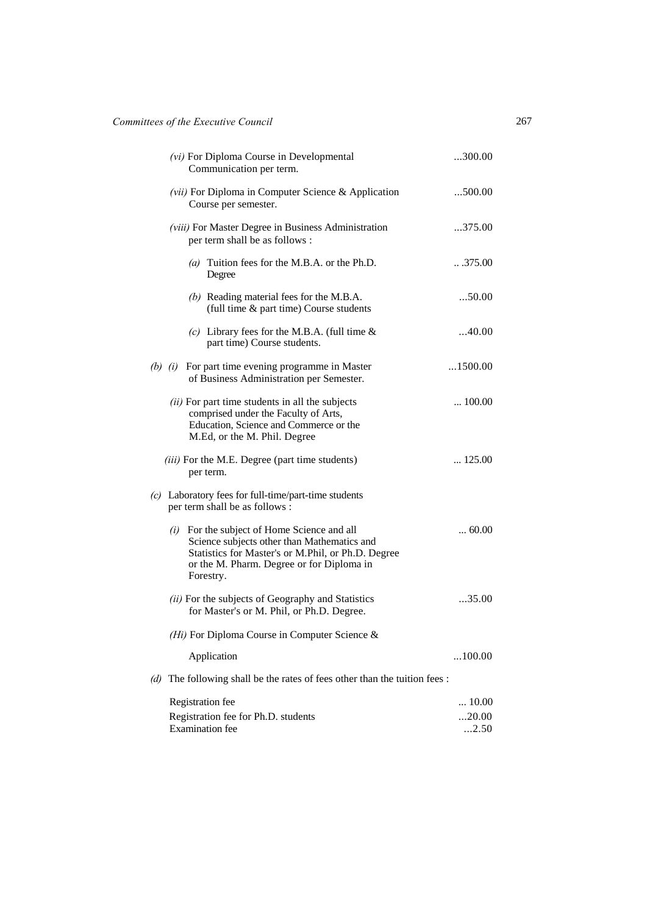*(vi)* For Diploma Course in Developmental Communication per term. ...300.00

*(vii)* For Diploma in Computer Science & Application Course per semester. ...500.00

*(viii)* For Master Degree in Business Administration per term shall be as follows : ...375.00

*(a)* Tuition fees for the M.B.A. or the Ph.D. Degree .. .375.00

*(b)* Reading material fees for the M.B.A. (full time & part time) Course students ...50.00

*(c)* Library fees for the M.B.A. (full time & part time) Course students. ...40.00

*(b) (i)* For part time evening programme in Master of Business Administration per Semester. ...1500.00

*(ii)* For part time students in all the subjects comprised under the Faculty of Arts, Education, Science and Commerce or the M.Ed, or the M. Phil. Degree ... 100.00

*(iii)* For the M.E. Degree (part time students) per term. ... 125.00

*(c)* Laboratory fees for full-time/part-time students per term shall be as follows :

*(i)* For the subject of Home Science and all Science subjects other than Mathematics and Statistics for Master's or M.Phil, or Ph.D. Degree or the M. Pharm. Degree or for Diploma in Forestry. ... 60.00

*(ii)* For the subjects of Geography and Statistics for Master's or M. Phil, or Ph.D. Degree. ...35.00

*(Hi)* For Diploma Course in Computer Science & Application ...100.00

*(d)* The following shall be the rates of fees other than the tuition fees :

Registration fee ... 10.00

Registration fee for Ph.D. students ...20.00

Examination fee ...2.50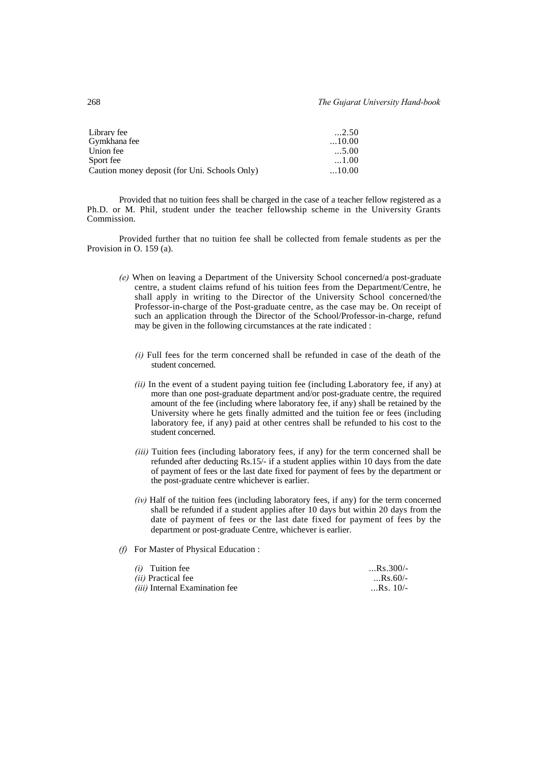| | |
|---|---|
| Library fee | ...2.50 |
| Gymkhana fee | ...10.00 |
| Union fee | ...5.00 |
| Sport fee | ...1.00 |
| Caution money deposit (for Uni. Schools Only) | ...10.00 |

Provided that no tuition fees shall be charged in the case of a teacher fellow registered as a Ph.D. or M. Phil, student under the teacher fellowship scheme in the University Grants Commission.

Provided further that no tuition fee shall be collected from female students as per the Provision in O. 159 (a).

*(e)* When on leaving a Department of the University School concerned/a post-graduate centre, a student claims refund of his tuition fees from the Department/Centre, he shall apply in writing to the Director of the University School concerned/the Professor-in-charge of the Post-graduate centre, as the case may be. On receipt of such an application through the Director of the School/Professor-in-charge, refund may be given in the following circumstances at the rate indicated :

*(i)* Full fees for the term concerned shall be refunded in case of the death of the student concerned.

*(ii)* In the event of a student paying tuition fee (including Laboratory fee, if any) at more than one post-graduate department and/or post-graduate centre, the required amount of the fee (including where laboratory fee, if any) shall be retained by the University where he gets finally admitted and the tuition fee or fees (including laboratory fee, if any) paid at other centres shall be refunded to his cost to the student concerned.

*(iii)* Tuition fees (including laboratory fees, if any) for the term concerned shall be refunded after deducting Rs.15/- if a student applies within 10 days from the date of payment of fees or the last date fixed for payment of fees by the department or the post-graduate centre whichever is earlier.

*(iv)* Half of the tuition fees (including laboratory fees, if any) for the term concerned shall be refunded if a student applies after 10 days but within 20 days from the date of payment of fees or the last date fixed for payment of fees by the department or post-graduate Centre, whichever is earlier.

*(f)* For Master of Physical Education :

| | |
|---|---|
| *(i)* Tuition fee | ...Rs.300/- |
| *(ii)* Practical fee | ...Rs.60/- |
| *(iii)* Internal Examination fee | ...Rs. 10/- |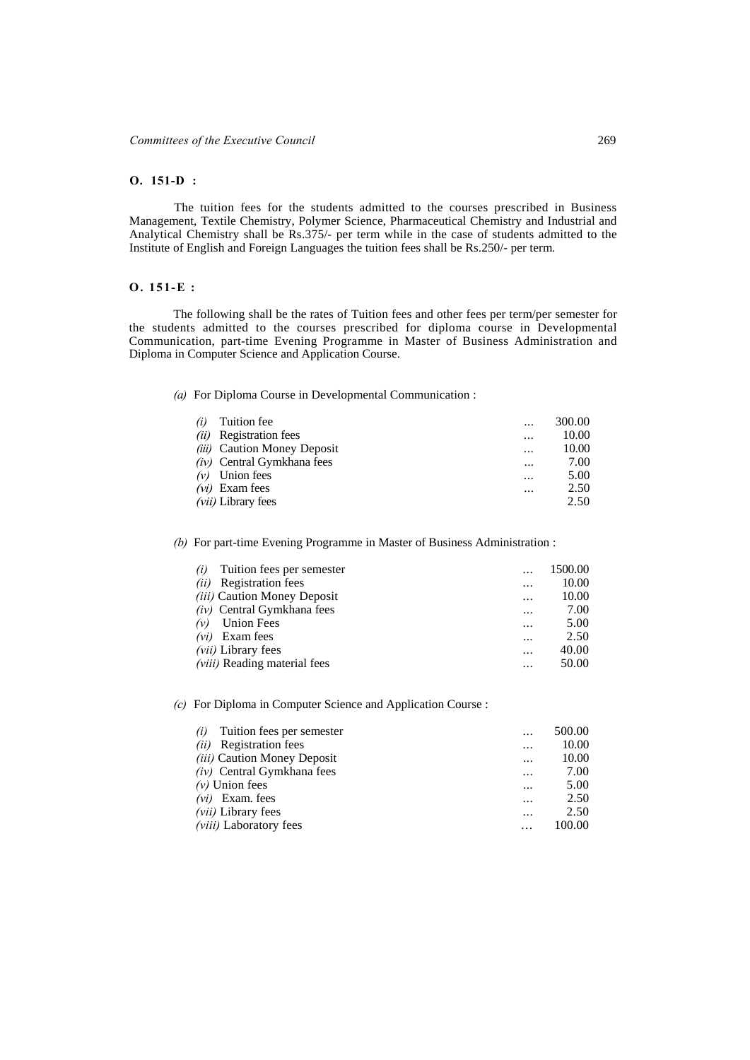**O. 151-D :**

The tuition fees for the students admitted to the courses prescribed in Business Management, Textile Chemistry, Polymer Science, Pharmaceutical Chemistry and Industrial and Analytical Chemistry shall be Rs.375/- per term while in the case of students admitted to the Institute of English and Foreign Languages the tuition fees shall be Rs.250/- per term.

**O. 151-E :**

The following shall be the rates of Tuition fees and other fees per term/per semester for the students admitted to the courses prescribed for diploma course in Developmental Communication, part-time Evening Programme in Master of Business Administration and Diploma in Computer Science and Application Course.

*(a)* For Diploma Course in Developmental Communication :

| | | |
|---|---|---|
| *(i)* Tuition fee | ... | 300.00 |
| *(ii)* Registration fees | ... | 10.00 |
| *(iii)* Caution Money Deposit | ... | 10.00 |
| *(iv)* Central Gymkhana fees | ... | 7.00 |
| *(v)* Union fees | ... | 5.00 |
| *(vi)* Exam fees | ... | 2.50 |
| *(vii)* Library fees | | 2.50 |

*(b)* For part-time Evening Programme in Master of Business Administration :

| | | |
|---|---|---|
| *(i)* Tuition fees per semester | ... | 1500.00 |
| *(ii)* Registration fees | ... | 10.00 |
| *(iii)* Caution Money Deposit | ... | 10.00 |
| *(iv)* Central Gymkhana fees | ... | 7.00 |
| *(v)* Union Fees | ... | 5.00 |
| *(vi)* Exam fees | ... | 2.50 |
| *(vii)* Library fees | ... | 40.00 |
| *(viii)* Reading material fees | ... | 50.00 |

*(c)* For Diploma in Computer Science and Application Course :

| | | |
|---|---|---|
| *(i)* Tuition fees per semester | ... | 500.00 |
| *(ii)* Registration fees | ... | 10.00 |
| *(iii)* Caution Money Deposit | ... | 10.00 |
| *(iv)* Central Gymkhana fees | ... | 7.00 |
| *(v)* Union fees | ... | 5.00 |
| *(vi)* Exam. fees | ... | 2.50 |
| *(vii)* Library fees | ... | 2.50 |
| *(viii)* Laboratory fees | ... | 100.00 |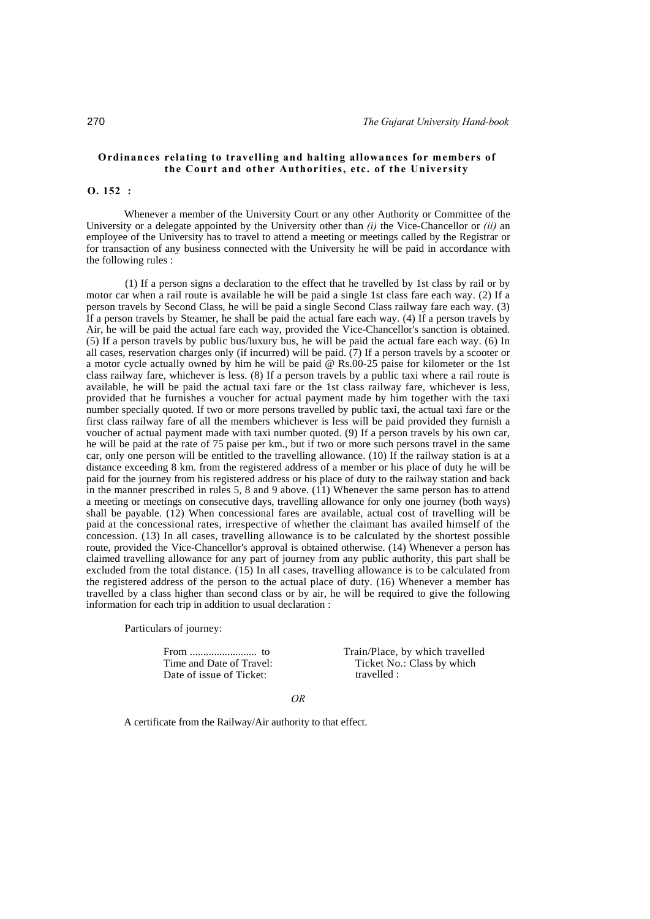**Ordinances relating to travelling and halting allowances for members of the Court and other Authorities, etc. of the University**

**O. 152 :**

Whenever a member of the University Court or any other Authority or Committee of the University or a delegate appointed by the University other than *(i)* the Vice-Chancellor or *(ii)* an employee of the University has to travel to attend a meeting or meetings called by the Registrar or for transaction of any business connected with the University he will be paid in accordance with the following rules :

(1) If a person signs a declaration to the effect that he travelled by 1st class by rail or by motor car when a rail route is available he will be paid a single 1st class fare each way. (2) If a person travels by Second Class, he will be paid a single Second Class railway fare each way. (3) If a person travels by Steamer, he shall be paid the actual fare each way. (4) If a person travels by Air, he will be paid the actual fare each way, provided the Vice-Chancellor's sanction is obtained. (5) If a person travels by public bus/luxury bus, he will be paid the actual fare each way. (6) In all cases, reservation charges only (if incurred) will be paid. (7) If a person travels by a scooter or a motor cycle actually owned by him he will be paid @ Rs.00-25 paise for kilometer or the 1st class railway fare, whichever is less. (8) If a person travels by a public taxi where a rail route is available, he will be paid the actual taxi fare or the 1st class railway fare, whichever is less, provided that he furnishes a voucher for actual payment made by him together with the taxi number specially quoted. If two or more persons travelled by public taxi, the actual taxi fare or the first class railway fare of all the members whichever is less will be paid provided they furnish a voucher of actual payment made with taxi number quoted. (9) If a person travels by his own car, he will be paid at the rate of 75 paise per km., but if two or more such persons travel in the same car, only one person will be entitled to the travelling allowance. (10) If the railway station is at a distance exceeding 8 km. from the registered address of a member or his place of duty he will be paid for the journey from his registered address or his place of duty to the railway station and back in the manner prescribed in rules 5, 8 and 9 above. (11) Whenever the same person has to attend a meeting or meetings on consecutive days, travelling allowance for only one journey (both ways) shall be payable. (12) When concessional fares are available, actual cost of travelling will be paid at the concessional rates, irrespective of whether the claimant has availed himself of the concession. (13) In all cases, travelling allowance is to be calculated by the shortest possible route, provided the Vice-Chancellor's approval is obtained otherwise. (14) Whenever a person has claimed travelling allowance for any part of journey from any public authority, this part shall be excluded from the total distance. (15) In all cases, travelling allowance is to be calculated from the registered address of the person to the actual place of duty. (16) Whenever a member has travelled by a class higher than second class or by air, he will be required to give the following information for each trip in addition to usual declaration :

Particulars of journey:

From ......................... to
Time and Date of Travel:
Date of issue of Ticket:

Train/Place, by which travelled
Ticket No.: Class by which travelled :

*OR*

A certificate from the Railway/Air authority to that effect.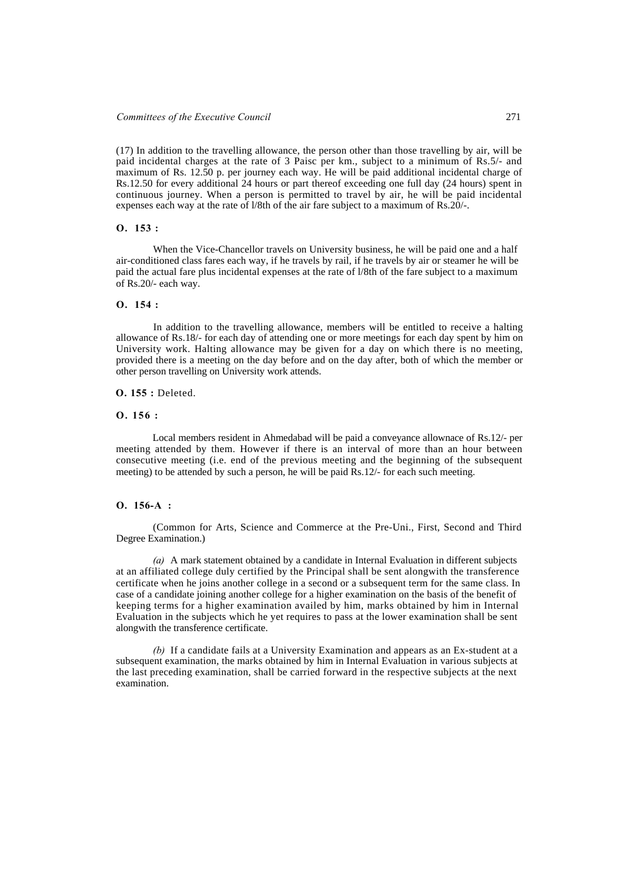(17) In addition to the travelling allowance, the person other than those travelling by air, will be paid incidental charges at the rate of 3 Paisc per km., subject to a minimum of Rs.5/- and maximum of Rs. 12.50 p. per journey each way. He will be paid additional incidental charge of Rs.12.50 for every additional 24 hours or part thereof exceeding one full day (24 hours) spent in continuous journey. When a person is permitted to travel by air, he will be paid incidental expenses each way at the rate of l/8th of the air fare subject to a maximum of Rs.20/-.

**O. 153 :**

When the Vice-Chancellor travels on University business, he will be paid one and a half air-conditioned class fares each way, if he travels by rail, if he travels by air or steamer he will be paid the actual fare plus incidental expenses at the rate of l/8th of the fare subject to a maximum of Rs.20/- each way.

**O. 154 :**

In addition to the travelling allowance, members will be entitled to receive a halting allowance of Rs.18/- for each day of attending one or more meetings for each day spent by him on University work. Halting allowance may be given for a day on which there is no meeting, provided there is a meeting on the day before and on the day after, both of which the member or other person travelling on University work attends.

**O. 155 :** Deleted.

**O. 156 :**

Local members resident in Ahmedabad will be paid a conveyance allownace of Rs.12/- per meeting attended by them. However if there is an interval of more than an hour between consecutive meeting (i.e. end of the previous meeting and the beginning of the subsequent meeting) to be attended by such a person, he will be paid Rs.12/- for each such meeting.

**O. 156-A :**

(Common for Arts, Science and Commerce at the Pre-Uni., First, Second and Third Degree Examination.)

*(a)* A mark statement obtained by a candidate in Internal Evaluation in different subjects at an affiliated college duly certified by the Principal shall be sent alongwith the transference certificate when he joins another college in a second or a subsequent term for the same class. In case of a candidate joining another college for a higher examination on the basis of the benefit of keeping terms for a higher examination availed by him, marks obtained by him in Internal Evaluation in the subjects which he yet requires to pass at the lower examination shall be sent alongwith the transference certificate.

*(b)* If a candidate fails at a University Examination and appears as an Ex-student at a subsequent examination, the marks obtained by him in Internal Evaluation in various subjects at the last preceding examination, shall be carried forward in the respective subjects at the next examination.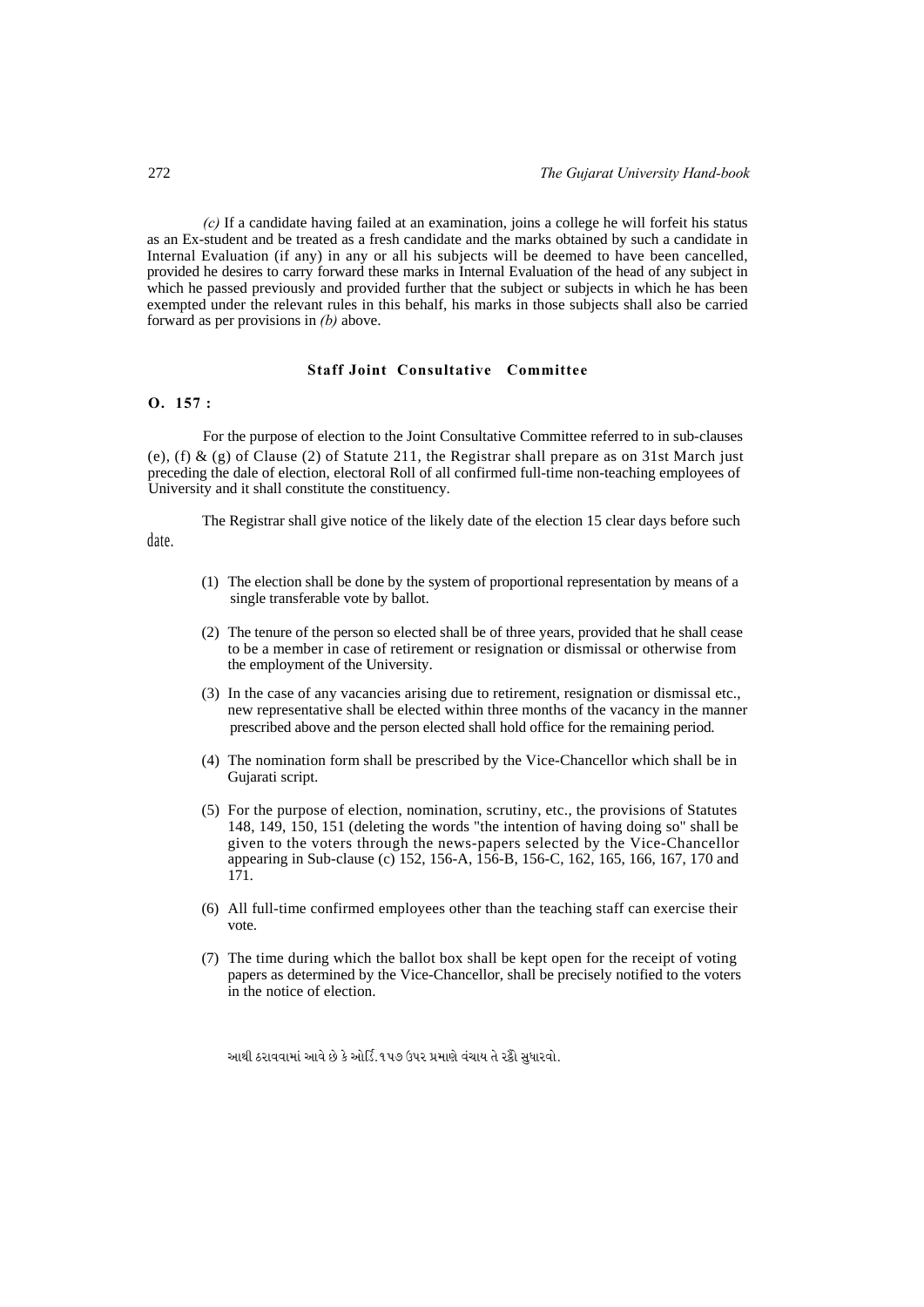*(c)* If a candidate having failed at an examination, joins a college he will forfeit his status as an Ex-student and be treated as a fresh candidate and the marks obtained by such a candidate in Internal Evaluation (if any) in any or all his subjects will be deemed to have been cancelled, provided he desires to carry forward these marks in Internal Evaluation of the head of any subject in which he passed previously and provided further that the subject or subjects in which he has been exempted under the relevant rules in this behalf, his marks in those subjects shall also be carried forward as per provisions in *(b)* above.

### Staff Joint Consultative Committee

**O. 157 :**

For the purpose of election to the Joint Consultative Committee referred to in sub-clauses (e), (f) & (g) of Clause (2) of Statute 211, the Registrar shall prepare as on 31st March just preceding the dale of election, electoral Roll of all confirmed full-time non-teaching employees of University and it shall constitute the constituency.

The Registrar shall give notice of the likely date of the election 15 clear days before such date.

(1) The election shall be done by the system of proportional representation by means of a single transferable vote by ballot.

(2) The tenure of the person so elected shall be of three years, provided that he shall cease to be a member in case of retirement or resignation or dismissal or otherwise from the employment of the University.

(3) In the case of any vacancies arising due to retirement, resignation or dismissal etc., new representative shall be elected within three months of the vacancy in the manner prescribed above and the person elected shall hold office for the remaining period.

(4) The nomination form shall be prescribed by the Vice-Chancellor which shall be in Gujarati script.

(5) For the purpose of election, nomination, scrutiny, etc., the provisions of Statutes 148, 149, 150, 151 (deleting the words "the intention of having doing so" shall be given to the voters through the news-papers selected by the Vice-Chancellor appearing in Sub-clause (c) 152, 156-A, 156-B, 156-C, 162, 165, 166, 167, 170 and 171.

(6) All full-time confirmed employees other than the teaching staff can exercise their vote.

(7) The time during which the ballot box shall be kept open for the receipt of voting papers as determined by the Vice-Chancellor, shall be precisely notified to the voters in the notice of election.

આથી ઠરાવવામાં આવે છે કે ઓર્ડિ.૧૫૭ ઉપર પ્રમાણે વંચાય તે રીતે સુધારવો.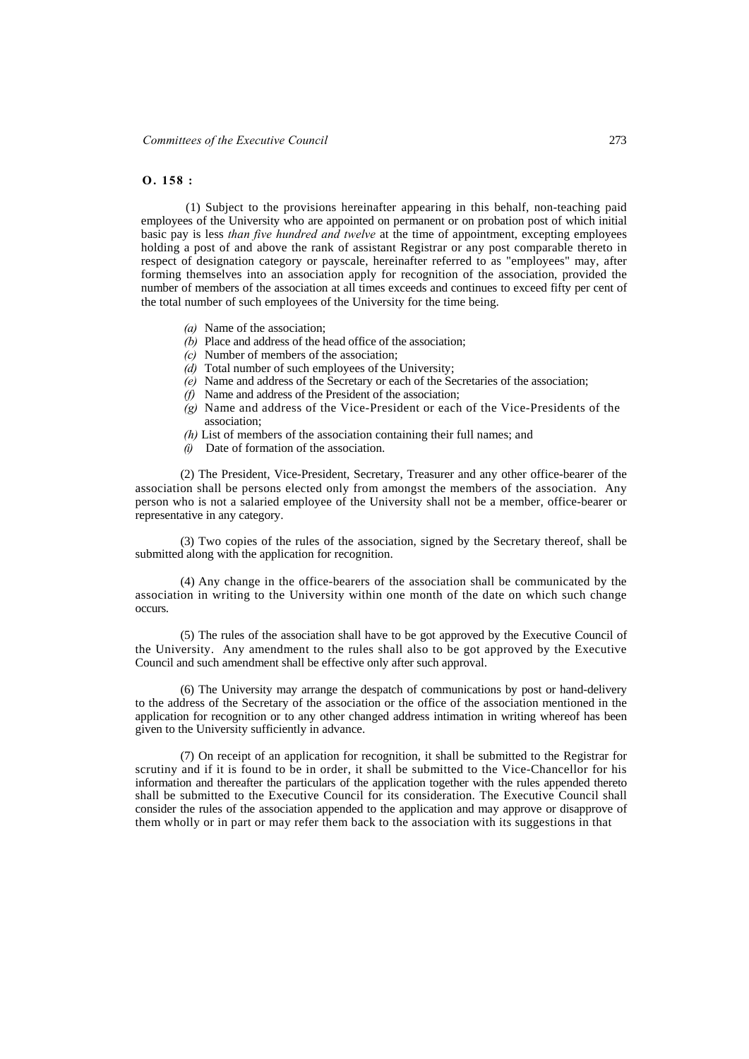**O. 158 :**

(1) Subject to the provisions hereinafter appearing in this behalf, non-teaching paid employees of the University who are appointed on permanent or on probation post of which initial basic pay is less *than five hundred and twelve* at the time of appointment, excepting employees holding a post of and above the rank of assistant Registrar or any post comparable thereto in respect of designation category or payscale, hereinafter referred to as "employees" may, after forming themselves into an association apply for recognition of the association, provided the number of members of the association at all times exceeds and continues to exceed fifty per cent of the total number of such employees of the University for the time being.

- *(a)* Name of the association;
- *(b)* Place and address of the head office of the association;
- *(c)* Number of members of the association;
- *(d)* Total number of such employees of the University;
- *(e)* Name and address of the Secretary or each of the Secretaries of the association;
- *(f)* Name and address of the President of the association;
- *(g)* Name and address of the Vice-President or each of the Vice-Presidents of the association;
- *(h)* List of members of the association containing their full names; and
- *(i)* Date of formation of the association.

(2) The President, Vice-President, Secretary, Treasurer and any other office-bearer of the association shall be persons elected only from amongst the members of the association. Any person who is not a salaried employee of the University shall not be a member, office-bearer or representative in any category.

(3) Two copies of the rules of the association, signed by the Secretary thereof, shall be submitted along with the application for recognition.

(4) Any change in the office-bearers of the association shall be communicated by the association in writing to the University within one month of the date on which such change occurs.

(5) The rules of the association shall have to be got approved by the Executive Council of the University. Any amendment to the rules shall also to be got approved by the Executive Council and such amendment shall be effective only after such approval.

(6) The University may arrange the despatch of communications by post or hand-delivery to the address of the Secretary of the association or the office of the association mentioned in the application for recognition or to any other changed address intimation in writing whereof has been given to the University sufficiently in advance.

(7) On receipt of an application for recognition, it shall be submitted to the Registrar for scrutiny and if it is found to be in order, it shall be submitted to the Vice-Chancellor for his information and thereafter the particulars of the application together with the rules appended thereto shall be submitted to the Executive Council for its consideration. The Executive Council shall consider the rules of the association appended to the application and may approve or disapprove of them wholly or in part or may refer them back to the association with its suggestions in that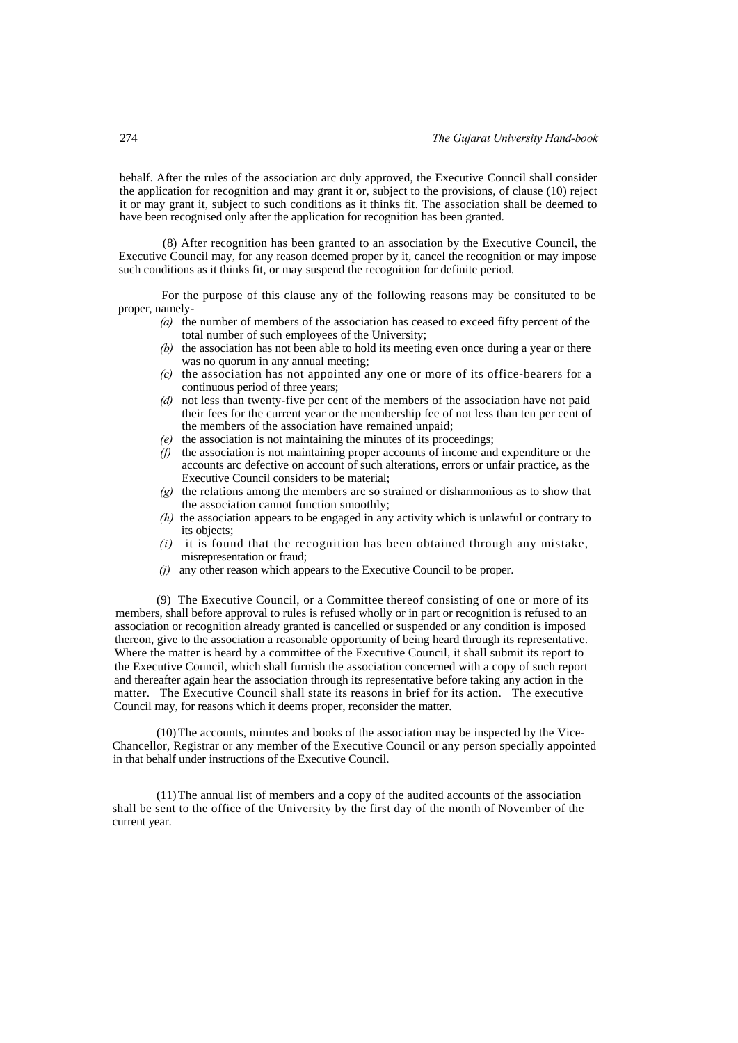behalf. After the rules of the association arc duly approved, the Executive Council shall consider the application for recognition and may grant it or, subject to the provisions, of clause (10) reject it or may grant it, subject to such conditions as it thinks fit. The association shall be deemed to have been recognised only after the application for recognition has been granted.

(8) After recognition has been granted to an association by the Executive Council, the Executive Council may, for any reason deemed proper by it, cancel the recognition or may impose such conditions as it thinks fit, or may suspend the recognition for definite period.

For the purpose of this clause any of the following reasons may be consituted to be proper, namely-

- *(a)* the number of members of the association has ceased to exceed fifty percent of the total number of such employees of the University;
- *(b)* the association has not been able to hold its meeting even once during a year or there was no quorum in any annual meeting;
- *(c)* the association has not appointed any one or more of its office-bearers for a continuous period of three years;
- *(d)* not less than twenty-five per cent of the members of the association have not paid their fees for the current year or the membership fee of not less than ten per cent of the members of the association have remained unpaid;
- *(e)* the association is not maintaining the minutes of its proceedings;
- *(f)* the association is not maintaining proper accounts of income and expenditure or the accounts arc defective on account of such alterations, errors or unfair practice, as the Executive Council considers to be material;
- *(g)* the relations among the members arc so strained or disharmonious as to show that the association cannot function smoothly;
- *(h)* the association appears to be engaged in any activity which is unlawful or contrary to its objects;
- *(i)* it is found that the recognition has been obtained through any mistake, misrepresentation or fraud;
- *(j)* any other reason which appears to the Executive Council to be proper.

(9) The Executive Council, or a Committee thereof consisting of one or more of its members, shall before approval to rules is refused wholly or in part or recognition is refused to an association or recognition already granted is cancelled or suspended or any condition is imposed thereon, give to the association a reasonable opportunity of being heard through its representative. Where the matter is heard by a committee of the Executive Council, it shall submit its report to the Executive Council, which shall furnish the association concerned with a copy of such report and thereafter again hear the association through its representative before taking any action in the matter. The Executive Council shall state its reasons in brief for its action. The executive Council may, for reasons which it deems proper, reconsider the matter.

(10) The accounts, minutes and books of the association may be inspected by the Vice-Chancellor, Registrar or any member of the Executive Council or any person specially appointed in that behalf under instructions of the Executive Council.

(11) The annual list of members and a copy of the audited accounts of the association shall be sent to the office of the University by the first day of the month of November of the current year.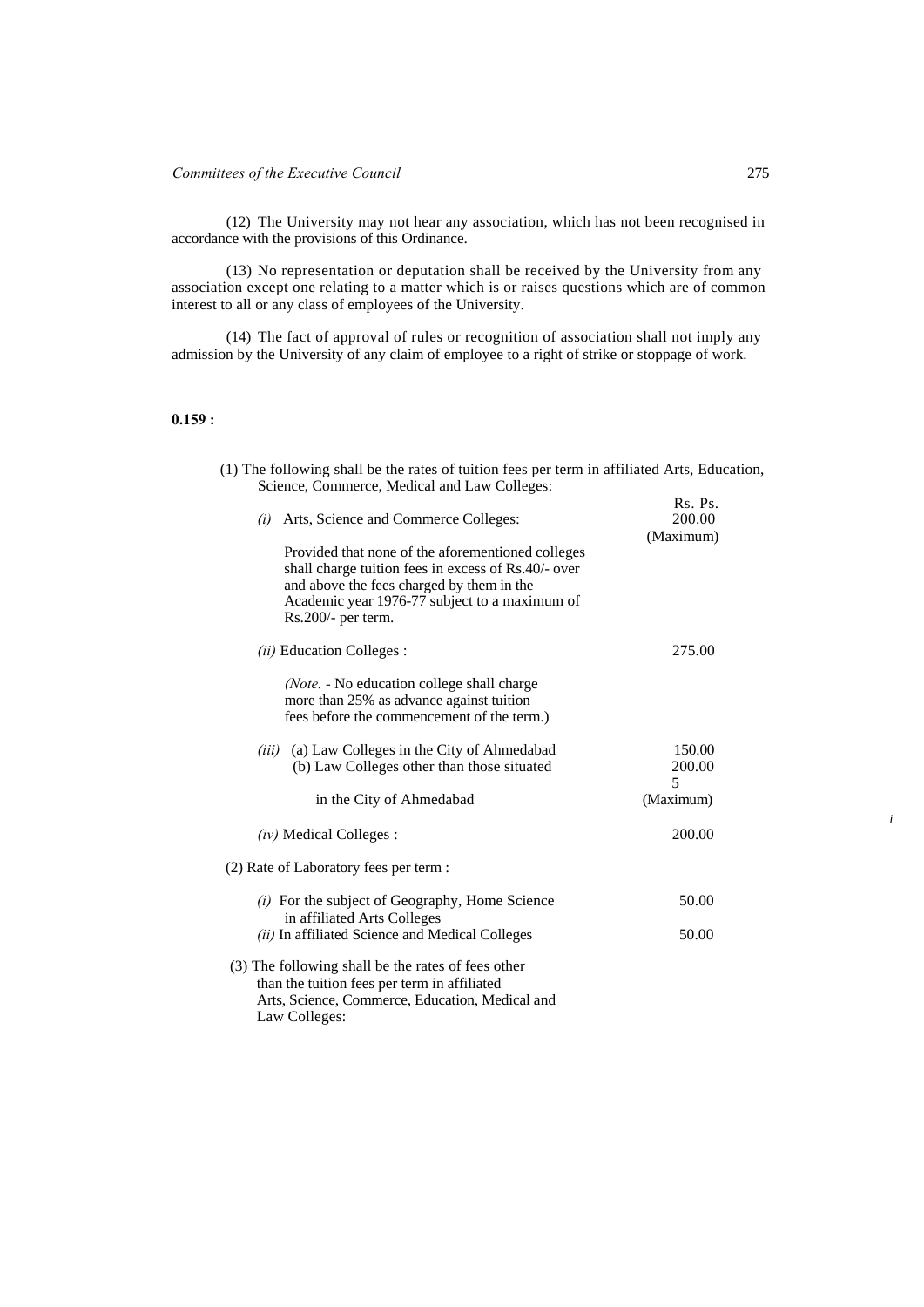(12) The University may not hear any association, which has not been recognised in accordance with the provisions of this Ordinance.

(13) No representation or deputation shall be received by the University from any association except one relating to a matter which is or raises questions which are of common interest to all or any class of employees of the University.

(14) The fact of approval of rules or recognition of association shall not imply any admission by the University of any claim of employee to a right of strike or stoppage of work.

**0.159 :**

(1) The following shall be the rates of tuition fees per term in affiliated Arts, Education, Science, Commerce, Medical and Law Colleges:

| | Rs. Ps. |
|---|---|
| *(i)* Arts, Science and Commerce Colleges: | 200.00 (Maximum) |
| Provided that none of the aforementioned colleges shall charge tuition fees in excess of Rs.40/- over and above the fees charged by them in the Academic year 1976-77 subject to a maximum of Rs.200/- per term. | |
| *(ii)* Education Colleges : | 275.00 |
| *(Note.* - No education college shall charge more than 25% as advance against tuition fees before the commencement of the term.) | |
| *(iii)* (a) Law Colleges in the City of Ahmedabad | 150.00 |
| (b) Law Colleges other than those situated in the City of Ahmedabad | 200.00 5 (Maximum) |
| *(iv)* Medical Colleges : | 200.00 |

(2) Rate of Laboratory fees per term :

| | |
|---|---|
| *(i)* For the subject of Geography, Home Science in affiliated Arts Colleges | 50.00 |
| *(ii)* In affiliated Science and Medical Colleges | 50.00 |

(3) The following shall be the rates of fees other than the tuition fees per term in affiliated Arts, Science, Commerce, Education, Medical and Law Colleges: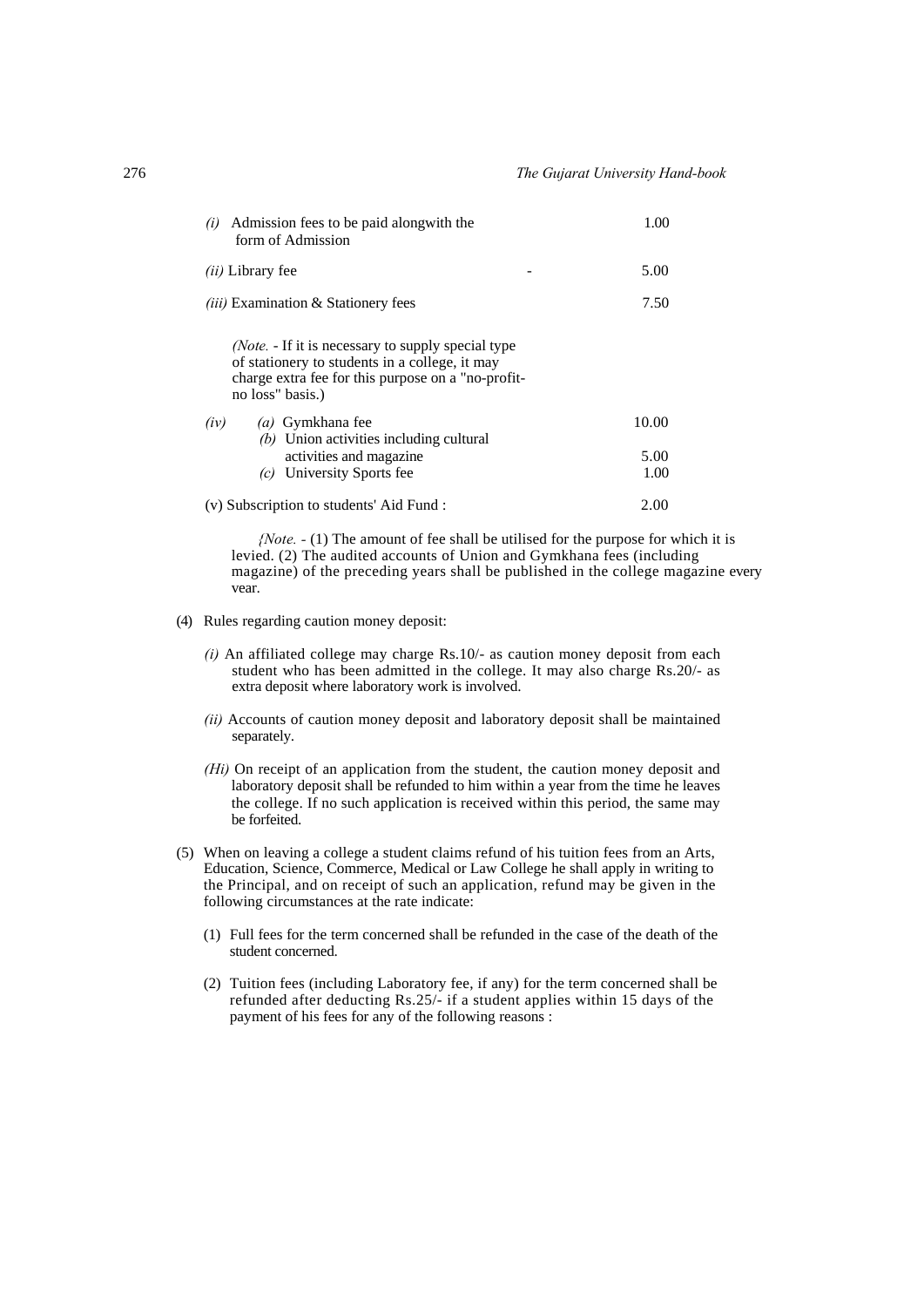| | | |
|---|---|---|
| *(i)* Admission fees to be paid alongwith the form of Admission | | 1.00 |
| *(ii)* Library fee | - | 5.00 |
| *(iii)* Examination & Stationery fees | | 7.50 |
| *(Note.* - If it is necessary to supply special type of stationery to students in a college, it may charge extra fee for this purpose on a "no-profit-no loss" basis.) | | |
| *(iv)* *(a)* Gymkhana fee | | 10.00 |
| *(b)* Union activities including cultural activities and magazine | | 5.00 |
| *(c)* University Sports fee | | 1.00 |
| (v) Subscription to students' Aid Fund : | | 2.00 |

*{Note.* - (1) The amount of fee shall be utilised for the purpose for which it is levied. (2) The audited accounts of Union and Gymkhana fees (including magazine) of the preceding years shall be published in the college magazine every vear.

(4) Rules regarding caution money deposit:

*(i)* An affiliated college may charge Rs.10/- as caution money deposit from each student who has been admitted in the college. It may also charge Rs.20/- as extra deposit where laboratory work is involved.

*(ii)* Accounts of caution money deposit and laboratory deposit shall be maintained separately.

*(Hi)* On receipt of an application from the student, the caution money deposit and laboratory deposit shall be refunded to him within a year from the time he leaves the college. If no such application is received within this period, the same may be forfeited.

(5) When on leaving a college a student claims refund of his tuition fees from an Arts, Education, Science, Commerce, Medical or Law College he shall apply in writing to the Principal, and on receipt of such an application, refund may be given in the following circumstances at the rate indicate:

(1) Full fees for the term concerned shall be refunded in the case of the death of the student concerned.

(2) Tuition fees (including Laboratory fee, if any) for the term concerned shall be refunded after deducting Rs.25/- if a student applies within 15 days of the payment of his fees for any of the following reasons :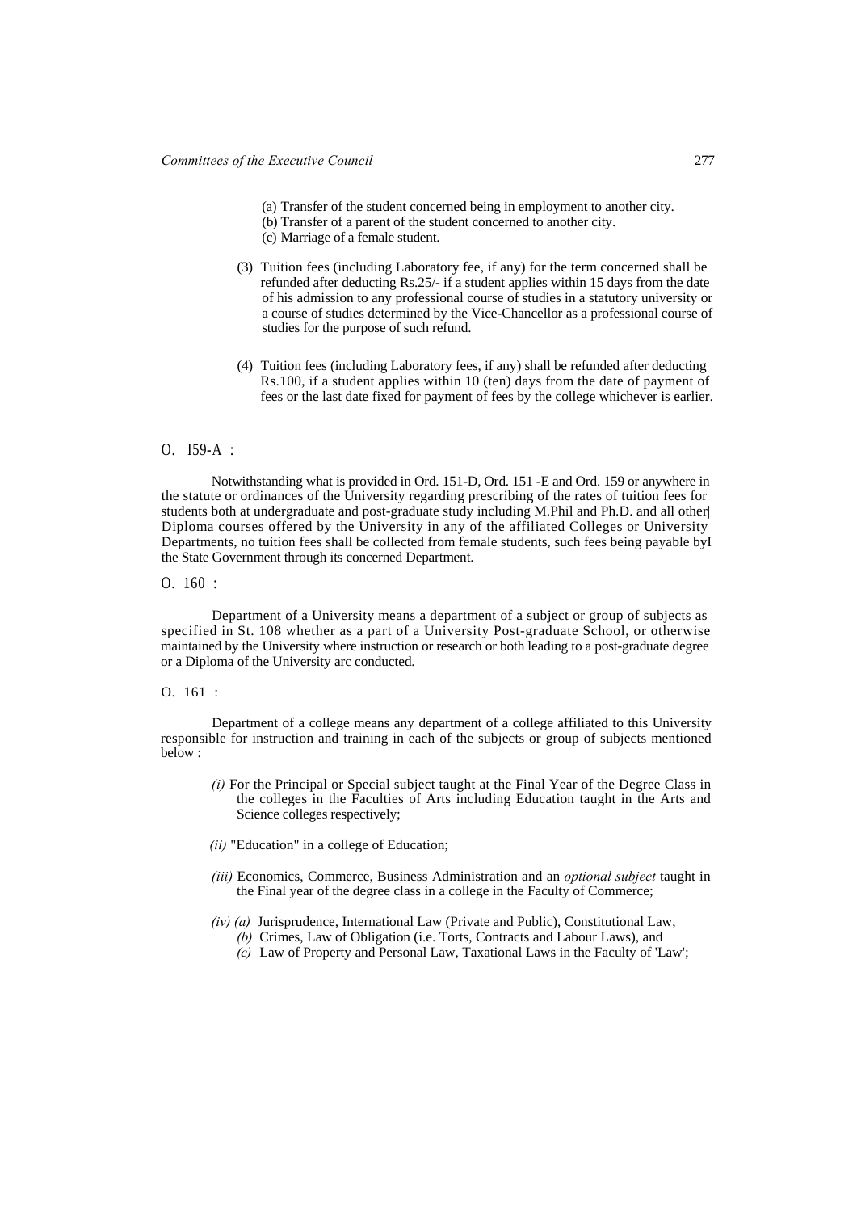(a) Transfer of the student concerned being in employment to another city.
(b) Transfer of a parent of the student concerned to another city.
(c) Marriage of a female student.

(3) Tuition fees (including Laboratory fee, if any) for the term concerned shall be refunded after deducting Rs.25/- if a student applies within 15 days from the date of his admission to any professional course of studies in a statutory university or a course of studies determined by the Vice-Chancellor as a professional course of studies for the purpose of such refund.

(4) Tuition fees (including Laboratory fees, if any) shall be refunded after deducting Rs.100, if a student applies within 10 (ten) days from the date of payment of fees or the last date fixed for payment of fees by the college whichever is earlier.

O. I59-A :

Notwithstanding what is provided in Ord. 151-D, Ord. 151 -E and Ord. 159 or anywhere in the statute or ordinances of the University regarding prescribing of the rates of tuition fees for students both at undergraduate and post-graduate study including M.Phil and Ph.D. and all other| Diploma courses offered by the University in any of the affiliated Colleges or University Departments, no tuition fees shall be collected from female students, such fees being payable byI the State Government through its concerned Department.

O. 160 :

Department of a University means a department of a subject or group of subjects as specified in St. 108 whether as a part of a University Post-graduate School, or otherwise maintained by the University where instruction or research or both leading to a post-graduate degree or a Diploma of the University arc conducted.

O. 161 :

Department of a college means any department of a college affiliated to this University responsible for instruction and training in each of the subjects or group of subjects mentioned below :

*(i)* For the Principal or Special subject taught at the Final Year of the Degree Class in the colleges in the Faculties of Arts including Education taught in the Arts and Science colleges respectively;

*(ii)* "Education" in a college of Education;

*(iii)* Economics, Commerce, Business Administration and an *optional subject* taught in the Final year of the degree class in a college in the Faculty of Commerce;

*(iv) (a)* Jurisprudence, International Law (Private and Public), Constitutional Law,
*(b)* Crimes, Law of Obligation (i.e. Torts, Contracts and Labour Laws), and
*(c)* Law of Property and Personal Law, Taxational Laws in the Faculty of 'Law';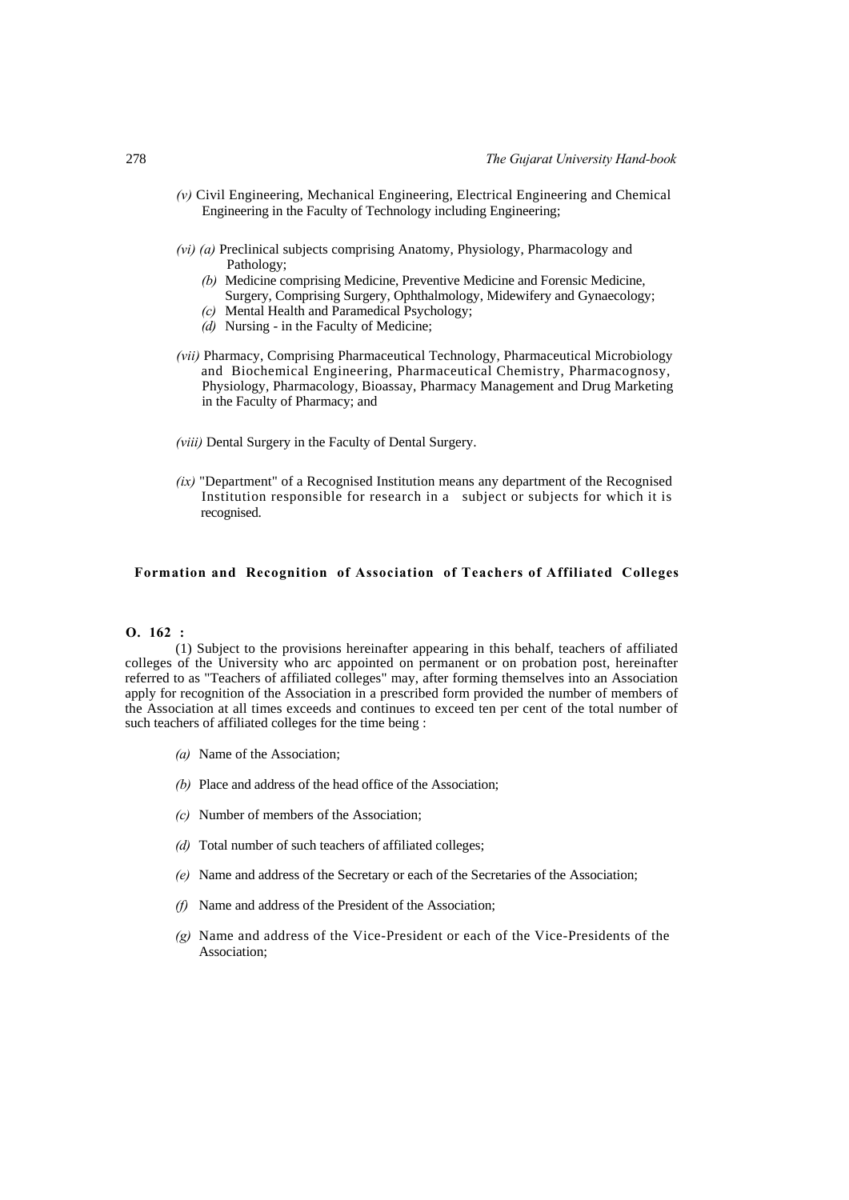*(v)* Civil Engineering, Mechanical Engineering, Electrical Engineering and Chemical Engineering in the Faculty of Technology including Engineering;

*(vi) (a)* Preclinical subjects comprising Anatomy, Physiology, Pharmacology and Pathology;

*(b)* Medicine comprising Medicine, Preventive Medicine and Forensic Medicine, Surgery, Comprising Surgery, Ophthalmology, Midewifery and Gynaecology;

*(c)* Mental Health and Paramedical Psychology;

*(d)* Nursing - in the Faculty of Medicine;

*(vii)* Pharmacy, Comprising Pharmaceutical Technology, Pharmaceutical Microbiology and Biochemical Engineering, Pharmaceutical Chemistry, Pharmacognosy, Physiology, Pharmacology, Bioassay, Pharmacy Management and Drug Marketing in the Faculty of Pharmacy; and

*(viii)* Dental Surgery in the Faculty of Dental Surgery.

*(ix)* "Department" of a Recognised Institution means any department of the Recognised Institution responsible for research in a subject or subjects for which it is recognised.

## Formation and Recognition of Association of Teachers of Affiliated Colleges

**O. 162 :**

(1) Subject to the provisions hereinafter appearing in this behalf, teachers of affiliated colleges of the University who arc appointed on permanent or on probation post, hereinafter referred to as "Teachers of affiliated colleges" may, after forming themselves into an Association apply for recognition of the Association in a prescribed form provided the number of members of the Association at all times exceeds and continues to exceed ten per cent of the total number of such teachers of affiliated colleges for the time being :

*(a)* Name of the Association;

*(b)* Place and address of the head office of the Association;

*(c)* Number of members of the Association;

*(d)* Total number of such teachers of affiliated colleges;

*(e)* Name and address of the Secretary or each of the Secretaries of the Association;

*(f)* Name and address of the President of the Association;

*(g)* Name and address of the Vice-President or each of the Vice-Presidents of the Association;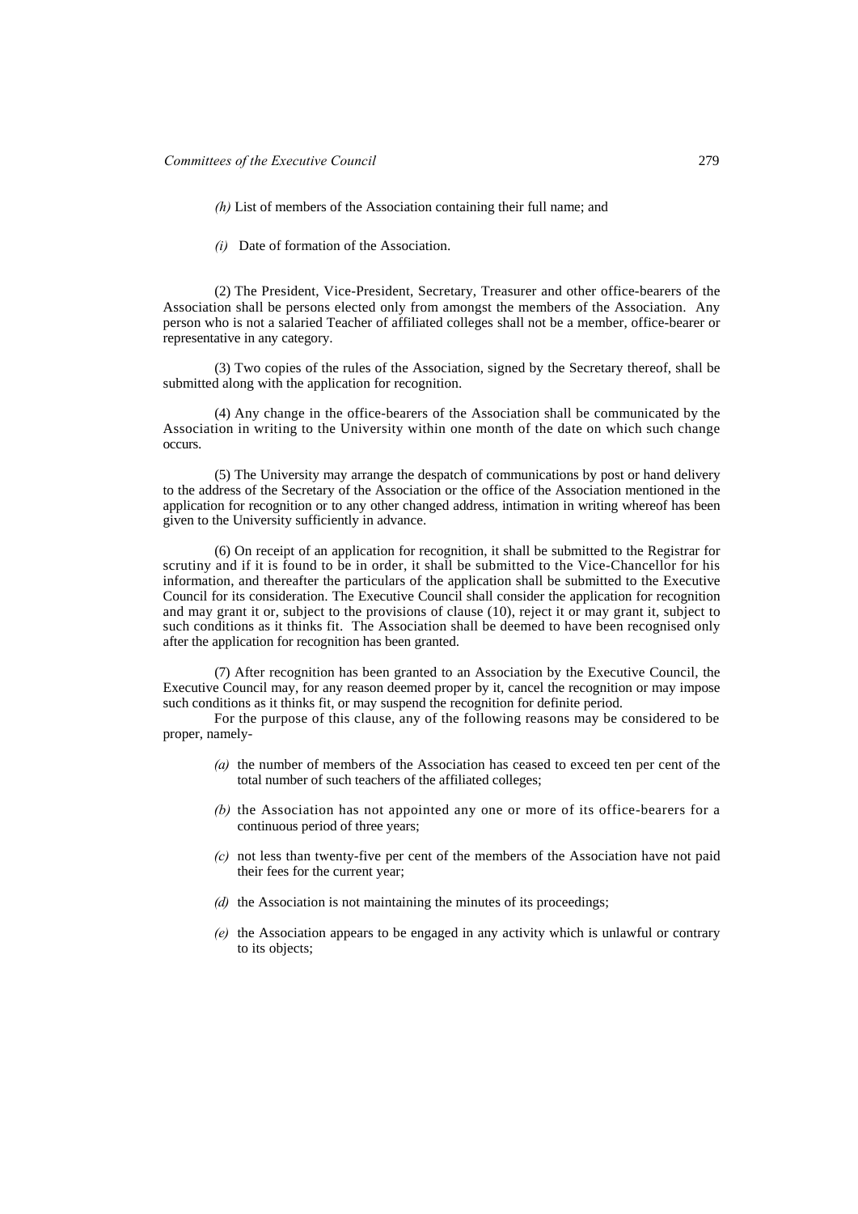*(h)* List of members of the Association containing their full name; and

*(i)* Date of formation of the Association.

(2) The President, Vice-President, Secretary, Treasurer and other office-bearers of the Association shall be persons elected only from amongst the members of the Association. Any person who is not a salaried Teacher of affiliated colleges shall not be a member, office-bearer or representative in any category.

(3) Two copies of the rules of the Association, signed by the Secretary thereof, shall be submitted along with the application for recognition.

(4) Any change in the office-bearers of the Association shall be communicated by the Association in writing to the University within one month of the date on which such change occurs.

(5) The University may arrange the despatch of communications by post or hand delivery to the address of the Secretary of the Association or the office of the Association mentioned in the application for recognition or to any other changed address, intimation in writing whereof has been given to the University sufficiently in advance.

(6) On receipt of an application for recognition, it shall be submitted to the Registrar for scrutiny and if it is found to be in order, it shall be submitted to the Vice-Chancellor for his information, and thereafter the particulars of the application shall be submitted to the Executive Council for its consideration. The Executive Council shall consider the application for recognition and may grant it or, subject to the provisions of clause (10), reject it or may grant it, subject to such conditions as it thinks fit. The Association shall be deemed to have been recognised only after the application for recognition has been granted.

(7) After recognition has been granted to an Association by the Executive Council, the Executive Council may, for any reason deemed proper by it, cancel the recognition or may impose such conditions as it thinks fit, or may suspend the recognition for definite period.

For the purpose of this clause, any of the following reasons may be considered to be proper, namely-

*(a)* the number of members of the Association has ceased to exceed ten per cent of the total number of such teachers of the affiliated colleges;

*(b)* the Association has not appointed any one or more of its office-bearers for a continuous period of three years;

*(c)* not less than twenty-five per cent of the members of the Association have not paid their fees for the current year;

*(d)* the Association is not maintaining the minutes of its proceedings;

*(e)* the Association appears to be engaged in any activity which is unlawful or contrary to its objects;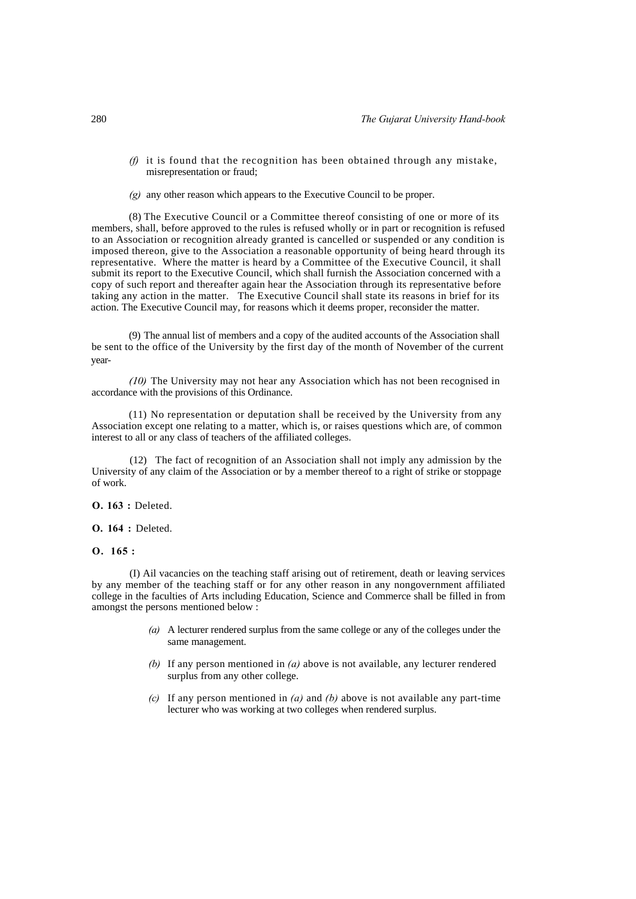*(f)* it is found that the recognition has been obtained through any mistake, misrepresentation or fraud;

*(g)* any other reason which appears to the Executive Council to be proper.

(8) The Executive Council or a Committee thereof consisting of one or more of its members, shall, before approved to the rules is refused wholly or in part or recognition is refused to an Association or recognition already granted is cancelled or suspended or any condition is imposed thereon, give to the Association a reasonable opportunity of being heard through its representative. Where the matter is heard by a Committee of the Executive Council, it shall submit its report to the Executive Council, which shall furnish the Association concerned with a copy of such report and thereafter again hear the Association through its representative before taking any action in the matter. The Executive Council shall state its reasons in brief for its action. The Executive Council may, for reasons which it deems proper, reconsider the matter.

(9) The annual list of members and a copy of the audited accounts of the Association shall be sent to the office of the University by the first day of the month of November of the current year-

*(10)* The University may not hear any Association which has not been recognised in accordance with the provisions of this Ordinance.

(11) No representation or deputation shall be received by the University from any Association except one relating to a matter, which is, or raises questions which are, of common interest to all or any class of teachers of the affiliated colleges.

(12) The fact of recognition of an Association shall not imply any admission by the University of any claim of the Association or by a member thereof to a right of strike or stoppage of work.

**O. 163 :** Deleted.

**O. 164 :** Deleted.

**O. 165 :**

(I) Ail vacancies on the teaching staff arising out of retirement, death or leaving services by any member of the teaching staff or for any other reason in any nongovernment affiliated college in the faculties of Arts including Education, Science and Commerce shall be filled in from amongst the persons mentioned below :

*(a)* A lecturer rendered surplus from the same college or any of the colleges under the same management.

*(b)* If any person mentioned in *(a)* above is not available, any lecturer rendered surplus from any other college.

*(c)* If any person mentioned in *(a)* and *(b)* above is not available any part-time lecturer who was working at two colleges when rendered surplus.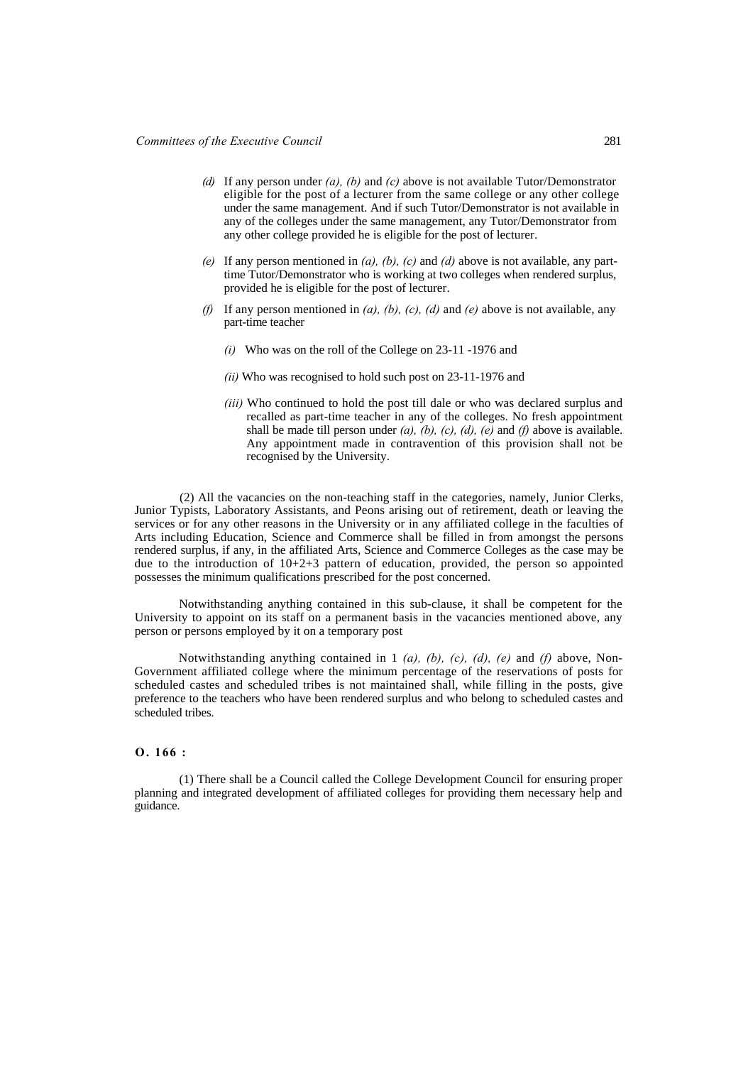*(d)* If any person under *(a), (b)* and *(c)* above is not available Tutor/Demonstrator eligible for the post of a lecturer from the same college or any other college under the same management. And if such Tutor/Demonstrator is not available in any of the colleges under the same management, any Tutor/Demonstrator from any other college provided he is eligible for the post of lecturer.

*(e)* If any person mentioned in *(a), (b), (c)* and *(d)* above is not available, any part-time Tutor/Demonstrator who is working at two colleges when rendered surplus, provided he is eligible for the post of lecturer.

*(f)* If any person mentioned in *(a), (b), (c), (d)* and *(e)* above is not available, any part-time teacher

*(i)* Who was on the roll of the College on 23-11 -1976 and

*(ii)* Who was recognised to hold such post on 23-11-1976 and

*(iii)* Who continued to hold the post till dale or who was declared surplus and recalled as part-time teacher in any of the colleges. No fresh appointment shall be made till person under *(a), (b), (c), (d), (e)* and *(f)* above is available. Any appointment made in contravention of this provision shall not be recognised by the University.

(2) All the vacancies on the non-teaching staff in the categories, namely, Junior Clerks, Junior Typists, Laboratory Assistants, and Peons arising out of retirement, death or leaving the services or for any other reasons in the University or in any affiliated college in the faculties of Arts including Education, Science and Commerce shall be filled in from amongst the persons rendered surplus, if any, in the affiliated Arts, Science and Commerce Colleges as the case may be due to the introduction of 10+2+3 pattern of education, provided, the person so appointed possesses the minimum qualifications prescribed for the post concerned.

Notwithstanding anything contained in this sub-clause, it shall be competent for the University to appoint on its staff on a permanent basis in the vacancies mentioned above, any person or persons employed by it on a temporary post

Notwithstanding anything contained in 1 *(a), (b), (c), (d), (e)* and *(f)* above, Non-Government affiliated college where the minimum percentage of the reservations of posts for scheduled castes and scheduled tribes is not maintained shall, while filling in the posts, give preference to the teachers who have been rendered surplus and who belong to scheduled castes and scheduled tribes.

**O. 166 :**

(1) There shall be a Council called the College Development Council for ensuring proper planning and integrated development of affiliated colleges for providing them necessary help and guidance.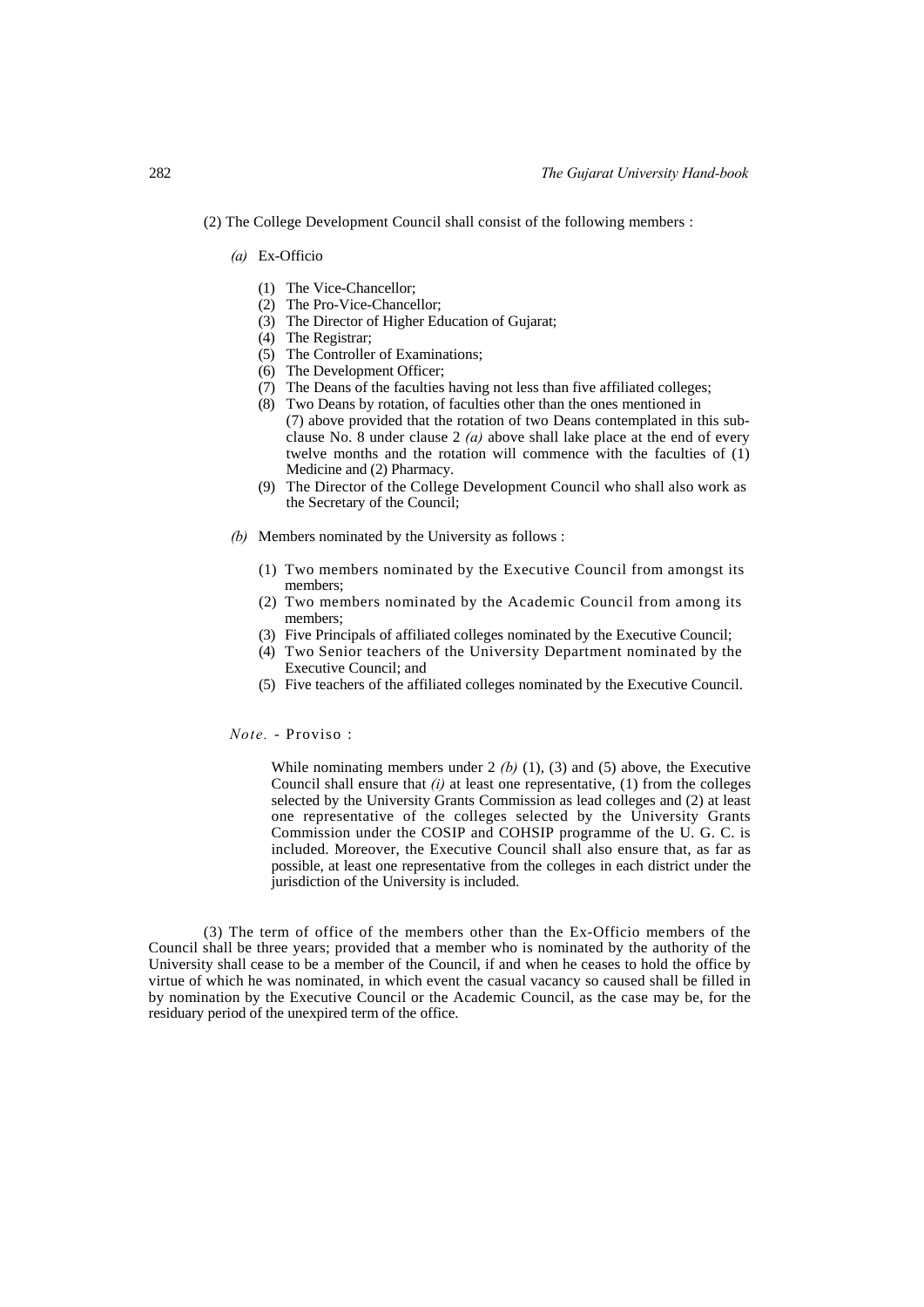(2) The College Development Council shall consist of the following members :

*(a)* Ex-Officio

(1) The Vice-Chancellor;
(2) The Pro-Vice-Chancellor;
(3) The Director of Higher Education of Gujarat;
(4) The Registrar;
(5) The Controller of Examinations;
(6) The Development Officer;
(7) The Deans of the faculties having not less than five affiliated colleges;
(8) Two Deans by rotation, of faculties other than the ones mentioned in (7) above provided that the rotation of two Deans contemplated in this sub-clause No. 8 under clause 2 *(a)* above shall lake place at the end of every twelve months and the rotation will commence with the faculties of (1) Medicine and (2) Pharmacy.
(9) The Director of the College Development Council who shall also work as the Secretary of the Council;

*(b)* Members nominated by the University as follows :

(1) Two members nominated by the Executive Council from amongst its members;
(2) Two members nominated by the Academic Council from among its members;
(3) Five Principals of affiliated colleges nominated by the Executive Council;
(4) Two Senior teachers of the University Department nominated by the Executive Council; and
(5) Five teachers of the affiliated colleges nominated by the Executive Council.

*Note.* - Proviso :

While nominating members under 2 *(b)* (1), (3) and (5) above, the Executive Council shall ensure that *(i)* at least one representative, (1) from the colleges selected by the University Grants Commission as lead colleges and (2) at least one representative of the colleges selected by the University Grants Commission under the COSIP and COHSIP programme of the U. G. C. is included. Moreover, the Executive Council shall also ensure that, as far as possible, at least one representative from the colleges in each district under the jurisdiction of the University is included.

(3) The term of office of the members other than the Ex-Officio members of the Council shall be three years; provided that a member who is nominated by the authority of the University shall cease to be a member of the Council, if and when he ceases to hold the office by virtue of which he was nominated, in which event the casual vacancy so caused shall be filled in by nomination by the Executive Council or the Academic Council, as the case may be, for the residuary period of the unexpired term of the office.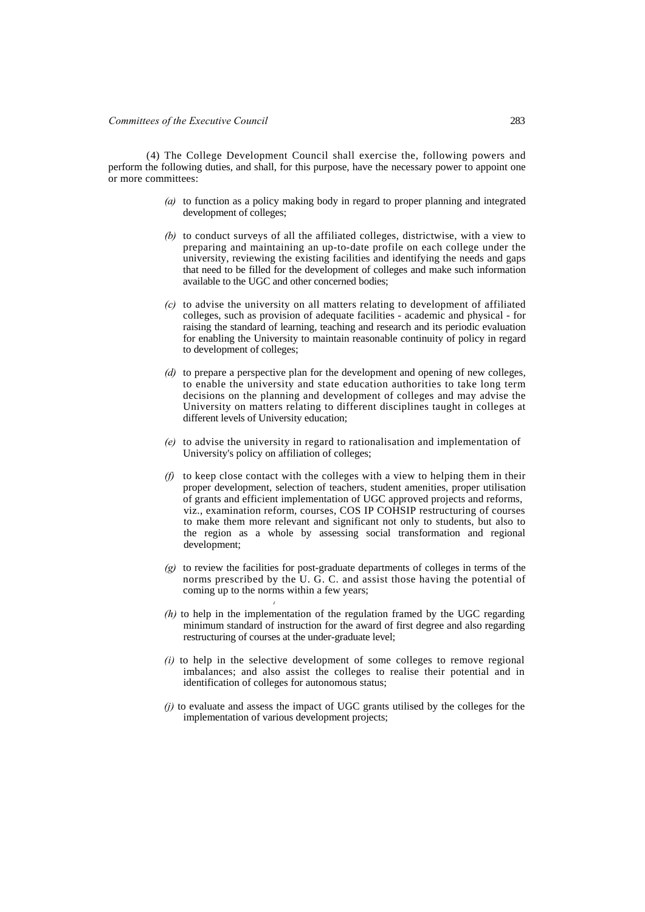(4) The College Development Council shall exercise the, following powers and perform the following duties, and shall, for this purpose, have the necessary power to appoint one or more committees:

*(a)* to function as a policy making body in regard to proper planning and integrated development of colleges;

*(b)* to conduct surveys of all the affiliated colleges, districtwise, with a view to preparing and maintaining an up-to-date profile on each college under the university, reviewing the existing facilities and identifying the needs and gaps that need to be filled for the development of colleges and make such information available to the UGC and other concerned bodies;

*(c)* to advise the university on all matters relating to development of affiliated colleges, such as provision of adequate facilities - academic and physical - for raising the standard of learning, teaching and research and its periodic evaluation for enabling the University to maintain reasonable continuity of policy in regard to development of colleges;

*(d)* to prepare a perspective plan for the development and opening of new colleges, to enable the university and state education authorities to take long term decisions on the planning and development of colleges and may advise the University on matters relating to different disciplines taught in colleges at different levels of University education;

*(e)* to advise the university in regard to rationalisation and implementation of University's policy on affiliation of colleges;

*(f)* to keep close contact with the colleges with a view to helping them in their proper development, selection of teachers, student amenities, proper utilisation of grants and efficient implementation of UGC approved projects and reforms, viz., examination reform, courses, COS IP COHSIP restructuring of courses to make them more relevant and significant not only to students, but also to the region as a whole by assessing social transformation and regional development;

*(g)* to review the facilities for post-graduate departments of colleges in terms of the norms prescribed by the U. G. C. and assist those having the potential of coming up to the norms within a few years;

*(h)* to help in the implementation of the regulation framed by the UGC regarding minimum standard of instruction for the award of first degree and also regarding restructuring of courses at the under-graduate level;

*(i)* to help in the selective development of some colleges to remove regional imbalances; and also assist the colleges to realise their potential and in identification of colleges for autonomous status;

*(j)* to evaluate and assess the impact of UGC grants utilised by the colleges for the implementation of various development projects;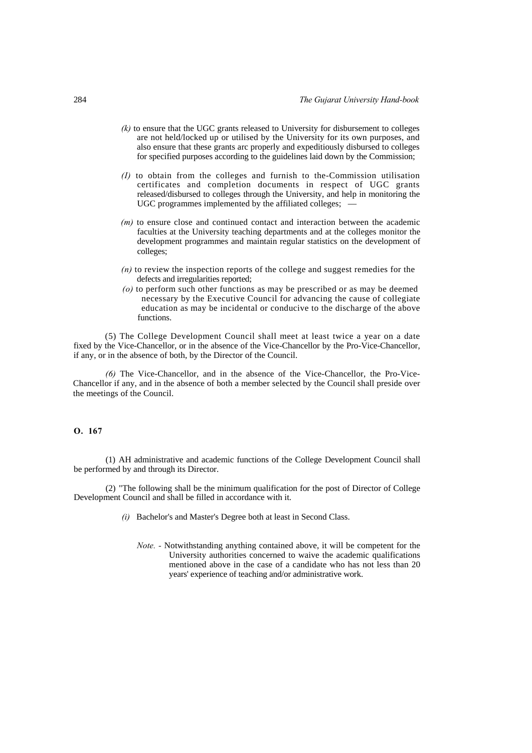*(k)* to ensure that the UGC grants released to University for disbursement to colleges are not held/locked up or utilised by the University for its own purposes, and also ensure that these grants arc properly and expeditiously disbursed to colleges for specified purposes according to the guidelines laid down by the Commission;

*(I)* to obtain from the colleges and furnish to the-Commission utilisation certificates and completion documents in respect of UGC grants released/disbursed to colleges through the University, and help in monitoring the UGC programmes implemented by the affiliated colleges; —

*(m)* to ensure close and continued contact and interaction between the academic faculties at the University teaching departments and at the colleges monitor the development programmes and maintain regular statistics on the development of colleges;

*(n)* to review the inspection reports of the college and suggest remedies for the defects and irregularities reported;

*(o)* to perform such other functions as may be prescribed or as may be deemed necessary by the Executive Council for advancing the cause of collegiate education as may be incidental or conducive to the discharge of the above functions.

(5) The College Development Council shall meet at least twice a year on a date fixed by the Vice-Chancellor, or in the absence of the Vice-Chancellor by the Pro-Vice-Chancellor, if any, or in the absence of both, by the Director of the Council.

*(6)* The Vice-Chancellor, and in the absence of the Vice-Chancellor, the Pro-Vice-Chancellor if any, and in the absence of both a member selected by the Council shall preside over the meetings of the Council.

**O. 167**

(1) AH administrative and academic functions of the College Development Council shall be performed by and through its Director.

(2) "The following shall be the minimum qualification for the post of Director of College Development Council and shall be filled in accordance with it.

*(i)* Bachelor's and Master's Degree both at least in Second Class.

*Note.* - Notwithstanding anything contained above, it will be competent for the University authorities concerned to waive the academic qualifications mentioned above in the case of a candidate who has not less than 20 years' experience of teaching and/or administrative work.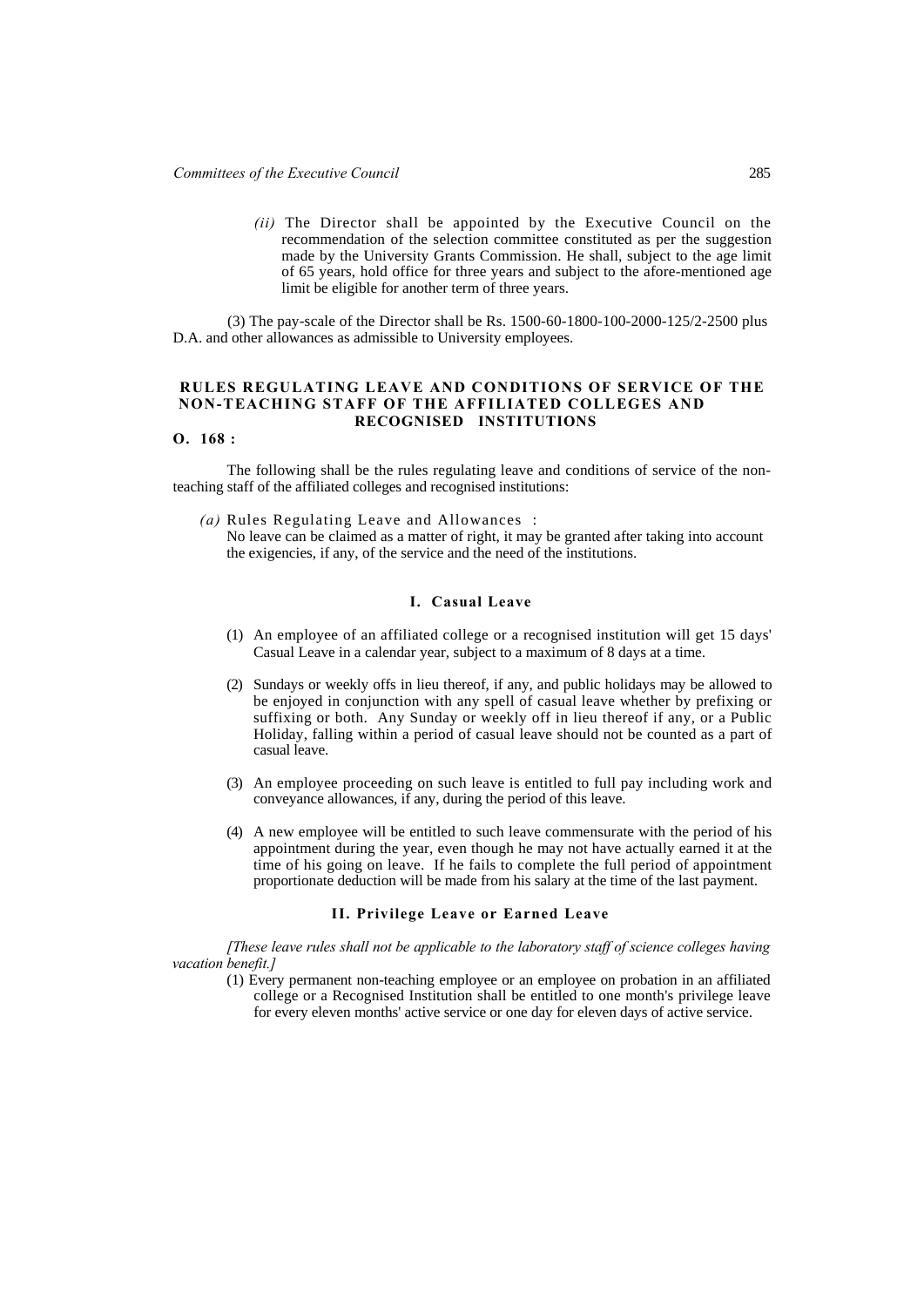*(ii)* The Director shall be appointed by the Executive Council on the recommendation of the selection committee constituted as per the suggestion made by the University Grants Commission. He shall, subject to the age limit of 65 years, hold office for three years and subject to the afore-mentioned age limit be eligible for another term of three years.

(3) The pay-scale of the Director shall be Rs. 1500-60-1800-100-2000-125/2-2500 plus D.A. and other allowances as admissible to University employees.

## RULES REGULATING LEAVE AND CONDITIONS OF SERVICE OF THE NON-TEACHING STAFF OF THE AFFILIATED COLLEGES AND RECOGNISED INSTITUTIONS

**O. 168 :**

The following shall be the rules regulating leave and conditions of service of the non-teaching staff of the affiliated colleges and recognised institutions:

*(a)* Rules Regulating Leave and Allowances :
No leave can be claimed as a matter of right, it may be granted after taking into account the exigencies, if any, of the service and the need of the institutions.

### I. Casual Leave

(1) An employee of an affiliated college or a recognised institution will get 15 days' Casual Leave in a calendar year, subject to a maximum of 8 days at a time.

(2) Sundays or weekly offs in lieu thereof, if any, and public holidays may be allowed to be enjoyed in conjunction with any spell of casual leave whether by prefixing or suffixing or both. Any Sunday or weekly off in lieu thereof if any, or a Public Holiday, falling within a period of casual leave should not be counted as a part of casual leave.

(3) An employee proceeding on such leave is entitled to full pay including work and conveyance allowances, if any, during the period of this leave.

(4) A new employee will be entitled to such leave commensurate with the period of his appointment during the year, even though he may not have actually earned it at the time of his going on leave. If he fails to complete the full period of appointment proportionate deduction will be made from his salary at the time of the last payment.

### II. Privilege Leave or Earned Leave

*[These leave rules shall not be applicable to the laboratory staff of science colleges having vacation benefit.]*

(1) Every permanent non-teaching employee or an employee on probation in an affiliated college or a Recognised Institution shall be entitled to one month's privilege leave for every eleven months' active service or one day for eleven days of active service.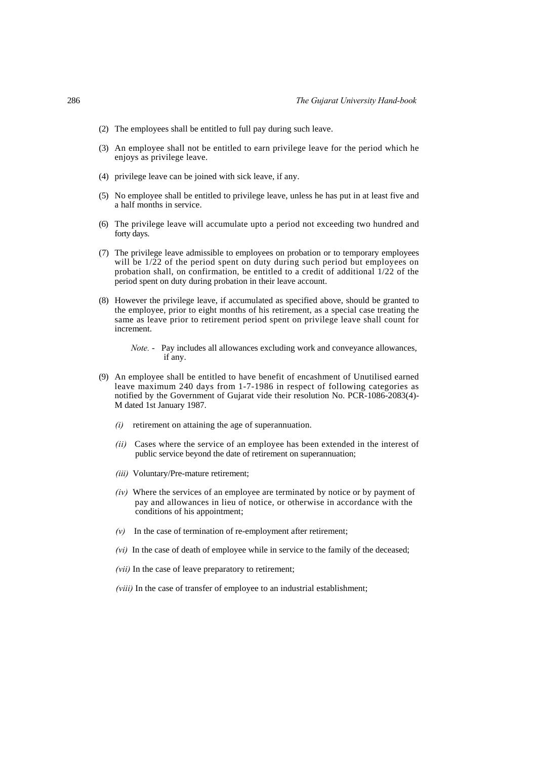(2) The employees shall be entitled to full pay during such leave.

(3) An employee shall not be entitled to earn privilege leave for the period which he enjoys as privilege leave.

(4) privilege leave can be joined with sick leave, if any.

(5) No employee shall be entitled to privilege leave, unless he has put in at least five and a half months in service.

(6) The privilege leave will accumulate upto a period not exceeding two hundred and forty days.

(7) The privilege leave admissible to employees on probation or to temporary employees will be 1/22 of the period spent on duty during such period but employees on probation shall, on confirmation, be entitled to a credit of additional 1/22 of the period spent on duty during probation in their leave account.

(8) However the privilege leave, if accumulated as specified above, should be granted to the employee, prior to eight months of his retirement, as a special case treating the same as leave prior to retirement period spent on privilege leave shall count for increment.

*Note.* - Pay includes all allowances excluding work and conveyance allowances, if any.

(9) An employee shall be entitled to have benefit of encashment of Unutilised earned leave maximum 240 days from 1-7-1986 in respect of following categories as notified by the Government of Gujarat vide their resolution No. PCR-1086-2083(4)-M dated 1st January 1987.

*(i)* retirement on attaining the age of superannuation.

*(ii)* Cases where the service of an employee has been extended in the interest of public service beyond the date of retirement on superannuation;

*(iii)* Voluntary/Pre-mature retirement;

*(iv)* Where the services of an employee are terminated by notice or by payment of pay and allowances in lieu of notice, or otherwise in accordance with the conditions of his appointment;

*(v)* In the case of termination of re-employment after retirement;

*(vi)* In the case of death of employee while in service to the family of the deceased;

*(vii)* In the case of leave preparatory to retirement;

*(viii)* In the case of transfer of employee to an industrial establishment;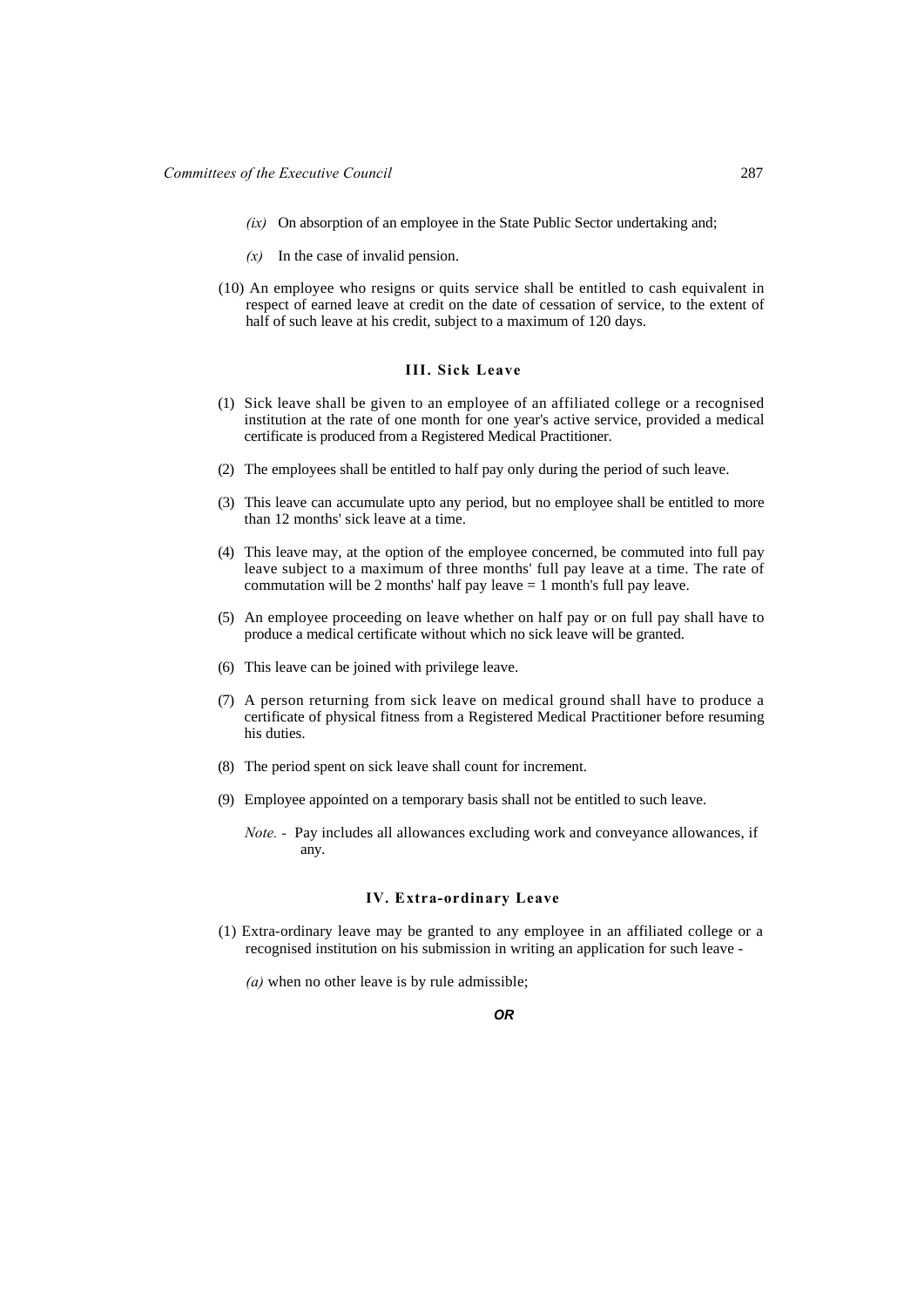*(ix)* On absorption of an employee in the State Public Sector undertaking and;

*(x)* In the case of invalid pension.

(10) An employee who resigns or quits service shall be entitled to cash equivalent in respect of earned leave at credit on the date of cessation of service, to the extent of half of such leave at his credit, subject to a maximum of 120 days.

### III. Sick Leave

(1) Sick leave shall be given to an employee of an affiliated college or a recognised institution at the rate of one month for one year's active service, provided a medical certificate is produced from a Registered Medical Practitioner.

(2) The employees shall be entitled to half pay only during the period of such leave.

(3) This leave can accumulate upto any period, but no employee shall be entitled to more than 12 months' sick leave at a time.

(4) This leave may, at the option of the employee concerned, be commuted into full pay leave subject to a maximum of three months' full pay leave at a time. The rate of commutation will be 2 months' half pay leave = 1 month's full pay leave.

(5) An employee proceeding on leave whether on half pay or on full pay shall have to produce a medical certificate without which no sick leave will be granted.

(6) This leave can be joined with privilege leave.

(7) A person returning from sick leave on medical ground shall have to produce a certificate of physical fitness from a Registered Medical Practitioner before resuming his duties.

(8) The period spent on sick leave shall count for increment.

(9) Employee appointed on a temporary basis shall not be entitled to such leave.

*Note.* - Pay includes all allowances excluding work and conveyance allowances, if any.

### IV. Extra-ordinary Leave

(1) Extra-ordinary leave may be granted to any employee in an affiliated college or a recognised institution on his submission in writing an application for such leave -

*(a)* when no other leave is by rule admissible;

***OR***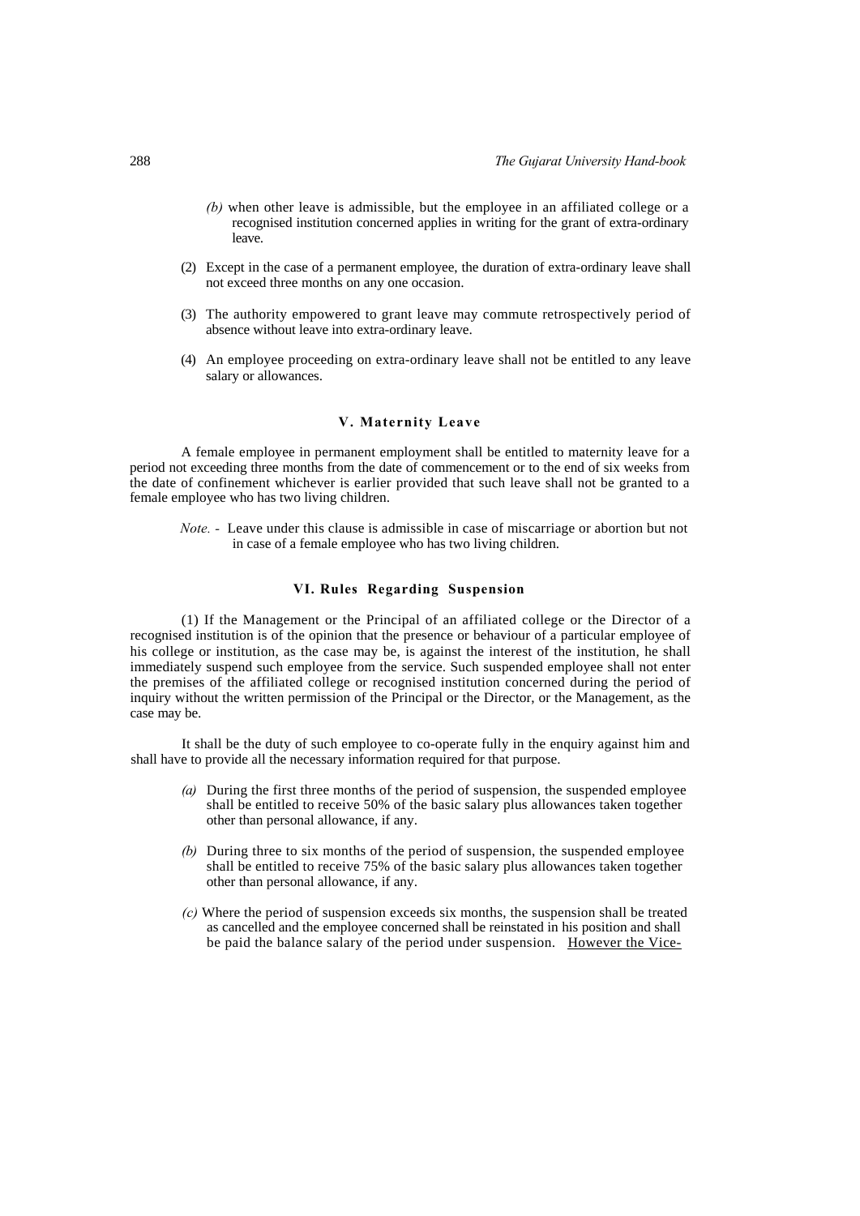*(b)* when other leave is admissible, but the employee in an affiliated college or a recognised institution concerned applies in writing for the grant of extra-ordinary leave.

(2) Except in the case of a permanent employee, the duration of extra-ordinary leave shall not exceed three months on any one occasion.

(3) The authority empowered to grant leave may commute retrospectively period of absence without leave into extra-ordinary leave.

(4) An employee proceeding on extra-ordinary leave shall not be entitled to any leave salary or allowances.

### V. Maternity Leave

A female employee in permanent employment shall be entitled to maternity leave for a period not exceeding three months from the date of commencement or to the end of six weeks from the date of confinement whichever is earlier provided that such leave shall not be granted to a female employee who has two living children.

*Note.* - Leave under this clause is admissible in case of miscarriage or abortion but not in case of a female employee who has two living children.

### VI. Rules Regarding Suspension

(1) If the Management or the Principal of an affiliated college or the Director of a recognised institution is of the opinion that the presence or behaviour of a particular employee of his college or institution, as the case may be, is against the interest of the institution, he shall immediately suspend such employee from the service. Such suspended employee shall not enter the premises of the affiliated college or recognised institution concerned during the period of inquiry without the written permission of the Principal or the Director, or the Management, as the case may be.

It shall be the duty of such employee to co-operate fully in the enquiry against him and shall have to provide all the necessary information required for that purpose.

*(a)* During the first three months of the period of suspension, the suspended employee shall be entitled to receive 50% of the basic salary plus allowances taken together other than personal allowance, if any.

*(b)* During three to six months of the period of suspension, the suspended employee shall be entitled to receive 75% of the basic salary plus allowances taken together other than personal allowance, if any.

*(c)* Where the period of suspension exceeds six months, the suspension shall be treated as cancelled and the employee concerned shall be reinstated in his position and shall be paid the balance salary of the period under suspension. <u>However the Vice-</u>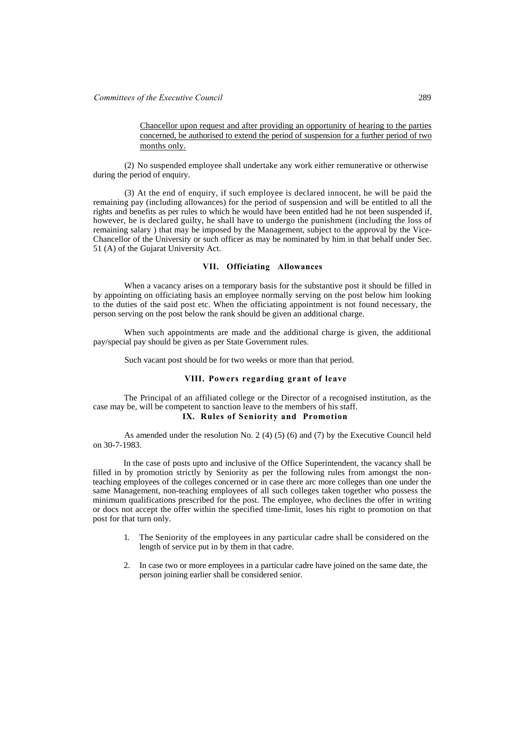Chancellor upon request and after providing an opportunity of hearing to the parties concerned, be authorised to extend the period of suspension for a further period of two months only.

(2) No suspended employee shall undertake any work either remunerative or otherwise during the period of enquiry.

(3) At the end of enquiry, if such employee is declared innocent, he will be paid the remaining pay (including allowances) for the period of suspension and will be entitled to all the rights and benefits as per rules to which he would have been entitled had he not been suspended if, however, he is declared guilty, he shall have to undergo the punishment (including the loss of remaining salary ) that may be imposed by the Management, subject to the approval by the Vice-Chancellor of the University or such officer as may be nominated by him in that behalf under Sec. 51 (A) of the Gujarat University Act.

### VII. Officiating Allowances

When a vacancy arises on a temporary basis for the substantive post it should be filled in by appointing on officiating basis an employee normally serving on the post below him looking to the duties of the said post etc. When the officiating appointment is not found necessary, the person serving on the post below the rank should be given an additional charge.

When such appointments are made and the additional charge is given, the additional pay/special pay should be given as per State Government rules.

Such vacant post should be for two weeks or more than that period.

### VIII. Powers regarding grant of leave

The Principal of an affiliated college or the Director of a recognised institution, as the case may be, will be competent to sanction leave to the members of his staff.

### IX. Rules of Seniority and Promotion

As amended under the resolution No. 2 (4) (5) (6) and (7) by the Executive Council held on 30-7-1983.

In the case of posts upto and inclusive of the Office Superintendent, the vacancy shall be filled in by promotion strictly by Seniority as per the following rules from amongst the non-teaching employees of the colleges concerned or in case there arc more colleges than one under the same Management, non-teaching employees of all such colleges taken together who possess the minimum qualifications prescribed for the post. The employee, who declines the offer in writing or docs not accept the offer within the specified time-limit, loses his right to promotion on that post for that turn only.

1. The Seniority of the employees in any particular cadre shall be considered on the length of service put in by them in that cadre.

2. In case two or more employees in a particular cadre have joined on the same date, the person joining earlier shall be considered senior.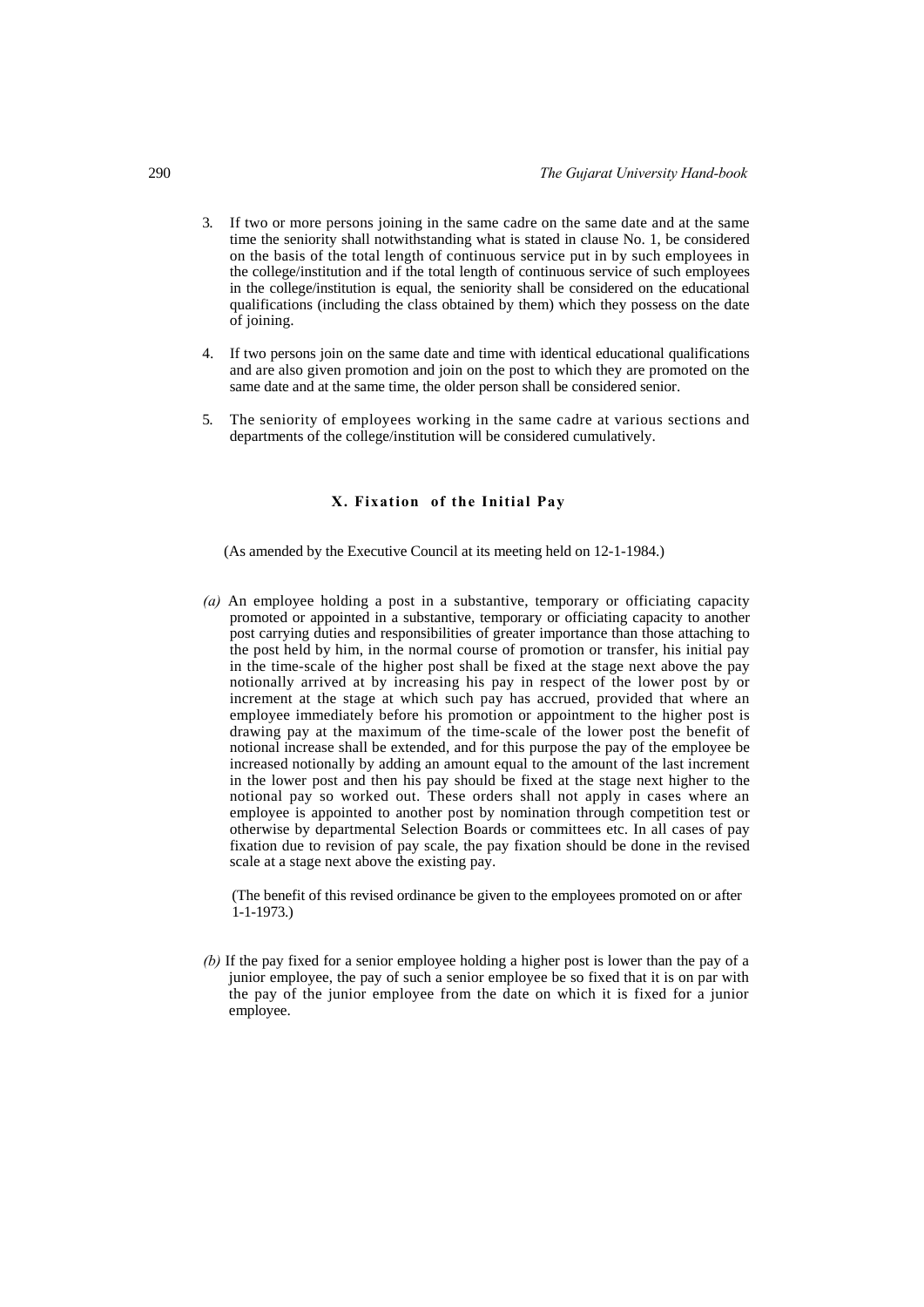3. If two or more persons joining in the same cadre on the same date and at the same time the seniority shall notwithstanding what is stated in clause No. 1, be considered on the basis of the total length of continuous service put in by such employees in the college/institution and if the total length of continuous service of such employees in the college/institution is equal, the seniority shall be considered on the educational qualifications (including the class obtained by them) which they possess on the date of joining.

4. If two persons join on the same date and time with identical educational qualifications and are also given promotion and join on the post to which they are promoted on the same date and at the same time, the older person shall be considered senior.

5. The seniority of employees working in the same cadre at various sections and departments of the college/institution will be considered cumulatively.

### X. Fixation of the Initial Pay

(As amended by the Executive Council at its meeting held on 12-1-1984.)

*(a)* An employee holding a post in a substantive, temporary or officiating capacity promoted or appointed in a substantive, temporary or officiating capacity to another post carrying duties and responsibilities of greater importance than those attaching to the post held by him, in the normal course of promotion or transfer, his initial pay in the time-scale of the higher post shall be fixed at the stage next above the pay notionally arrived at by increasing his pay in respect of the lower post by or increment at the stage at which such pay has accrued, provided that where an employee immediately before his promotion or appointment to the higher post is drawing pay at the maximum of the time-scale of the lower post the benefit of notional increase shall be extended, and for this purpose the pay of the employee be increased notionally by adding an amount equal to the amount of the last increment in the lower post and then his pay should be fixed at the stage next higher to the notional pay so worked out. These orders shall not apply in cases where an employee is appointed to another post by nomination through competition test or otherwise by departmental Selection Boards or committees etc. In all cases of pay fixation due to revision of pay scale, the pay fixation should be done in the revised scale at a stage next above the existing pay.

(The benefit of this revised ordinance be given to the employees promoted on or after 1-1-1973.)

*(b)* If the pay fixed for a senior employee holding a higher post is lower than the pay of a junior employee, the pay of such a senior employee be so fixed that it is on par with the pay of the junior employee from the date on which it is fixed for a junior employee.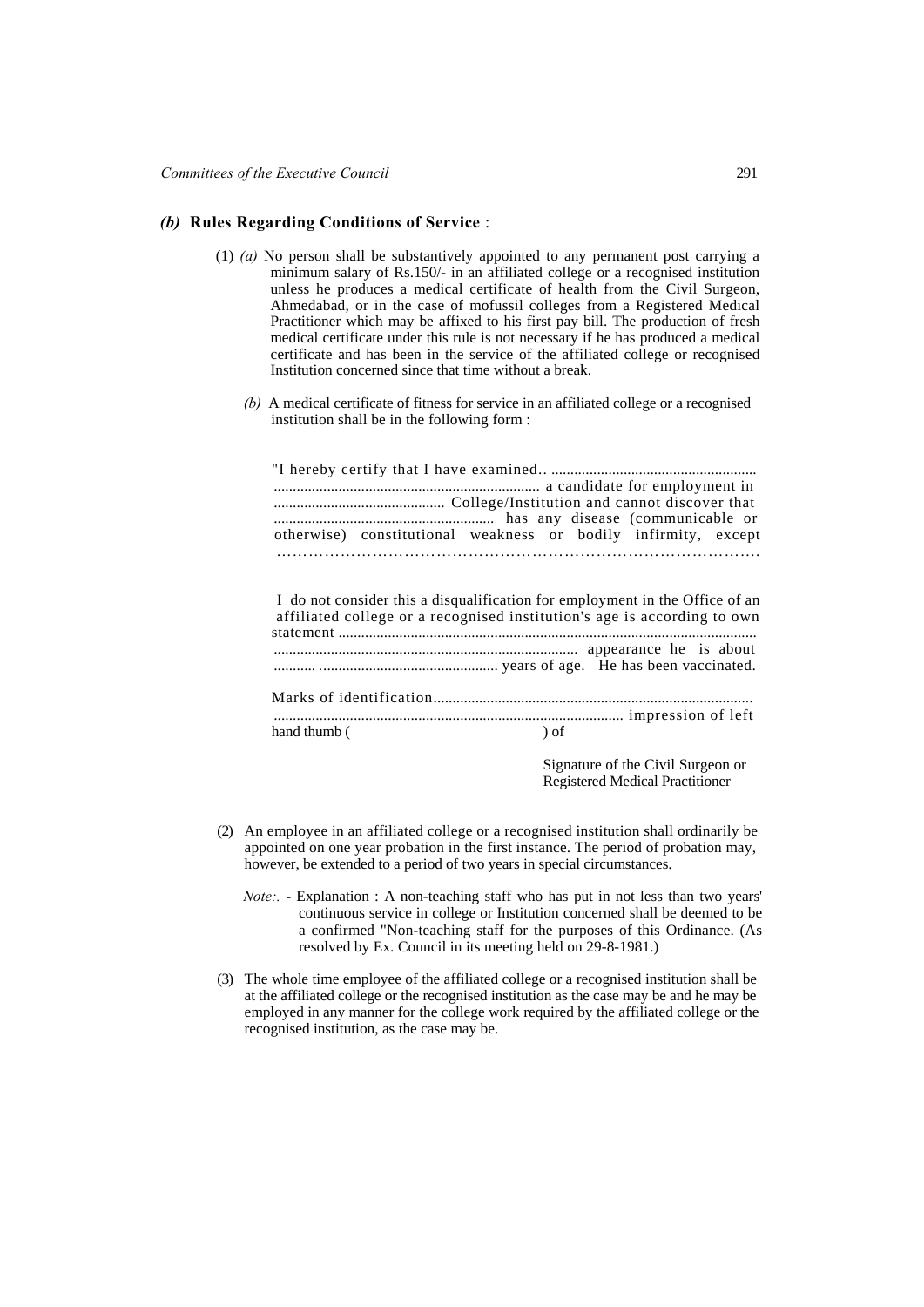### *(b)* **Rules Regarding Conditions of Service** :

(1) *(a)* No person shall be substantively appointed to any permanent post carrying a minimum salary of Rs.150/- in an affiliated college or a recognised institution unless he produces a medical certificate of health from the Civil Surgeon, Ahmedabad, or in the case of mofussil colleges from a Registered Medical Practitioner which may be affixed to his first pay bill. The production of fresh medical certificate under this rule is not necessary if he has produced a medical certificate and has been in the service of the affiliated college or recognised Institution concerned since that time without a break.

*(b)* A medical certificate of fitness for service in an affiliated college or a recognised institution shall be in the following form :

"I hereby certify that I have examined.. ...................................................... ...................................................................... a candidate for employment in ............................................ College/Institution and cannot discover that .......................................................... has any disease (communicable or otherwise) constitutional weakness or bodily infirmity, except ……………………………………………………………………………….

I do not consider this a disqualification for employment in the Office of an affiliated college or a recognised institution's age is according to own statement ............................................................................................................. ................................................................................ appearance he is about ........... ............................................... years of age. He has been vaccinated.

Marks of identification.................................................................................... ............................................................................................ impression of left hand thumb ( ) of

Signature of the Civil Surgeon or
Registered Medical Practitioner

(2) An employee in an affiliated college or a recognised institution shall ordinarily be appointed on one year probation in the first instance. The period of probation may, however, be extended to a period of two years in special circumstances.

*Note:*. - Explanation : A non-teaching staff who has put in not less than two years' continuous service in college or Institution concerned shall be deemed to be a confirmed "Non-teaching staff for the purposes of this Ordinance. (As resolved by Ex. Council in its meeting held on 29-8-1981.)

(3) The whole time employee of the affiliated college or a recognised institution shall be at the affiliated college or the recognised institution as the case may be and he may be employed in any manner for the college work required by the affiliated college or the recognised institution, as the case may be.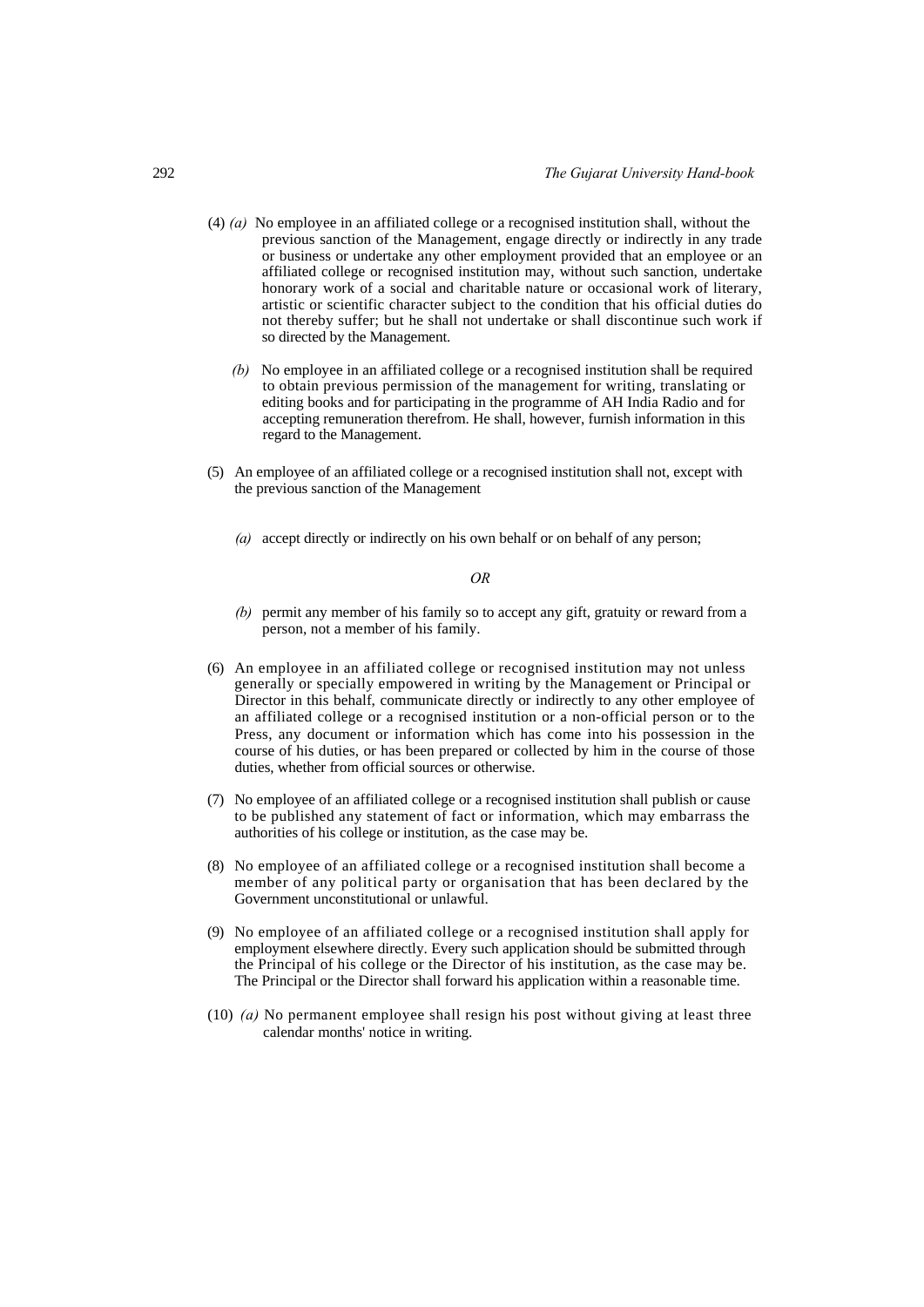(4) *(a)* No employee in an affiliated college or a recognised institution shall, without the previous sanction of the Management, engage directly or indirectly in any trade or business or undertake any other employment provided that an employee or an affiliated college or recognised institution may, without such sanction, undertake honorary work of a social and charitable nature or occasional work of literary, artistic or scientific character subject to the condition that his official duties do not thereby suffer; but he shall not undertake or shall discontinue such work if so directed by the Management.

*(b)* No employee in an affiliated college or a recognised institution shall be required to obtain previous permission of the management for writing, translating or editing books and for participating in the programme of AH India Radio and for accepting remuneration therefrom. He shall, however, furnish information in this regard to the Management.

(5) An employee of an affiliated college or a recognised institution shall not, except with the previous sanction of the Management

*(a)* accept directly or indirectly on his own behalf or on behalf of any person;

*OR*

*(b)* permit any member of his family so to accept any gift, gratuity or reward from a person, not a member of his family.

(6) An employee in an affiliated college or recognised institution may not unless generally or specially empowered in writing by the Management or Principal or Director in this behalf, communicate directly or indirectly to any other employee of an affiliated college or a recognised institution or a non-official person or to the Press, any document or information which has come into his possession in the course of his duties, or has been prepared or collected by him in the course of those duties, whether from official sources or otherwise.

(7) No employee of an affiliated college or a recognised institution shall publish or cause to be published any statement of fact or information, which may embarrass the authorities of his college or institution, as the case may be.

(8) No employee of an affiliated college or a recognised institution shall become a member of any political party or organisation that has been declared by the Government unconstitutional or unlawful.

(9) No employee of an affiliated college or a recognised institution shall apply for employment elsewhere directly. Every such application should be submitted through the Principal of his college or the Director of his institution, as the case may be. The Principal or the Director shall forward his application within a reasonable time.

(10) *(a)* No permanent employee shall resign his post without giving at least three calendar months' notice in writing.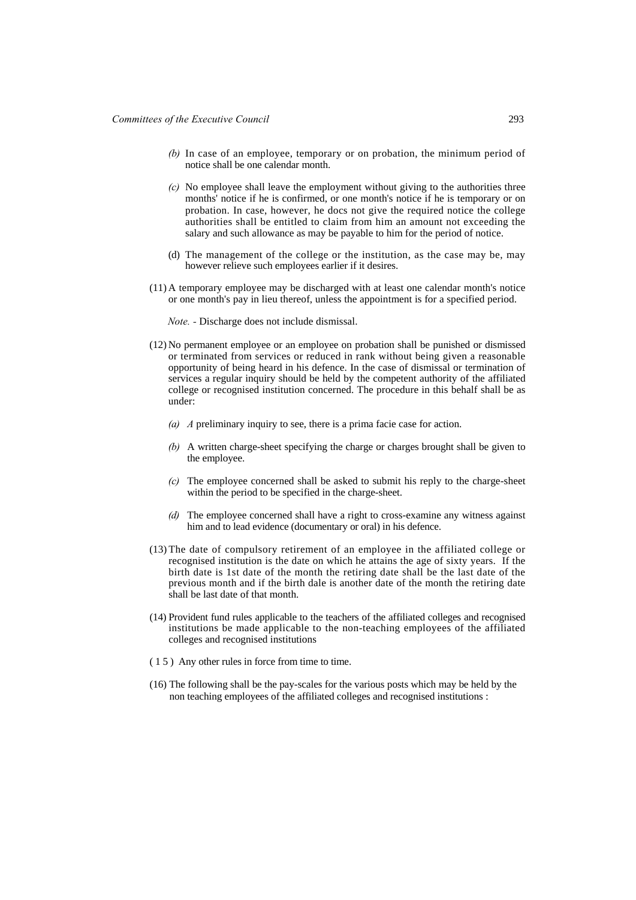*(b)* In case of an employee, temporary or on probation, the minimum period of notice shall be one calendar month.

*(c)* No employee shall leave the employment without giving to the authorities three months' notice if he is confirmed, or one month's notice if he is temporary or on probation. In case, however, he docs not give the required notice the college authorities shall be entitled to claim from him an amount not exceeding the salary and such allowance as may be payable to him for the period of notice.

(d) The management of the college or the institution, as the case may be, may however relieve such employees earlier if it desires.

(11) A temporary employee may be discharged with at least one calendar month's notice or one month's pay in lieu thereof, unless the appointment is for a specified period.

*Note.* - Discharge does not include dismissal.

(12) No permanent employee or an employee on probation shall be punished or dismissed or terminated from services or reduced in rank without being given a reasonable opportunity of being heard in his defence. In the case of dismissal or termination of services a regular inquiry should be held by the competent authority of the affiliated college or recognised institution concerned. The procedure in this behalf shall be as under:

*(a)* *A* preliminary inquiry to see, there is a prima facie case for action.

*(b)* A written charge-sheet specifying the charge or charges brought shall be given to the employee.

*(c)* The employee concerned shall be asked to submit his reply to the charge-sheet within the period to be specified in the charge-sheet.

*(d)* The employee concerned shall have a right to cross-examine any witness against him and to lead evidence (documentary or oral) in his defence.

(13) The date of compulsory retirement of an employee in the affiliated college or recognised institution is the date on which he attains the age of sixty years. If the birth date is 1st date of the month the retiring date shall be the last date of the previous month and if the birth dale is another date of the month the retiring date shall be last date of that month.

(14) Provident fund rules applicable to the teachers of the affiliated colleges and recognised institutions be made applicable to the non-teaching employees of the affiliated colleges and recognised institutions

(15) Any other rules in force from time to time.

(16) The following shall be the pay-scales for the various posts which may be held by the non teaching employees of the affiliated colleges and recognised institutions :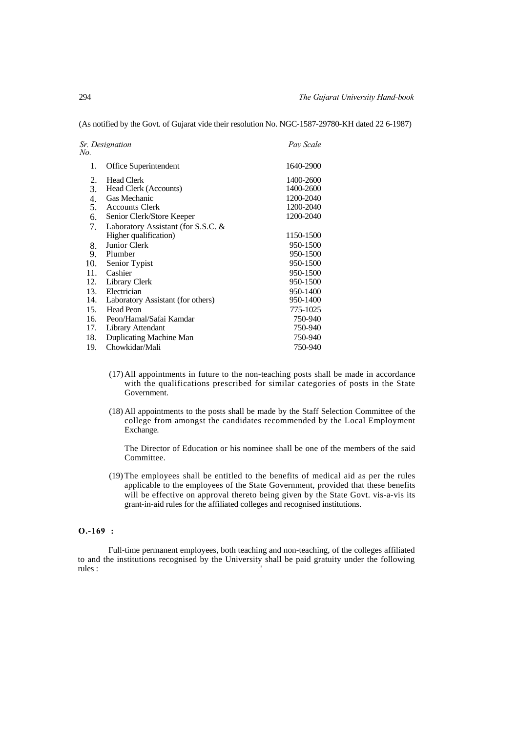(As notified by the Govt. of Gujarat vide their resolution No. NGC-1587-29780-KH dated 22 6-1987)

| Sr. No. | Designation | Pay Scale |
|---|---|---|
| 1. | Office Superintendent | 1640-2900 |
| 2. | Head Clerk | 1400-2600 |
| 3. | Head Clerk (Accounts) | 1400-2600 |
| 4. | Gas Mechanic | 1200-2040 |
| 5. | Accounts Clerk | 1200-2040 |
| 6. | Senior Clerk/Store Keeper | 1200-2040 |
| 7. | Laboratory Assistant (for S.S.C. & Higher qualification) | 1150-1500 |
| 8. | Junior Clerk | 950-1500 |
| 9. | Plumber | 950-1500 |
| 10. | Senior Typist | 950-1500 |
| 11. | Cashier | 950-1500 |
| 12. | Library Clerk | 950-1500 |
| 13. | Electrician | 950-1400 |
| 14. | Laboratory Assistant (for others) | 950-1400 |
| 15. | Head Peon | 775-1025 |
| 16. | Peon/Hamal/Safai Kamdar | 750-940 |
| 17. | Library Attendant | 750-940 |
| 18. | Duplicating Machine Man | 750-940 |
| 19. | Chowkidar/Mali | 750-940 |

(17) All appointments in future to the non-teaching posts shall be made in accordance with the qualifications prescribed for similar categories of posts in the State Government.

(18) All appointments to the posts shall be made by the Staff Selection Committee of the college from amongst the candidates recommended by the Local Employment Exchange.

The Director of Education or his nominee shall be one of the members of the said Committee.

(19) The employees shall be entitled to the benefits of medical aid as per the rules applicable to the employees of the State Government, provided that these benefits will be effective on approval thereto being given by the State Govt. vis-a-vis its grant-in-aid rules for the affiliated colleges and recognised institutions.

**O.-169 :**

Full-time permanent employees, both teaching and non-teaching, of the colleges affiliated to and the institutions recognised by the University shall be paid gratuity under the following rules :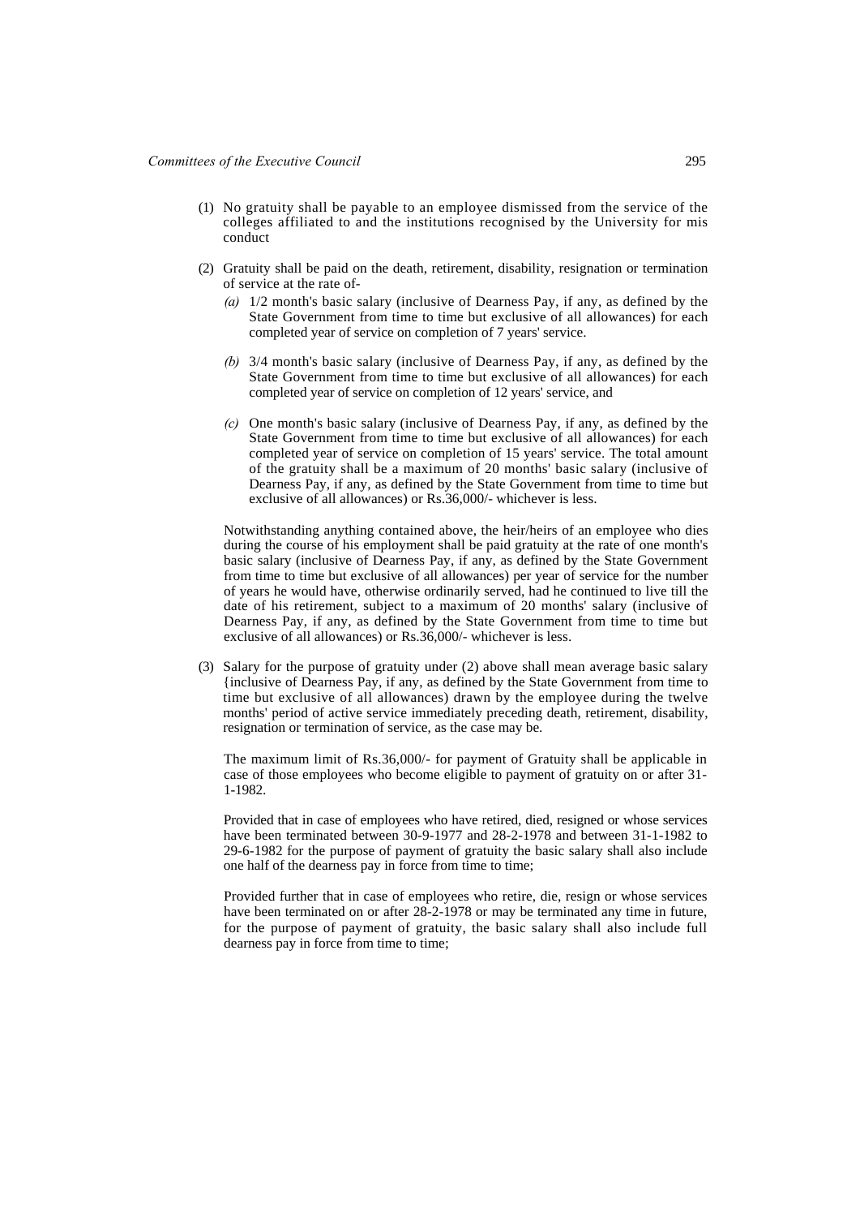(1) No gratuity shall be payable to an employee dismissed from the service of the colleges affiliated to and the institutions recognised by the University for mis conduct

(2) Gratuity shall be paid on the death, retirement, disability, resignation or termination of service at the rate of-

   *(a)* 1/2 month's basic salary (inclusive of Dearness Pay, if any, as defined by the State Government from time to time but exclusive of all allowances) for each completed year of service on completion of 7 years' service.

   *(b)* 3/4 month's basic salary (inclusive of Dearness Pay, if any, as defined by the State Government from time to time but exclusive of all allowances) for each completed year of service on completion of 12 years' service, and

   *(c)* One month's basic salary (inclusive of Dearness Pay, if any, as defined by the State Government from time to time but exclusive of all allowances) for each completed year of service on completion of 15 years' service. The total amount of the gratuity shall be a maximum of 20 months' basic salary (inclusive of Dearness Pay, if any, as defined by the State Government from time to time but exclusive of all allowances) or Rs.36,000/- whichever is less.

   Notwithstanding anything contained above, the heir/heirs of an employee who dies during the course of his employment shall be paid gratuity at the rate of one month's basic salary (inclusive of Dearness Pay, if any, as defined by the State Government from time to time but exclusive of all allowances) per year of service for the number of years he would have, otherwise ordinarily served, had he continued to live till the date of his retirement, subject to a maximum of 20 months' salary (inclusive of Dearness Pay, if any, as defined by the State Government from time to time but exclusive of all allowances) or Rs.36,000/- whichever is less.

(3) Salary for the purpose of gratuity under (2) above shall mean average basic salary {inclusive of Dearness Pay, if any, as defined by the State Government from time to time but exclusive of all allowances) drawn by the employee during the twelve months' period of active service immediately preceding death, retirement, disability, resignation or termination of service, as the case may be.

   The maximum limit of Rs.36,000/- for payment of Gratuity shall be applicable in case of those employees who become eligible to payment of gratuity on or after 31-1-1982.

   Provided that in case of employees who have retired, died, resigned or whose services have been terminated between 30-9-1977 and 28-2-1978 and between 31-1-1982 to 29-6-1982 for the purpose of payment of gratuity the basic salary shall also include one half of the dearness pay in force from time to time;

   Provided further that in case of employees who retire, die, resign or whose services have been terminated on or after 28-2-1978 or may be terminated any time in future, for the purpose of payment of gratuity, the basic salary shall also include full dearness pay in force from time to time;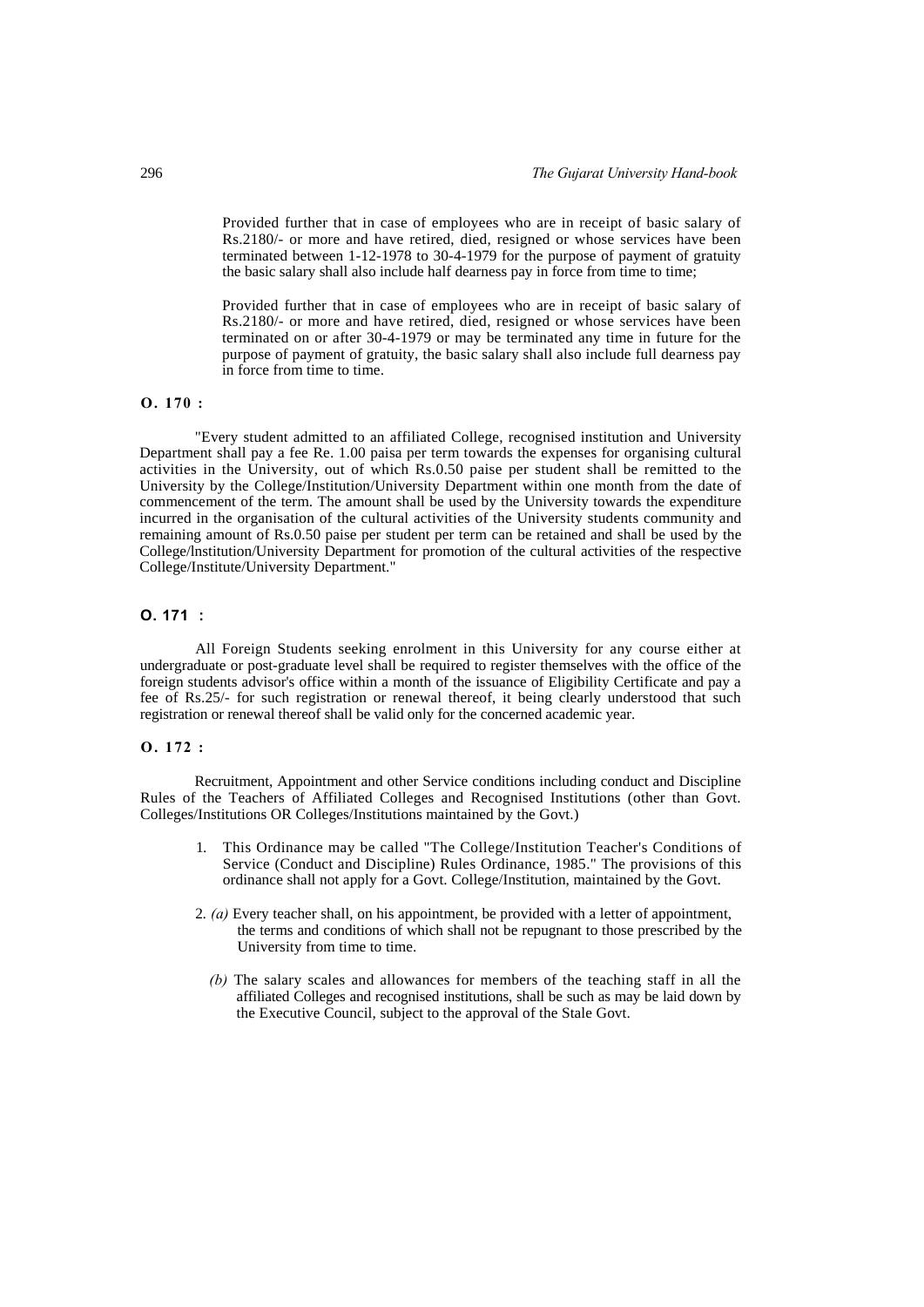Provided further that in case of employees who are in receipt of basic salary of Rs.2180/- or more and have retired, died, resigned or whose services have been terminated between 1-12-1978 to 30-4-1979 for the purpose of payment of gratuity the basic salary shall also include half dearness pay in force from time to time;

Provided further that in case of employees who are in receipt of basic salary of Rs.2180/- or more and have retired, died, resigned or whose services have been terminated on or after 30-4-1979 or may be terminated any time in future for the purpose of payment of gratuity, the basic salary shall also include full dearness pay in force from time to time.

**O. 170 :**

"Every student admitted to an affiliated College, recognised institution and University Department shall pay a fee Re. 1.00 paisa per term towards the expenses for organising cultural activities in the University, out of which Rs.0.50 paise per student shall be remitted to the University by the College/Institution/University Department within one month from the date of commencement of the term. The amount shall be used by the University towards the expenditure incurred in the organisation of the cultural activities of the University students community and remaining amount of Rs.0.50 paise per student per term can be retained and shall be used by the College/Institution/University Department for promotion of the cultural activities of the respective College/Institute/University Department."

**O. 171 :**

All Foreign Students seeking enrolment in this University for any course either at undergraduate or post-graduate level shall be required to register themselves with the office of the foreign students advisor's office within a month of the issuance of Eligibility Certificate and pay a fee of Rs.25/- for such registration or renewal thereof, it being clearly understood that such registration or renewal thereof shall be valid only for the concerned academic year.

**O. 172 :**

Recruitment, Appointment and other Service conditions including conduct and Discipline Rules of the Teachers of Affiliated Colleges and Recognised Institutions (other than Govt. Colleges/Institutions OR Colleges/Institutions maintained by the Govt.)

1. This Ordinance may be called "The College/Institution Teacher's Conditions of Service (Conduct and Discipline) Rules Ordinance, 1985." The provisions of this ordinance shall not apply for a Govt. College/Institution, maintained by the Govt.

2. *(a)* Every teacher shall, on his appointment, be provided with a letter of appointment, the terms and conditions of which shall not be repugnant to those prescribed by the University from time to time.

   *(b)* The salary scales and allowances for members of the teaching staff in all the affiliated Colleges and recognised institutions, shall be such as may be laid down by the Executive Council, subject to the approval of the Stale Govt.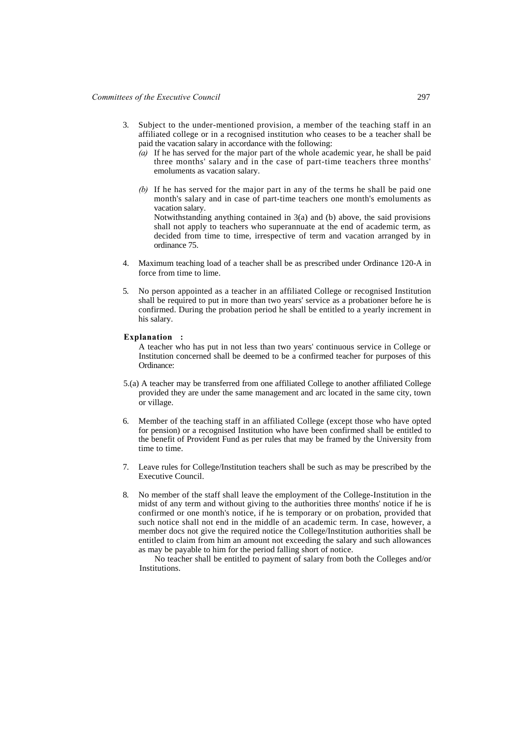3. Subject to the under-mentioned provision, a member of the teaching staff in an affiliated college or in a recognised institution who ceases to be a teacher shall be paid the vacation salary in accordance with the following:

   *(a)* If he has served for the major part of the whole academic year, he shall be paid three months' salary and in the case of part-time teachers three months' emoluments as vacation salary.

   *(b)* If he has served for the major part in any of the terms he shall be paid one month's salary and in case of part-time teachers one month's emoluments as vacation salary.

   Notwithstanding anything contained in 3(a) and (b) above, the said provisions shall not apply to teachers who superannuate at the end of academic term, as decided from time to time, irrespective of term and vacation arranged by in ordinance 75.

4. Maximum teaching load of a teacher shall be as prescribed under Ordinance 120-A in force from time to lime.

5. No person appointed as a teacher in an affiliated College or recognised Institution shall be required to put in more than two years' service as a probationer before he is confirmed. During the probation period he shall be entitled to a yearly increment in his salary.

**Explanation :**

A teacher who has put in not less than two years' continuous service in College or Institution concerned shall be deemed to be a confirmed teacher for purposes of this Ordinance:

5.(a) A teacher may be transferred from one affiliated College to another affiliated College provided they are under the same management and arc located in the same city, town or village.

6. Member of the teaching staff in an affiliated College (except those who have opted for pension) or a recognised Institution who have been confirmed shall be entitled to the benefit of Provident Fund as per rules that may be framed by the University from time to time.

7. Leave rules for College/Institution teachers shall be such as may be prescribed by the Executive Council.

8. No member of the staff shall leave the employment of the College-Institution in the midst of any term and without giving to the authorities three months' notice if he is confirmed or one month's notice, if he is temporary or on probation, provided that such notice shall not end in the middle of an academic term. In case, however, a member docs not give the required notice the College/Institution authorities shall be entitled to claim from him an amount not exceeding the salary and such allowances as may be payable to him for the period falling short of notice.

   No teacher shall be entitled to payment of salary from both the Colleges and/or Institutions.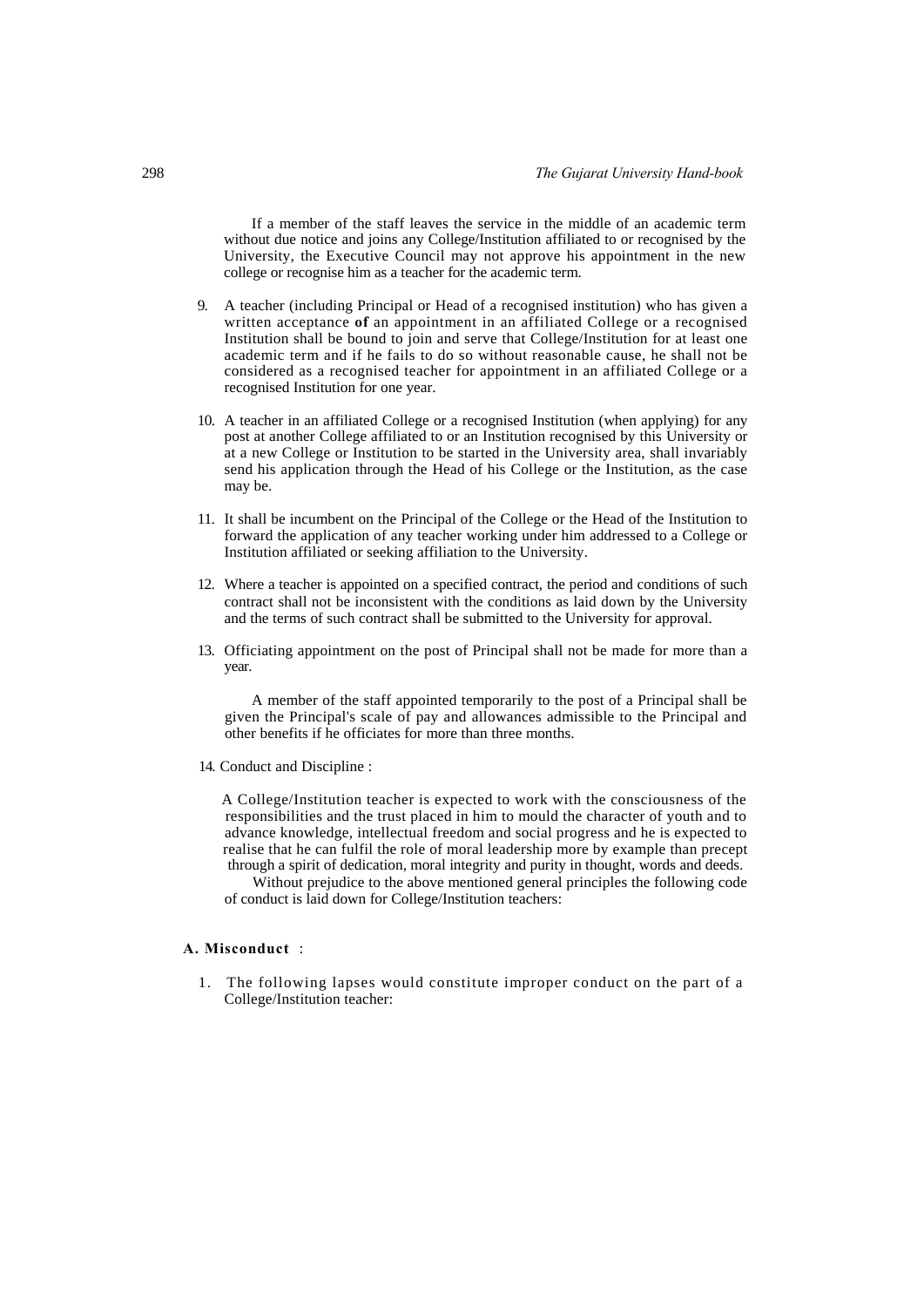If a member of the staff leaves the service in the middle of an academic term without due notice and joins any College/Institution affiliated to or recognised by the University, the Executive Council may not approve his appointment in the new college or recognise him as a teacher for the academic term.

9. A teacher (including Principal or Head of a recognised institution) who has given a written acceptance **of** an appointment in an affiliated College or a recognised Institution shall be bound to join and serve that College/Institution for at least one academic term and if he fails to do so without reasonable cause, he shall not be considered as a recognised teacher for appointment in an affiliated College or a recognised Institution for one year.

10. A teacher in an affiliated College or a recognised Institution (when applying) for any post at another College affiliated to or an Institution recognised by this University or at a new College or Institution to be started in the University area, shall invariably send his application through the Head of his College or the Institution, as the case may be.

11. It shall be incumbent on the Principal of the College or the Head of the Institution to forward the application of any teacher working under him addressed to a College or Institution affiliated or seeking affiliation to the University.

12. Where a teacher is appointed on a specified contract, the period and conditions of such contract shall not be inconsistent with the conditions as laid down by the University and the terms of such contract shall be submitted to the University for approval.

13. Officiating appointment on the post of Principal shall not be made for more than a year.

    A member of the staff appointed temporarily to the post of a Principal shall be given the Principal's scale of pay and allowances admissible to the Principal and other benefits if he officiates for more than three months.

14. Conduct and Discipline :

    A College/Institution teacher is expected to work with the consciousness of the responsibilities and the trust placed in him to mould the character of youth and to advance knowledge, intellectual freedom and social progress and he is expected to realise that he can fulfil the role of moral leadership more by example than precept through a spirit of dedication, moral integrity and purity in thought, words and deeds.

    Without prejudice to the above mentioned general principles the following code of conduct is laid down for College/Institution teachers:

**A. Misconduct** :

1. The following lapses would constitute improper conduct on the part of a College/Institution teacher: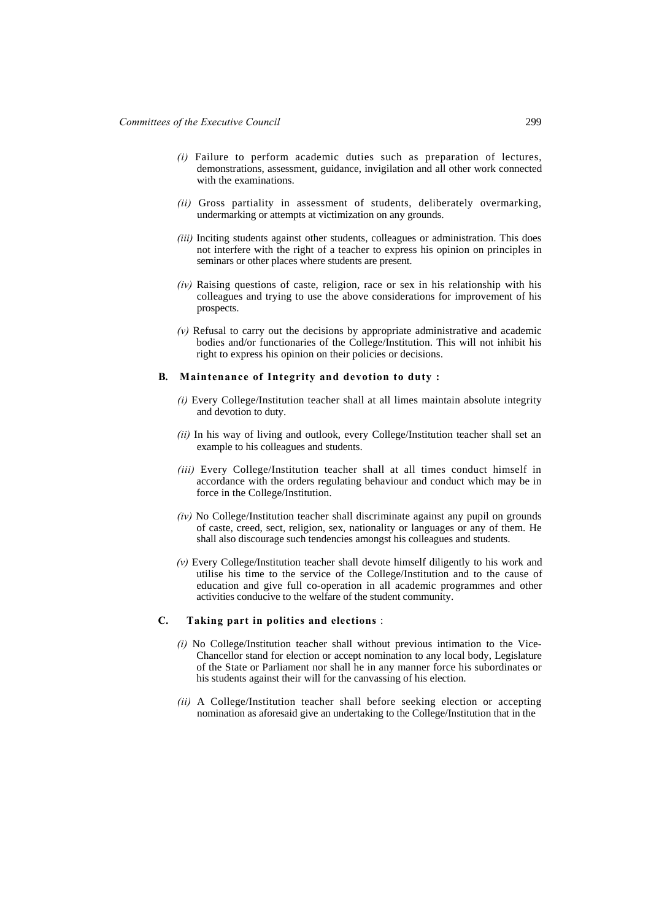*(i)* Failure to perform academic duties such as preparation of lectures, demonstrations, assessment, guidance, invigilation and all other work connected with the examinations.

*(ii)* Gross partiality in assessment of students, deliberately overmarking, undermarking or attempts at victimization on any grounds.

*(iii)* Inciting students against other students, colleagues or administration. This does not interfere with the right of a teacher to express his opinion on principles in seminars or other places where students are present.

*(iv)* Raising questions of caste, religion, race or sex in his relationship with his colleagues and trying to use the above considerations for improvement of his prospects.

*(v)* Refusal to carry out the decisions by appropriate administrative and academic bodies and/or functionaries of the College/Institution. This will not inhibit his right to express his opinion on their policies or decisions.

**B. Maintenance of Integrity and devotion to duty :**

*(i)* Every College/Institution teacher shall at all limes maintain absolute integrity and devotion to duty.

*(ii)* In his way of living and outlook, every College/Institution teacher shall set an example to his colleagues and students.

*(iii)* Every College/Institution teacher shall at all times conduct himself in accordance with the orders regulating behaviour and conduct which may be in force in the College/Institution.

*(iv)* No College/Institution teacher shall discriminate against any pupil on grounds of caste, creed, sect, religion, sex, nationality or languages or any of them. He shall also discourage such tendencies amongst his colleagues and students.

*(v)* Every College/Institution teacher shall devote himself diligently to his work and utilise his time to the service of the College/Institution and to the cause of education and give full co-operation in all academic programmes and other activities conducive to the welfare of the student community.

**C. Taking part in politics and elections** :

*(i)* No College/Institution teacher shall without previous intimation to the Vice-Chancellor stand for election or accept nomination to any local body, Legislature of the State or Parliament nor shall he in any manner force his subordinates or his students against their will for the canvassing of his election.

*(ii)* A College/Institution teacher shall before seeking election or accepting nomination as aforesaid give an undertaking to the College/Institution that in the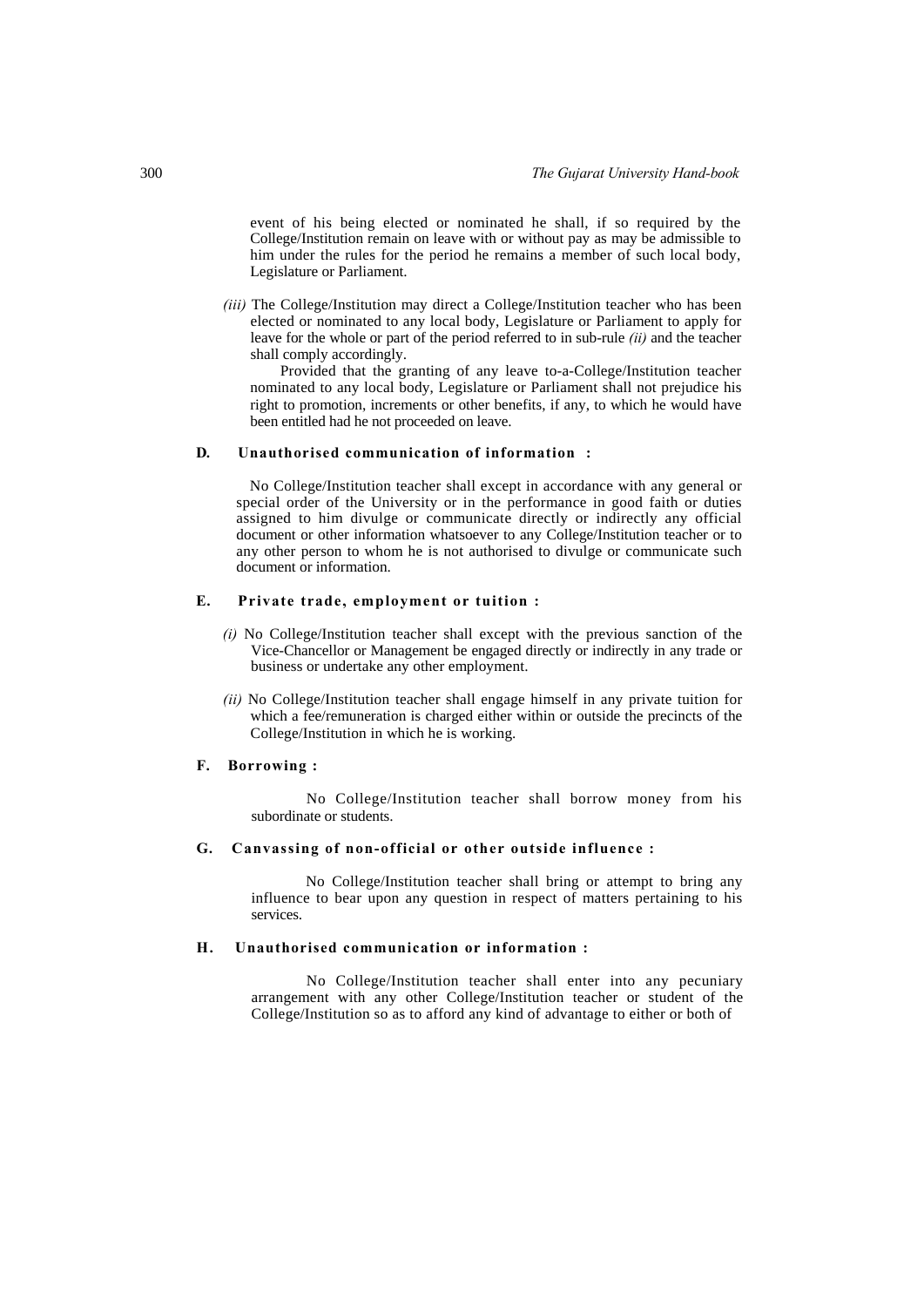event of his being elected or nominated he shall, if so required by the College/Institution remain on leave with or without pay as may be admissible to him under the rules for the period he remains a member of such local body, Legislature or Parliament.

*(iii)* The College/Institution may direct a College/Institution teacher who has been elected or nominated to any local body, Legislature or Parliament to apply for leave for the whole or part of the period referred to in sub-rule *(ii)* and the teacher shall comply accordingly.

Provided that the granting of any leave to-a-College/Institution teacher nominated to any local body, Legislature or Parliament shall not prejudice his right to promotion, increments or other benefits, if any, to which he would have been entitled had he not proceeded on leave.

**D. Unauthorised communication of information :**

No College/Institution teacher shall except in accordance with any general or special order of the University or in the performance in good faith or duties assigned to him divulge or communicate directly or indirectly any official document or other information whatsoever to any College/Institution teacher or to any other person to whom he is not authorised to divulge or communicate such document or information.

**E. Private trade, employment or tuition :**

*(i)* No College/Institution teacher shall except with the previous sanction of the Vice-Chancellor or Management be engaged directly or indirectly in any trade or business or undertake any other employment.

*(ii)* No College/Institution teacher shall engage himself in any private tuition for which a fee/remuneration is charged either within or outside the precincts of the College/Institution in which he is working.

**F. Borrowing :**

No College/Institution teacher shall borrow money from his subordinate or students.

**G. Canvassing of non-official or other outside influence :**

No College/Institution teacher shall bring or attempt to bring any influence to bear upon any question in respect of matters pertaining to his services.

**H. Unauthorised communication or information :**

No College/Institution teacher shall enter into any pecuniary arrangement with any other College/Institution teacher or student of the College/Institution so as to afford any kind of advantage to either or both of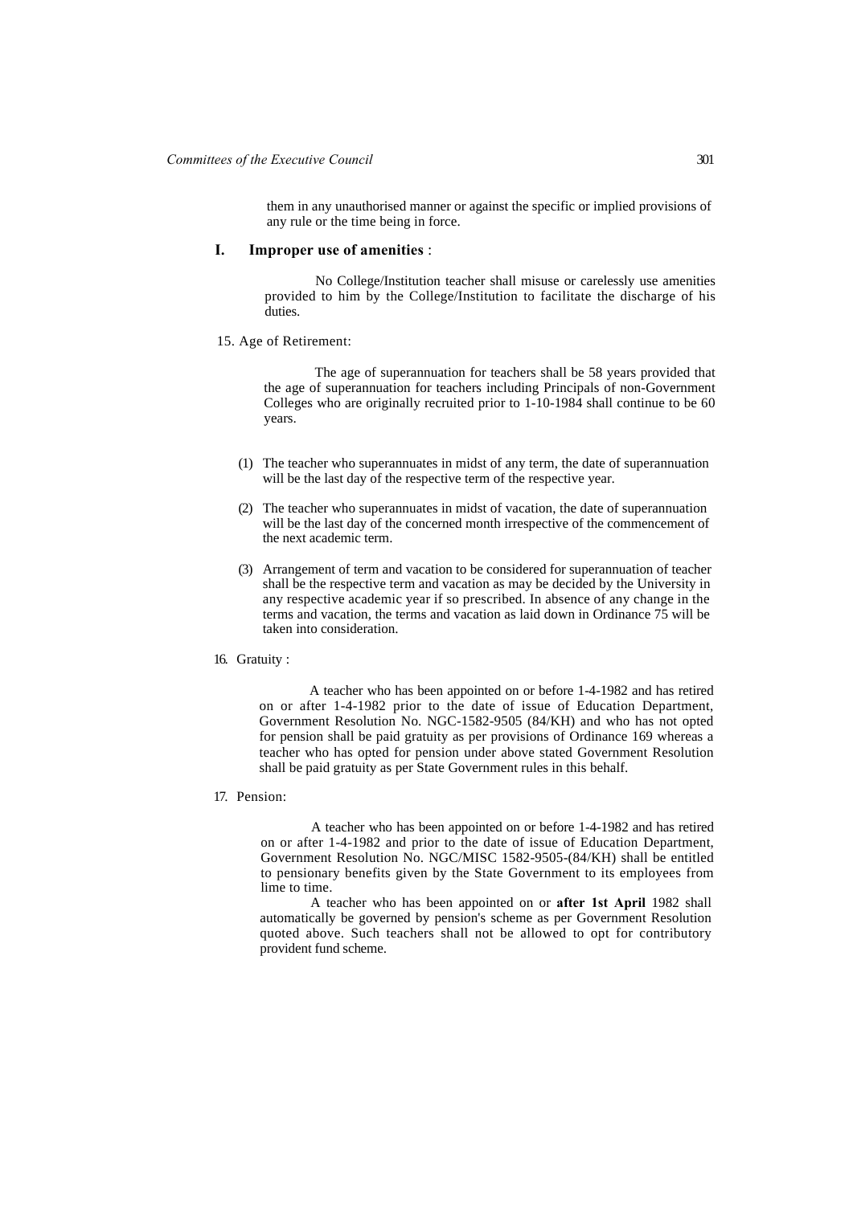them in any unauthorised manner or against the specific or implied provisions of any rule or the time being in force.

**I. Improper use of amenities** :

No College/Institution teacher shall misuse or carelessly use amenities provided to him by the College/Institution to facilitate the discharge of his duties.

15. Age of Retirement:

The age of superannuation for teachers shall be 58 years provided that the age of superannuation for teachers including Principals of non-Government Colleges who are originally recruited prior to 1-10-1984 shall continue to be 60 years.

(1) The teacher who superannuates in midst of any term, the date of superannuation will be the last day of the respective term of the respective year.

(2) The teacher who superannuates in midst of vacation, the date of superannuation will be the last day of the concerned month irrespective of the commencement of the next academic term.

(3) Arrangement of term and vacation to be considered for superannuation of teacher shall be the respective term and vacation as may be decided by the University in any respective academic year if so prescribed. In absence of any change in the terms and vacation, the terms and vacation as laid down in Ordinance 75 will be taken into consideration.

16. Gratuity :

A teacher who has been appointed on or before 1-4-1982 and has retired on or after 1-4-1982 prior to the date of issue of Education Department, Government Resolution No. NGC-1582-9505 (84/KH) and who has not opted for pension shall be paid gratuity as per provisions of Ordinance 169 whereas a teacher who has opted for pension under above stated Government Resolution shall be paid gratuity as per State Government rules in this behalf.

17. Pension:

A teacher who has been appointed on or before 1-4-1982 and has retired on or after 1-4-1982 and prior to the date of issue of Education Department, Government Resolution No. NGC/MISC 1582-9505-(84/KH) shall be entitled to pensionary benefits given by the State Government to its employees from lime to time.

A teacher who has been appointed on or **after 1st April** 1982 shall automatically be governed by pension's scheme as per Government Resolution quoted above. Such teachers shall not be allowed to opt for contributory provident fund scheme.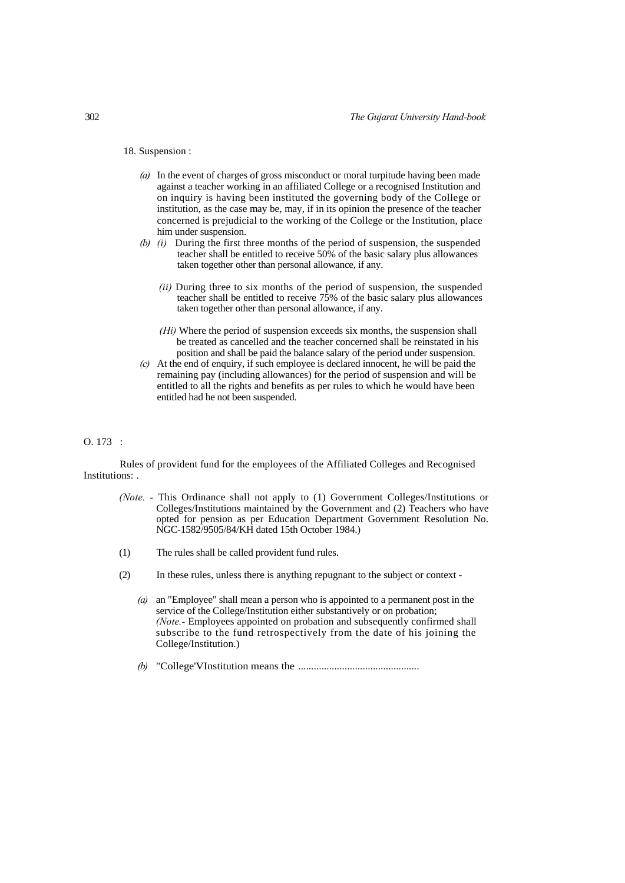18. Suspension :

*(a)* In the event of charges of gross misconduct or moral turpitude having been made against a teacher working in an affiliated College or a recognised Institution and on inquiry is having been instituted the governing body of the College or institution, as the case may be, may, if in its opinion the presence of the teacher concerned is prejudicial to the working of the College or the Institution, place him under suspension.

*(b)* *(i)* During the first three months of the period of suspension, the suspended teacher shall be entitled to receive 50% of the basic salary plus allowances taken together other than personal allowance, if any.

*(ii)* During three to six months of the period of suspension, the suspended teacher shall be entitled to receive 75% of the basic salary plus allowances taken together other than personal allowance, if any.

*(Hi)* Where the period of suspension exceeds six months, the suspension shall be treated as cancelled and the teacher concerned shall be reinstated in his position and shall be paid the balance salary of the period under suspension.

*(c)* At the end of enquiry, if such employee is declared innocent, he will be paid the remaining pay (including allowances) for the period of suspension and will be entitled to all the rights and benefits as per rules to which he would have been entitled had he not been suspended.

O. 173 :

Rules of provident fund for the employees of the Affiliated Colleges and Recognised Institutions: .

*(Note.* - This Ordinance shall not apply to (1) Government Colleges/Institutions or Colleges/Institutions maintained by the Government and (2) Teachers who have opted for pension as per Education Department Government Resolution No. NGC-1582/9505/84/KH dated 15th October 1984.)

(1) The rules shall be called provident fund rules.

(2) In these rules, unless there is anything repugnant to the subject or context -

*(a)* an "Employee" shall mean a person who is appointed to a permanent post in the service of the College/Institution either substantively or on probation;
*(Note.*- Employees appointed on probation and subsequently confirmed shall subscribe to the fund retrospectively from the date of his joining the College/Institution.)

*(b)* "College'VInstitution means the ..............................................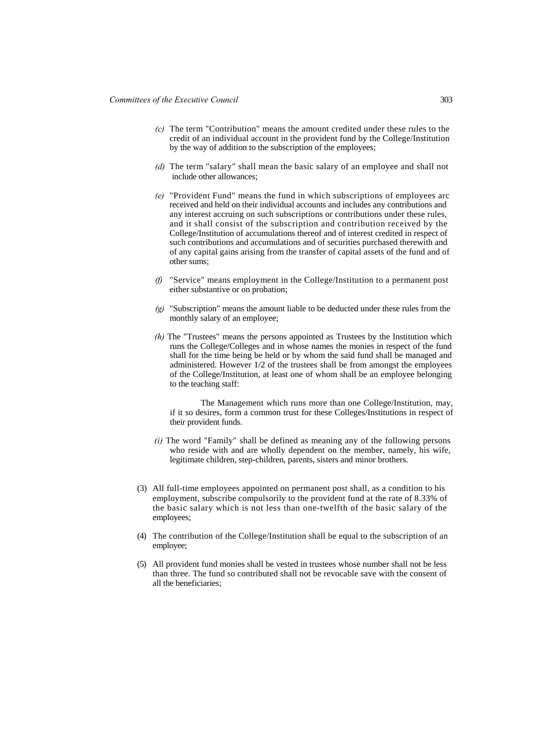*(c)* The term "Contribution" means the amount credited under these rules to the credit of an individual account in the provident fund by the College/Institution by the way of addition to the subscription of the employees;

*(d)* The term "salary" shall mean the basic salary of an employee and shall not include other allowances;

*(e)* "Provident Fund" means the fund in which subscriptions of employees arc received and held on their individual accounts and includes any contributions and any interest accruing on such subscriptions or contributions under these rules, and it shall consist of the subscription and contribution received by the College/Institution of accumulations thereof and of interest credited in respect of such contributions and accumulations and of securities purchased therewith and of any capital gains arising from the transfer of capital assets of the fund and of other sums;

*(f)* "Service" means employment in the College/Institution to a permanent post either substantive or on probation;

*(g)* "Subscription" means the amount liable to be deducted under these rules from the monthly salary of an employee;

*(h)* The "Trustees" means the persons appointed as Trustees by the Institution which runs the College/Colleges and in whose names the monies in respect of the fund shall for the time being be held or by whom the said fund shall be managed and administered. However 1/2 of the trustees shall be from amongst the employees of the College/Institution, at least one of whom shall be an employee belonging to the teaching staff:

The Management which runs more than one College/Institution, may, if it so desires, form a common trust for these Colleges/Institutions in respect of their provident funds.

*(i)* The word "Family" shall be defined as meaning any of the following persons who reside with and are wholly dependent on the member, namely, his wife, legitimate children, step-children, parents, sisters and minor brothers.

(3) All full-time employees appointed on permanent post shall, as a condition to his employment, subscribe compulsorily to the provident fund at the rate of 8.33% of the basic salary which is not less than one-twelfth of the basic salary of the employees;

(4) The contribution of the College/Institution shall be equal to the subscription of an employee;

(5) All provident fund monies shall be vested in trustees whose number shall not be less than three. The fund so contributed shall not be revocable save with the consent of all the beneficiaries;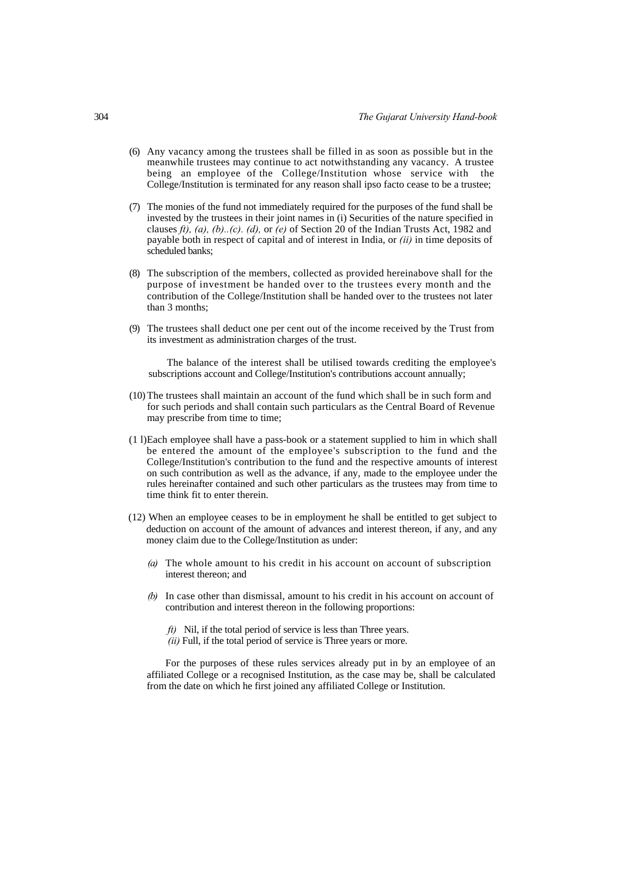(6) Any vacancy among the trustees shall be filled in as soon as possible but in the meanwhile trustees may continue to act notwithstanding any vacancy. A trustee being an employee of the College/Institution whose service with the College/Institution is terminated for any reason shall ipso facto cease to be a trustee;

(7) The monies of the fund not immediately required for the purposes of the fund shall be invested by the trustees in their joint names in (i) Securities of the nature specified in clauses *ft), (a), (b)..(c). (d),* or *(e)* of Section 20 of the Indian Trusts Act, 1982 and payable both in respect of capital and of interest in India, or *(ii)* in time deposits of scheduled banks;

(8) The subscription of the members, collected as provided hereinabove shall for the purpose of investment be handed over to the trustees every month and the contribution of the College/Institution shall be handed over to the trustees not later than 3 months;

(9) The trustees shall deduct one per cent out of the income received by the Trust from its investment as administration charges of the trust.

The balance of the interest shall be utilised towards crediting the employee's subscriptions account and College/Institution's contributions account annually;

(10) The trustees shall maintain an account of the fund which shall be in such form and for such periods and shall contain such particulars as the Central Board of Revenue may prescribe from time to time;

(1 l)Each employee shall have a pass-book or a statement supplied to him in which shall be entered the amount of the employee's subscription to the fund and the College/Institution's contribution to the fund and the respective amounts of interest on such contribution as well as the advance, if any, made to the employee under the rules hereinafter contained and such other particulars as the trustees may from time to time think fit to enter therein.

(12) When an employee ceases to be in employment he shall be entitled to get subject to deduction on account of the amount of advances and interest thereon, if any, and any money claim due to the College/Institution as under:

*(a)* The whole amount to his credit in his account on account of subscription interest thereon; and

*(b)* In case other than dismissal, amount to his credit in his account on account of contribution and interest thereon in the following proportions:

*ft)* Nil, if the total period of service is less than Three years.
*(ii)* Full, if the total period of service is Three years or more.

For the purposes of these rules services already put in by an employee of an affiliated College or a recognised Institution, as the case may be, shall be calculated from the date on which he first joined any affiliated College or Institution.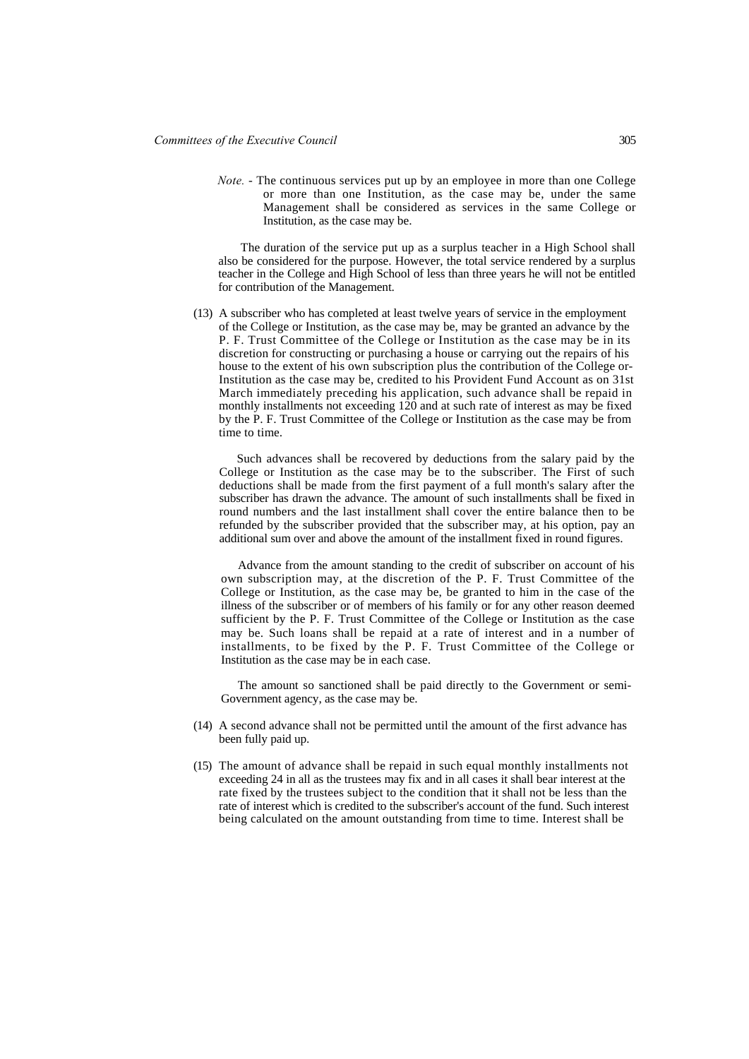*Note.* - The continuous services put up by an employee in more than one College or more than one Institution, as the case may be, under the same Management shall be considered as services in the same College or Institution, as the case may be.

The duration of the service put up as a surplus teacher in a High School shall also be considered for the purpose. However, the total service rendered by a surplus teacher in the College and High School of less than three years he will not be entitled for contribution of the Management.

(13) A subscriber who has completed at least twelve years of service in the employment of the College or Institution, as the case may be, may be granted an advance by the P. F. Trust Committee of the College or Institution as the case may be in its discretion for constructing or purchasing a house or carrying out the repairs of his house to the extent of his own subscription plus the contribution of the College or-Institution as the case may be, credited to his Provident Fund Account as on 31st March immediately preceding his application, such advance shall be repaid in monthly installments not exceeding 120 and at such rate of interest as may be fixed by the P. F. Trust Committee of the College or Institution as the case may be from time to time.

Such advances shall be recovered by deductions from the salary paid by the College or Institution as the case may be to the subscriber. The First of such deductions shall be made from the first payment of a full month's salary after the subscriber has drawn the advance. The amount of such installments shall be fixed in round numbers and the last installment shall cover the entire balance then to be refunded by the subscriber provided that the subscriber may, at his option, pay an additional sum over and above the amount of the installment fixed in round figures.

Advance from the amount standing to the credit of subscriber on account of his own subscription may, at the discretion of the P. F. Trust Committee of the College or Institution, as the case may be, be granted to him in the case of the illness of the subscriber or of members of his family or for any other reason deemed sufficient by the P. F. Trust Committee of the College or Institution as the case may be. Such loans shall be repaid at a rate of interest and in a number of installments, to be fixed by the P. F. Trust Committee of the College or Institution as the case may be in each case.

The amount so sanctioned shall be paid directly to the Government or semi-Government agency, as the case may be.

(14) A second advance shall not be permitted until the amount of the first advance has been fully paid up.

(15) The amount of advance shall be repaid in such equal monthly installments not exceeding 24 in all as the trustees may fix and in all cases it shall bear interest at the rate fixed by the trustees subject to the condition that it shall not be less than the rate of interest which is credited to the subscriber's account of the fund. Such interest being calculated on the amount outstanding from time to time. Interest shall be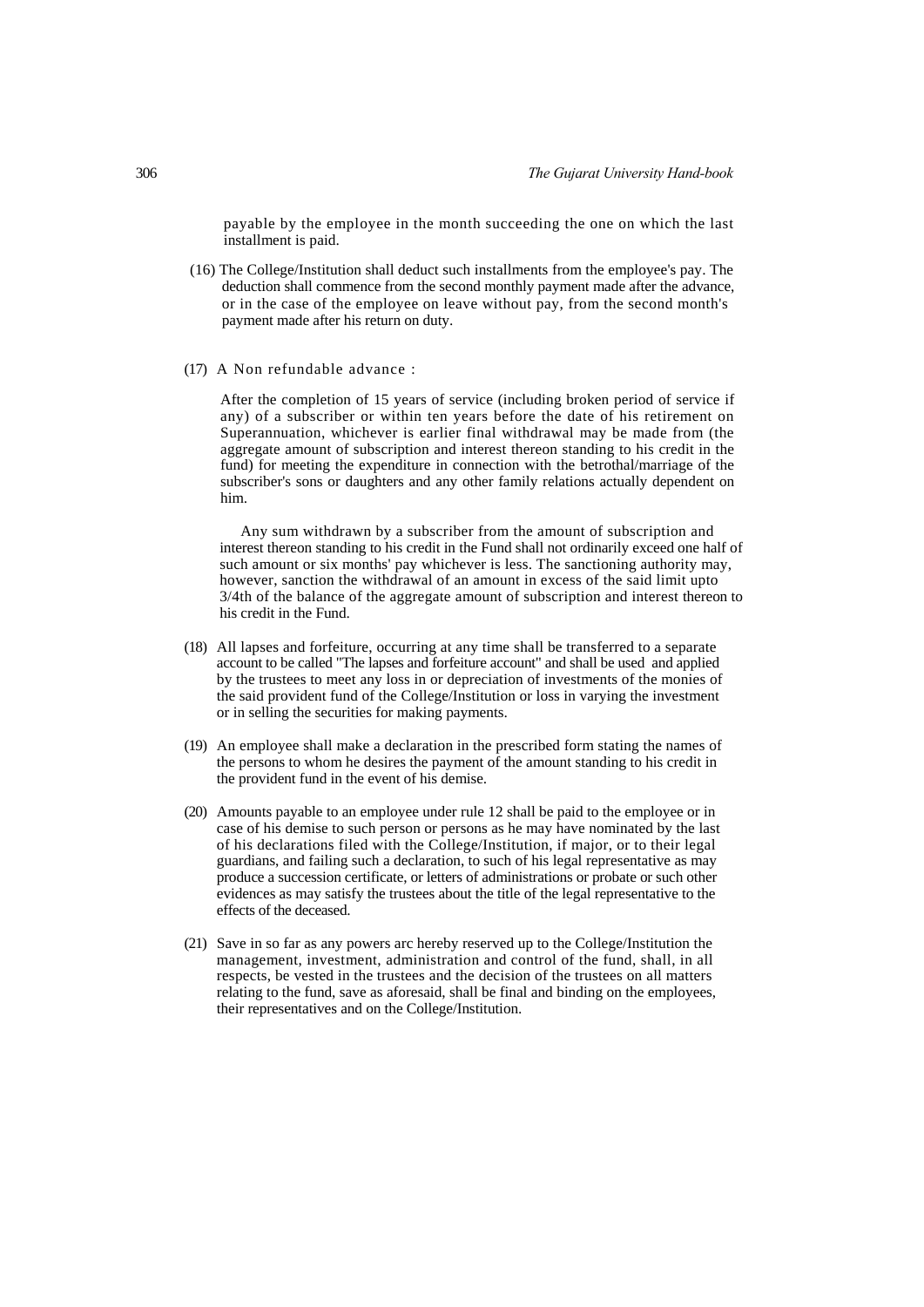payable by the employee in the month succeeding the one on which the last installment is paid.

(16) The College/Institution shall deduct such installments from the employee's pay. The deduction shall commence from the second monthly payment made after the advance, or in the case of the employee on leave without pay, from the second month's payment made after his return on duty.

(17) A Non refundable advance :

After the completion of 15 years of service (including broken period of service if any) of a subscriber or within ten years before the date of his retirement on Superannuation, whichever is earlier final withdrawal may be made from (the aggregate amount of subscription and interest thereon standing to his credit in the fund) for meeting the expenditure in connection with the betrothal/marriage of the subscriber's sons or daughters and any other family relations actually dependent on him.

Any sum withdrawn by a subscriber from the amount of subscription and interest thereon standing to his credit in the Fund shall not ordinarily exceed one half of such amount or six months' pay whichever is less. The sanctioning authority may, however, sanction the withdrawal of an amount in excess of the said limit upto 3/4th of the balance of the aggregate amount of subscription and interest thereon to his credit in the Fund.

(18) All lapses and forfeiture, occurring at any time shall be transferred to a separate account to be called "The lapses and forfeiture account" and shall be used and applied by the trustees to meet any loss in or depreciation of investments of the monies of the said provident fund of the College/Institution or loss in varying the investment or in selling the securities for making payments.

(19) An employee shall make a declaration in the prescribed form stating the names of the persons to whom he desires the payment of the amount standing to his credit in the provident fund in the event of his demise.

(20) Amounts payable to an employee under rule 12 shall be paid to the employee or in case of his demise to such person or persons as he may have nominated by the last of his declarations filed with the College/Institution, if major, or to their legal guardians, and failing such a declaration, to such of his legal representative as may produce a succession certificate, or letters of administrations or probate or such other evidences as may satisfy the trustees about the title of the legal representative to the effects of the deceased.

(21) Save in so far as any powers arc hereby reserved up to the College/Institution the management, investment, administration and control of the fund, shall, in all respects, be vested in the trustees and the decision of the trustees on all matters relating to the fund, save as aforesaid, shall be final and binding on the employees, their representatives and on the College/Institution.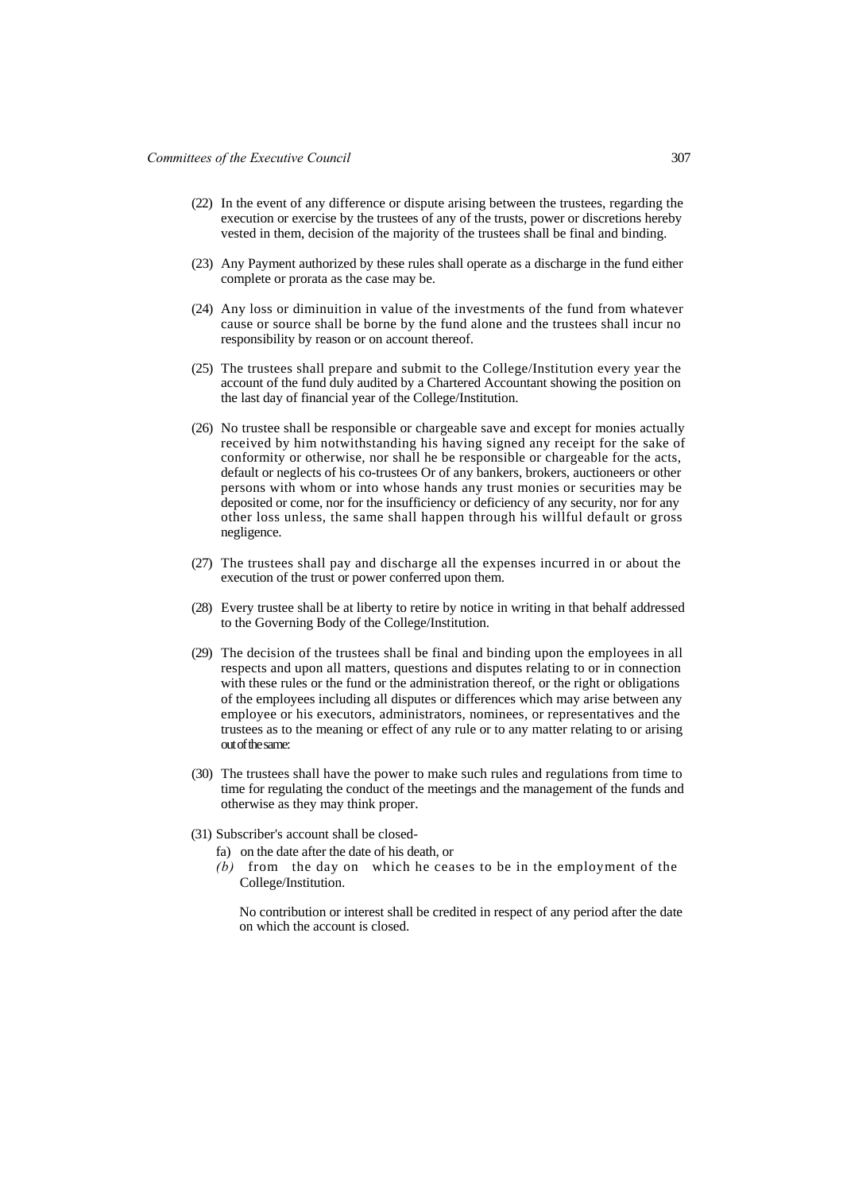(22) In the event of any difference or dispute arising between the trustees, regarding the execution or exercise by the trustees of any of the trusts, power or discretions hereby vested in them, decision of the majority of the trustees shall be final and binding.

(23) Any Payment authorized by these rules shall operate as a discharge in the fund either complete or prorata as the case may be.

(24) Any loss or diminuition in value of the investments of the fund from whatever cause or source shall be borne by the fund alone and the trustees shall incur no responsibility by reason or on account thereof.

(25) The trustees shall prepare and submit to the College/Institution every year the account of the fund duly audited by a Chartered Accountant showing the position on the last day of financial year of the College/Institution.

(26) No trustee shall be responsible or chargeable save and except for monies actually received by him notwithstanding his having signed any receipt for the sake of conformity or otherwise, nor shall he be responsible or chargeable for the acts, default or neglects of his co-trustees Or of any bankers, brokers, auctioneers or other persons with whom or into whose hands any trust monies or securities may be deposited or come, nor for the insufficiency or deficiency of any security, nor for any other loss unless, the same shall happen through his willful default or gross negligence.

(27) The trustees shall pay and discharge all the expenses incurred in or about the execution of the trust or power conferred upon them.

(28) Every trustee shall be at liberty to retire by notice in writing in that behalf addressed to the Governing Body of the College/Institution.

(29) The decision of the trustees shall be final and binding upon the employees in all respects and upon all matters, questions and disputes relating to or in connection with these rules or the fund or the administration thereof, or the right or obligations of the employees including all disputes or differences which may arise between any employee or his executors, administrators, nominees, or representatives and the trustees as to the meaning or effect of any rule or to any matter relating to or arising out of the same:

(30) The trustees shall have the power to make such rules and regulations from time to time for regulating the conduct of the meetings and the management of the funds and otherwise as they may think proper.

(31) Subscriber's account shall be closed-

fa) on the date after the date of his death, or

*(b)* from the day on which he ceases to be in the employment of the College/Institution.

No contribution or interest shall be credited in respect of any period after the date on which the account is closed.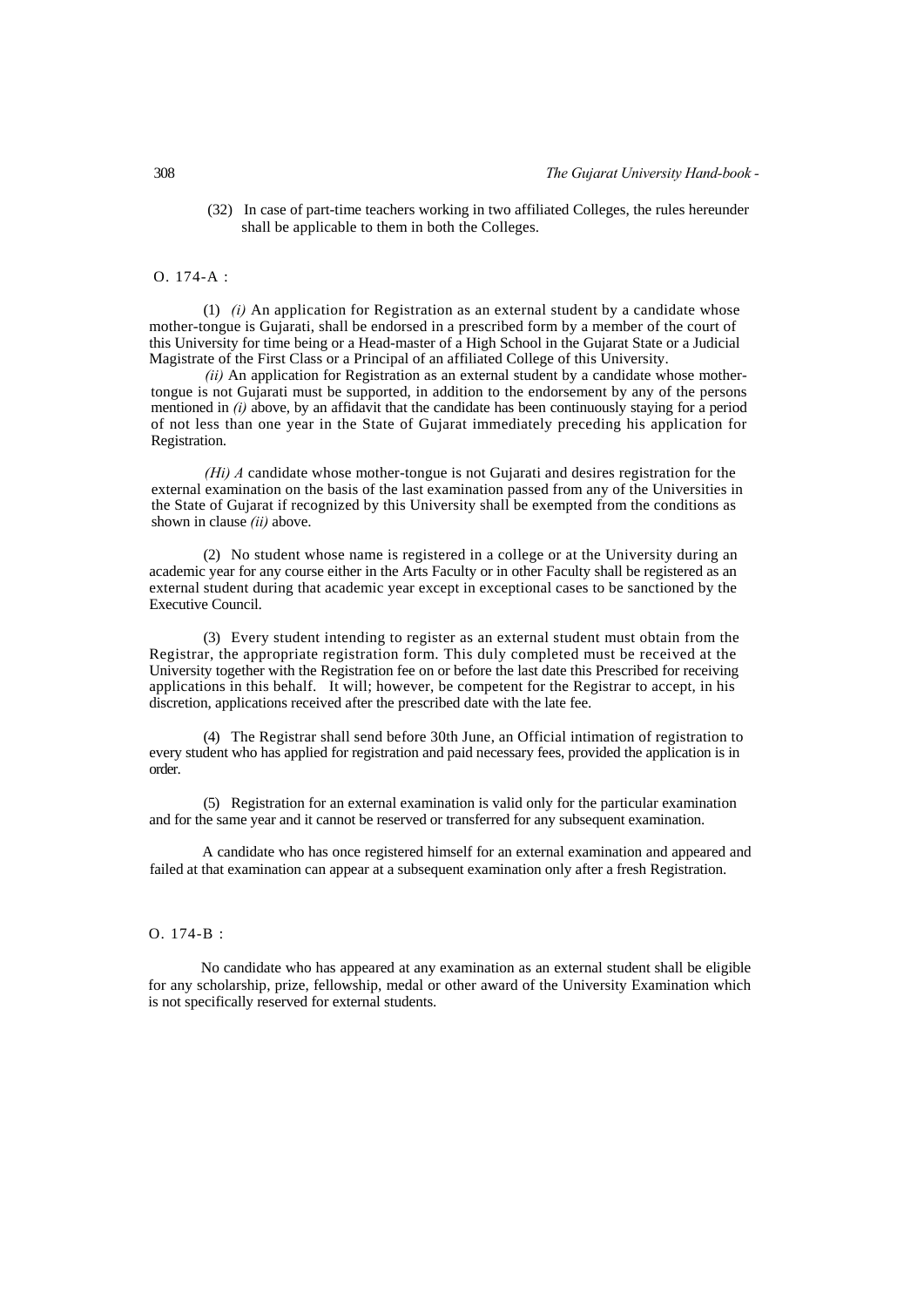(32) In case of part-time teachers working in two affiliated Colleges, the rules hereunder shall be applicable to them in both the Colleges.

O. 174-A :

(1) *(i)* An application for Registration as an external student by a candidate whose mother-tongue is Gujarati, shall be endorsed in a prescribed form by a member of the court of this University for time being or a Head-master of a High School in the Gujarat State or a Judicial Magistrate of the First Class or a Principal of an affiliated College of this University.

*(ii)* An application for Registration as an external student by a candidate whose mother-tongue is not Gujarati must be supported, in addition to the endorsement by any of the persons mentioned in *(i)* above, by an affidavit that the candidate has been continuously staying for a period of not less than one year in the State of Gujarat immediately preceding his application for Registration.

*(Hi) A* candidate whose mother-tongue is not Gujarati and desires registration for the external examination on the basis of the last examination passed from any of the Universities in the State of Gujarat if recognized by this University shall be exempted from the conditions as shown in clause *(ii)* above.

(2) No student whose name is registered in a college or at the University during an academic year for any course either in the Arts Faculty or in other Faculty shall be registered as an external student during that academic year except in exceptional cases to be sanctioned by the Executive Council.

(3) Every student intending to register as an external student must obtain from the Registrar, the appropriate registration form. This duly completed must be received at the University together with the Registration fee on or before the last date this Prescribed for receiving applications in this behalf. It will; however, be competent for the Registrar to accept, in his discretion, applications received after the prescribed date with the late fee.

(4) The Registrar shall send before 30th June, an Official intimation of registration to every student who has applied for registration and paid necessary fees, provided the application is in order.

(5) Registration for an external examination is valid only for the particular examination and for the same year and it cannot be reserved or transferred for any subsequent examination.

A candidate who has once registered himself for an external examination and appeared and failed at that examination can appear at a subsequent examination only after a fresh Registration.

O. 174-B :

No candidate who has appeared at any examination as an external student shall be eligible for any scholarship, prize, fellowship, medal or other award of the University Examination which is not specifically reserved for external students.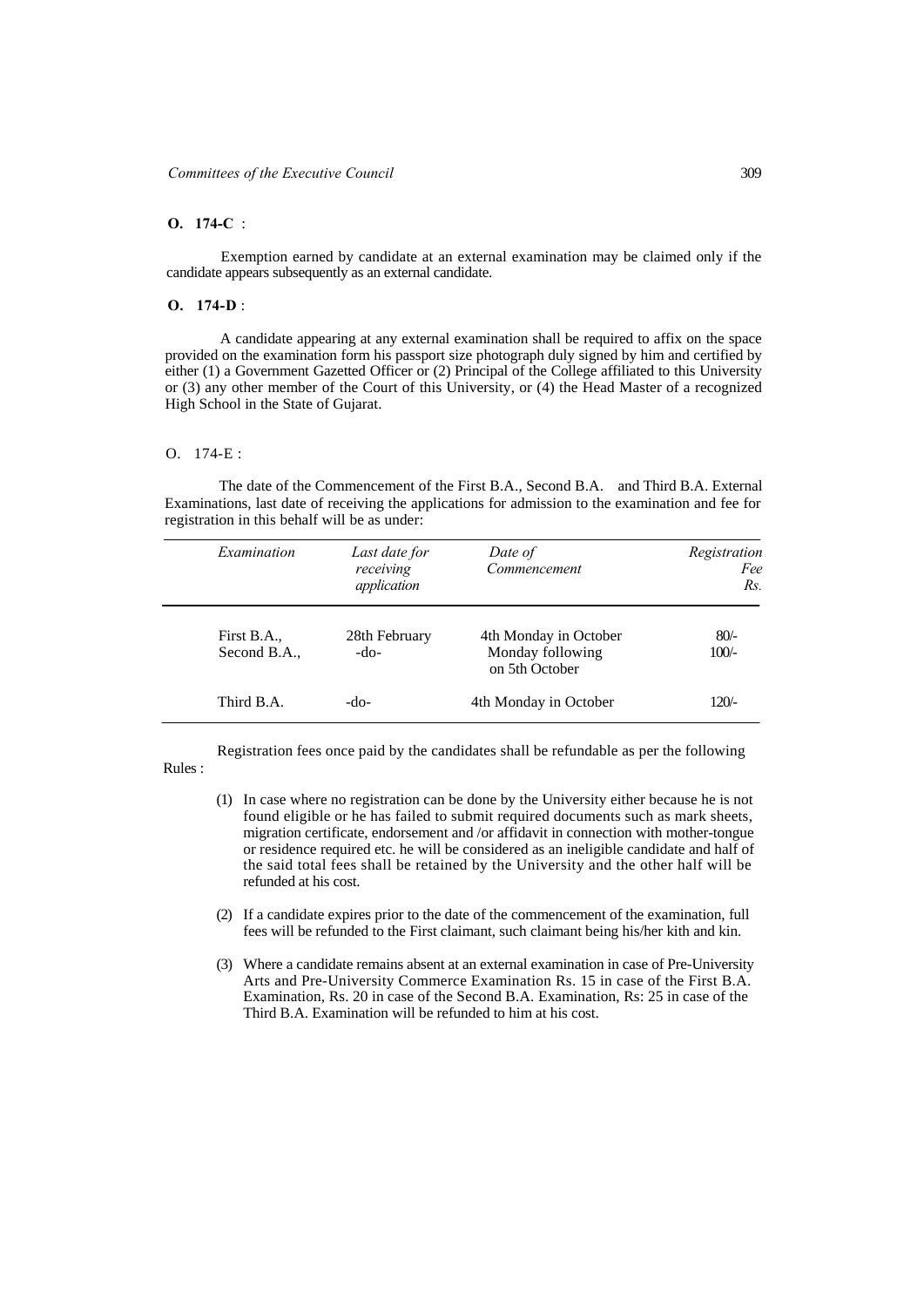**O. 174-C** :

Exemption earned by candidate at an external examination may be claimed only if the candidate appears subsequently as an external candidate.

**O. 174-D** :

A candidate appearing at any external examination shall be required to affix on the space provided on the examination form his passport size photograph duly signed by him and certified by either (1) a Government Gazetted Officer or (2) Principal of the College affiliated to this University or (3) any other member of the Court of this University, or (4) the Head Master of a recognized High School in the State of Gujarat.

O. 174-E :

The date of the Commencement of the First B.A., Second B.A. and Third B.A. External Examinations, last date of receiving the applications for admission to the examination and fee for registration in this behalf will be as under:

| *Examination* | *Last date for receiving application* | *Date of Commencement* | *Registration Fee Rs.* |
|---|---|---|---|
| First B.A., | 28th February | 4th Monday in October | 80/- |
| Second B.A., | -do- | Monday following on 5th October | 100/- |
| Third B.A. | -do- | 4th Monday in October | 120/- |

Registration fees once paid by the candidates shall be refundable as per the following Rules :

(1) In case where no registration can be done by the University either because he is not found eligible or he has failed to submit required documents such as mark sheets, migration certificate, endorsement and /or affidavit in connection with mother-tongue or residence required etc. he will be considered as an ineligible candidate and half of the said total fees shall be retained by the University and the other half will be refunded at his cost.

(2) If a candidate expires prior to the date of the commencement of the examination, full fees will be refunded to the First claimant, such claimant being his/her kith and kin.

(3) Where a candidate remains absent at an external examination in case of Pre-University Arts and Pre-University Commerce Examination Rs. 15 in case of the First B.A. Examination, Rs. 20 in case of the Second B.A. Examination, Rs: 25 in case of the Third B.A. Examination will be refunded to him at his cost.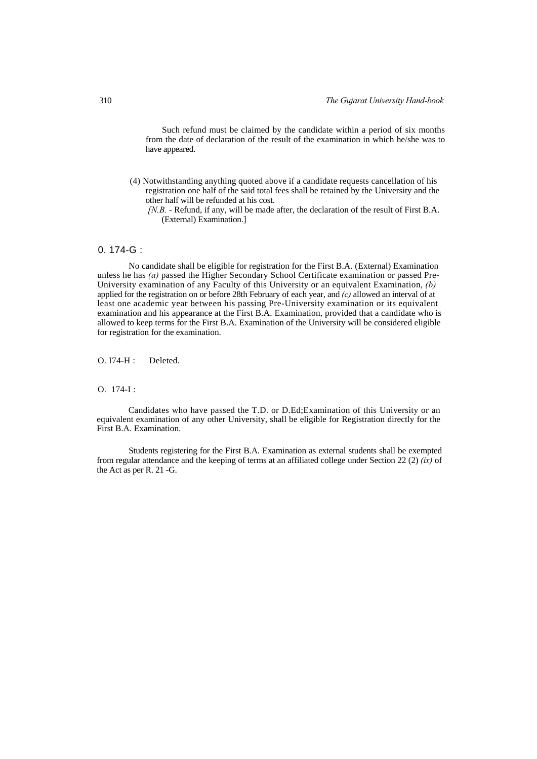Such refund must be claimed by the candidate within a period of six months from the date of declaration of the result of the examination in which he/she was to have appeared.

(4) Notwithstanding anything quoted above if a candidate requests cancellation of his registration one half of the said total fees shall be retained by the University and the other half will be refunded at his cost.

[*N.B.* - Refund, if any, will be made after, the declaration of the result of First B.A. (External) Examination.]

0. 174-G :

No candidate shall be eligible for registration for the First B.A. (External) Examination unless he has *(a)* passed the Higher Secondary School Certificate examination or passed Pre-University examination of any Faculty of this University or an equivalent Examination, *(b)* applied for the registration on or before 28th February of each year, and *(c)* allowed an interval of at least one academic year between his passing Pre-University examination or its equivalent examination and his appearance at the First B.A. Examination, provided that a candidate who is allowed to keep terms for the First B.A. Examination of the University will be considered eligible for registration for the examination.

O. I74-H : Deleted.

O. 174-I :

Candidates who have passed the T.D. or D.Ed;Examination of this University or an equivalent examination of any other University, shall be eligible for Registration directly for the First B.A. Examination.

Students registering for the First B.A. Examination as external students shall be exempted from regular attendance and the keeping of terms at an affiliated college under Section 22 (2) *(ix)* of the Act as per R. 21 -G.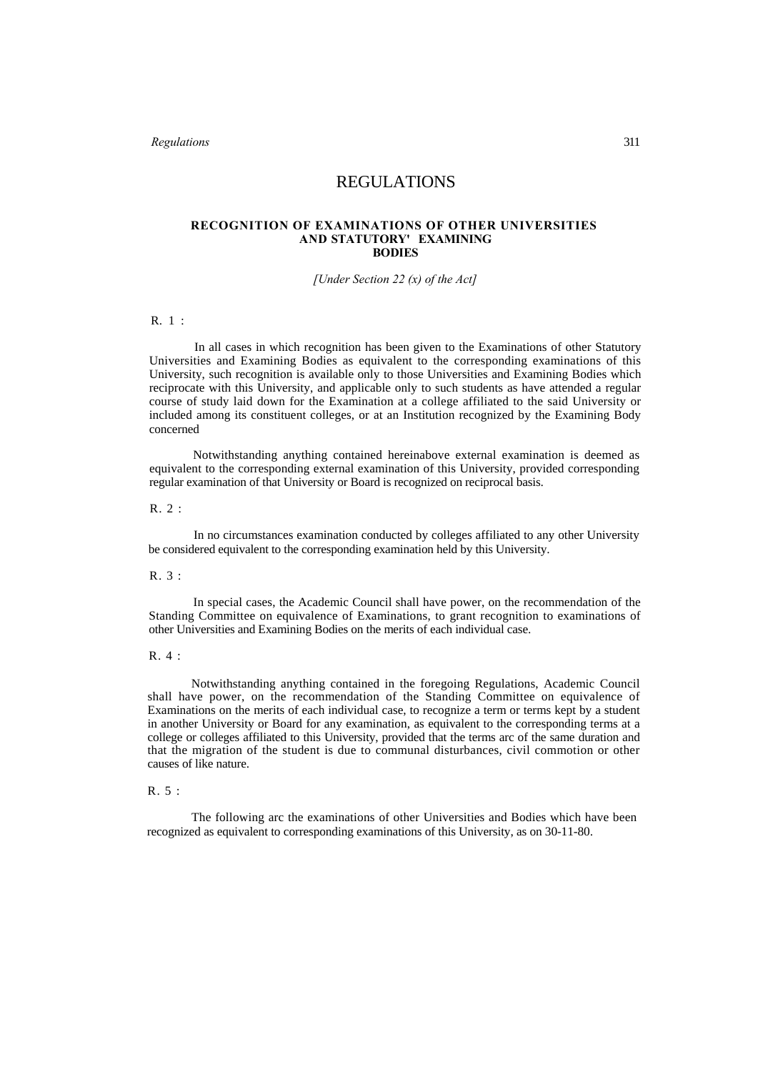# REGULATIONS

## RECOGNITION OF EXAMINATIONS OF OTHER UNIVERSITIES AND STATUTORY' EXAMINING BODIES

*[Under Section 22 (x) of the Act]*

R. 1 :

In all cases in which recognition has been given to the Examinations of other Statutory Universities and Examining Bodies as equivalent to the corresponding examinations of this University, such recognition is available only to those Universities and Examining Bodies which reciprocate with this University, and applicable only to such students as have attended a regular course of study laid down for the Examination at a college affiliated to the said University or included among its constituent colleges, or at an Institution recognized by the Examining Body concerned

Notwithstanding anything contained hereinabove external examination is deemed as equivalent to the corresponding external examination of this University, provided corresponding regular examination of that University or Board is recognized on reciprocal basis.

R. 2 :

In no circumstances examination conducted by colleges affiliated to any other University be considered equivalent to the corresponding examination held by this University.

R. 3 :

In special cases, the Academic Council shall have power, on the recommendation of the Standing Committee on equivalence of Examinations, to grant recognition to examinations of other Universities and Examining Bodies on the merits of each individual case.

R. 4 :

Notwithstanding anything contained in the foregoing Regulations, Academic Council shall have power, on the recommendation of the Standing Committee on equivalence of Examinations on the merits of each individual case, to recognize a term or terms kept by a student in another University or Board for any examination, as equivalent to the corresponding terms at a college or colleges affiliated to this University, provided that the terms arc of the same duration and that the migration of the student is due to communal disturbances, civil commotion or other causes of like nature.

R. 5 :

The following arc the examinations of other Universities and Bodies which have been recognized as equivalent to corresponding examinations of this University, as on 30-11-80.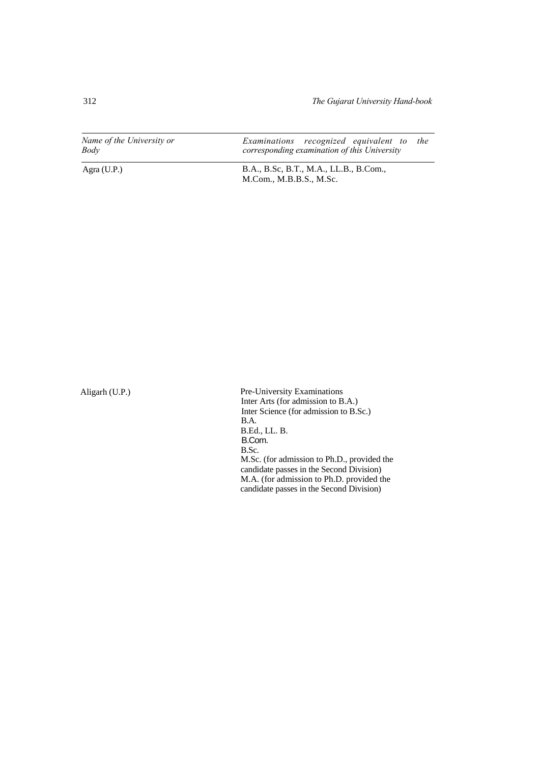| *Name of the University or Body* | *Examinations recognized equivalent to the corresponding examination of this University* |
|---|---|
| Agra (U.P.) | B.A., B.Sc, B.T., M.A., LL.B., B.Com., M.Com., M.B.B.S., M.Sc. |
| Aligarh (U.P.) | Pre-University Examinations<br>Inter Arts (for admission to B.A.)<br>Inter Science (for admission to B.Sc.)<br>B.A.<br>B.Ed., LL. B.<br>B.Com.<br>B.Sc.<br>M.Sc. (for admission to Ph.D., provided the candidate passes in the Second Division)<br>M.A. (for admission to Ph.D. provided the candidate passes in the Second Division) |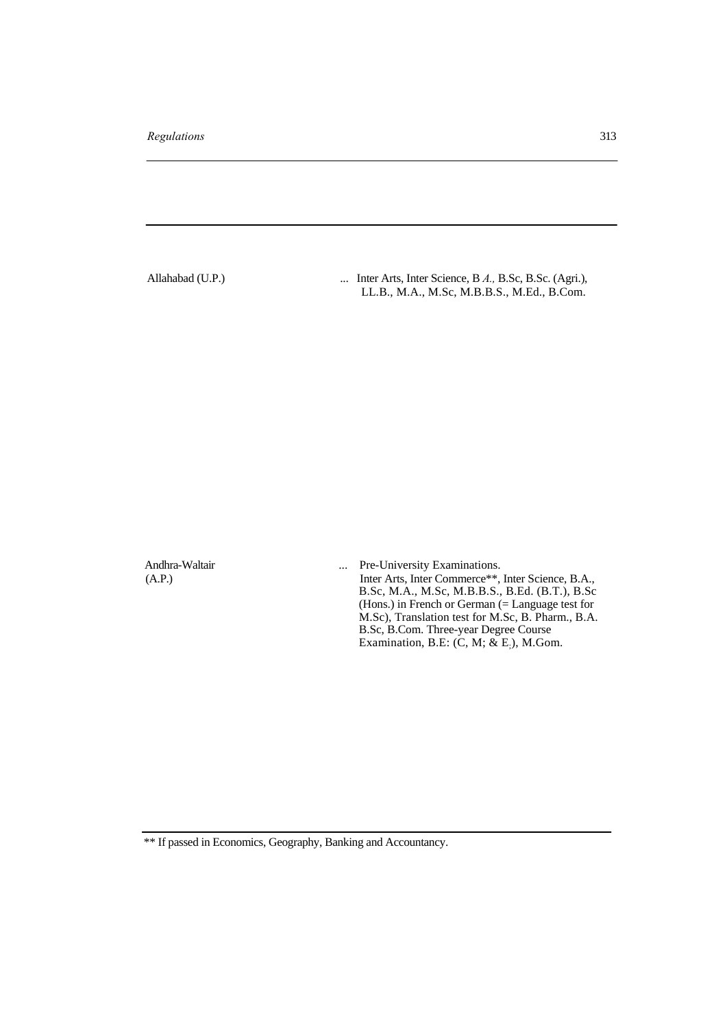| | | |
|---|---|---|
| Allahabad (U.P.) | ... | Inter Arts, Inter Science, B *A.,* B.Sc, B.Sc. (Agri.), LL.B., M.A., M.Sc, M.B.B.S., M.Ed., B.Com. |
| Andhra-Waltair (A.P.) | ... | Pre-University Examinations. Inter Arts, Inter Commerce**, Inter Science, B.A., B.Sc, M.A., M.Sc, M.B.B.S., B.Ed. (B.T.), B.Sc (Hons.) in French or German (= Language test for M.Sc), Translation test for M.Sc, B. Pharm., B.A. B.Sc, B.Com. Three-year Degree Course Examination, B.E: (C, M; & E.), M.Gom. |

** If passed in Economics, Geography, Banking and Accountancy.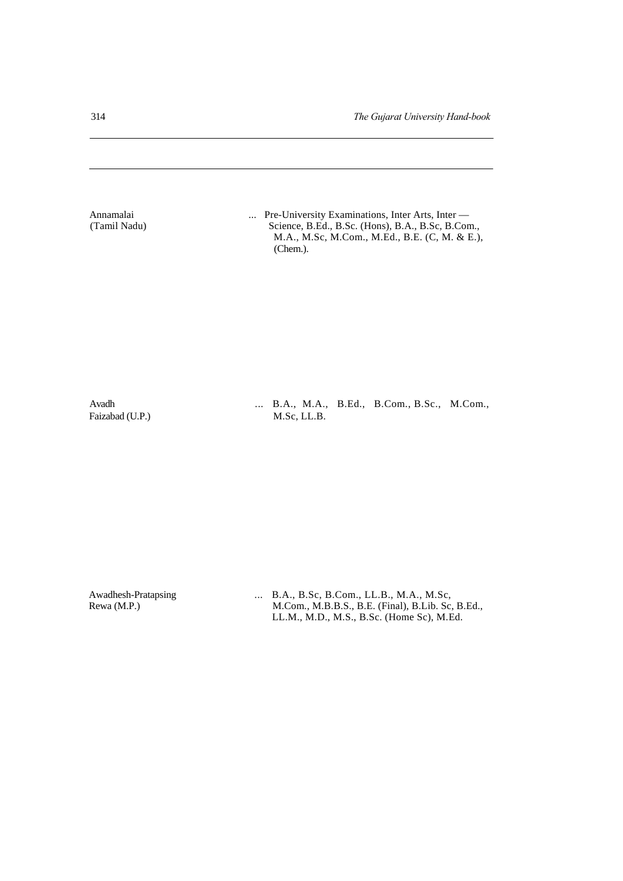| | | |
|---|---|---|
| Annamalai (Tamil Nadu) | ... | Pre-University Examinations, Inter Arts, Inter — Science, B.Ed., B.Sc. (Hons), B.A., B.Sc, B.Com., M.A., M.Sc, M.Com., M.Ed., B.E. (C, M. & E.), (Chem.). |
| Avadh Faizabad (U.P.) | ... | B.A., M.A., B.Ed., B.Com., B.Sc., M.Com., M.Sc, LL.B. |
| Awadhesh-Pratapsing Rewa (M.P.) | ... | B.A., B.Sc, B.Com., LL.B., M.A., M.Sc, M.Com., M.B.B.S., B.E. (Final), B.Lib. Sc, B.Ed., LL.M., M.D., M.S., B.Sc. (Home Sc), M.Ed. |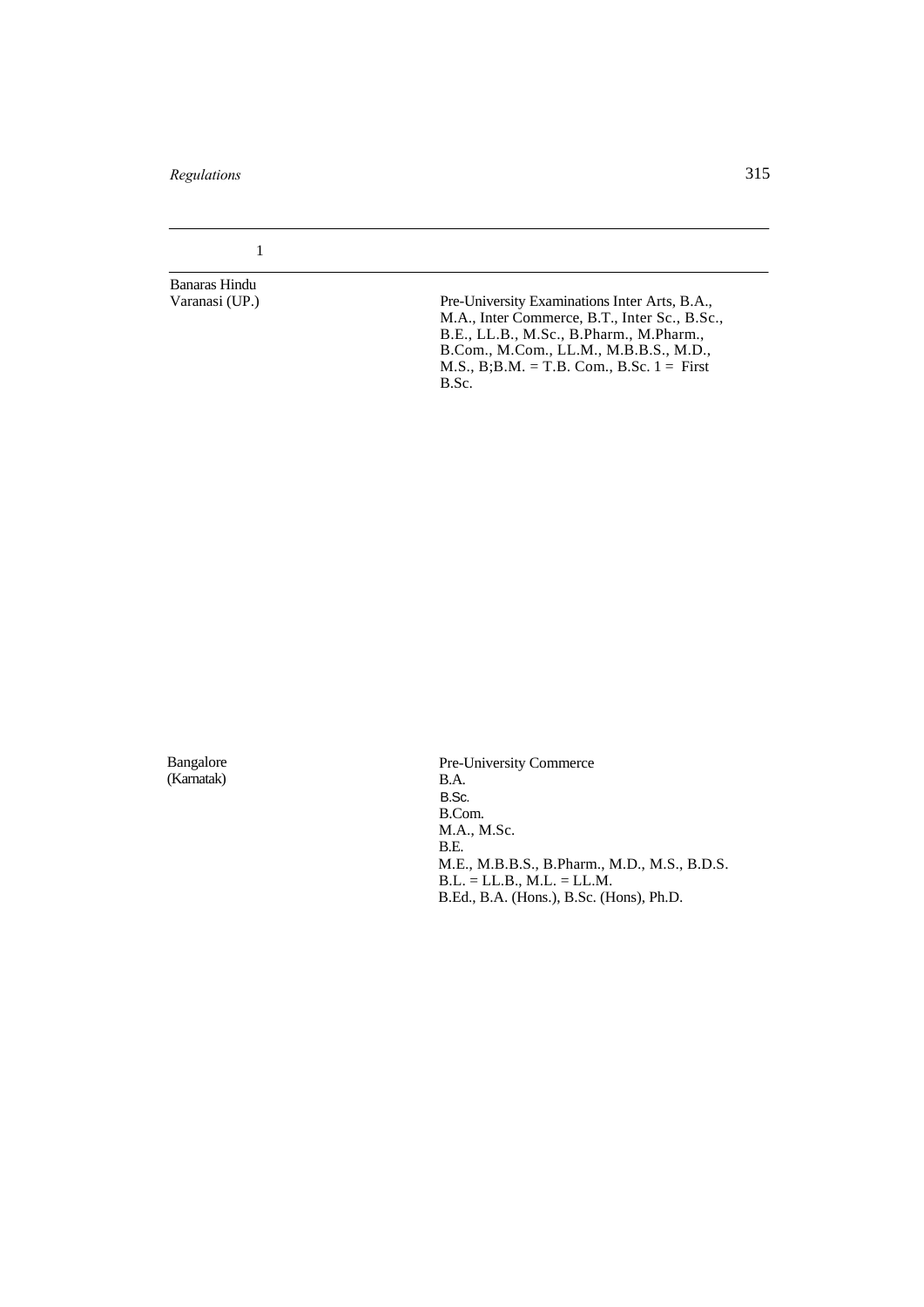| 1 | |
|---|---|
| Banaras Hindu Varanasi (UP.) | Pre-University Examinations Inter Arts, B.A., M.A., Inter Commerce, B.T., Inter Sc., B.Sc., B.E., LL.B., M.Sc., B.Pharm., M.Pharm., B.Com., M.Com., LL.M., M.B.B.S., M.D., M.S., B;B.M. = T.B. Com., B.Sc. 1 = First B.Sc. |
| Bangalore (Karnatak) | Pre-University Commerce<br>B.A.<br>B.Sc.<br>B.Com.<br>M.A., M.Sc.<br>B.E.<br>M.E., M.B.B.S., B.Pharm., M.D., M.S., B.D.S.<br>B.L. = LL.B., M.L. = LL.M.<br>B.Ed., B.A. (Hons.), B.Sc. (Hons), Ph.D. |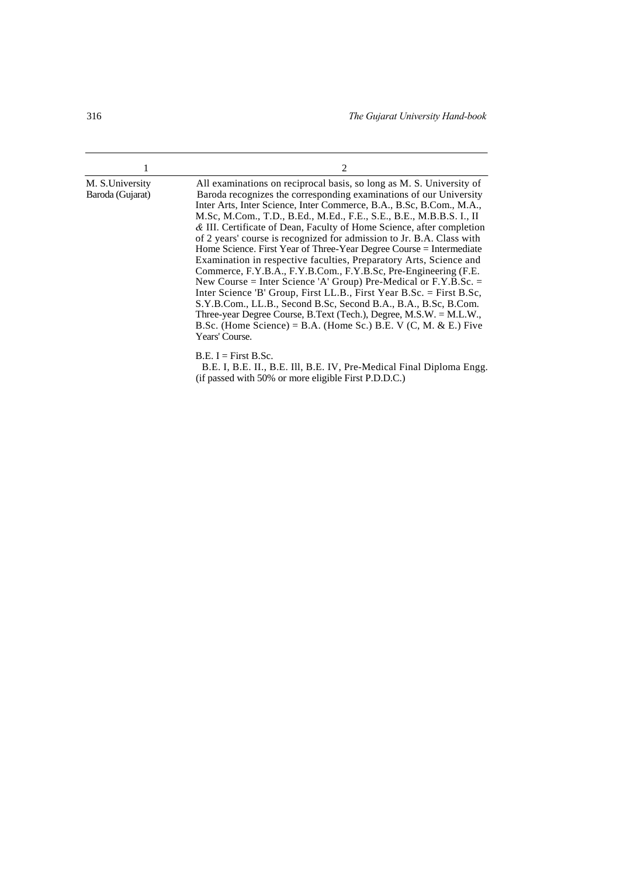| 1 | 2 |
|---|---|
| M. S.University Baroda (Gujarat) | All examinations on reciprocal basis, so long as M. S. University of Baroda recognizes the corresponding examinations of our University Inter Arts, Inter Science, Inter Commerce, B.A., B.Sc, B.Com., M.A., M.Sc, M.Com., T.D., B.Ed., M.Ed., F.E., S.E., B.E., M.B.B.S. I., II & III. Certificate of Dean, Faculty of Home Science, after completion of 2 years' course is recognized for admission to Jr. B.A. Class with Home Science. First Year of Three-Year Degree Course = Intermediate Examination in respective faculties, Preparatory Arts, Science and Commerce, F.Y.B.A., F.Y.B.Com., F.Y.B.Sc, Pre-Engineering (F.E. New Course = Inter Science 'A' Group) Pre-Medical or F.Y.B.Sc. = Inter Science 'B' Group, First LL.B., First Year B.Sc. = First B.Sc, S.Y.B.Com., LL.B., Second B.Sc, Second B.A., B.A., B.Sc, B.Com. Three-year Degree Course, B.Text (Tech.), Degree, M.S.W. = M.L.W., B.Sc. (Home Science) = B.A. (Home Sc.) B.E. V (C, M. & E.) Five Years' Course.<br><br>B.E. I = First B.Sc.<br>B.E. I, B.E. II., B.E. Ill, B.E. IV, Pre-Medical Final Diploma Engg. (if passed with 50% or more eligible First P.D.D.C.) |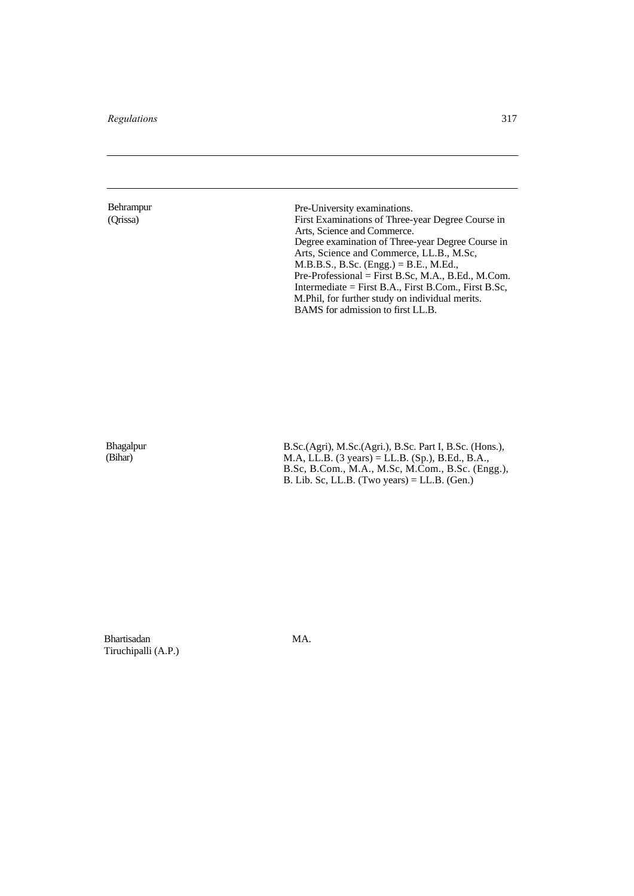| | |
|---|---|
| Behrampur (Qrissa) | Pre-University examinations.<br>First Examinations of Three-year Degree Course in Arts, Science and Commerce.<br>Degree examination of Three-year Degree Course in Arts, Science and Commerce, LL.B., M.Sc, M.B.B.S., B.Sc. (Engg.) = B.E., M.Ed.,<br>Pre-Professional = First B.Sc, M.A., B.Ed., M.Com.<br>Intermediate = First B.A., First B.Com., First B.Sc, M.Phil, for further study on individual merits.<br>BAMS for admission to first LL.B. |
| Bhagalpur (Bihar) | B.Sc.(Agri), M.Sc.(Agri.), B.Sc. Part I, B.Sc. (Hons.), M.A, LL.B. (3 years) = LL.B. (Sp.), B.Ed., B.A., B.Sc, B.Com., M.A., M.Sc, M.Com., B.Sc. (Engg.), B. Lib. Sc, LL.B. (Two years) = LL.B. (Gen.) |
| Bhartisadan Tiruchipalli (A.P.) | MA. |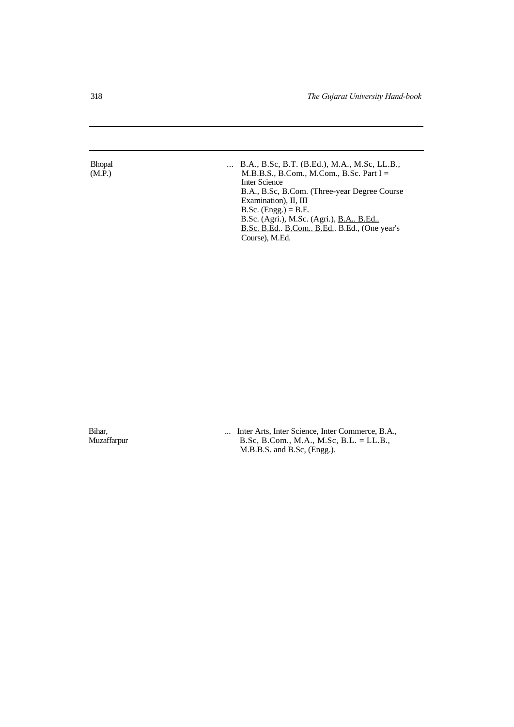| | |
|---|---|
| Bhopal (M.P.) | ... B.A., B.Sc, B.T. (B.Ed.), M.A., M.Sc, LL.B., M.B.B.S., B.Com., M.Com., B.Sc. Part I = Inter Science<br>B.A., B.Sc, B.Com. (Three-year Degree Course Examination), II, III<br>B.Sc. (Engg.) = B.E.<br>B.Sc. (Agri.), M.Sc. (Agri.), B.A.. B.Ed.. B.Sc. B.Ed.. B.Com.. B.Ed.. B.Ed., (One year's Course), M.Ed. |
| Bihar, Muzaffarpur | ... Inter Arts, Inter Science, Inter Commerce, B.A., B.Sc, B.Com., M.A., M.Sc, B.L. = LL.B., M.B.B.S. and B.Sc, (Engg.). |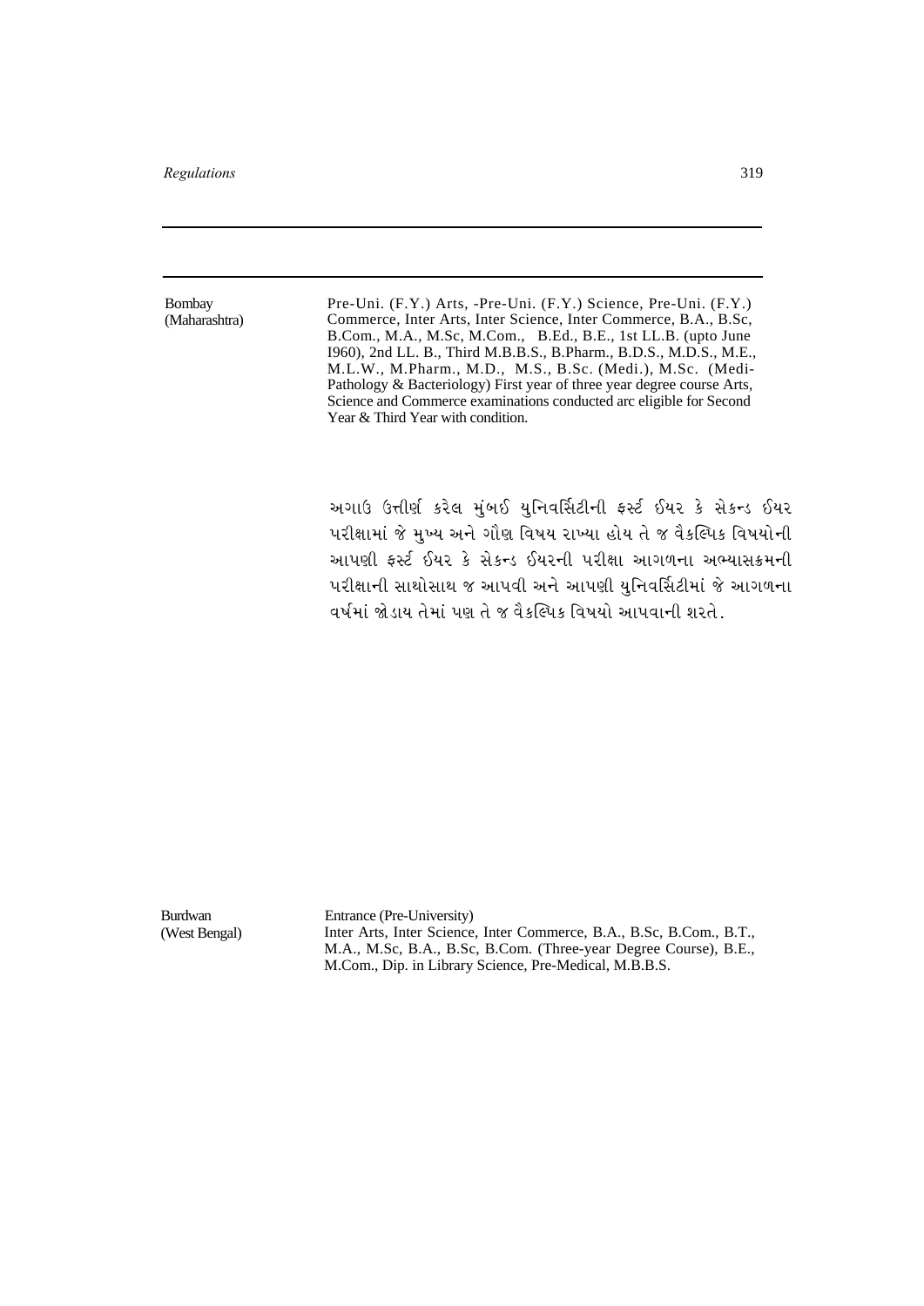| | |
|---|---|
| Bombay (Maharashtra) | Pre-Uni. (F.Y.) Arts, -Pre-Uni. (F.Y.) Science, Pre-Uni. (F.Y.) Commerce, Inter Arts, Inter Science, Inter Commerce, B.A., B.Sc, B.Com., M.A., M.Sc, M.Com., B.Ed., B.E., 1st LL.B. (upto June I960), 2nd LL. B., Third M.B.B.S., B.Pharm., B.D.S., M.D.S., M.E., M.L.W., M.Pharm., M.D., M.S., B.Sc. (Medi.), M.Sc. (Medi-Pathology & Bacteriology) First year of three year degree course Arts, Science and Commerce examinations conducted arc eligible for Second Year & Third Year with condition. |
| | અગાઉ ઉત્તીર્ણ કરેલ મુંબઈ યુનિવર્સિટીની ફર્સ્ટ ઈયર કે સેકન્ડ ઈયર પરીક્ષામાં જે મુખ્ય અને ગૌણ વિષય રાખ્યા હોય તે જ વૈકલ્પિક વિષયોની આપણી ફર્સ્ટ ઈયર કે સેકન્ડ ઈયરની પરીક્ષા આગળના અભ્યાસક્રમની પરીક્ષાની સાથોસાથ જ આપવી અને આપણી યુનિવર્સિટીમાં જે આગળના વર્ષમાં જોડાય તેમાં પણ તે જ વૈકલ્પિક વિષયો આપવાની શરતે. |
| Burdwan (West Bengal) | Entrance (Pre-University) Inter Arts, Inter Science, Inter Commerce, B.A., B.Sc, B.Com., B.T., M.A., M.Sc, B.A., B.Sc, B.Com. (Three-year Degree Course), B.E., M.Com., Dip. in Library Science, Pre-Medical, M.B.B.S. |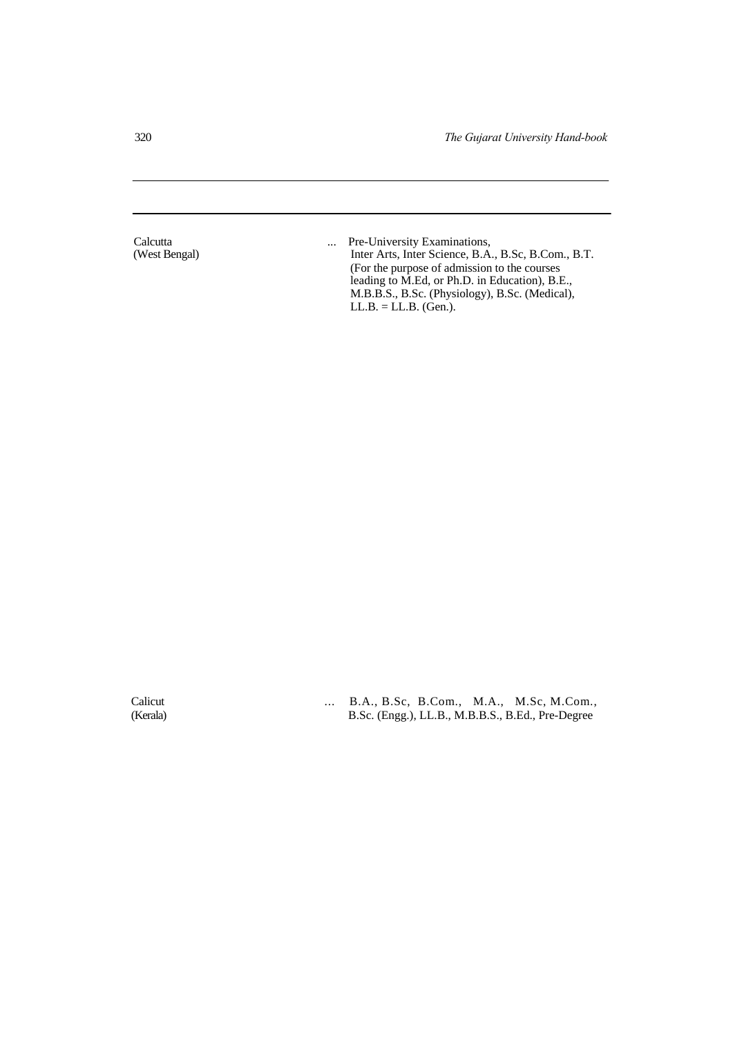| | | |
|---|---|---|
| Calcutta (West Bengal) | ... | Pre-University Examinations, Inter Arts, Inter Science, B.A., B.Sc, B.Com., B.T. (For the purpose of admission to the courses leading to M.Ed, or Ph.D. in Education), B.E., M.B.B.S., B.Sc. (Physiology), B.Sc. (Medical), LL.B. = LL.B. (Gen.). |
| Calicut (Kerala) | ... | B.A., B.Sc, B.Com., M.A., M.Sc, M.Com., B.Sc. (Engg.), LL.B., M.B.B.S., B.Ed., Pre-Degree |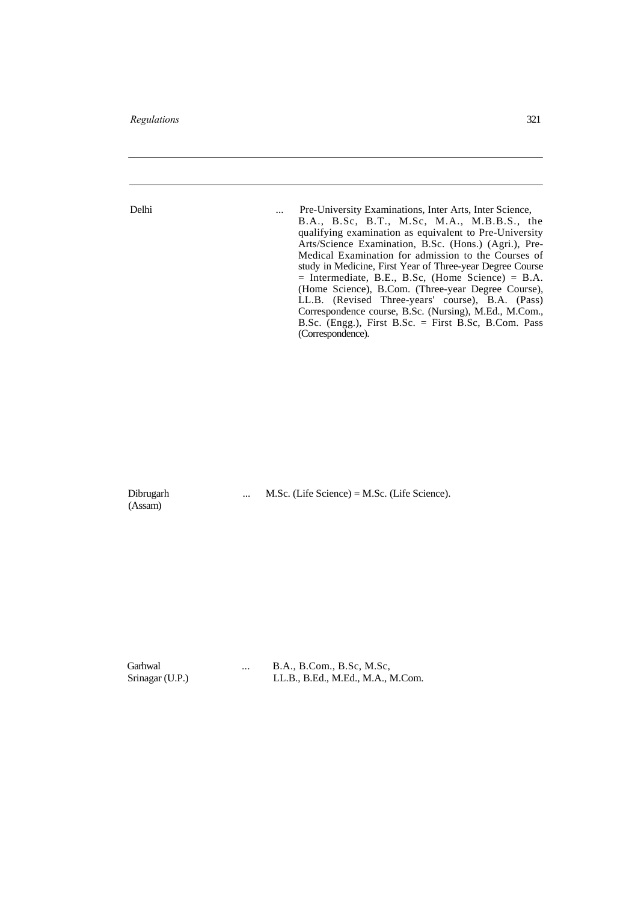| | | |
|---|---|---|
| Delhi | ... | Pre-University Examinations, Inter Arts, Inter Science, B.A., B.Sc, B.T., M.Sc, M.A., M.B.B.S., the qualifying examination as equivalent to Pre-University Arts/Science Examination, B.Sc. (Hons.) (Agri.), Pre-Medical Examination for admission to the Courses of study in Medicine, First Year of Three-year Degree Course = Intermediate, B.E., B.Sc, (Home Science) = B.A. (Home Science), B.Com. (Three-year Degree Course), LL.B. (Revised Three-years' course), B.A. (Pass) Correspondence course, B.Sc. (Nursing), M.Ed., M.Com., B.Sc. (Engg.), First B.Sc. = First B.Sc, B.Com. Pass (Correspondence). |
| Dibrugarh (Assam) | ... | M.Sc. (Life Science) = M.Sc. (Life Science). |
| Garhwal Srinagar (U.P.) | ... | B.A., B.Com., B.Sc, M.Sc, LL.B., B.Ed., M.Ed., M.A., M.Com. |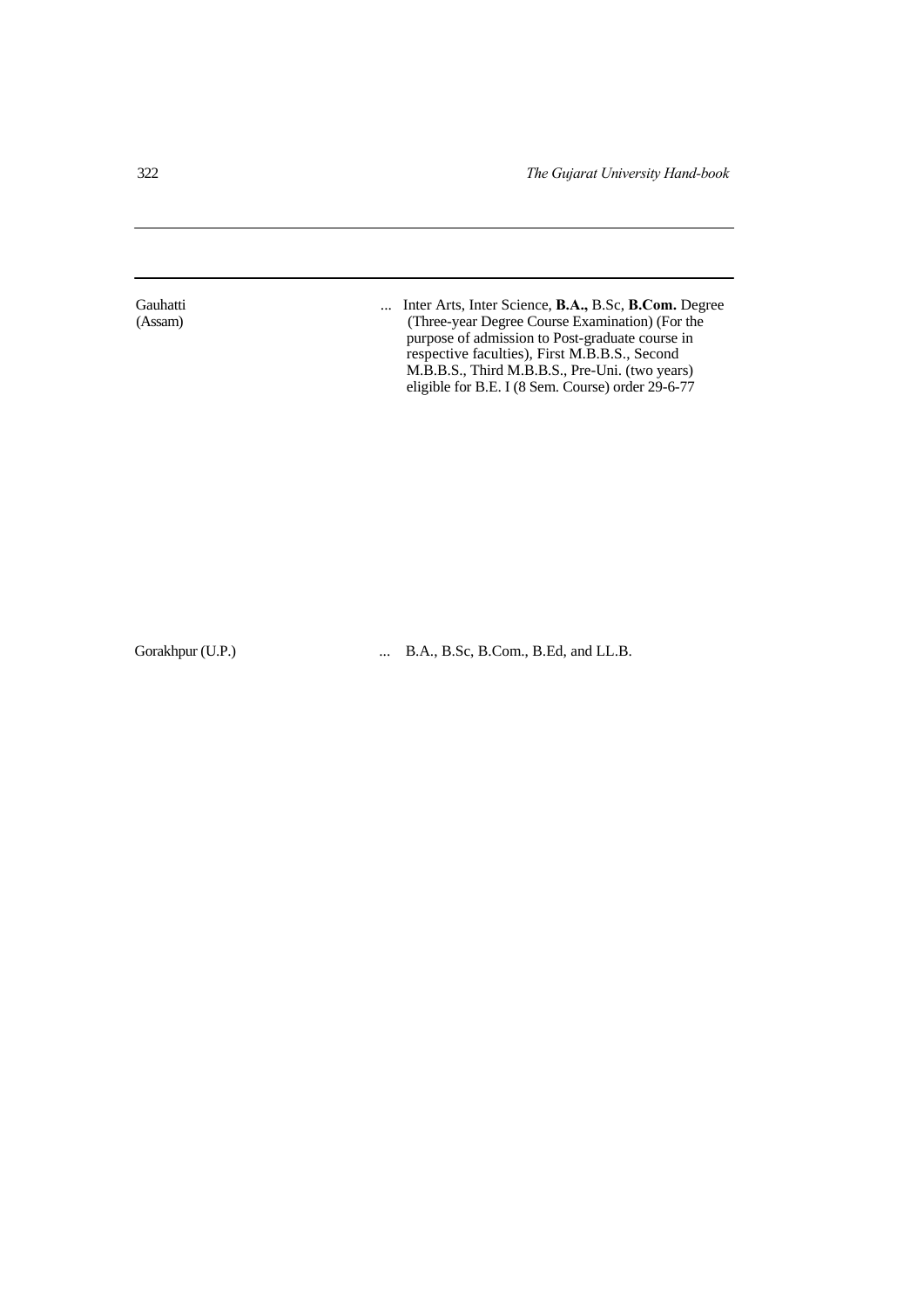| | | |
|---|---|---|
| Gauhatti (Assam) | ... | Inter Arts, Inter Science, **B.A.,** B.Sc, **B.Com.** Degree (Three-year Degree Course Examination) (For the purpose of admission to Post-graduate course in respective faculties), First M.B.B.S., Second M.B.B.S., Third M.B.B.S., Pre-Uni. (two years) eligible for B.E. I (8 Sem. Course) order 29-6-77 |
| Gorakhpur (U.P.) | ... | B.A., B.Sc, B.Com., B.Ed, and LL.B. |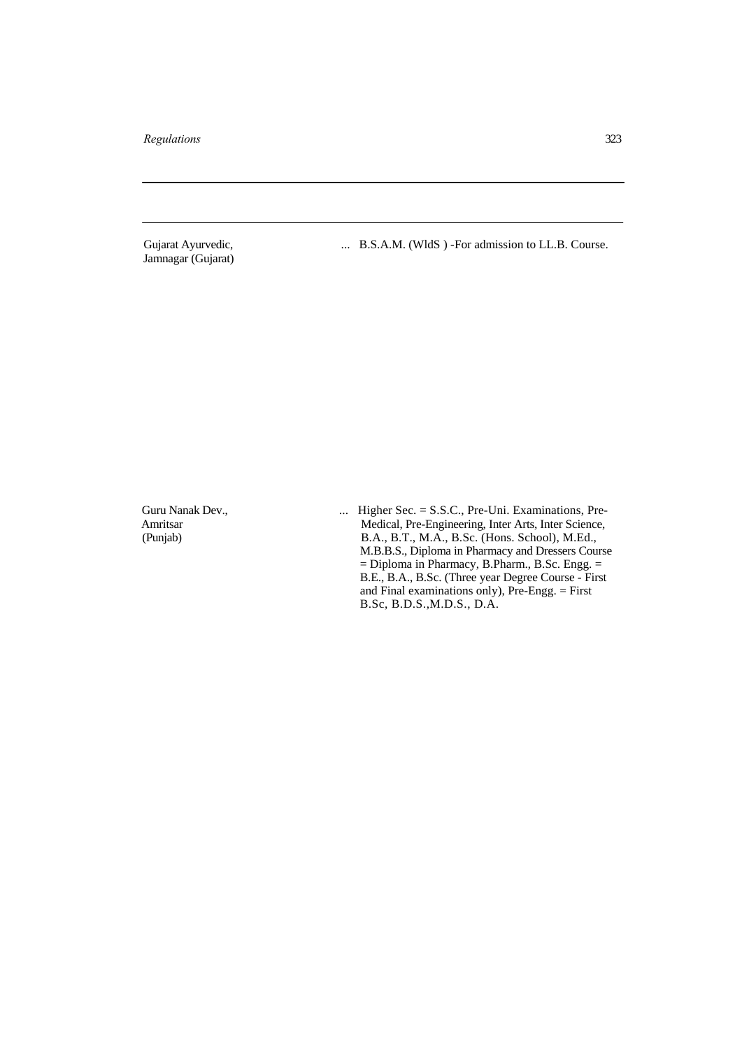| | |
|---|---|
| Gujarat Ayurvedic, Jamnagar (Gujarat) | ... B.S.A.M. (WldS ) -For admission to LL.B. Course. |
| Guru Nanak Dev., Amritsar (Punjab) | ... Higher Sec. = S.S.C., Pre-Uni. Examinations, Pre-Medical, Pre-Engineering, Inter Arts, Inter Science, B.A., B.T., M.A., B.Sc. (Hons. School), M.Ed., M.B.B.S., Diploma in Pharmacy and Dressers Course = Diploma in Pharmacy, B.Pharm., B.Sc. Engg. = B.E., B.A., B.Sc. (Three year Degree Course - First and Final examinations only), Pre-Engg. = First B.Sc, B.D.S.,M.D.S., D.A. |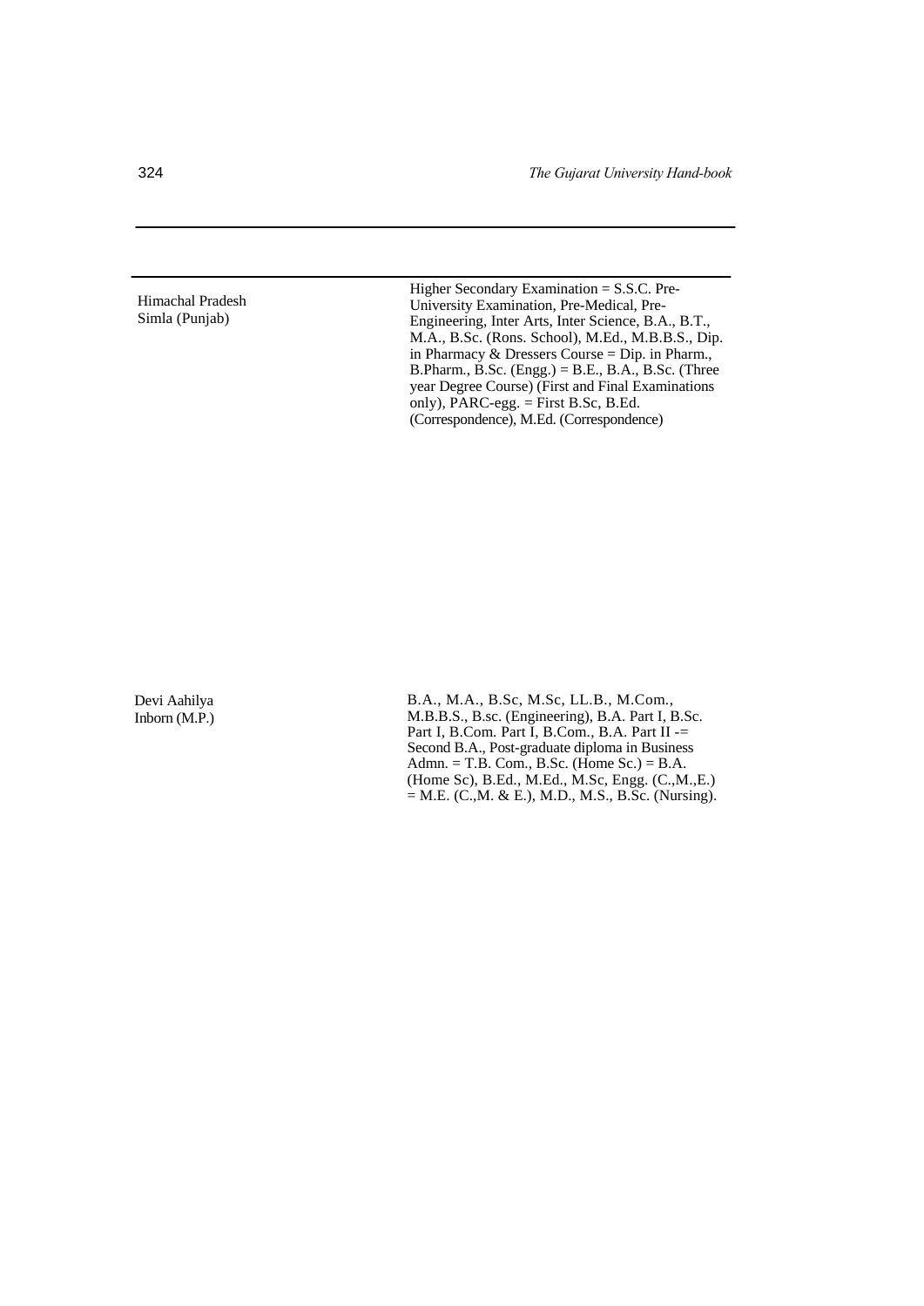| | |
|---|---|
| Himachal Pradesh Simla (Punjab) | Higher Secondary Examination = S.S.C. Pre-University Examination, Pre-Medical, Pre-Engineering, Inter Arts, Inter Science, B.A., B.T., M.A., B.Sc. (Rons. School), M.Ed., M.B.B.S., Dip. in Pharmacy & Dressers Course = Dip. in Pharm., B.Pharm., B.Sc. (Engg.) = B.E., B.A., B.Sc. (Three year Degree Course) (First and Final Examinations only), PARC-egg. = First B.Sc, B.Ed. (Correspondence), M.Ed. (Correspondence) |
| Devi Aahilya Inborn (M.P.) | B.A., M.A., B.Sc, M.Sc, LL.B., M.Com., M.B.B.S., B.sc. (Engineering), B.A. Part I, B.Sc. Part I, B.Com. Part I, B.Com., B.A. Part II -= Second B.A., Post-graduate diploma in Business Admn. = T.B. Com., B.Sc. (Home Sc.) = B.A. (Home Sc), B.Ed., M.Ed., M.Sc, Engg. (C.,M.,E.) = M.E. (C.,M. & E.), M.D., M.S., B.Sc. (Nursing). |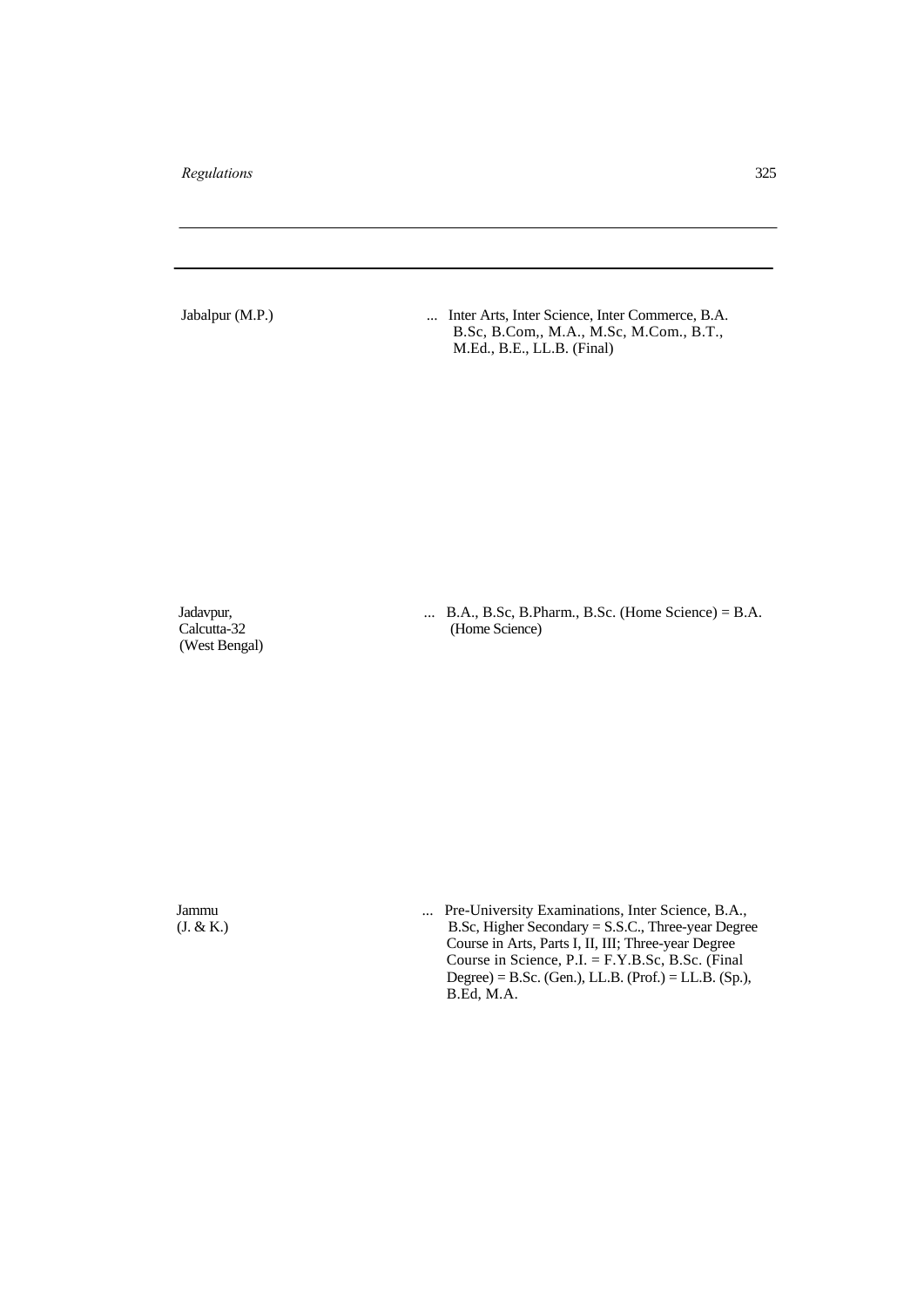| | |
|---|---|
| Jabalpur (M.P.) | ... Inter Arts, Inter Science, Inter Commerce, B.A. B.Sc, B.Com,, M.A., M.Sc, M.Com., B.T., M.Ed., B.E., LL.B. (Final) |
| Jadavpur, Calcutta-32 (West Bengal) | ... B.A., B.Sc, B.Pharm., B.Sc. (Home Science) = B.A. (Home Science) |
| Jammu (J. & K.) | ... Pre-University Examinations, Inter Science, B.A., B.Sc, Higher Secondary = S.S.C., Three-year Degree Course in Arts, Parts I, II, III; Three-year Degree Course in Science, P.I. = F.Y.B.Sc, B.Sc. (Final Degree) = B.Sc. (Gen.), LL.B. (Prof.) = LL.B. (Sp.), B.Ed, M.A. |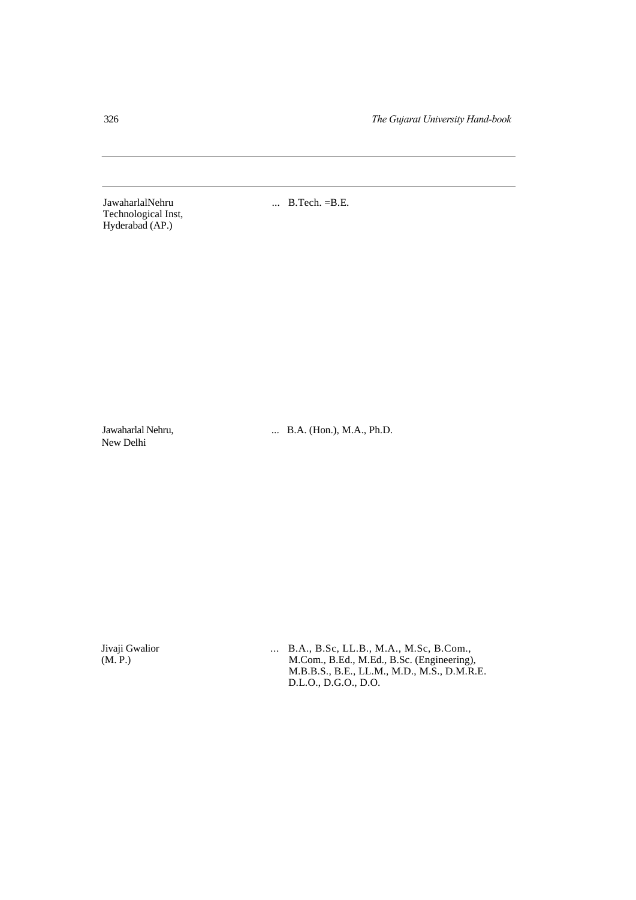| | | |
|---|---|---|
| JawaharlalNehru Technological Inst, Hyderabad (AP.) | ... | B.Tech. =B.E. |
| Jawaharlal Nehru, New Delhi | ... | B.A. (Hon.), M.A., Ph.D. |
| Jivaji Gwalior (M. P.) | ... | B.A., B.Sc, LL.B., M.A., M.Sc, B.Com., M.Com., B.Ed., M.Ed., B.Sc. (Engineering), M.B.B.S., B.E., LL.M., M.D., M.S., D.M.R.E. D.L.O., D.G.O., D.O. |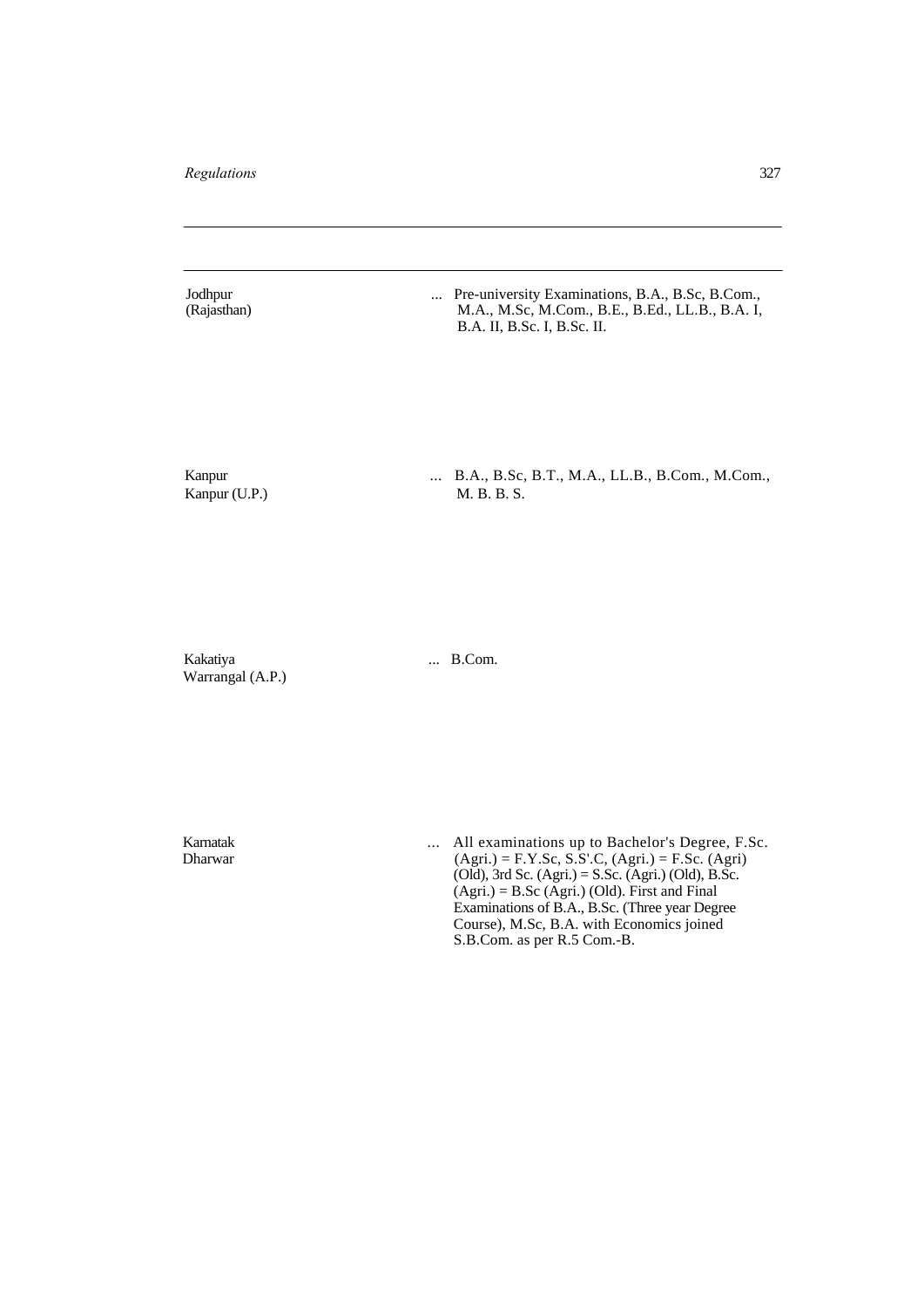| | |
|---|---|
| Jodhpur (Rajasthan) | ... Pre-university Examinations, B.A., B.Sc, B.Com., M.A., M.Sc, M.Com., B.E., B.Ed., LL.B., B.A. I, B.A. II, B.Sc. I, B.Sc. II. |
| Kanpur Kanpur (U.P.) | ... B.A., B.Sc, B.T., M.A., LL.B., B.Com., M.Com., M. B. B. S. |
| Kakatiya Warrangal (A.P.) | ... B.Com. |
| Karnatak Dharwar | ... All examinations up to Bachelor's Degree, F.Sc. (Agri.) = F.Y.Sc, S.S'.C, (Agri.) = F.Sc. (Agri) (Old), 3rd Sc. (Agri.) = S.Sc. (Agri.) (Old), B.Sc. (Agri.) = B.Sc (Agri.) (Old). First and Final Examinations of B.A., B.Sc. (Three year Degree Course), M.Sc, B.A. with Economics joined S.B.Com. as per R.5 Com.-B. |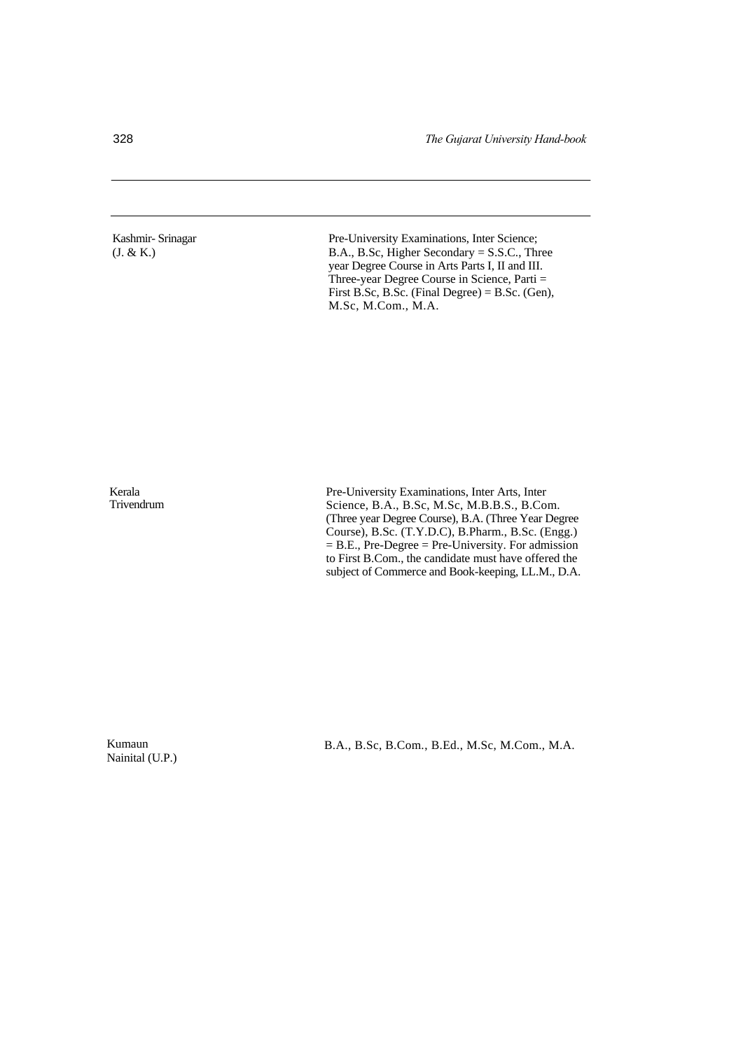| | |
|---|---|
| Kashmir- Srinagar (J. & K.) | Pre-University Examinations, Inter Science; B.A., B.Sc, Higher Secondary = S.S.C., Three year Degree Course in Arts Parts I, II and III. Three-year Degree Course in Science, Parti = First B.Sc, B.Sc. (Final Degree) = B.Sc. (Gen), M.Sc, M.Com., M.A. |
| Kerala Trivendrum | Pre-University Examinations, Inter Arts, Inter Science, B.A., B.Sc, M.Sc, M.B.B.S., B.Com. (Three year Degree Course), B.A. (Three Year Degree Course), B.Sc. (T.Y.D.C), B.Pharm., B.Sc. (Engg.) = B.E., Pre-Degree = Pre-University. For admission to First B.Com., the candidate must have offered the subject of Commerce and Book-keeping, LL.M., D.A. |
| Kumaun Nainital (U.P.) | B.A., B.Sc, B.Com., B.Ed., M.Sc, M.Com., M.A. |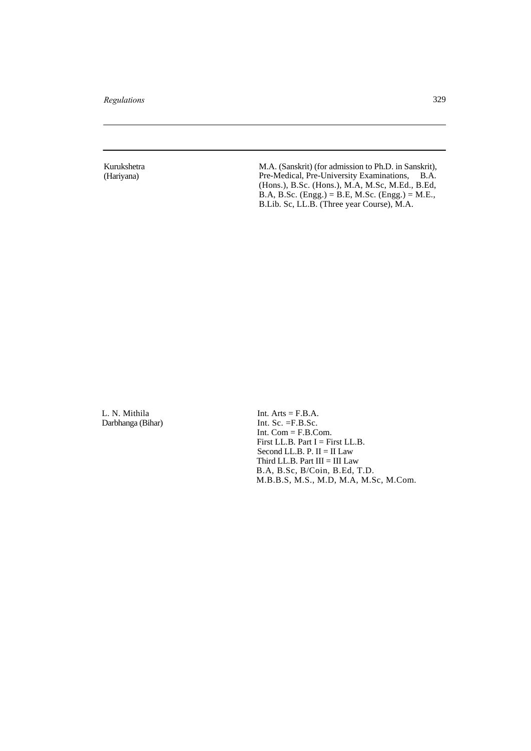| | |
|---|---|
| Kurukshetra (Hariyana) | M.A. (Sanskrit) (for admission to Ph.D. in Sanskrit), Pre-Medical, Pre-University Examinations, B.A. (Hons.), B.Sc. (Hons.), M.A, M.Sc, M.Ed., B.Ed, B.A, B.Sc. (Engg.) = B.E, M.Sc. (Engg.) = M.E., B.Lib. Sc, LL.B. (Three year Course), M.A. |
| L. N. Mithila Darbhanga (Bihar) | Int. Arts = F.B.A.<br>Int. Sc. =F.B.Sc.<br>Int. Com = F.B.Com.<br>First LL.B. Part I = First LL.B.<br>Second LL.B. P. II = II Law<br>Third LL.B. Part III = III Law<br>B.A, B.Sc, B/Coin, B.Ed, T.D.<br>M.B.B.S, M.S., M.D, M.A, M.Sc, M.Com. |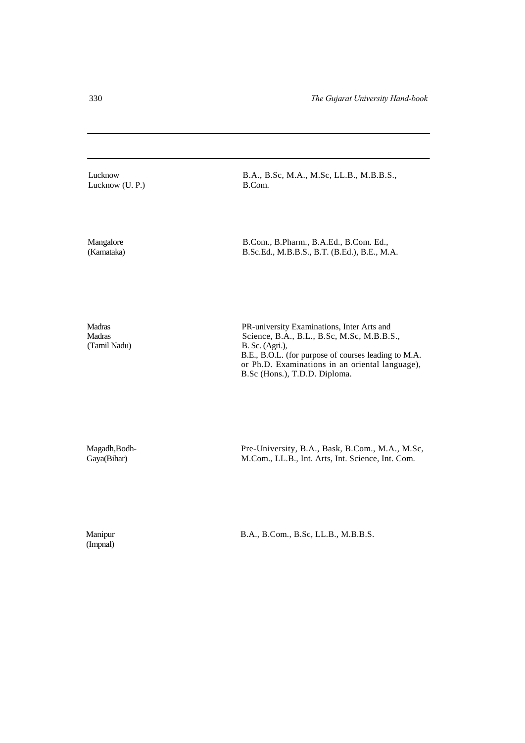| | |
|---|---|
| Lucknow<br>Lucknow (U. P.) | B.A., B.Sc, M.A., M.Sc, LL.B., M.B.B.S., B.Com. |
| Mangalore<br>(Karnataka) | B.Com., B.Pharm., B.A.Ed., B.Com. Ed., B.Sc.Ed., M.B.B.S., B.T. (B.Ed.), B.E., M.A. |
| Madras<br>Madras<br>(Tamil Nadu) | PR-university Examinations, Inter Arts and Science, B.A., B.L., B.Sc, M.Sc, M.B.B.S., B. Sc. (Agri.), B.E., B.O.L. (for purpose of courses leading to M.A. or Ph.D. Examinations in an oriental language), B.Sc (Hons.), T.D.D. Diploma. |
| Magadh,Bodh-<br>Gaya(Bihar) | Pre-University, B.A., Bask, B.Com., M.A., M.Sc, M.Com., LL.B., Int. Arts, Int. Science, Int. Com. |
| Manipur<br>(Impnal) | B.A., B.Com., B.Sc, LL.B., M.B.B.S. |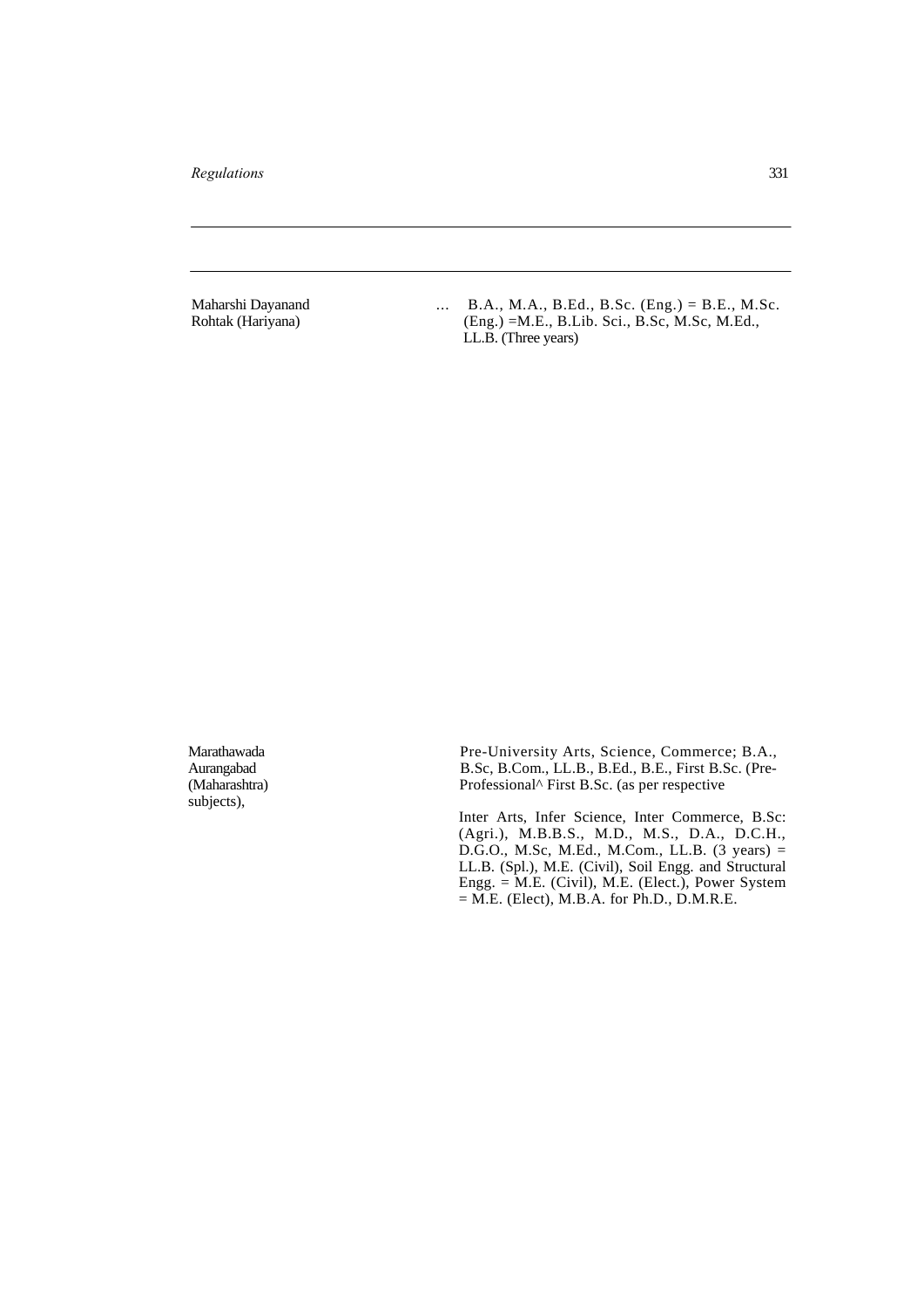| | | |
|---|---|---|
| Maharshi Dayanand Rohtak (Hariyana) | ... | B.A., M.A., B.Ed., B.Sc. (Eng.) = B.E., M.Sc. (Eng.) =M.E., B.Lib. Sci., B.Sc, M.Sc, M.Ed., LL.B. (Three years) |
| Marathawada Aurangabad (Maharashtra) subjects), | | Pre-University Arts, Science, Commerce; B.A., B.Sc, B.Com., LL.B., B.Ed., B.E., First B.Sc. (Pre-Professional^ First B.Sc. (as per respective<br><br>Inter Arts, Infer Science, Inter Commerce, B.Sc: (Agri.), M.B.B.S., M.D., M.S., D.A., D.C.H., D.G.O., M.Sc, M.Ed., M.Com., LL.B. (3 years) = LL.B. (Spl.), M.E. (Civil), Soil Engg. and Structural Engg. = M.E. (Civil), M.E. (Elect.), Power System = M.E. (Elect), M.B.A. for Ph.D., D.M.R.E. |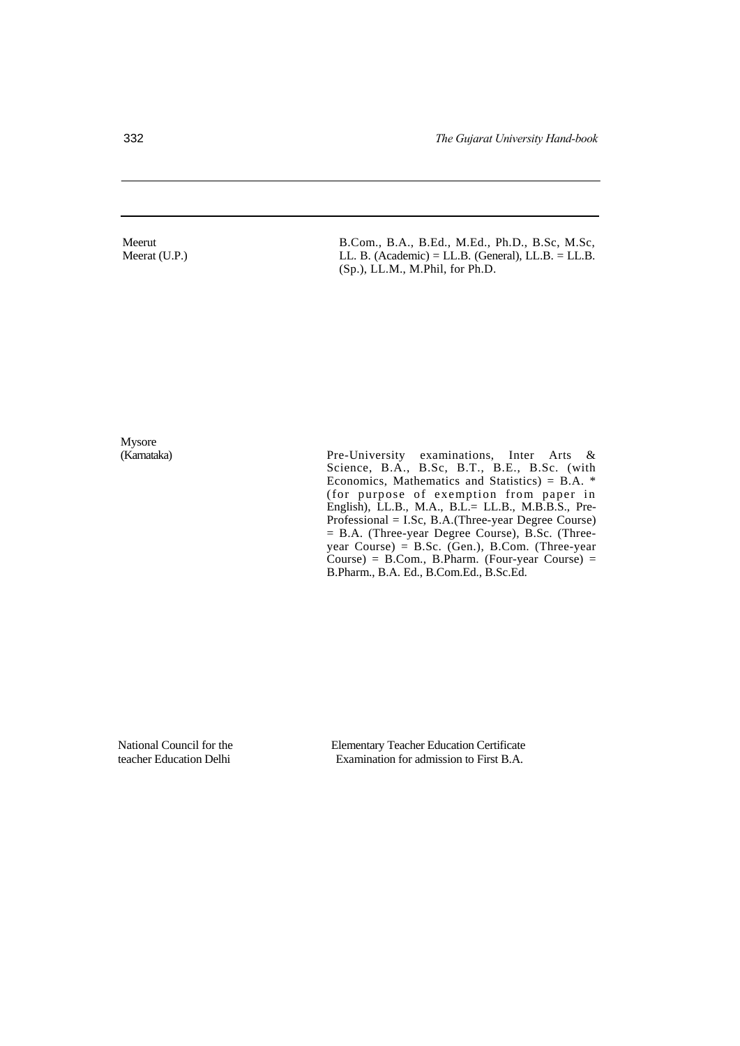| | |
|---|---|
| Meerut<br>Meerat (U.P.) | B.Com., B.A., B.Ed., M.Ed., Ph.D., B.Sc, M.Sc, LL. B. (Academic) = LL.B. (General), LL.B. = LL.B. (Sp.), LL.M., M.Phil, for Ph.D. |
| Mysore<br>(Karnataka) | Pre-University examinations, Inter Arts & Science, B.A., B.Sc, B.T., B.E., B.Sc. (with Economics, Mathematics and Statistics) = B.A. * (for purpose of exemption from paper in English), LL.B., M.A., B.L.= LL.B., M.B.B.S., Pre-Professional = I.Sc, B.A.(Three-year Degree Course) = B.A. (Three-year Degree Course), B.Sc. (Three-year Course) = B.Sc. (Gen.), B.Com. (Three-year Course) = B.Com., B.Pharm. (Four-year Course) = B.Pharm., B.A. Ed., B.Com.Ed., B.Sc.Ed. |
| National Council for the teacher Education Delhi | Elementary Teacher Education Certificate Examination for admission to First B.A. |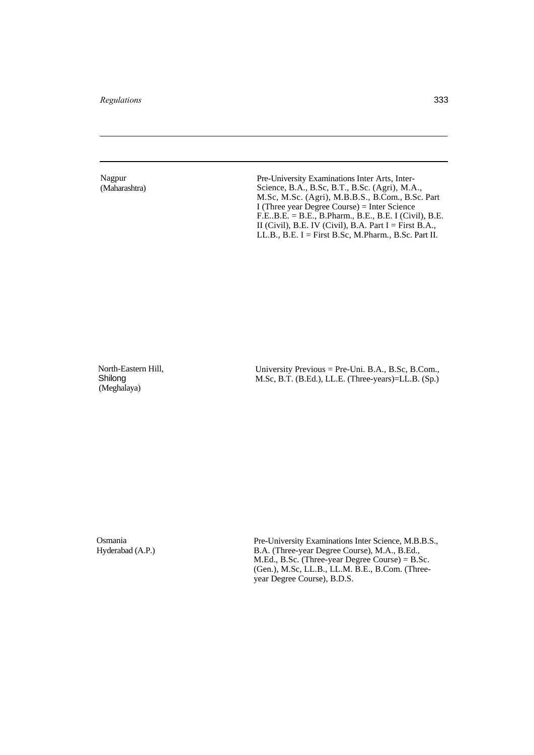| | |
|---|---|
| Nagpur (Maharashtra) | Pre-University Examinations Inter Arts, Inter-Science, B.A., B.Sc, B.T., B.Sc. (Agri), M.A., M.Sc, M.Sc. (Agri), M.B.B.S., B.Com., B.Sc. Part I (Three year Degree Course) = Inter Science F.E..B.E. = B.E., B.Pharm., B.E., B.E. I (Civil), B.E. II (Civil), B.E. IV (Civil), B.A. Part I = First B.A., LL.B., B.E. I = First B.Sc, M.Pharm., B.Sc. Part II. |
| North-Eastern Hill, Shilong (Meghalaya) | University Previous = Pre-Uni. B.A., B.Sc, B.Com., M.Sc, B.T. (B.Ed.), LL.E. (Three-years)=LL.B. (Sp.) |
| Osmania Hyderabad (A.P.) | Pre-University Examinations Inter Science, M.B.B.S., B.A. (Three-year Degree Course), M.A., B.Ed., M.Ed., B.Sc. (Three-year Degree Course) = B.Sc. (Gen.), M.Sc, LL.B., LL.M. B.E., B.Com. (Three-year Degree Course), B.D.S. |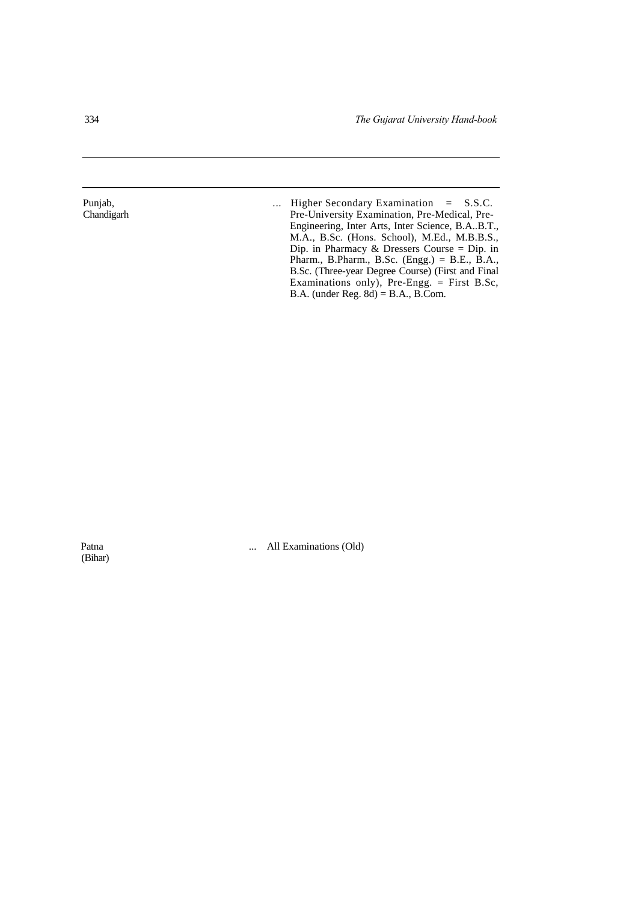| | | |
|---|---|---|
| Punjab, Chandigarh | ... | Higher Secondary Examination = S.S.C. Pre-University Examination, Pre-Medical, Pre-Engineering, Inter Arts, Inter Science, B.A..B.T., M.A., B.Sc. (Hons. School), M.Ed., M.B.B.S., Dip. in Pharmacy & Dressers Course = Dip. in Pharm., B.Pharm., B.Sc. (Engg.) = B.E., B.A., B.Sc. (Three-year Degree Course) (First and Final Examinations only), Pre-Engg. = First B.Sc, B.A. (under Reg. 8d) = B.A., B.Com. |
| Patna (Bihar) | ... | All Examinations (Old) |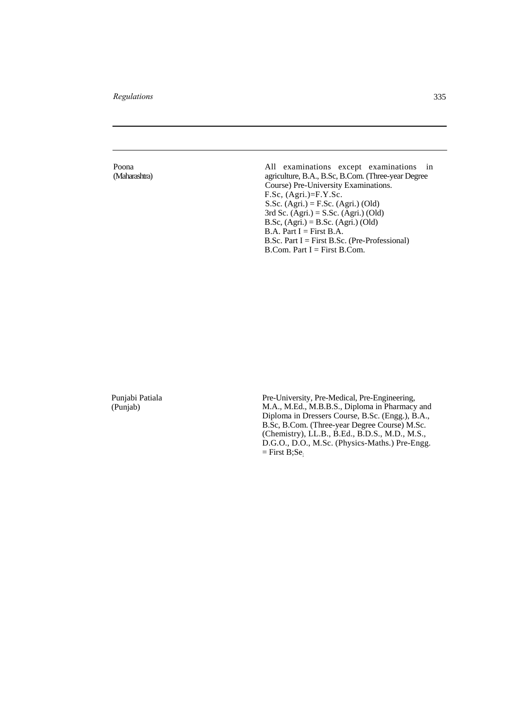| | |
|---|---|
| Poona (Maharashtra) | All examinations except examinations in agriculture, B.A., B.Sc, B.Com. (Three-year Degree Course) Pre-University Examinations.<br>F.Sc, (Agri.)=F.Y.Sc.<br>S.Sc. (Agri.) = F.Sc. (Agri.) (Old)<br>3rd Sc. (Agri.) = S.Sc. (Agri.) (Old)<br>B.Sc, (Agri.) = B.Sc. (Agri.) (Old)<br>B.A. Part I = First B.A.<br>B.Sc. Part I = First B.Sc. (Pre-Professional)<br>B.Com. Part I = First B.Com. |
| Punjabi Patiala (Punjab) | Pre-University, Pre-Medical, Pre-Engineering, M.A., M.Ed., M.B.B.S., Diploma in Pharmacy and Diploma in Dressers Course, B.Sc. (Engg.), B.A., B.Sc, B.Com. (Three-year Degree Course) M.Sc. (Chemistry), LL.B., B.Ed., B.D.S., M.D., M.S., D.G.O., D.O., M.Sc. (Physics-Maths.) Pre-Engg. = First B;Se. |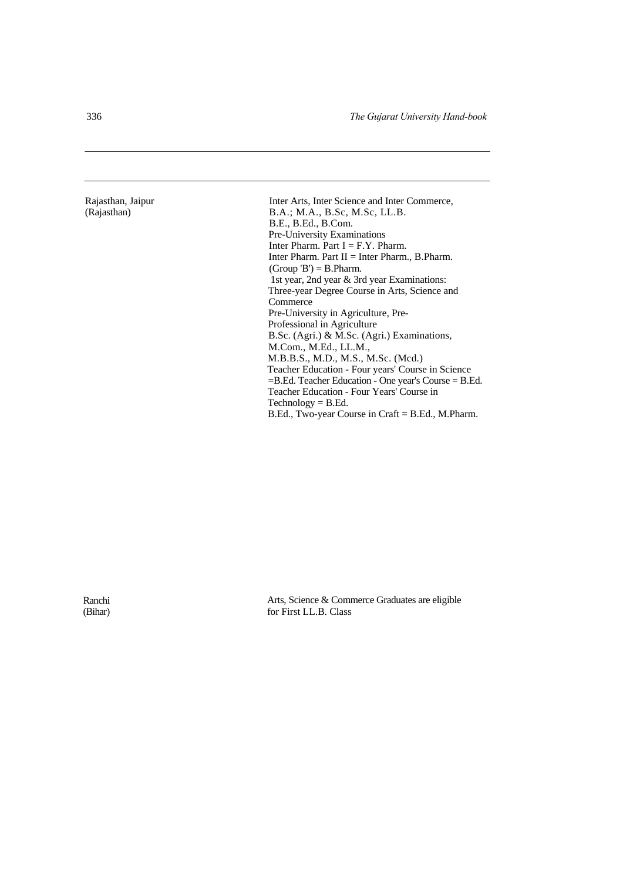| | |
|---|---|
| Rajasthan, Jaipur (Rajasthan) | Inter Arts, Inter Science and Inter Commerce, B.A.; M.A., B.Sc, M.Sc, LL.B. B.E., B.Ed., B.Com. Pre-University Examinations Inter Pharm. Part I = F.Y. Pharm. Inter Pharm. Part II = Inter Pharm., B.Pharm. (Group 'B') = B.Pharm. 1st year, 2nd year & 3rd year Examinations: Three-year Degree Course in Arts, Science and Commerce Pre-University in Agriculture, Pre-Professional in Agriculture B.Sc. (Agri.) & M.Sc. (Agri.) Examinations, M.Com., M.Ed., LL.M., M.B.B.S., M.D., M.S., M.Sc. (Mcd.) Teacher Education - Four years' Course in Science =B.Ed. Teacher Education - One year's Course = B.Ed. Teacher Education - Four Years' Course in Technology = B.Ed. B.Ed., Two-year Course in Craft = B.Ed., M.Pharm. |
| Ranchi (Bihar) | Arts, Science & Commerce Graduates are eligible for First LL.B. Class |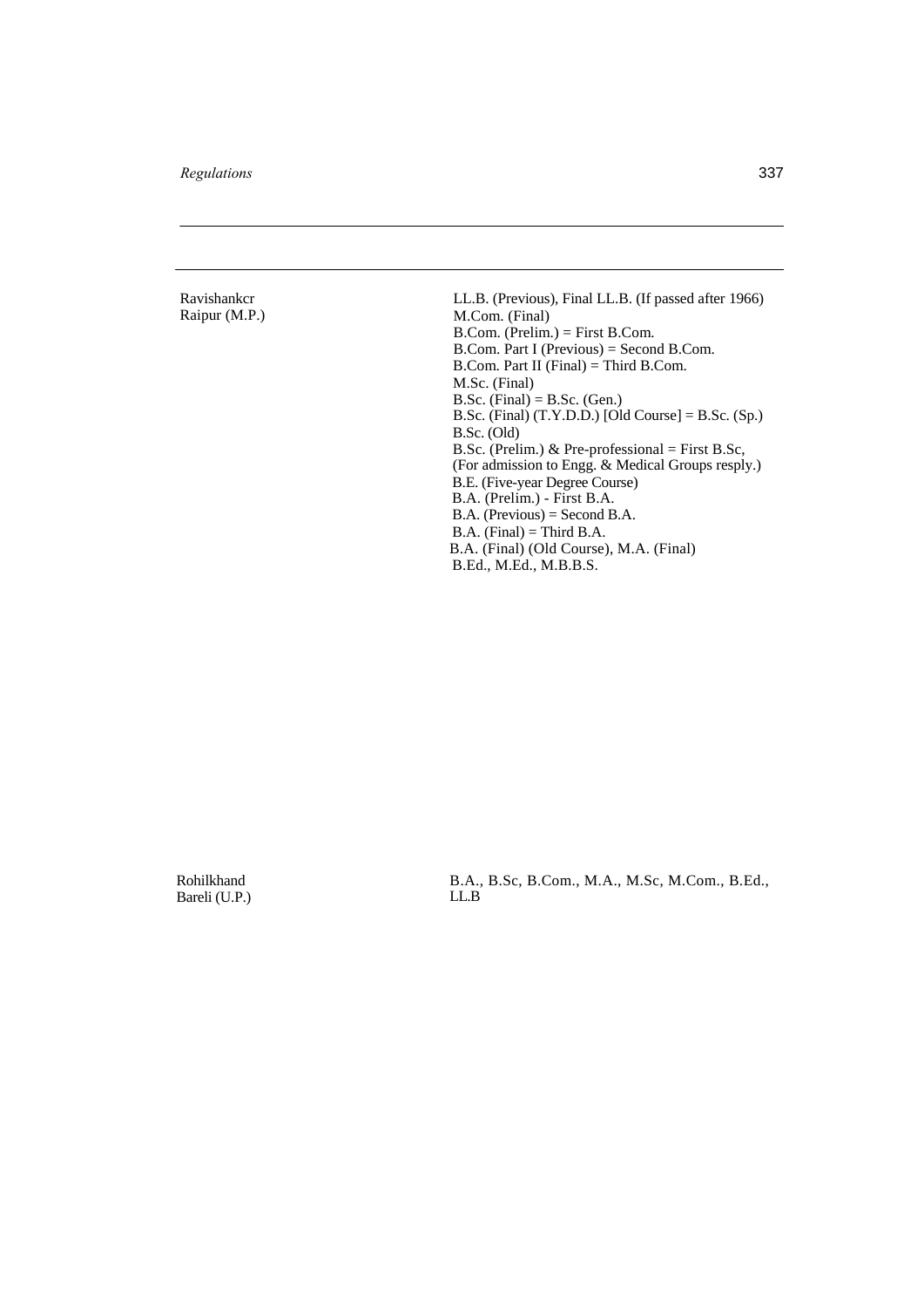| | |
|---|---|
| Ravishankcr Raipur (M.P.) | LL.B. (Previous), Final LL.B. (If passed after 1966)<br>M.Com. (Final)<br>B.Com. (Prelim.) = First B.Com.<br>B.Com. Part I (Previous) = Second B.Com.<br>B.Com. Part II (Final) = Third B.Com.<br>M.Sc. (Final)<br>B.Sc. (Final) = B.Sc. (Gen.)<br>B.Sc. (Final) (T.Y.D.D.) [Old Course] = B.Sc. (Sp.)<br>B.Sc. (Old)<br>B.Sc. (Prelim.) & Pre-professional = First B.Sc, (For admission to Engg. & Medical Groups resply.)<br>B.E. (Five-year Degree Course)<br>B.A. (Prelim.) - First B.A.<br>B.A. (Previous) = Second B.A.<br>B.A. (Final) = Third B.A.<br>B.A. (Final) (Old Course), M.A. (Final)<br>B.Ed., M.Ed., M.B.B.S. |
| Rohilkhand Bareli (U.P.) | B.A., B.Sc, B.Com., M.A., M.Sc, M.Com., B.Ed., LL.B |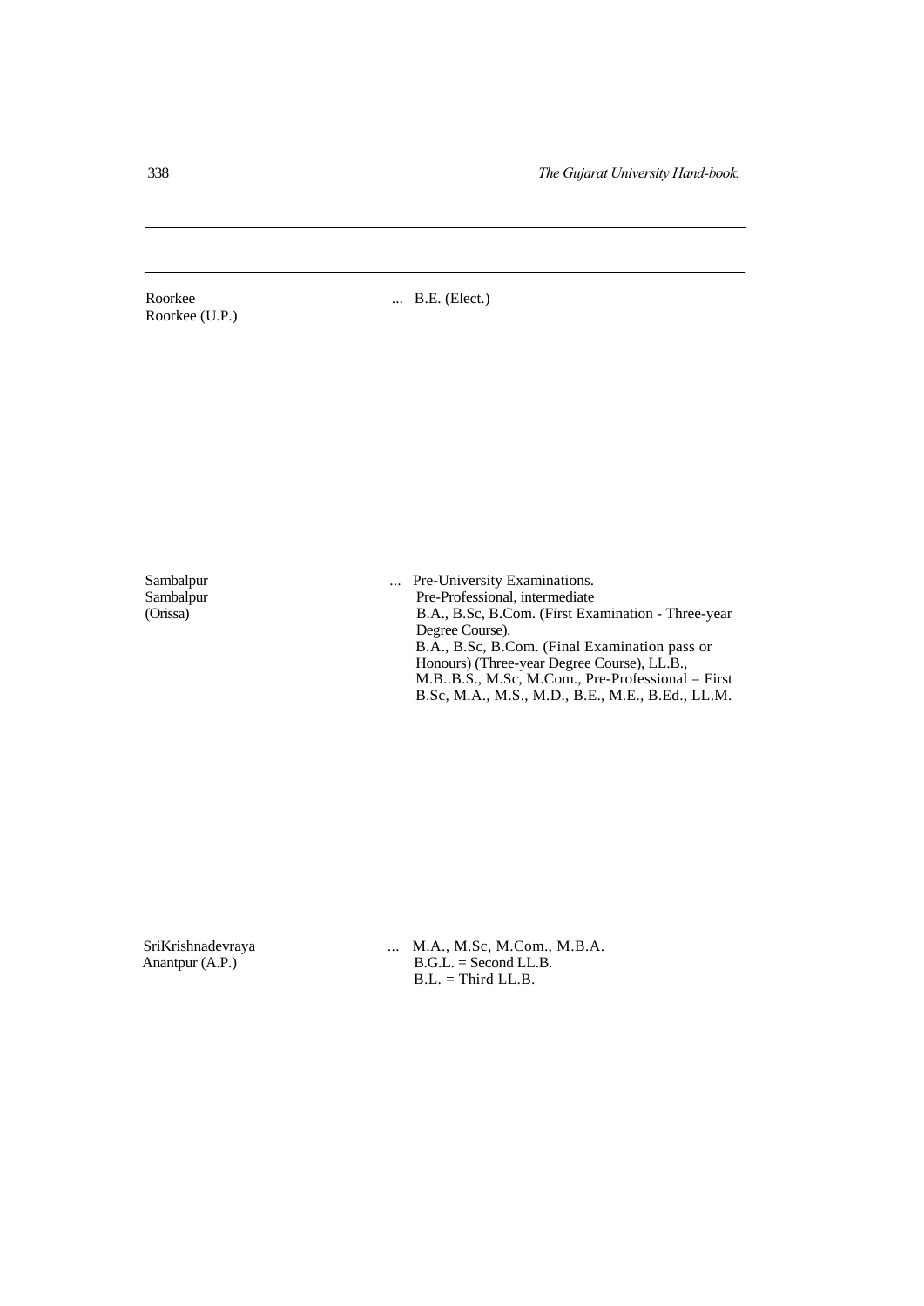| | |
|---|---|
| Roorkee<br>Roorkee (U.P.) | ... B.E. (Elect.) |
| Sambalpur<br>Sambalpur<br>(Orissa) | ... Pre-University Examinations.<br>Pre-Professional, intermediate<br>B.A., B.Sc, B.Com. (First Examination - Three-year Degree Course).<br>B.A., B.Sc, B.Com. (Final Examination pass or Honours) (Three-year Degree Course), LL.B., M.B..B.S., M.Sc, M.Com., Pre-Professional = First B.Sc, M.A., M.S., M.D., B.E., M.E., B.Ed., LL.M. |
| SriKrishnadevraya<br>Anantpur (A.P.) | ... M.A., M.Sc, M.Com., M.B.A.<br>B.G.L. = Second LL.B.<br>B.L. = Third LL.B. |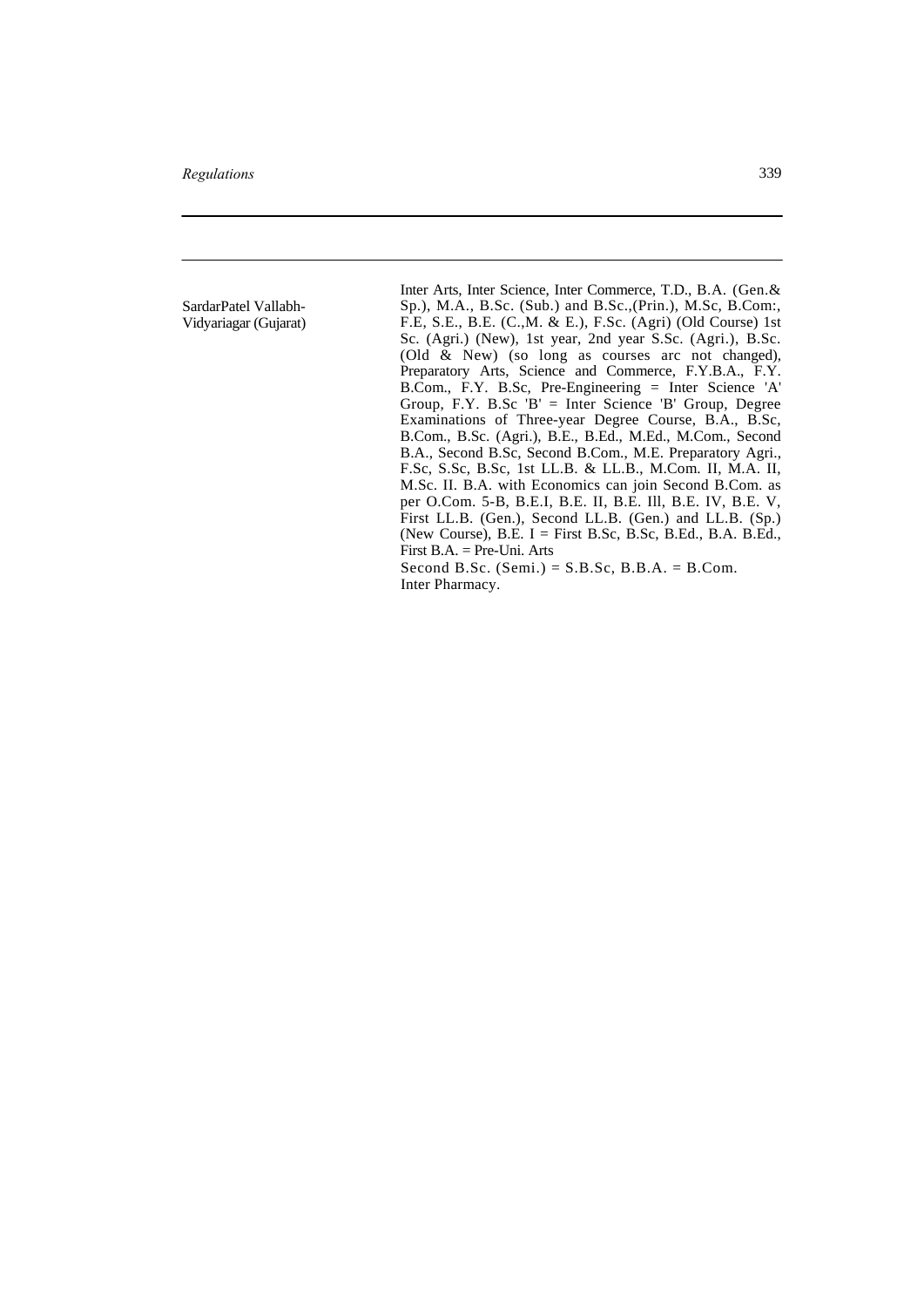| | |
|---|---|
| SardarPatel Vallabh-Vidyariagar (Gujarat) | Inter Arts, Inter Science, Inter Commerce, T.D., B.A. (Gen.& Sp.), M.A., B.Sc. (Sub.) and B.Sc.,(Prin.), M.Sc, B.Com:, F.E, S.E., B.E. (C.,M. & E.), F.Sc. (Agri) (Old Course) 1st Sc. (Agri.) (New), 1st year, 2nd year S.Sc. (Agri.), B.Sc. (Old & New) (so long as courses arc not changed), Preparatory Arts, Science and Commerce, F.Y.B.A., F.Y. B.Com., F.Y. B.Sc, Pre-Engineering = Inter Science 'A' Group, F.Y. B.Sc 'B' = Inter Science 'B' Group, Degree Examinations of Three-year Degree Course, B.A., B.Sc, B.Com., B.Sc. (Agri.), B.E., B.Ed., M.Ed., M.Com., Second B.A., Second B.Sc, Second B.Com., M.E. Preparatory Agri., F.Sc, S.Sc, B.Sc, 1st LL.B. & LL.B., M.Com. II, M.A. II, M.Sc. II. B.A. with Economics can join Second B.Com. as per O.Com. 5-B, B.E.I, B.E. II, B.E. Ill, B.E. IV, B.E. V, First LL.B. (Gen.), Second LL.B. (Gen.) and LL.B. (Sp.) (New Course), B.E. I = First B.Sc, B.Sc, B.Ed., B.A. B.Ed., First B.A. = Pre-Uni. Arts<br>Second B.Sc. (Semi.) = S.B.Sc, B.B.A. = B.Com.<br>Inter Pharmacy. |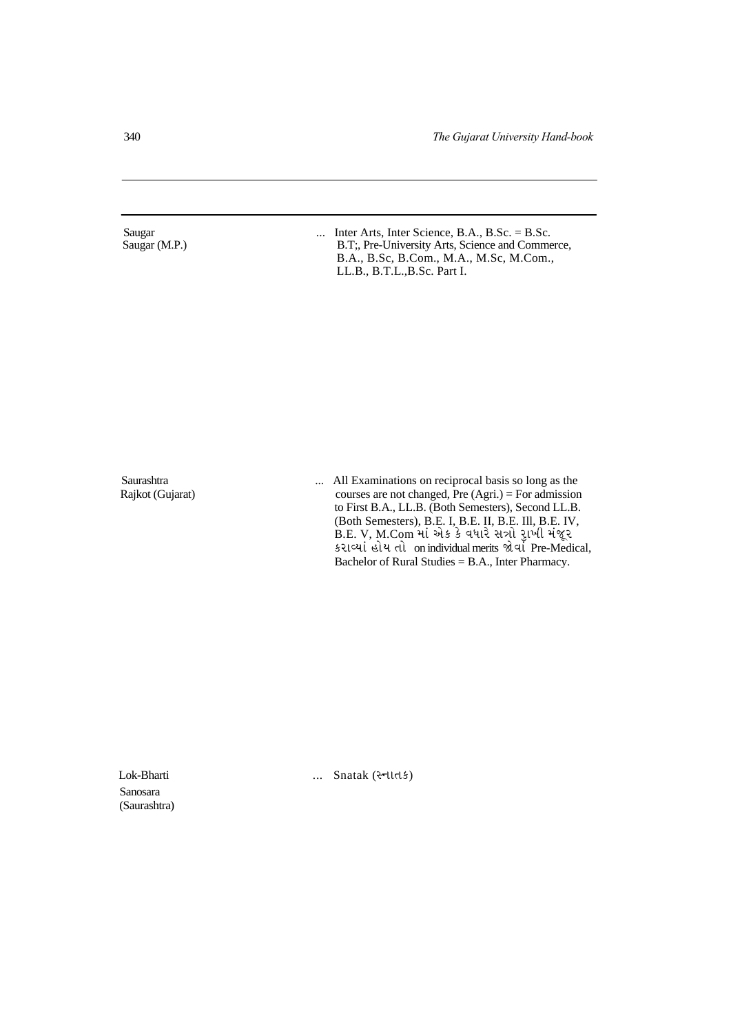| | |
|---|---|
| Saugar<br>Saugar (M.P.) | ... Inter Arts, Inter Science, B.A., B.Sc. = B.Sc. B.T;, Pre-University Arts, Science and Commerce, B.A., B.Sc, B.Com., M.A., M.Sc, M.Com., LL.B., B.T.L.,B.Sc. Part I. |
| Saurashtra<br>Rajkot (Gujarat) | ... All Examinations on reciprocal basis so long as the courses are not changed, Pre (Agri.) = For admission to First B.A., LL.B. (Both Semesters), Second LL.B. (Both Semesters), B.E. I, B.E. II, B.E. Ill, B.E. IV, B.E. V, M.Com માં એક કે વધારે સત્રો રાખી મંજૂર કરાવ્યાં હોય તો on individual merits જોવાં Pre-Medical, Bachelor of Rural Studies = B.A., Inter Pharmacy. |
| Lok-Bharti<br>Sanosara<br>(Saurashtra) | ... Snatak (સ્નાતક) |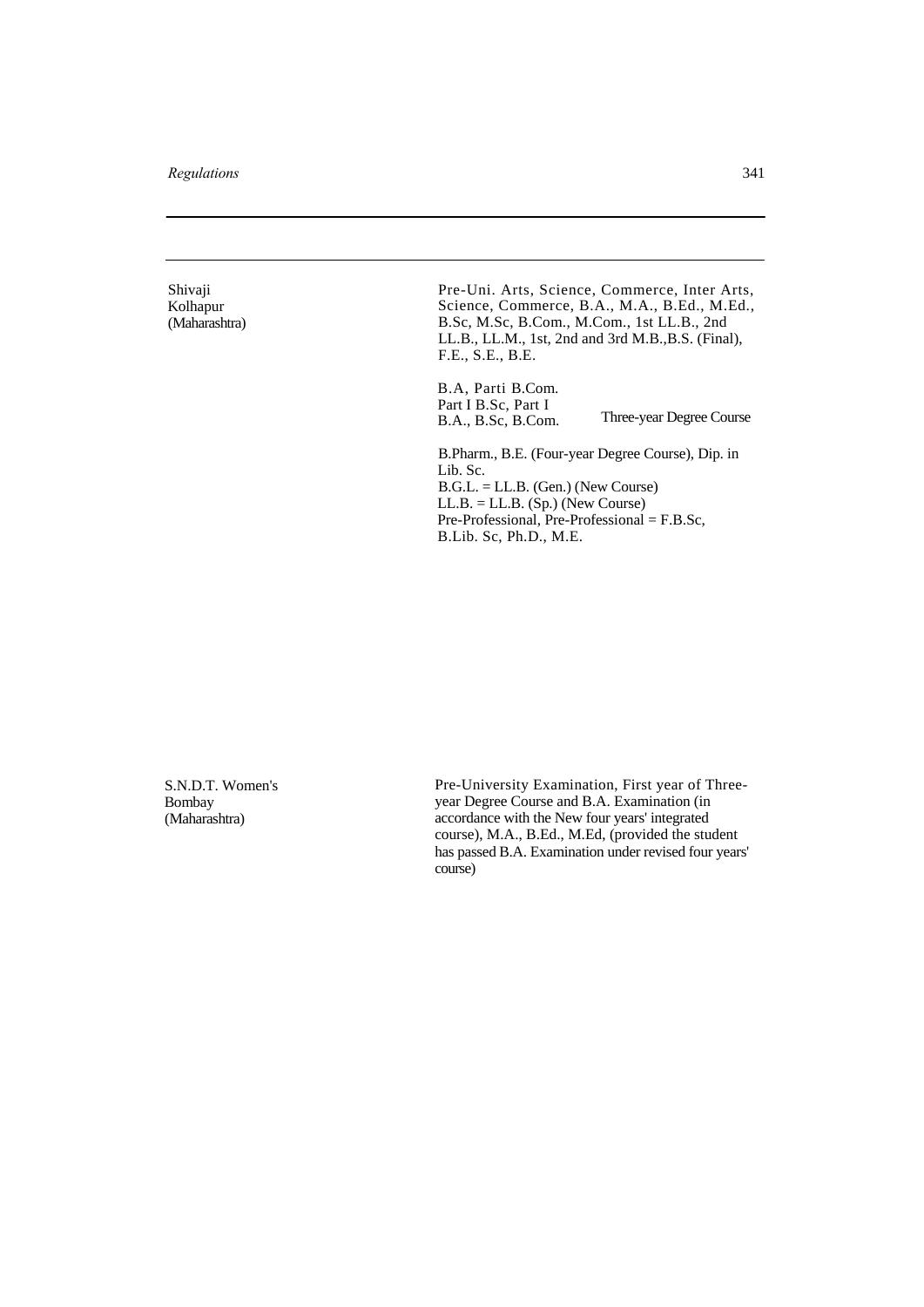| | |
|---|---|
| Shivaji Kolhapur (Maharashtra) | Pre-Uni. Arts, Science, Commerce, Inter Arts, Science, Commerce, B.A., M.A., B.Ed., M.Ed., B.Sc, M.Sc, B.Com., M.Com., 1st LL.B., 2nd LL.B., LL.M., 1st, 2nd and 3rd M.B.,B.S. (Final), F.E., S.E., B.E.<br><br>B.A, Parti B.Com. Part I B.Sc, Part I B.A., B.Sc, B.Com. Three-year Degree Course<br><br>B.Pharm., B.E. (Four-year Degree Course), Dip. in Lib. Sc.<br>B.G.L. = LL.B. (Gen.) (New Course)<br>LL.B. = LL.B. (Sp.) (New Course)<br>Pre-Professional, Pre-Professional = F.B.Sc, B.Lib. Sc, Ph.D., M.E. |
| S.N.D.T. Women's Bombay (Maharashtra) | Pre-University Examination, First year of Three-year Degree Course and B.A. Examination (in accordance with the New four years' integrated course), M.A., B.Ed., M.Ed, (provided the student has passed B.A. Examination under revised four years' course) |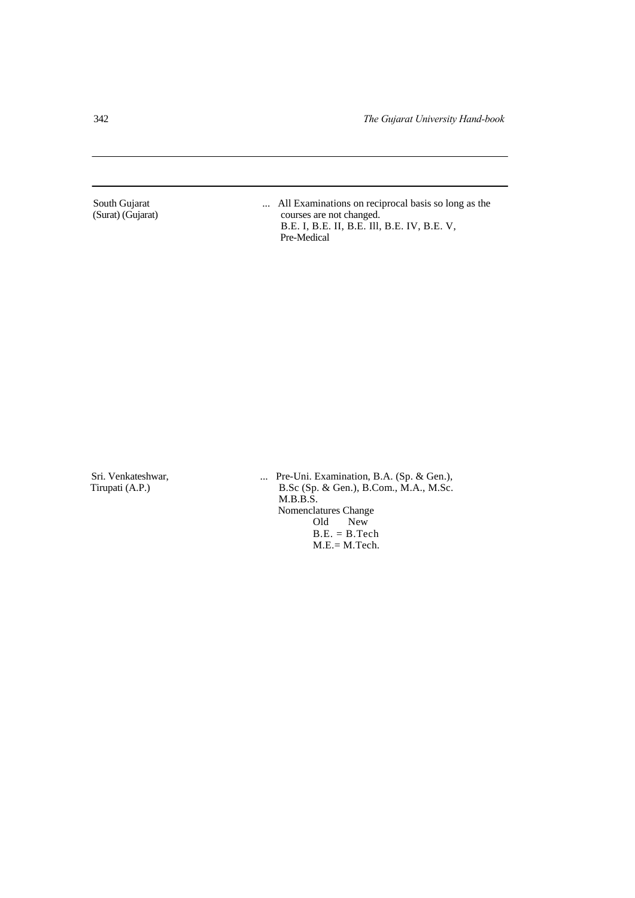| | |
|---|---|
| South Gujarat (Surat) (Gujarat) | ... All Examinations on reciprocal basis so long as the courses are not changed. B.E. I, B.E. II, B.E. Ill, B.E. IV, B.E. V, Pre-Medical |
| Sri. Venkateshwar, Tirupati (A.P.) | ... Pre-Uni. Examination, B.A. (Sp. & Gen.), B.Sc (Sp. & Gen.), B.Com., M.A., M.Sc. M.B.B.S. Nomenclatures Change Old New B.E. = B.Tech M.E.= M.Tech. |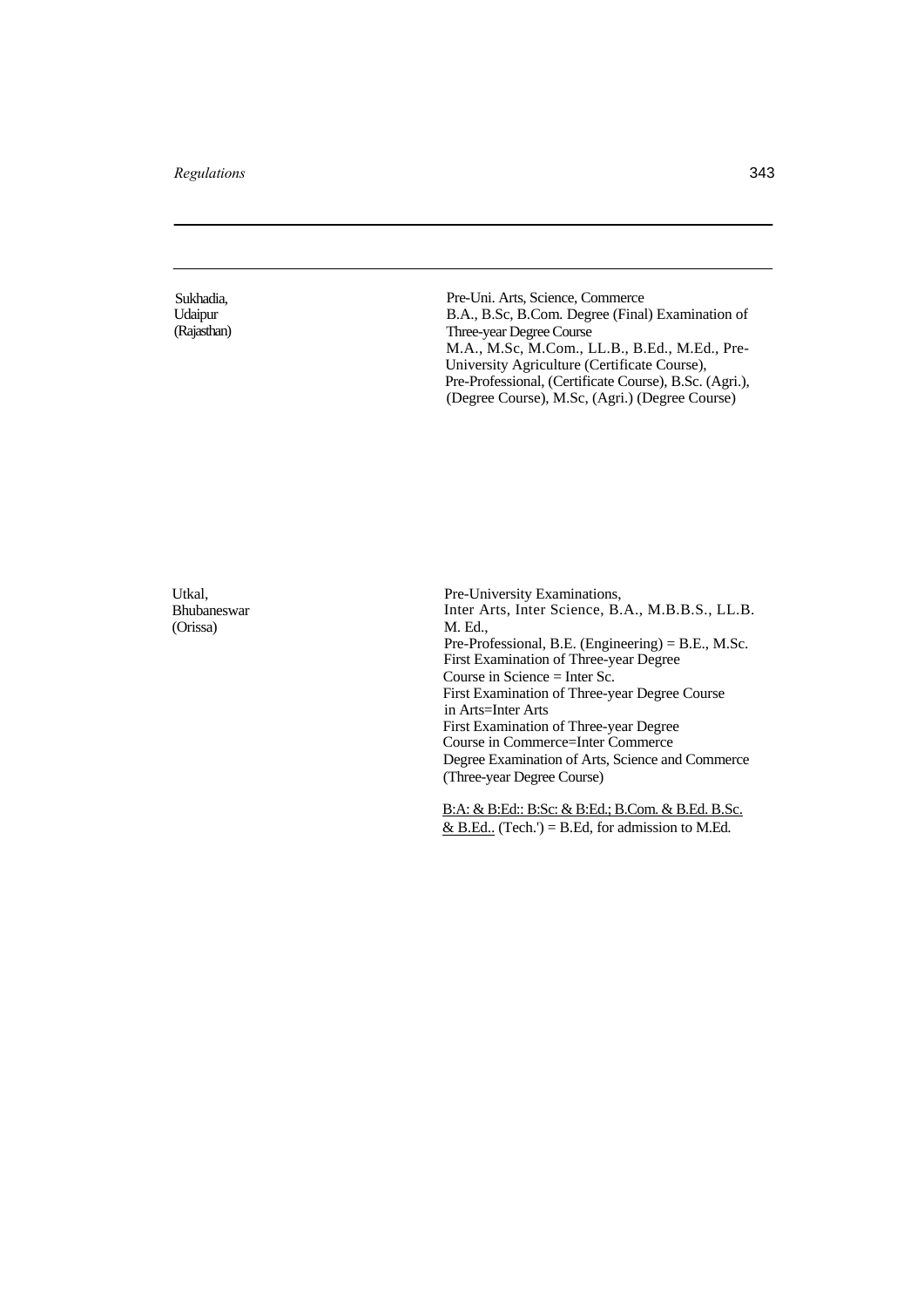| | |
|---|---|
| Sukhadia, Udaipur (Rajasthan) | Pre-Uni. Arts, Science, Commerce<br>B.A., B.Sc, B.Com. Degree (Final) Examination of Three-year Degree Course<br>M.A., M.Sc, M.Com., LL.B., B.Ed., M.Ed., Pre-University Agriculture (Certificate Course), Pre-Professional, (Certificate Course), B.Sc. (Agri.), (Degree Course), M.Sc, (Agri.) (Degree Course) |
| Utkal, Bhubaneswar (Orissa) | Pre-University Examinations,<br>Inter Arts, Inter Science, B.A., M.B.B.S., LL.B. M. Ed.,<br>Pre-Professional, B.E. (Engineering) = B.E., M.Sc.<br>First Examination of Three-year Degree Course in Science = Inter Sc.<br>First Examination of Three-year Degree Course in Arts=Inter Arts<br>First Examination of Three-year Degree Course in Commerce=Inter Commerce<br>Degree Examination of Arts, Science and Commerce (Three-year Degree Course)<br><br><u>B:A: & B:Ed:: B:Sc: & B:Ed.; B.Com. & B.Ed. B.Sc. & B.Ed..</u> (Tech.') = B.Ed, for admission to M.Ed. |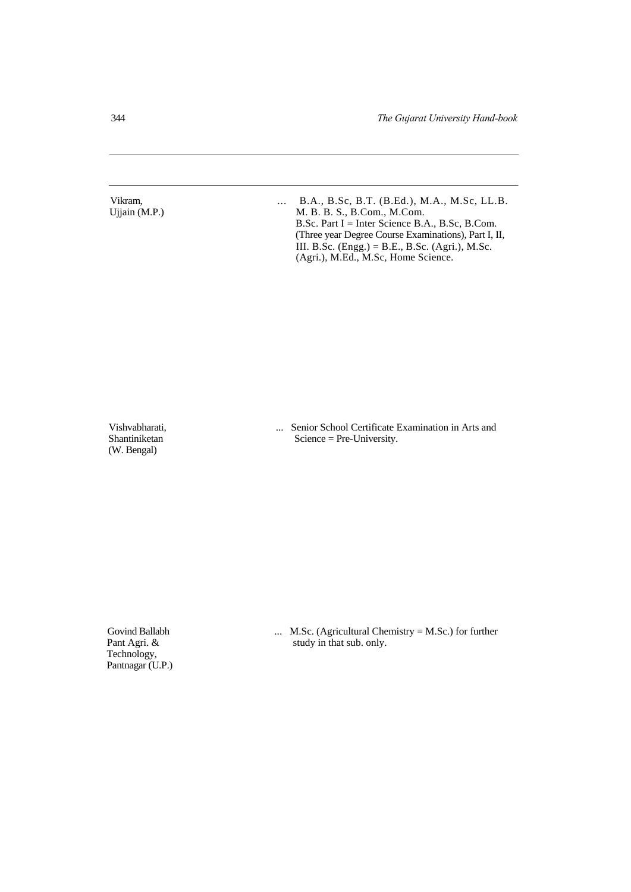| | | |
|---|---|---|
| Vikram, Ujjain (M.P.) | ... | B.A., B.Sc, B.T. (B.Ed.), M.A., M.Sc, LL.B. M. B. B. S., B.Com., M.Com. B.Sc. Part I = Inter Science B.A., B.Sc, B.Com. (Three year Degree Course Examinations), Part I, II, III. B.Sc. (Engg.) = B.E., B.Sc. (Agri.), M.Sc. (Agri.), M.Ed., M.Sc, Home Science. |
| Vishvabharati, Shantiniketan (W. Bengal) | ... | Senior School Certificate Examination in Arts and Science = Pre-University. |
| Govind Ballabh Pant Agri. & Technology, Pantnagar (U.P.) | ... | M.Sc. (Agricultural Chemistry = M.Sc.) for further study in that sub. only. |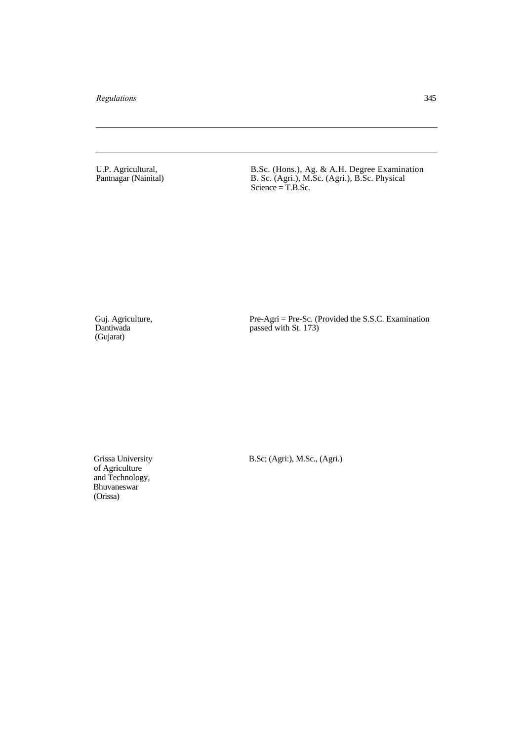| | |
|---|---|
| U.P. Agricultural, Pantnagar (Nainital) | B.Sc. (Hons.), Ag. & A.H. Degree Examination B. Sc. (Agri.), M.Sc. (Agri.), B.Sc. Physical Science = T.B.Sc. |
| Guj. Agriculture, Dantiwada (Gujarat) | Pre-Agri = Pre-Sc. (Provided the S.S.C. Examination passed with St. 173) |
| Grissa University of Agriculture and Technology, Bhuvaneswar (Orissa) | B.Sc; (Agri:), M.Sc., (Agri.) |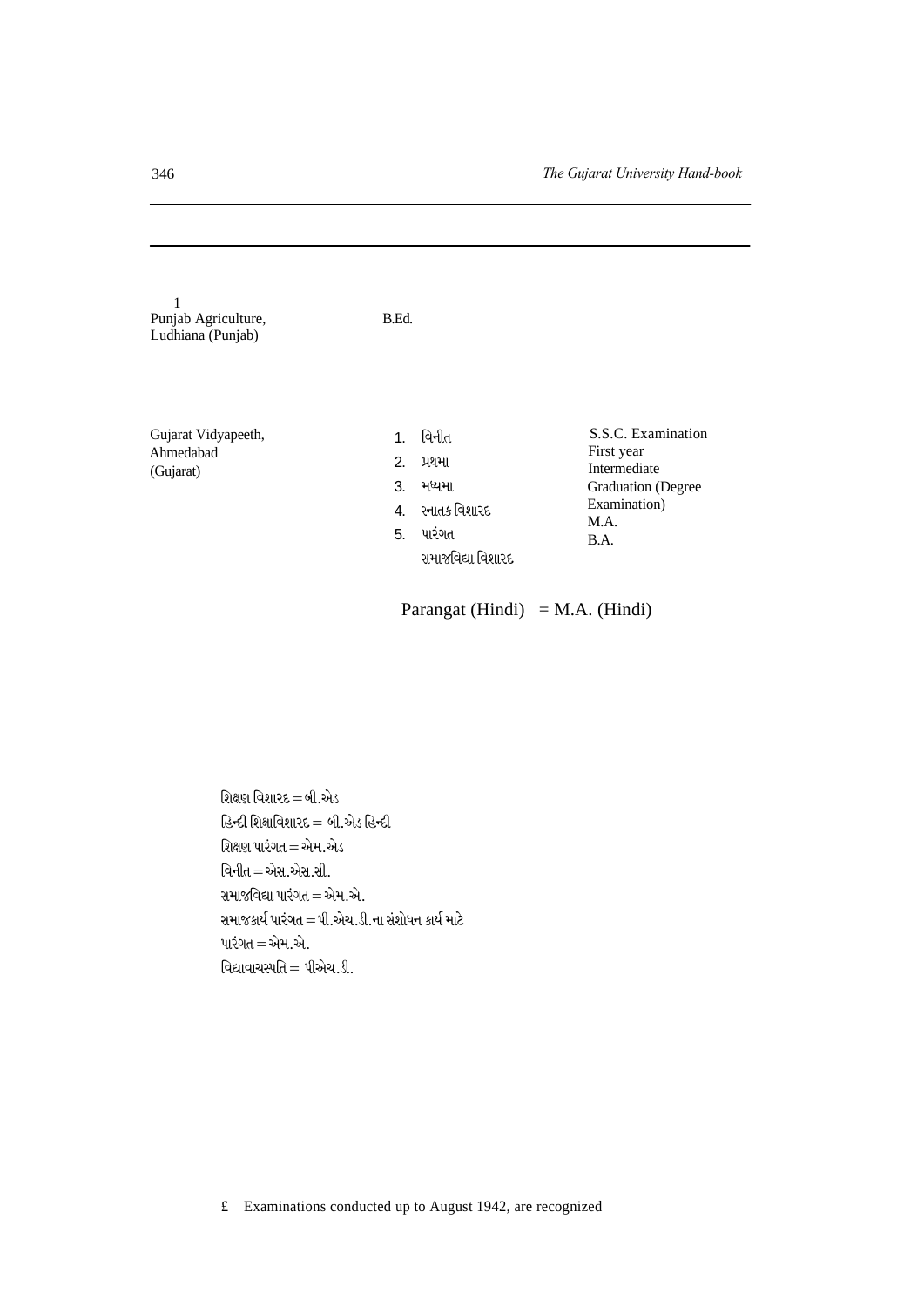| | | |
|---|---|---|
| 1 Punjab Agriculture, Ludhiana (Punjab) | B.Ed. | |
| Gujarat Vidyapeeth, Ahmedabad (Gujarat) | 1. વિનીત<br>2. પ્રથમા<br>3. મધ્યમા<br>4. સ્નાતક વિશારદ<br>5. પારંગત<br>સમાજવિદ્યા વિશારદ | S.S.C. Examination<br>First year<br>Intermediate<br>Graduation (Degree Examination)<br>M.A.<br>B.A. |

Parangat (Hindi) = M.A. (Hindi)

શિક્ષણ વિશારદ = બી.એડ<br>
હિન્દી શિક્ષાવિશારદ = બી.એડ હિન્દી<br>
શિક્ષણ પારંગત = એમ.એડ<br>
વિનીત = એસ.એસ.સી.<br>
સમાજવિદ્યા પારંગત = એમ.એ.<br>
સમાજકાર્ય પારંગત = પી.એચ.ડી.ના સંશોધન કાર્ય માટે<br>
પારંગત = એમ.એ.<br>
વિદ્યાવાચસ્પતિ = પીએચ.ડી.

£ Examinations conducted up to August 1942, are recognized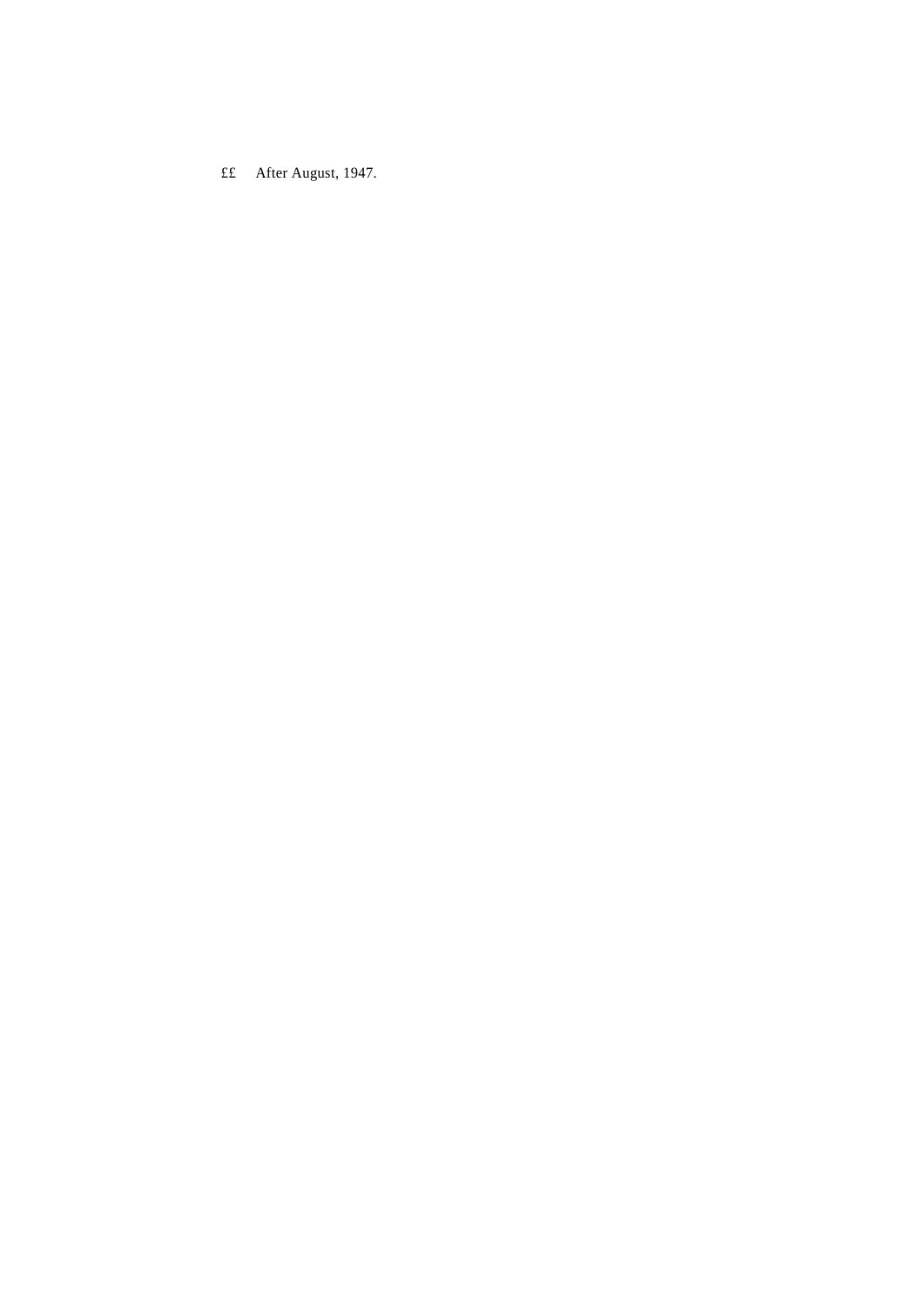££ After August, 1947.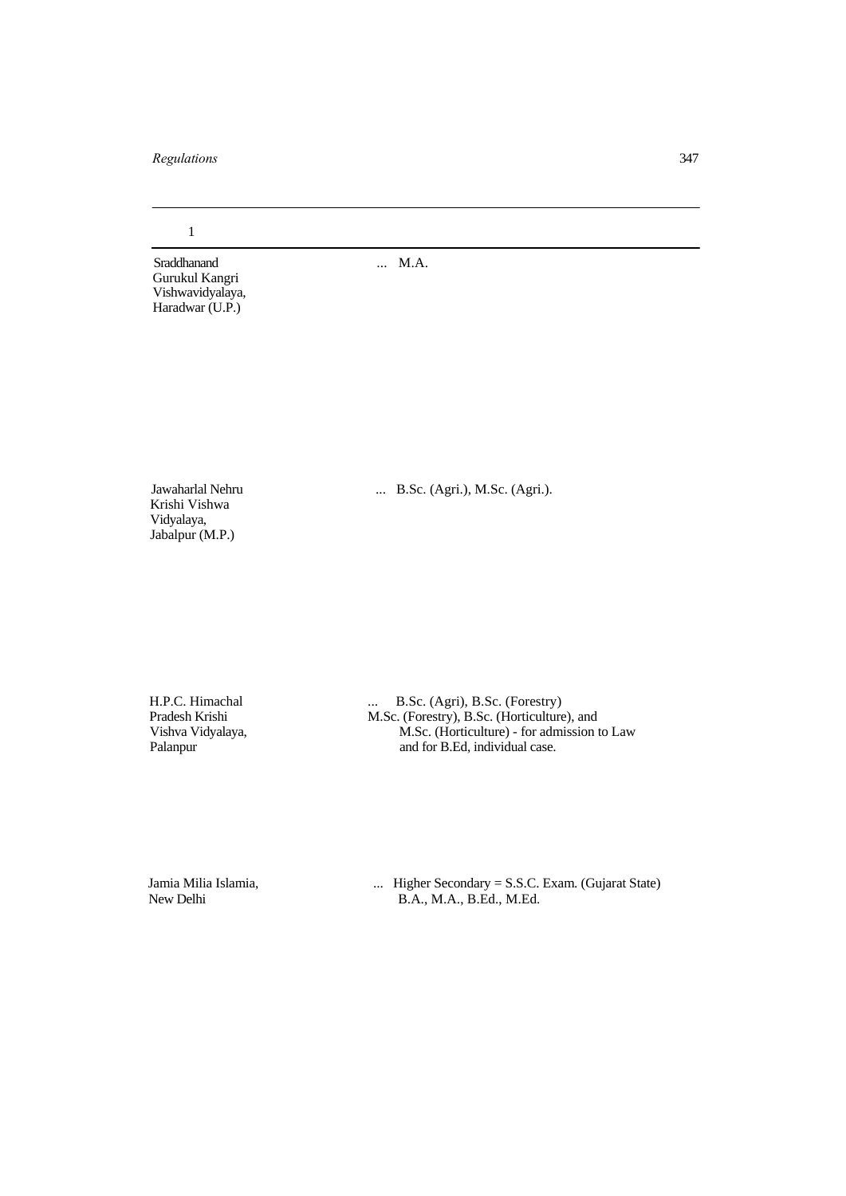| 1 | |
|---|---|
| Sraddhanand Gurukul Kangri Vishwavidyalaya, Haradwar (U.P.) | ... M.A. |
| Jawaharlal Nehru Krishi Vishwa Vidyalaya, Jabalpur (M.P.) | ... B.Sc. (Agri.), M.Sc. (Agri.). |
| H.P.C. Himachal Pradesh Krishi Vishva Vidyalaya, Palanpur | ... B.Sc. (Agri), B.Sc. (Forestry) M.Sc. (Forestry), B.Sc. (Horticulture), and M.Sc. (Horticulture) - for admission to Law and for B.Ed, individual case. |
| Jamia Milia Islamia, New Delhi | ... Higher Secondary = S.S.C. Exam. (Gujarat State) B.A., M.A., B.Ed., M.Ed. |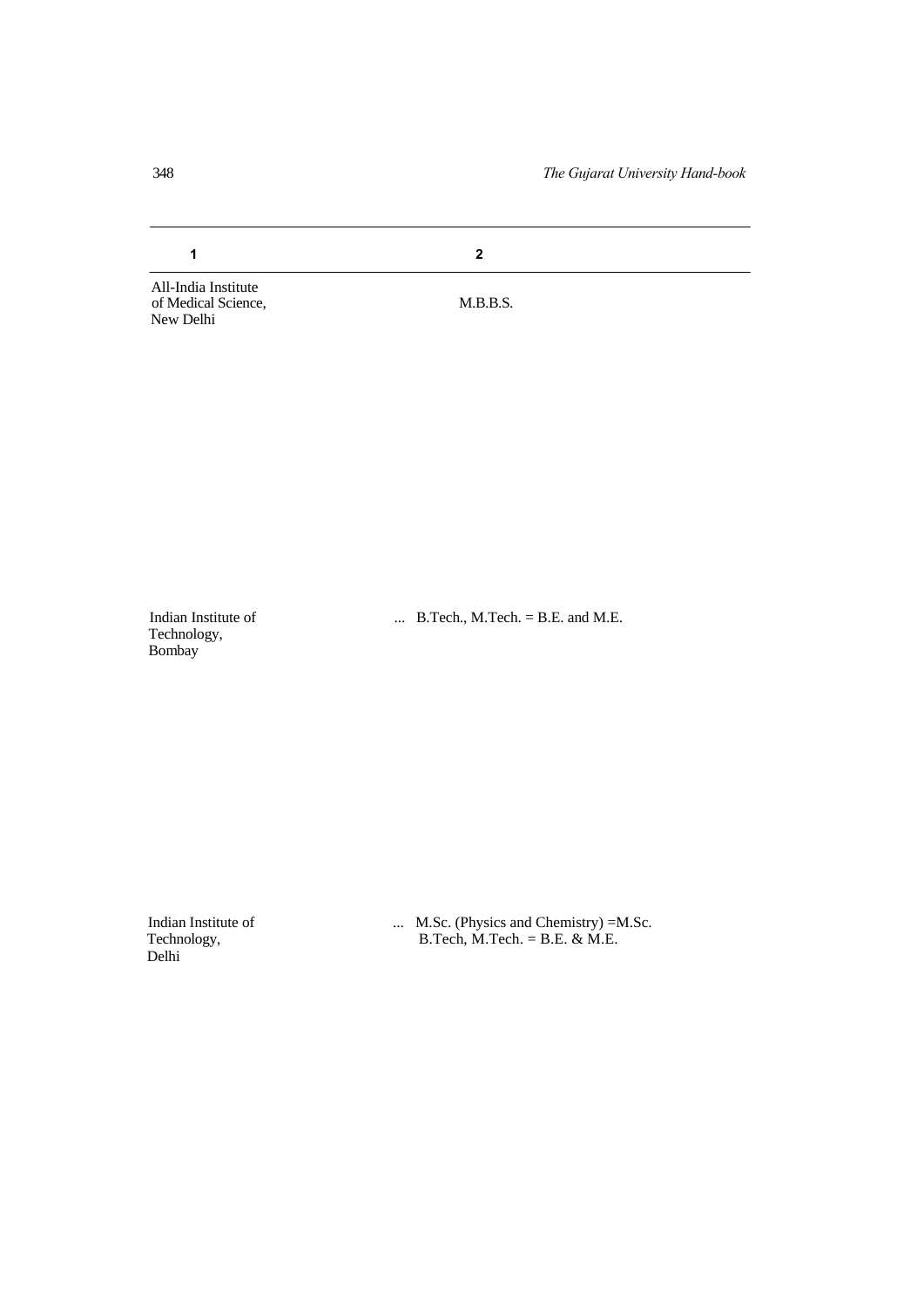| 1 | 2 |
| --- | --- |
| All-India Institute of Medical Science, New Delhi | M.B.B.S. |
| Indian Institute of Technology, Bombay | ... B.Tech., M.Tech. = B.E. and M.E. |
| Indian Institute of Technology, Delhi | ... M.Sc. (Physics and Chemistry) =M.Sc.<br>B.Tech, M.Tech. = B.E. & M.E. |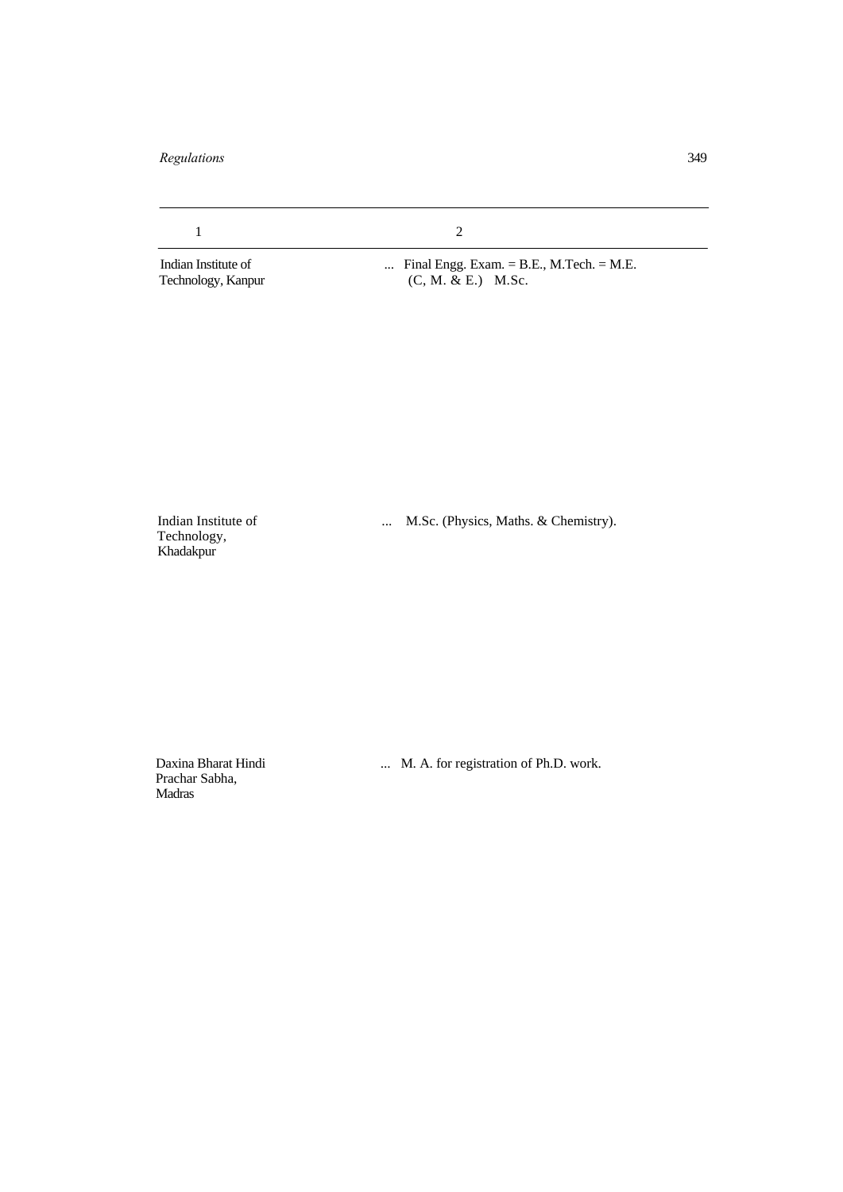| 1 | 2 |
|---|---|
| Indian Institute of Technology, Kanpur | ... Final Engg. Exam. = B.E., M.Tech. = M.E. (C, M. & E.) M.Sc. |
| Indian Institute of Technology, Khadakpur | ... M.Sc. (Physics, Maths. & Chemistry). |
| Daxina Bharat Hindi Prachar Sabha, Madras | ... M. A. for registration of Ph.D. work. |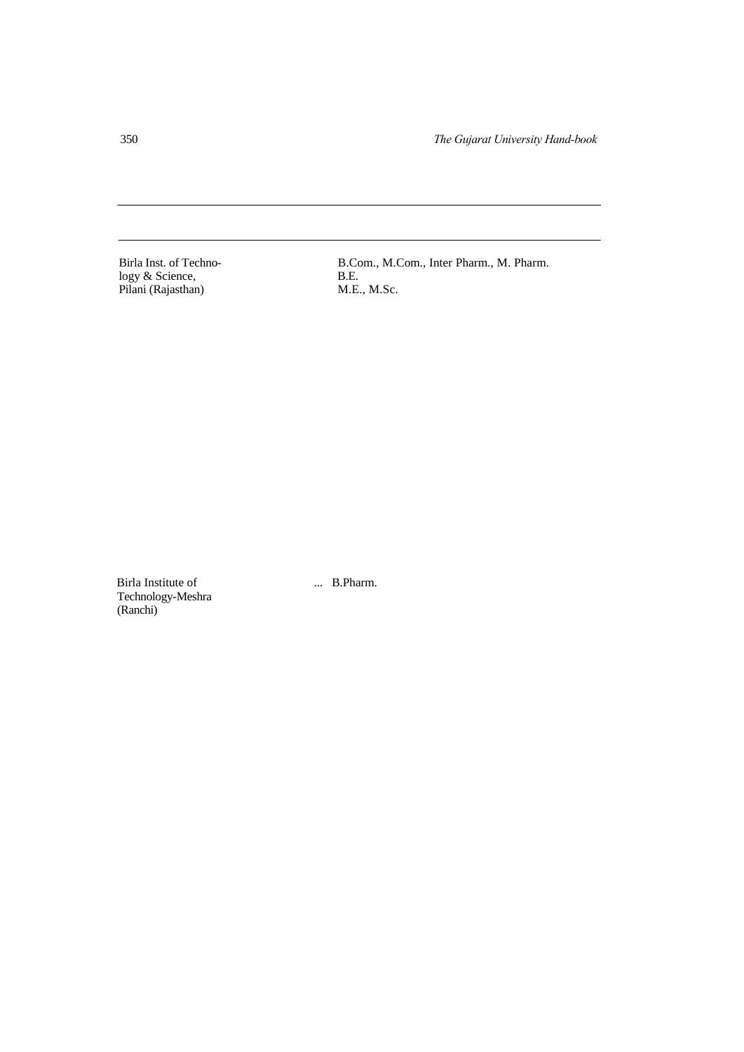| | |
|---|---|
| Birla Inst. of Technology & Science, Pilani (Rajasthan) | B.Com., M.Com., Inter Pharm., M. Pharm.<br>B.E.<br>M.E., M.Sc. |
| Birla Institute of Technology-Meshra (Ranchi) | ... B.Pharm. |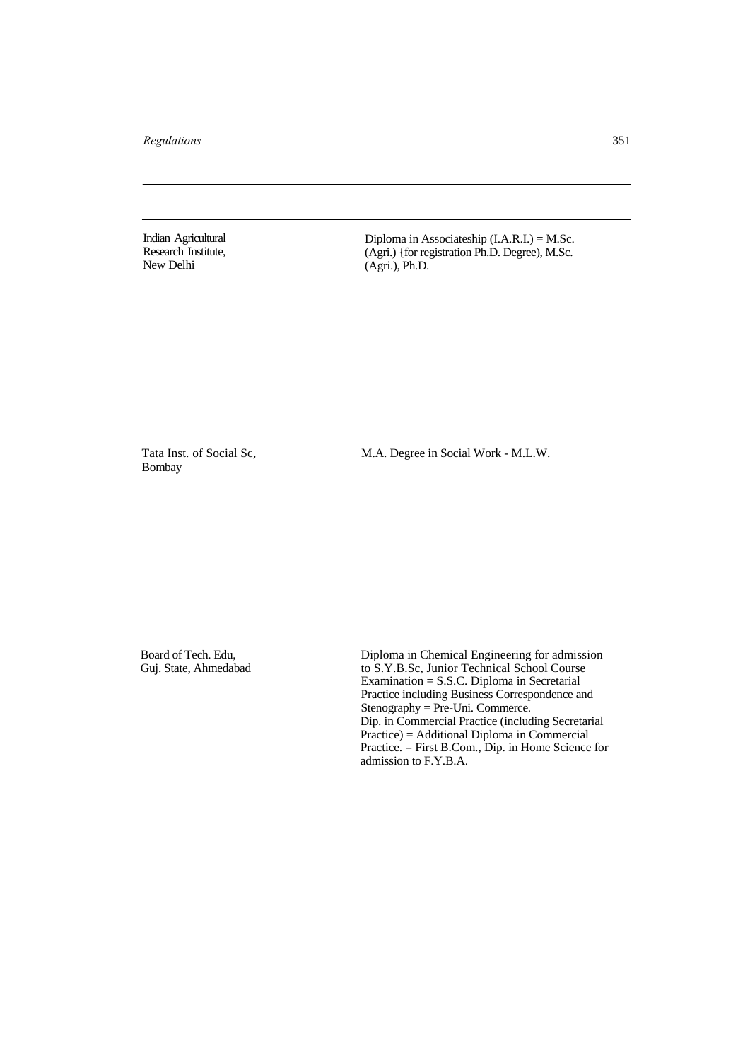| | |
|---|---|
| Indian Agricultural Research Institute, New Delhi | Diploma in Associateship (I.A.R.I.) = M.Sc. (Agri.) {for registration Ph.D. Degree), M.Sc. (Agri.), Ph.D. |
| Tata Inst. of Social Sc, Bombay | M.A. Degree in Social Work - M.L.W. |
| Board of Tech. Edu, Guj. State, Ahmedabad | Diploma in Chemical Engineering for admission to S.Y.B.Sc, Junior Technical School Course Examination = S.S.C. Diploma in Secretarial Practice including Business Correspondence and Stenography = Pre-Uni. Commerce. Dip. in Commercial Practice (including Secretarial Practice) = Additional Diploma in Commercial Practice. = First B.Com., Dip. in Home Science for admission to F.Y.B.A. |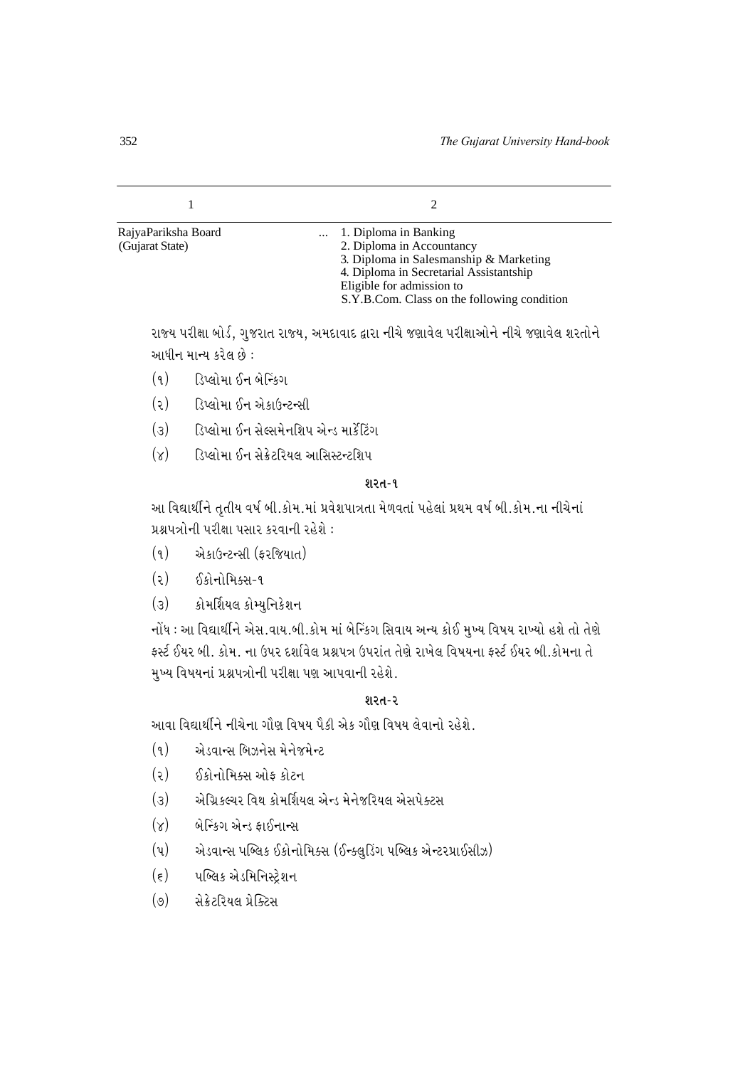| 1 | 2 |
|---|---|
| RajyaPariksha Board (Gujarat State) | ... 1. Diploma in Banking<br>2. Diploma in Accountancy<br>3. Diploma in Salesmanship & Marketing<br>4. Diploma in Secretarial Assistantship<br>Eligible for admission to<br>S.Y.B.Com. Class on the following condition |

રાજ્ય પરીક્ષા બોર્ડ, ગુજરાત રાજ્ય, અમદાવાદ દ્વારા નીચે જણાવેલ પરીક્ષાઓને નીચે જણાવેલ શરતોને આધીન માન્ય કરેલ છે :

(૧) ડિપ્લોમા ઈન બેન્કિંગ

(૨) ડિપ્લોમા ઈન એકાઉન્ટન્સી

(૩) ડિપ્લોમા ઈન સેલ્સમેનશિપ એન્ડ માર્કેટિંગ

(૪) ડિપ્લોમા ઈન સેક્રેટરિયલ આસિસ્ટન્ટશિપ

**શરત-૧**

આ વિદ્યાર્થીને તૃતીય વર્ષ બી.કોમ.માં પ્રવેશપાત્રતા મેળવતાં પહેલાં પ્રથમ વર્ષ બી.કોમ.ના નીચેનાં પ્રશ્નપત્રોની પરીક્ષા પસાર કરવાની રહેશે :

(૧) એકાઉન્ટન્સી (ફરજિયાત)

(૨) ઈકોનોમિક્સ-૧

(૩) કોમર્શિયલ કોમ્યુનિકેશન

નોંધ : આ વિદ્યાર્થીને એસ.વાય.બી.કોમ માં બેન્કિંગ સિવાય અન્ય કોઈ મુખ્ય વિષય રાખ્યો હશે તો તેણે ફર્સ્ટ ઈયર બી. કોમ. ના ઉપર દર્શાવેલ પ્રશ્નપત્ર ઉપરાંત તેણે રાખેલ વિષયના ફર્સ્ટ ઈયર બી.કોમના તે મુખ્ય વિષયનાં પ્રશ્નપત્રોની પરીક્ષા પણ આપવાની રહેશે.

**શરત-૨**

આવા વિદ્યાર્થીને નીચેના ગૌણ વિષય પૈકી એક ગૌણ વિષય લેવાનો રહેશે.

(૧) એડવાન્સ બિઝનેસ મેનેજમેન્ટ

(૨) ઈકોનોમિક્સ ઓફ કોટન

(૩) એગ્રિકલ્ચર વિથ કોમર્શિયલ એન્ડ મેનેજરિયલ એસપેક્ટસ

(૪) બેન્કિંગ એન્ડ ફાઈનાન્સ

(૫) એડવાન્સ પબ્લિક ઈકોનોમિક્સ (ઈન્ક્લુડિંગ પબ્લિક એન્ટરપ્રાઈસીઝ)

(૬) પબ્લિક એડમિનિસ્ટ્રેશન

(૭) સેક્રેટરિયલ પ્રેક્ટિસ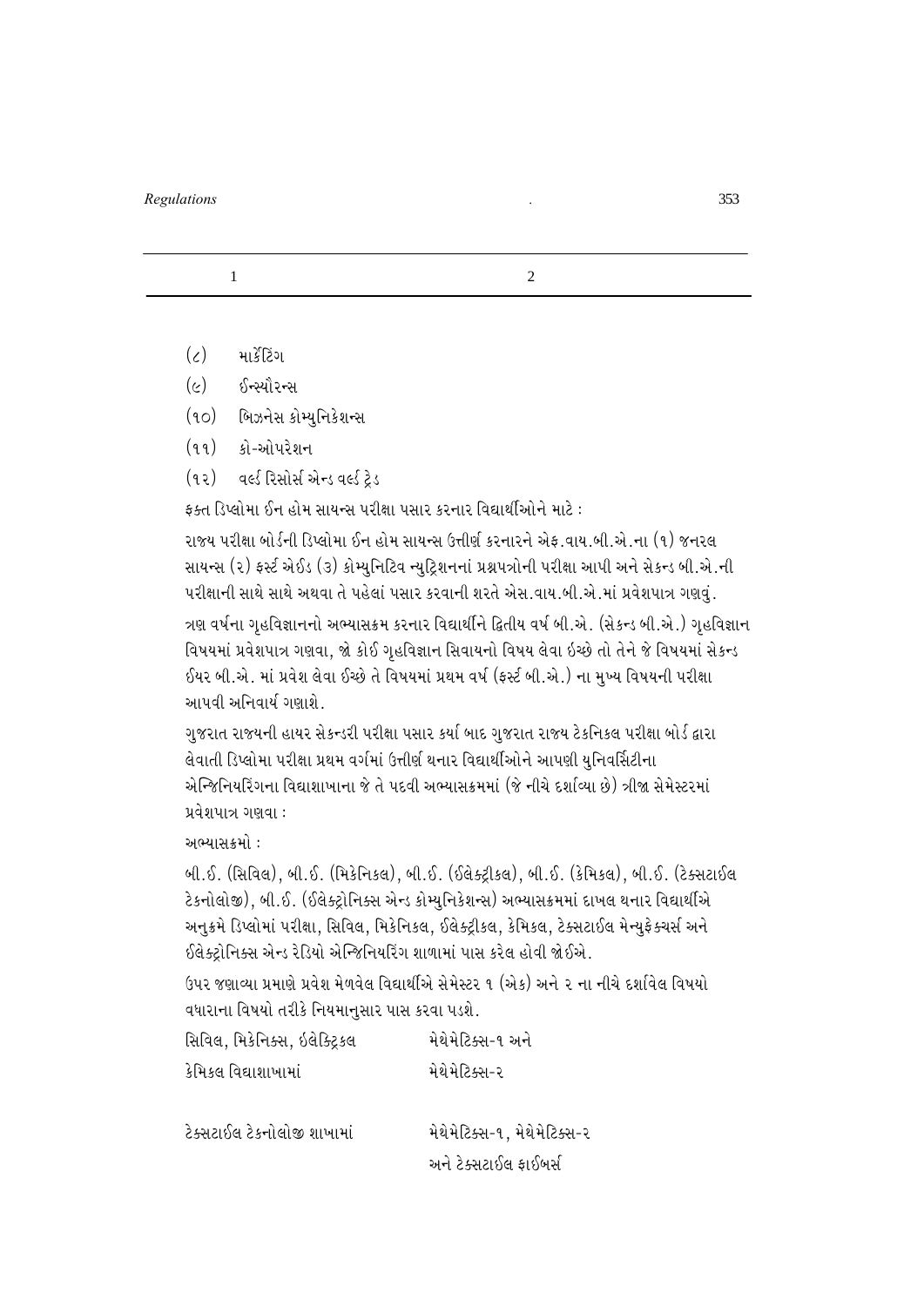| 1 | 2 |
|---|---|

(૮) માર્કેટિંગ

(૯) ઈન્સ્યૉરન્સ

(૧૦) બિઝનેસ કોમ્યુનિકેશન્સ

(૧૧) કો-ઓપરેશન

(૧૨) વર્લ્ડ રિસોર્સ એન્ડ વર્લ્ડ ટ્રેડ

ફક્ત ડિપ્લોમા ઈન હોમ સાયન્સ પરીક્ષા પસાર કરનાર વિદ્યાર્થીઓને માટે :

રાજ્ય પરીક્ષા બોર્ડની ડિપ્લોમા ઈન હોમ સાયન્સ ઉત્તીર્ણ કરનારને એફ.વાય.બી.એ.ના (૧) જનરલ સાયન્સ (૨) ફર્સ્ટ એઈડ (૩) કોમ્યુનિટિવ ન્યુટ્રિશનનાં પ્રશ્નપત્રોની પરીક્ષા આપી અને સેકન્ડ બી.એ.ની પરીક્ષાની સાથે સાથે અથવા તે પહેલાં પસાર કરવાની શરતે એસ.વાય.બી.એ.માં પ્રવેશપાત્ર ગણવું.

ત્રણ વર્ષના ગૃહવિજ્ઞાનનો અભ્યાસક્રમ કરનાર વિદ્યાર્થીને દ્વિતીય વર્ષ બી.એ. (સેકન્ડ બી.એ.) ગૃહવિજ્ઞાન વિષયમાં પ્રવેશપાત્ર ગણવા, જો કોઈ ગૃહવિજ્ઞાન સિવાયનો વિષય લેવા ઇચ્છે તો તેને જે વિષયમાં સેકન્ડ ઈયર બી.એ. માં પ્રવેશ લેવા ઈચ્છે તે વિષયમાં પ્રથમ વર્ષ (ફર્સ્ટ બી.એ.) ના મુખ્ય વિષયની પરીક્ષા આપવી અનિવાર્ય ગણાશે.

ગુજરાત રાજ્યની હાયર સેકન્ડરી પરીક્ષા પસાર કર્યા બાદ ગુજરાત રાજ્ય ટેકનિકલ પરીક્ષા બોર્ડ દ્વારા લેવાતી ડિપ્લોમા પરીક્ષા પ્રથમ વર્ગમાં ઉત્તીર્ણ થનાર વિદ્યાર્થીઓને આપણી યુનિવર્સિટીના એન્જિનિયરિંગના વિદ્યાશાખાના જે તે પદવી અભ્યાસક્રમમાં (જે નીચે દર્શાવ્યા છે) ત્રીજા સેમેસ્ટરમાં પ્રવેશપાત્ર ગણવા :

અભ્યાસક્રમો :

બી.ઈ. (સિવિલ), બી.ઈ. (મિકેનિકલ), બી.ઈ. (ઈલેક્ટ્રીકલ), બી.ઈ. (કેમિકલ), બી.ઈ. (ટેક્સટાઈલ ટેક્નોલોજી), બી.ઈ. (ઈલેક્ટ્રોનિક્સ એન્ડ કોમ્યુનિકેશન્સ) અભ્યાસક્રમમાં દાખલ થનાર વિદ્યાર્થીએ અનુક્રમે ડિપ્લોમાં પરીક્ષા, સિવિલ, મિકેનિકલ, ઈલેક્ટ્રીકલ, કેમિકલ, ટેક્સટાઈલ મેન્યુફેક્ચર્સ અને ઈલેક્ટ્રોનિક્સ એન્ડ રેડિયો એન્જિનિયરિંગ શાળામાં પાસ કરેલ હોવી જોઈએ.

ઉપર જણાવ્યા પ્રમાણે પ્રવેશ મેળવેલ વિદ્યાર્થીએ સેમેસ્ટર ૧ (એક) અને ૨ ના નીચે દર્શાવેલ વિષયો વધારાના વિષયો તરીકે નિયમાનુસાર પાસ કરવા પડશે.

| | |
|---|---|
| સિવિલ, મિકેનિક્સ, ઇલેક્ટ્રિકલ કેમિકલ વિદ્યાશાખામાં | મેથેમેટિક્સ-૧ અને મેથેમેટિક્સ-૨ |
| ટેક્સટાઈલ ટેક્નોલોજી શાખામાં | મેથેમેટિક્સ-૧, મેથેમેટિક્સ-૨ અને ટેક્સટાઈલ ફાઈબર્સ |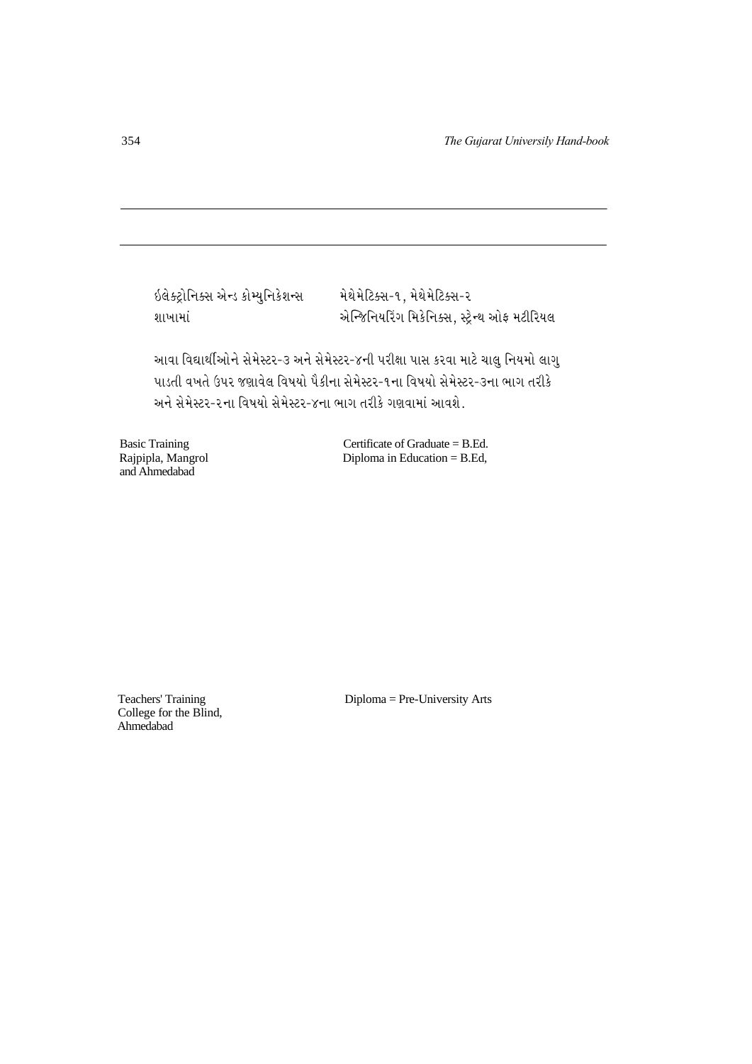| | |
|---|---|
| ઇલેક્ટ્રોનિક્સ એન્ડ કોમ્યુનિકેશન્સ શાખામાં | મેથેમેટિક્સ-૧, મેથેમેટિક્સ-૨ એન્જિનિયરિંગ મિકેનિક્સ, સ્ટ્રેન્થ ઓફ મટીરિયલ |

આવા વિદ્યાર્થીઓને સેમેસ્ટર-૩ અને સેમેસ્ટર-૪ની પરીક્ષા પાસ કરવા માટે ચાલુ નિયમો લાગુ પાડતી વખતે ઉપર જણાવેલ વિષયો પૈકીના સેમેસ્ટર-૧ના વિષયો સેમેસ્ટર-૩ના ભાગ તરીકે અને સેમેસ્ટર-૨ના વિષયો સેમેસ્ટર-૪ના ભાગ તરીકે ગણવામાં આવશે.

| | |
|---|---|
| Basic Training Rajpipla, Mangrol and Ahmedabad | Certificate of Graduate = B.Ed. Diploma in Education = B.Ed, |
| Teachers' Training College for the Blind, Ahmedabad | Diploma = Pre-University Arts |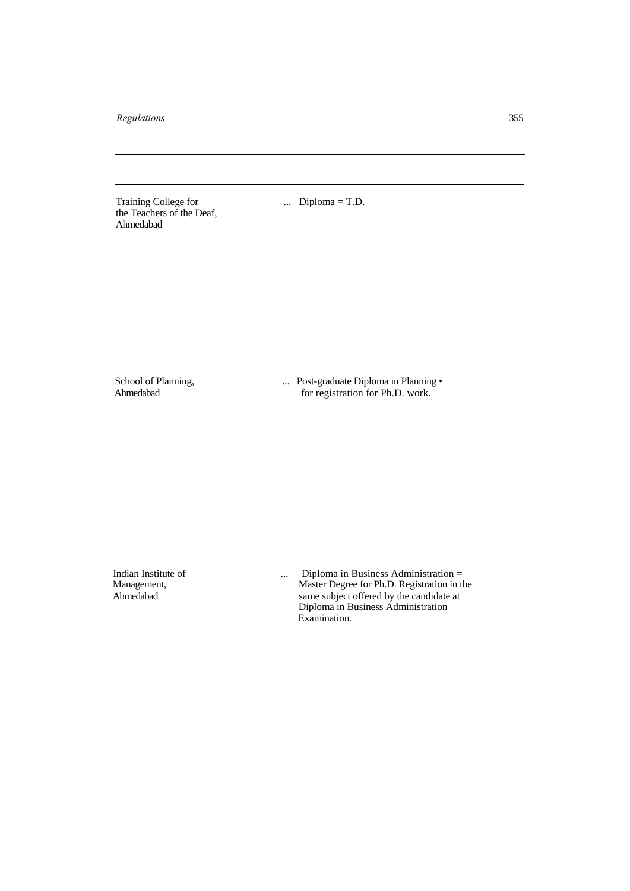| | |
|---|---|
| Training College for the Teachers of the Deaf, Ahmedabad | ... Diploma = T.D. |
| School of Planning, Ahmedabad | ... Post-graduate Diploma in Planning • for registration for Ph.D. work. |
| Indian Institute of Management, Ahmedabad | ... Diploma in Business Administration = Master Degree for Ph.D. Registration in the same subject offered by the candidate at Diploma in Business Administration Examination. |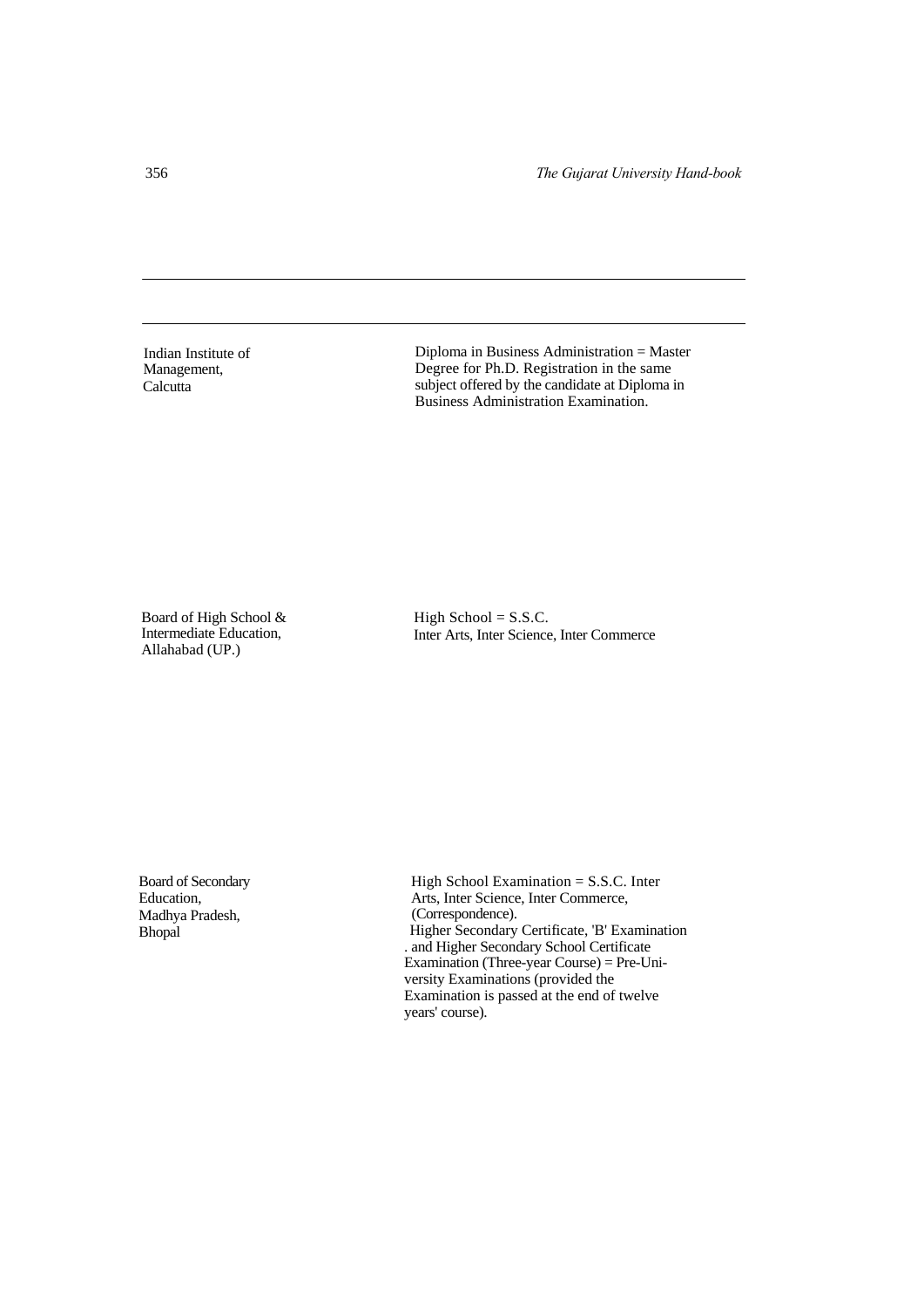| | |
|---|---|
| Indian Institute of Management, Calcutta | Diploma in Business Administration = Master Degree for Ph.D. Registration in the same subject offered by the candidate at Diploma in Business Administration Examination. |
| Board of High School & Intermediate Education, Allahabad (UP.) | High School = S.S.C. Inter Arts, Inter Science, Inter Commerce |
| Board of Secondary Education, Madhya Pradesh, Bhopal | High School Examination = S.S.C. Inter Arts, Inter Science, Inter Commerce, (Correspondence). Higher Secondary Certificate, 'B' Examination . and Higher Secondary School Certificate Examination (Three-year Course) = Pre-University Examinations (provided the Examination is passed at the end of twelve years' course). |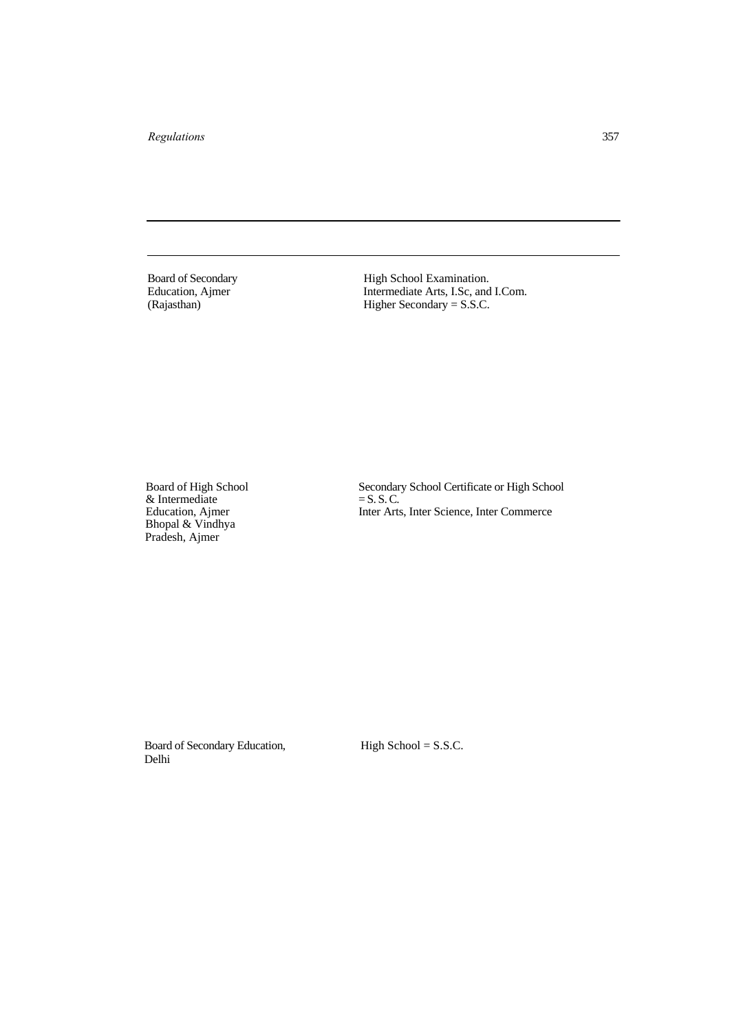| | |
|---|---|
| Board of Secondary Education, Ajmer (Rajasthan) | High School Examination.<br>Intermediate Arts, I.Sc, and I.Com.<br>Higher Secondary = S.S.C. |
| Board of High School & Intermediate Education, Ajmer Bhopal & Vindhya Pradesh, Ajmer | Secondary School Certificate or High School = S. S. C.<br>Inter Arts, Inter Science, Inter Commerce |
| Board of Secondary Education, Delhi | High School = S.S.C. |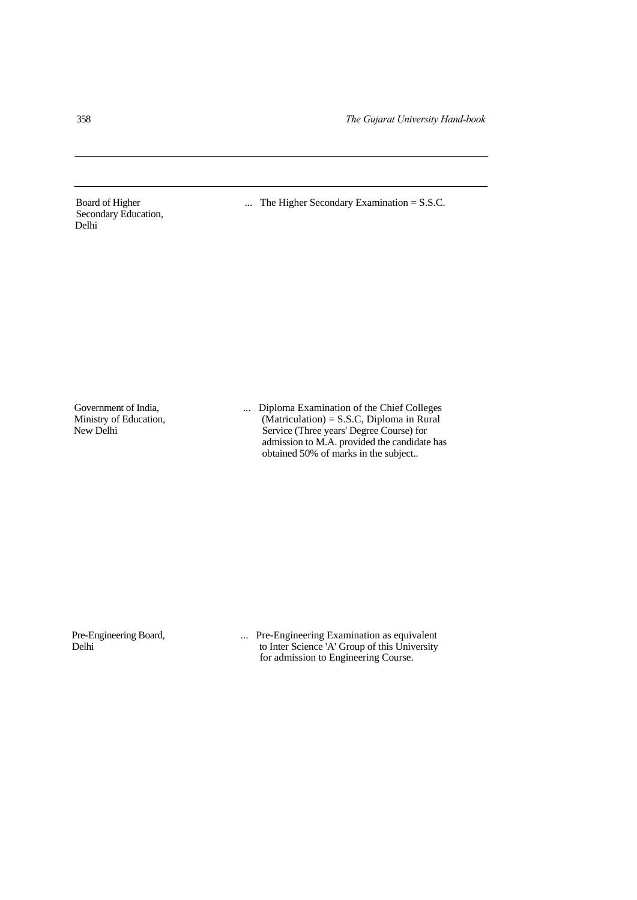| | |
|---|---|
| Board of Higher Secondary Education, Delhi | ... The Higher Secondary Examination = S.S.C. |
| Government of India, Ministry of Education, New Delhi | ... Diploma Examination of the Chief Colleges (Matriculation) = S.S.C, Diploma in Rural Service (Three years' Degree Course) for admission to M.A. provided the candidate has obtained 50% of marks in the subject.. |
| Pre-Engineering Board, Delhi | ... Pre-Engineering Examination as equivalent to Inter Science 'A' Group of this University for admission to Engineering Course. |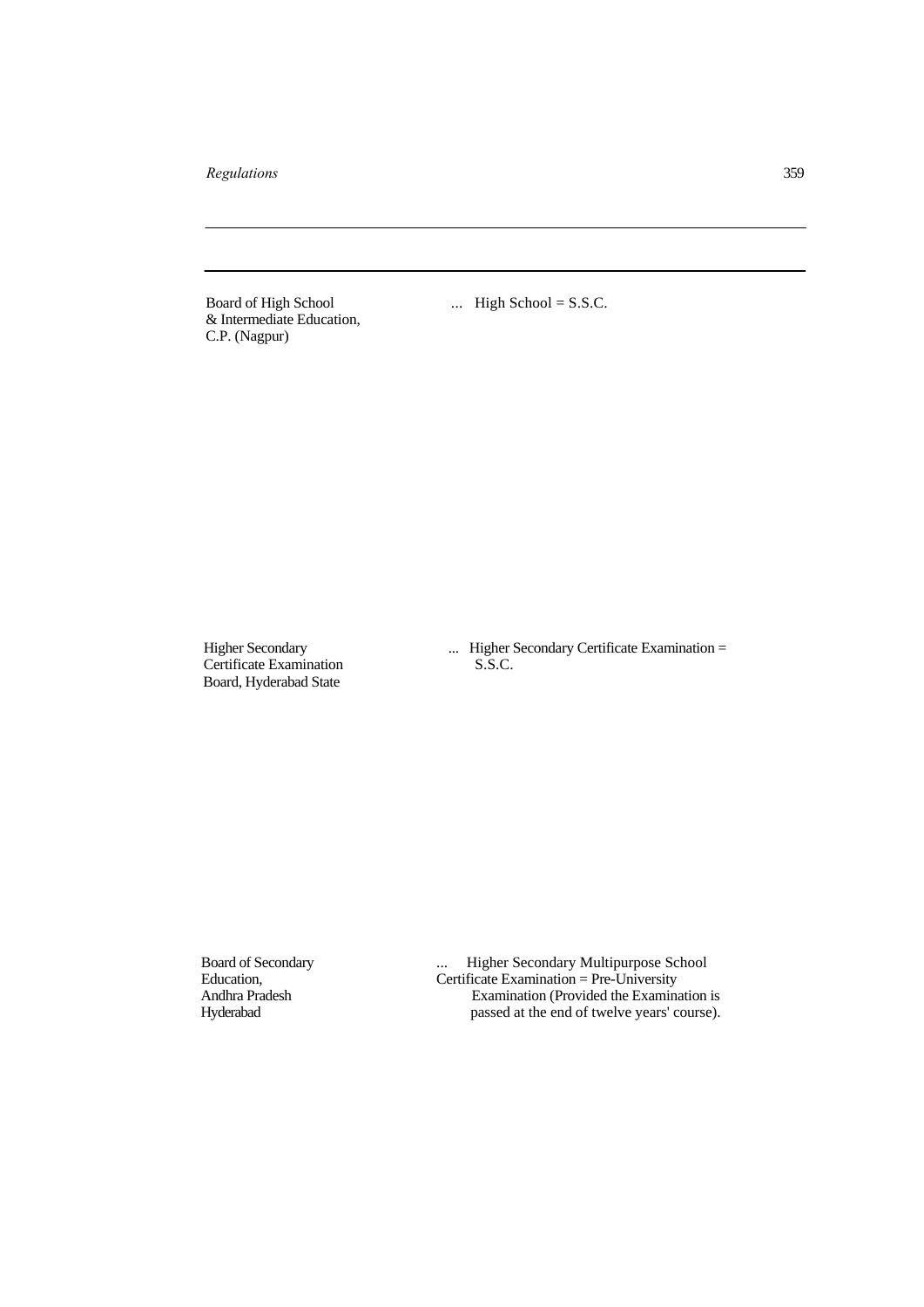| | |
|---|---|
| Board of High School & Intermediate Education, C.P. (Nagpur) | ... High School = S.S.C. |
| Higher Secondary Certificate Examination Board, Hyderabad State | ... Higher Secondary Certificate Examination = S.S.C. |
| Board of Secondary Education, Andhra Pradesh Hyderabad | ... Higher Secondary Multipurpose School Certificate Examination = Pre-University Examination (Provided the Examination is passed at the end of twelve years' course). |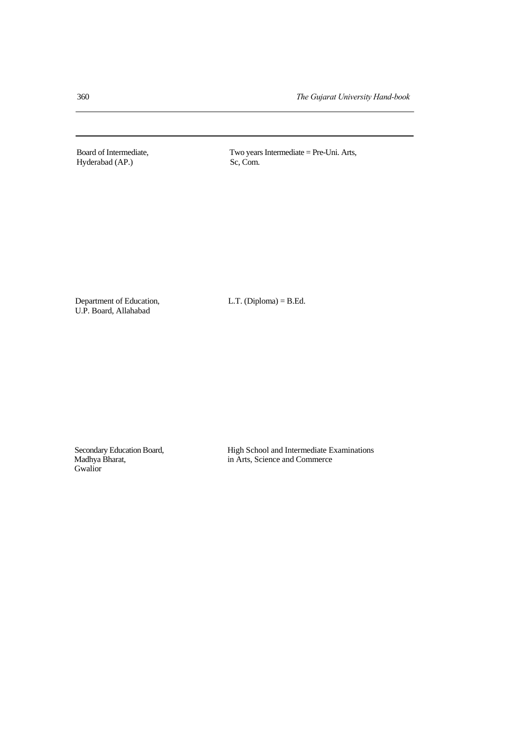| | |
|---|---|
| Board of Intermediate, Hyderabad (AP.) | Two years Intermediate = Pre-Uni. Arts, Sc, Com. |
| Department of Education, U.P. Board, Allahabad | L.T. (Diploma) = B.Ed. |
| Secondary Education Board, Madhya Bharat, Gwalior | High School and Intermediate Examinations in Arts, Science and Commerce |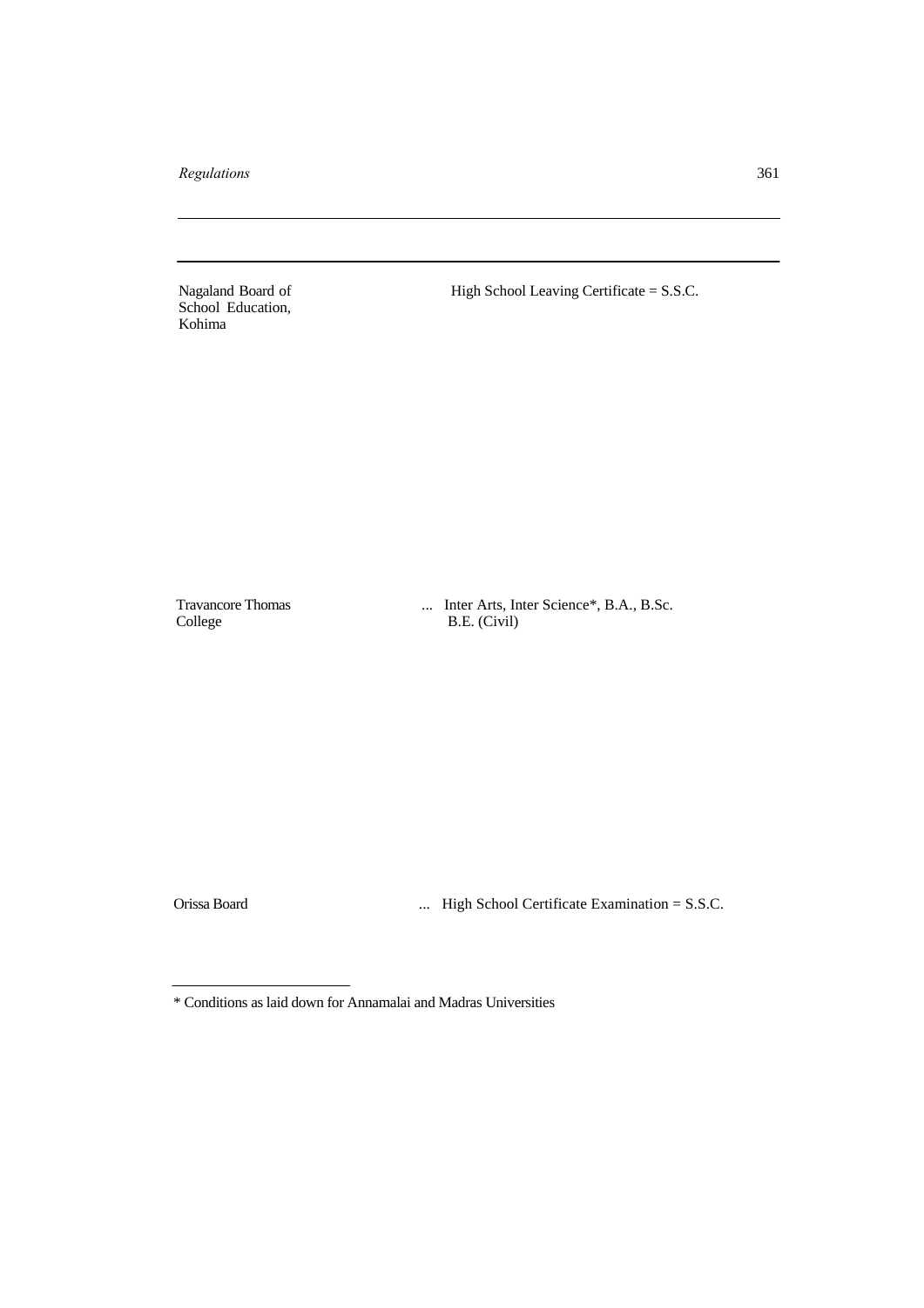| | |
|---|---|
| Nagaland Board of School Education, Kohima | High School Leaving Certificate = S.S.C. |
| Travancore Thomas College | ... Inter Arts, Inter Science*, B.A., B.Sc. B.E. (Civil) |
| Orissa Board | ... High School Certificate Examination = S.S.C. |

\* Conditions as laid down for Annamalai and Madras Universities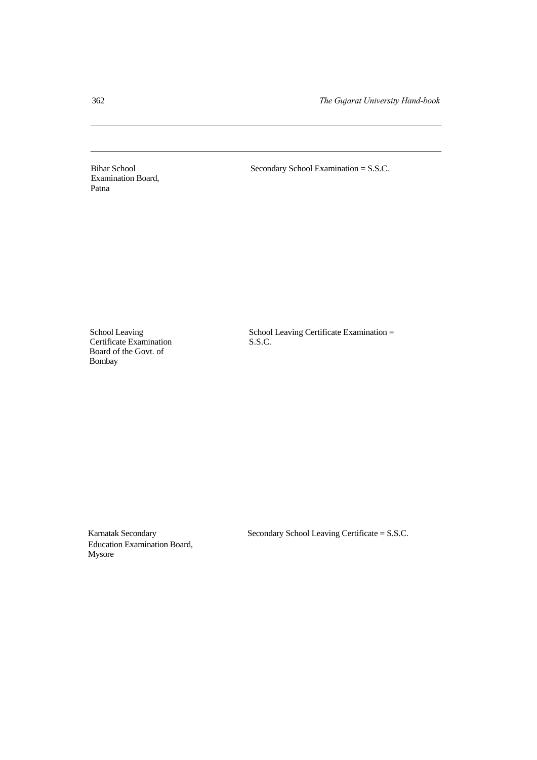| | |
|---|---|
| Bihar School Examination Board, Patna | Secondary School Examination = S.S.C. |
| School Leaving Certificate Examination Board of the Govt. of Bombay | School Leaving Certificate Examination = S.S.C. |
| Karnatak Secondary Education Examination Board, Mysore | Secondary School Leaving Certificate = S.S.C. |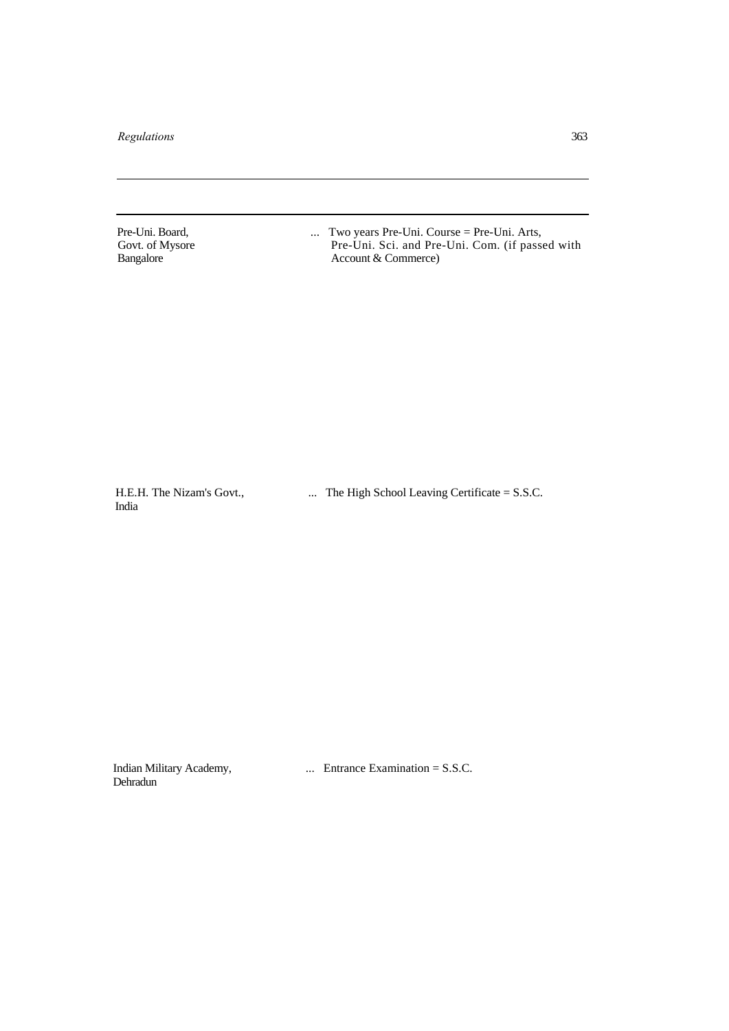| | |
|---|---|
| Pre-Uni. Board, Govt. of Mysore Bangalore | ... Two years Pre-Uni. Course = Pre-Uni. Arts, Pre-Uni. Sci. and Pre-Uni. Com. (if passed with Account & Commerce) |
| H.E.H. The Nizam's Govt., India | ... The High School Leaving Certificate = S.S.C. |
| Indian Military Academy, Dehradun | ... Entrance Examination = S.S.C. |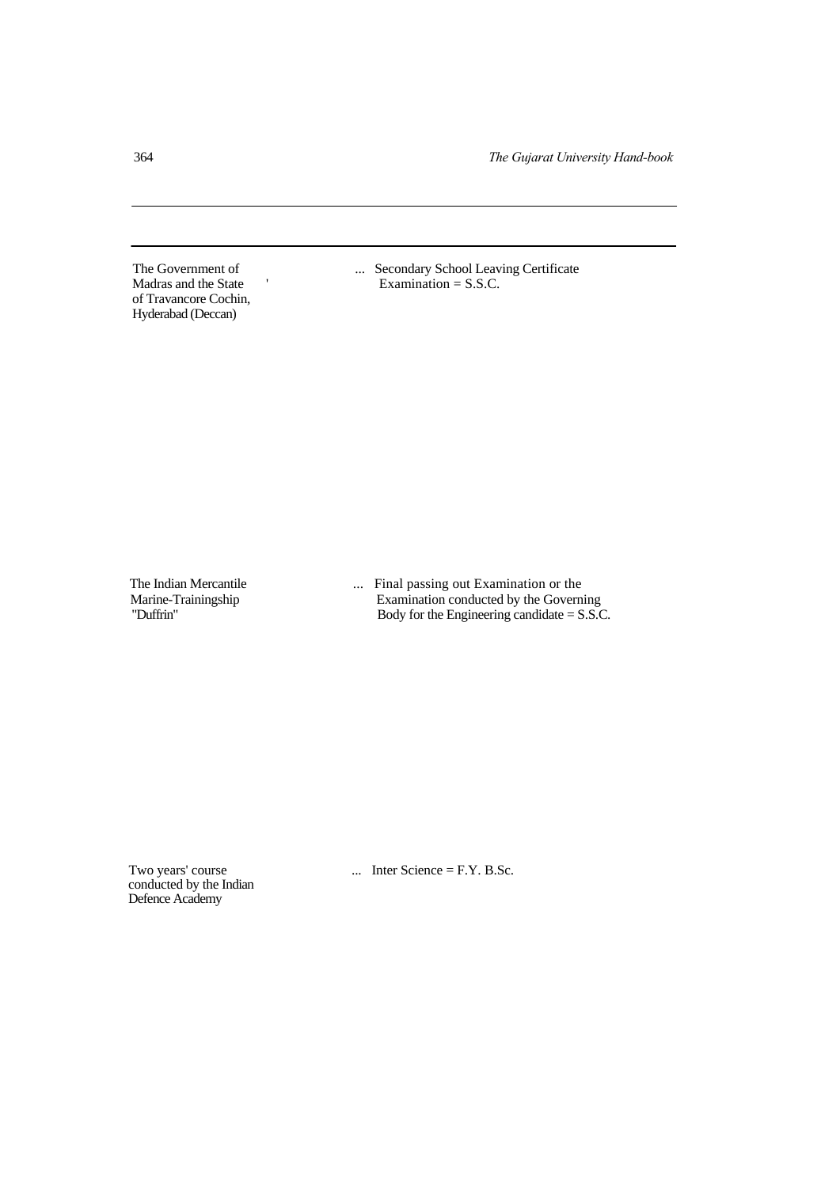| | |
|---|---|
| The Government of Madras and the State of Travancore Cochin, Hyderabad (Deccan) | ... Secondary School Leaving Certificate Examination = S.S.C. |
| The Indian Mercantile Marine-Trainingship "Duffrin" | ... Final passing out Examination or the Examination conducted by the Governing Body for the Engineering candidate = S.S.C. |
| Two years' course conducted by the Indian Defence Academy | ... Inter Science = F.Y. B.Sc. |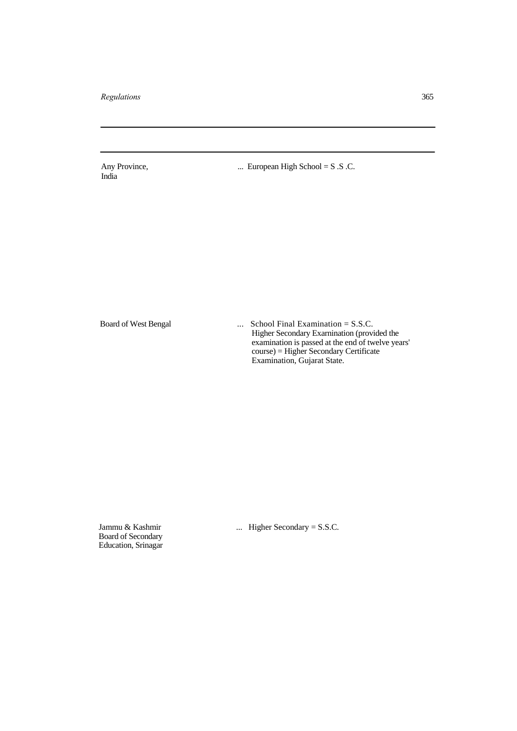| | |
|---|---|
| Any Province, India | ... European High School = S .S .C. |
| Board of West Bengal | ... School Final Examination = S.S.C. Higher Secondary Exarnination (provided the examination is passed at the end of twelve years' course) = Higher Secondary Certificate Examination, Gujarat State. |
| Jammu & Kashmir Board of Secondary Education, Srinagar | ... Higher Secondary = S.S.C. |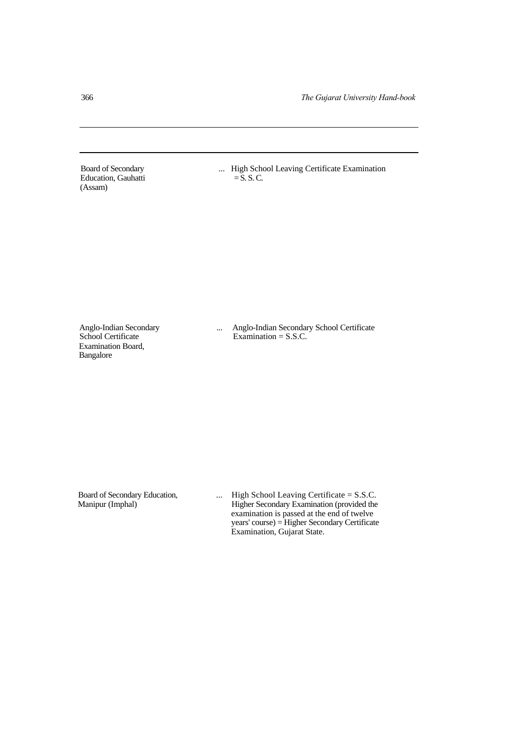| | | |
|---|---|---|
| Board of Secondary Education, Gauhatti (Assam) | ... | High School Leaving Certificate Examination = S. S. C. |
| Anglo-Indian Secondary School Certificate Examination Board, Bangalore | ... | Anglo-Indian Secondary School Certificate Examination = S.S.C. |
| Board of Secondary Education, Manipur (Imphal) | ... | High School Leaving Certificate = S.S.C. Higher Secondary Examination (provided the examination is passed at the end of twelve years' course) = Higher Secondary Certificate Examination, Gujarat State. |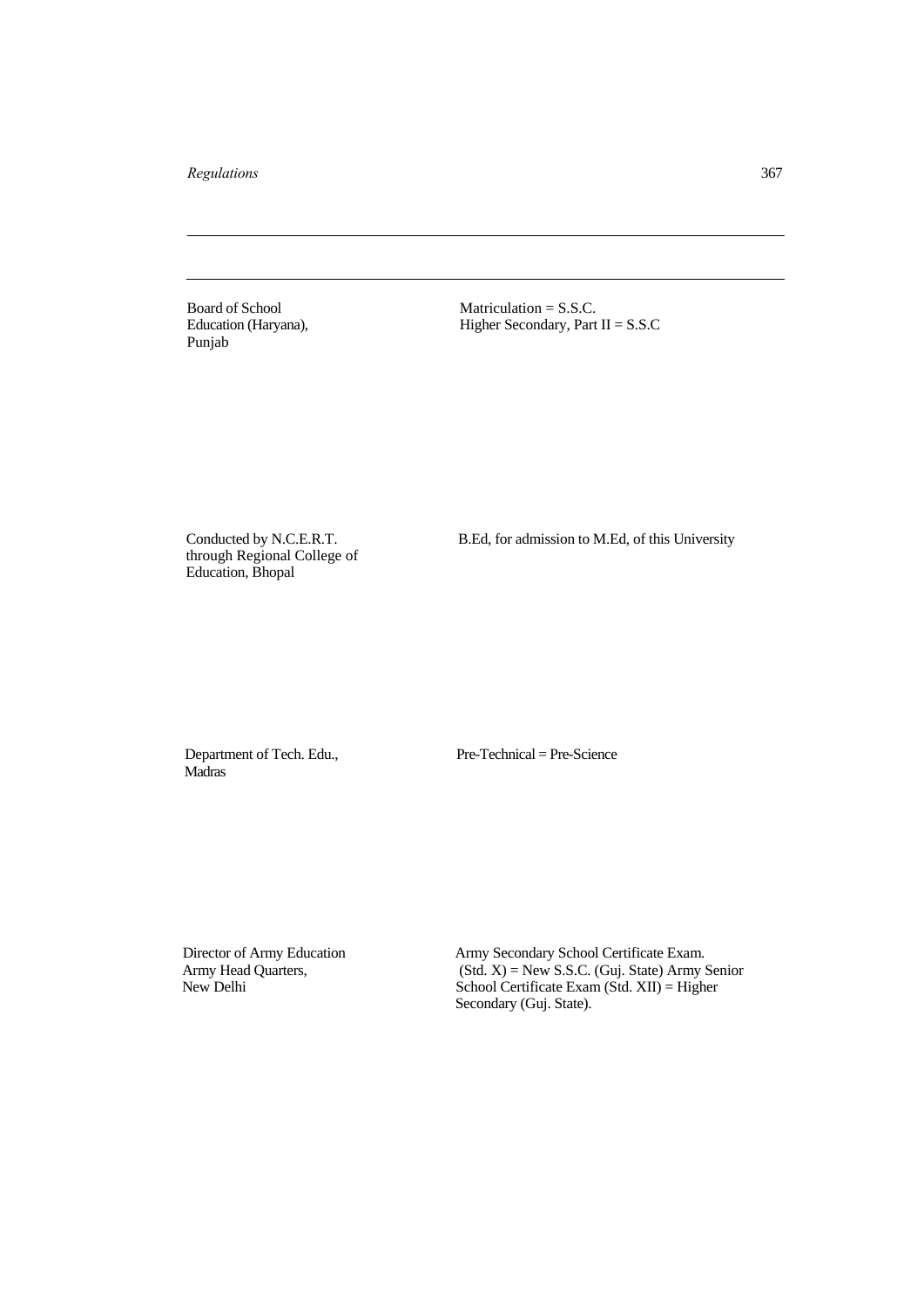| | |
|---|---|
| Board of School Education (Haryana), Punjab | Matriculation = S.S.C. Higher Secondary, Part II = S.S.C |
| Conducted by N.C.E.R.T. through Regional College of Education, Bhopal | B.Ed, for admission to M.Ed, of this University |
| Department of Tech. Edu., Madras | Pre-Technical = Pre-Science |
| Director of Army Education Army Head Quarters, New Delhi | Army Secondary School Certificate Exam. (Std. X) = New S.S.C. (Guj. State) Army Senior School Certificate Exam (Std. XII) = Higher Secondary (Guj. State). |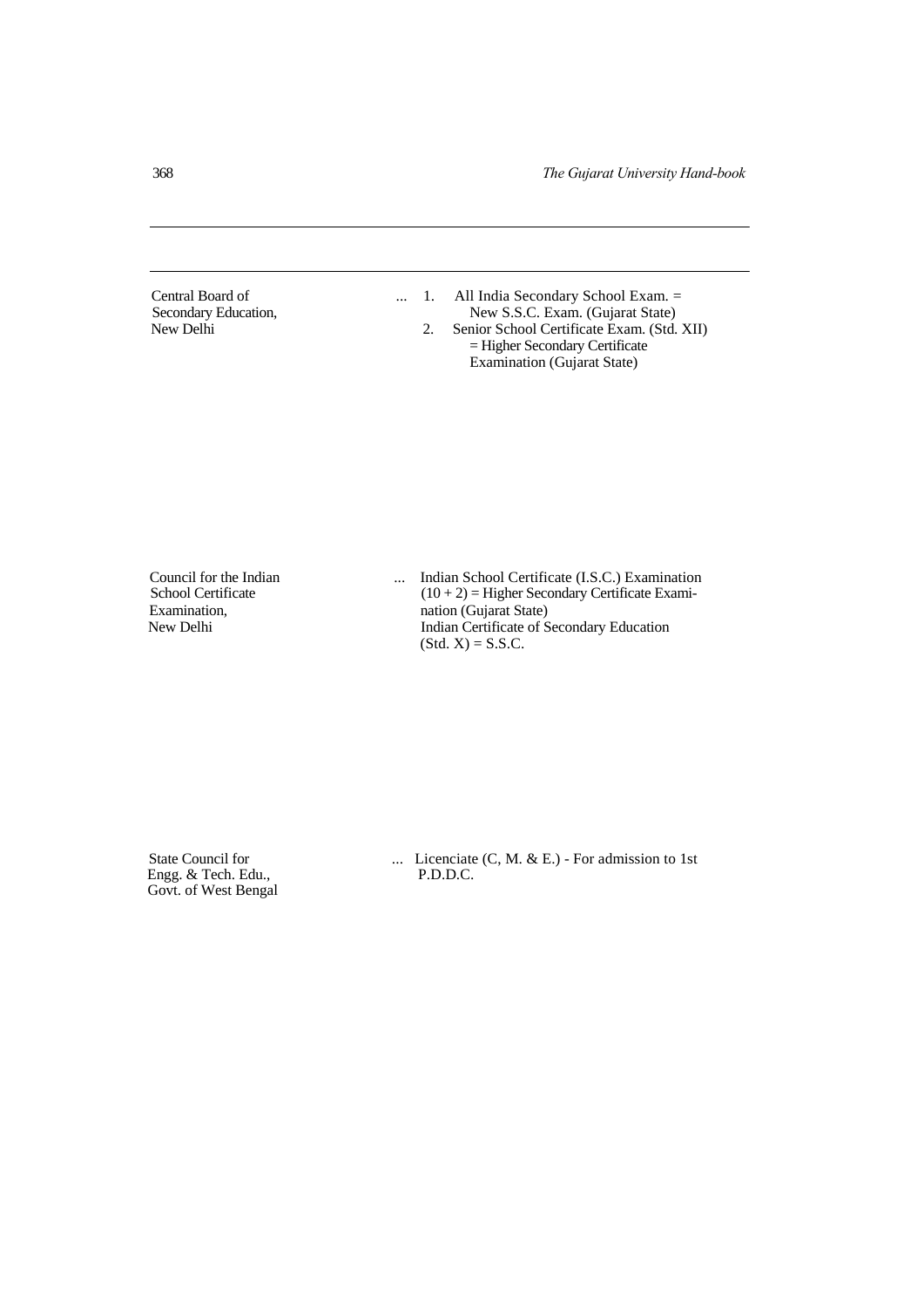| | | |
|---|---|---|
| Central Board of Secondary Education, New Delhi | ... | 1. All India Secondary School Exam. = New S.S.C. Exam. (Gujarat State)<br>2. Senior School Certificate Exam. (Std. XII) = Higher Secondary Certificate Examination (Gujarat State) |
| Council for the Indian School Certificate Examination, New Delhi | ... | Indian School Certificate (I.S.C.) Examination (10 + 2) = Higher Secondary Certificate Examination (Gujarat State)<br>Indian Certificate of Secondary Education (Std. X) = S.S.C. |
| State Council for Engg. & Tech. Edu., Govt. of West Bengal | ... | Licenciate (C, M. & E.) - For admission to 1st P.D.D.C. |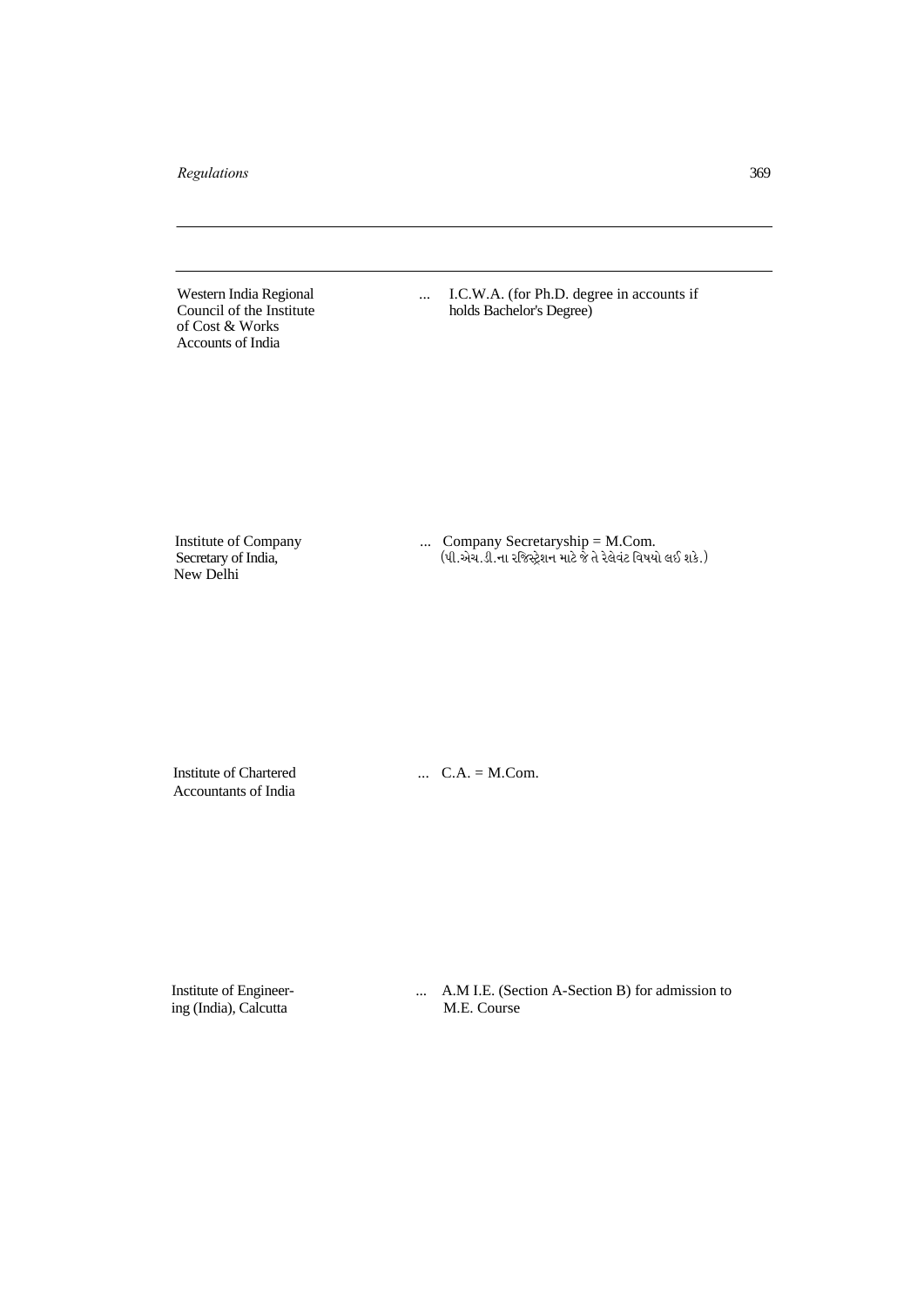| | | |
|---|---|---|
| Western India Regional Council of the Institute of Cost & Works Accounts of India | ... | I.C.W.A. (for Ph.D. degree in accounts if holds Bachelor's Degree) |
| Institute of Company Secretary of India, New Delhi | ... | Company Secretaryship = M.Com. (પી.એચ.ડી.ના રજિસ્ટ્રેશન માટે જે તે રેલેવંટ વિષયો લઈ શકે.) |
| Institute of Chartered Accountants of India | ... | C.A. = M.Com. |
| Institute of Engineering (India), Calcutta | ... | A.M I.E. (Section A-Section B) for admission to M.E. Course |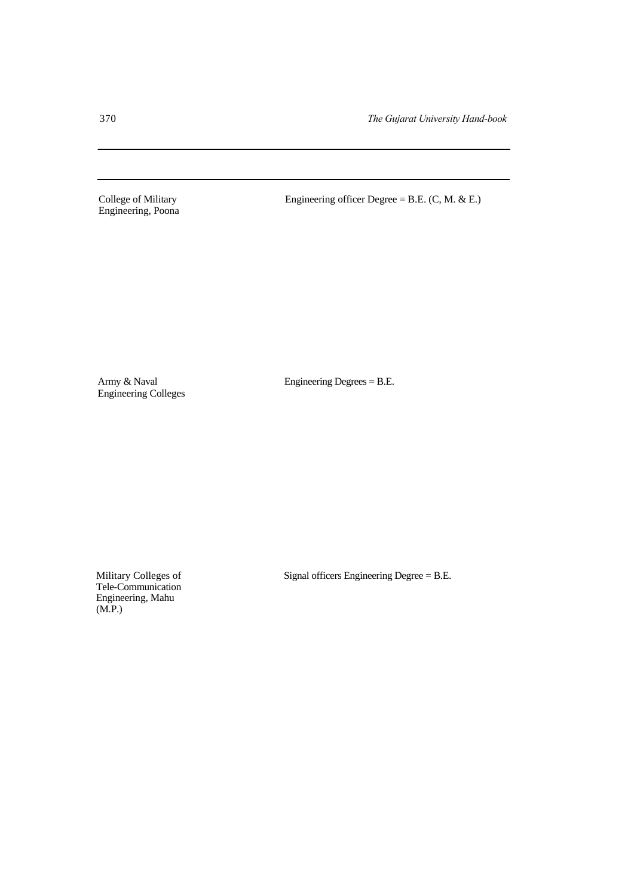| | |
|---|---|
| College of Military Engineering, Poona | Engineering officer Degree = B.E. (C, M. & E.) |
| Army & Naval Engineering Colleges | Engineering Degrees = B.E. |
| Military Colleges of Tele-Communication Engineering, Mahu (M.P.) | Signal officers Engineering Degree = B.E. |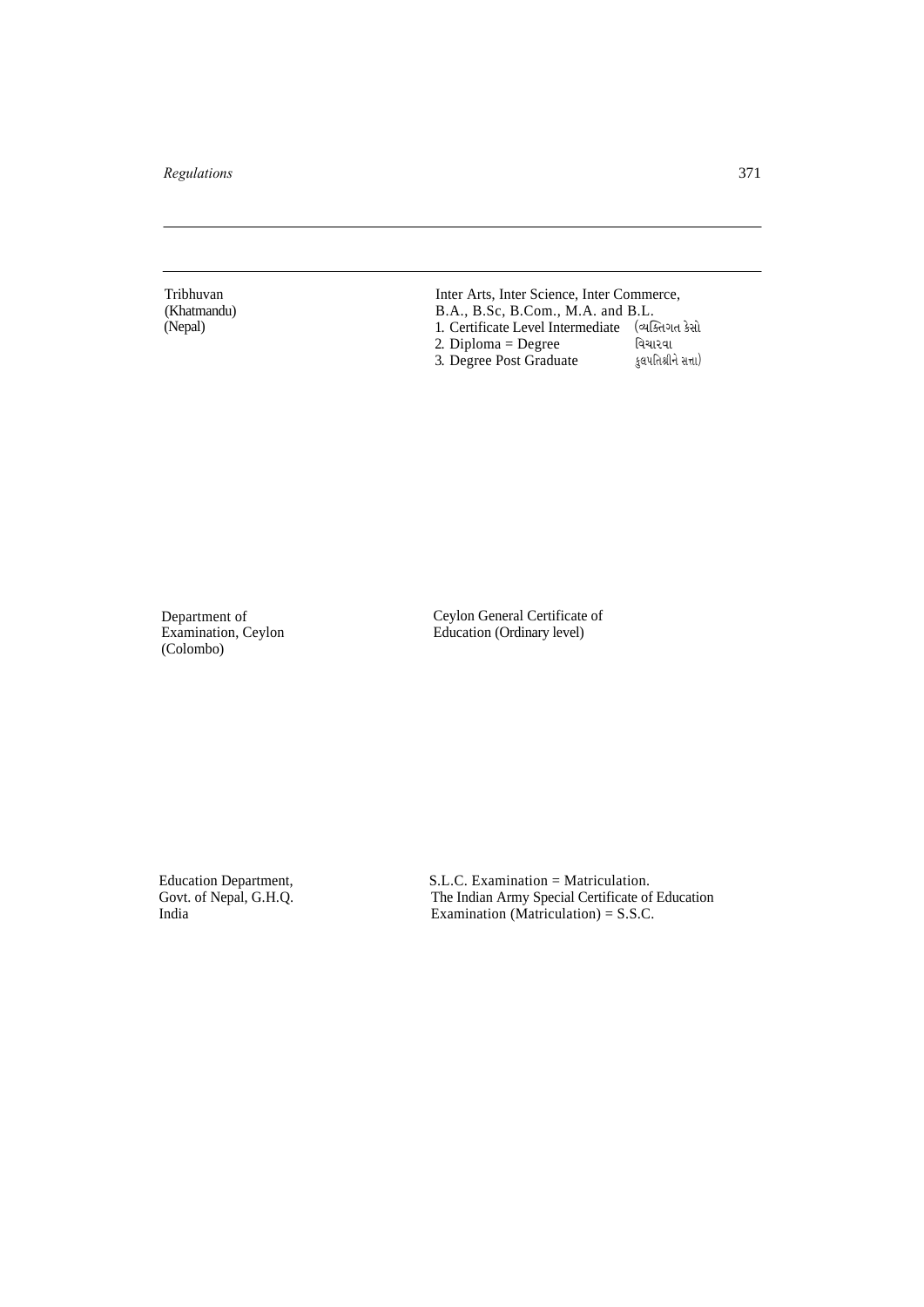| | |
|---|---|
| Tribhuvan (Khatmandu) (Nepal) | Inter Arts, Inter Science, Inter Commerce, B.A., B.Sc, B.Com., M.A. and B.L.<br>1. Certificate Level Intermediate (વ્યક્તિગત કેસો<br>2. Diploma = Degree વિચારવા<br>3. Degree Post Graduate કુલપતિશ્રીને સત્તા) |
| Department of Examination, Ceylon (Colombo) | Ceylon General Certificate of Education (Ordinary level) |
| Education Department, Govt. of Nepal, G.H.Q. India | S.L.C. Examination = Matriculation.<br>The Indian Army Special Certificate of Education Examination (Matriculation) = S.S.C. |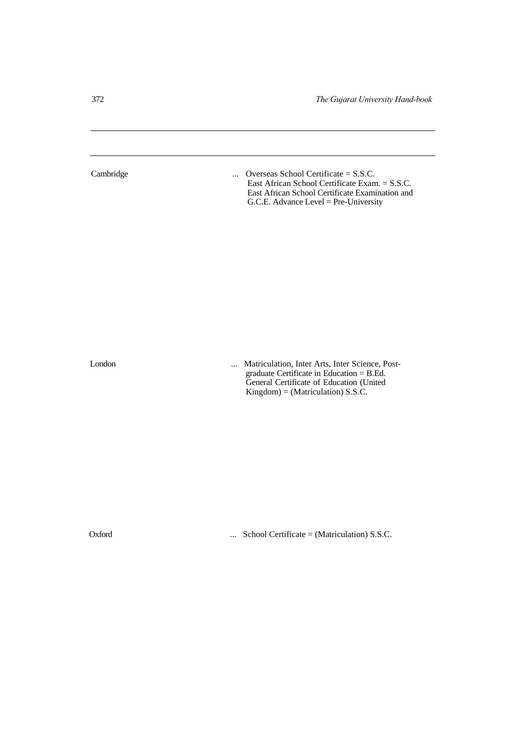| | |
|---|---|
| Cambridge | ... Overseas School Certificate = S.S.C.<br>East African School Certificate Exam. = S.S.C.<br>East African School Certificate Examination and G.C.E. Advance Level = Pre-University |
| London | ... Matriculation, Inter Arts, Inter Science, Post-graduate Certificate in Education = B.Ed.<br>General Certificate of Education (United Kingdom) = (Matriculation) S.S.C. |
| Oxford | ... School Certificate = (Matriculation) S.S.C. |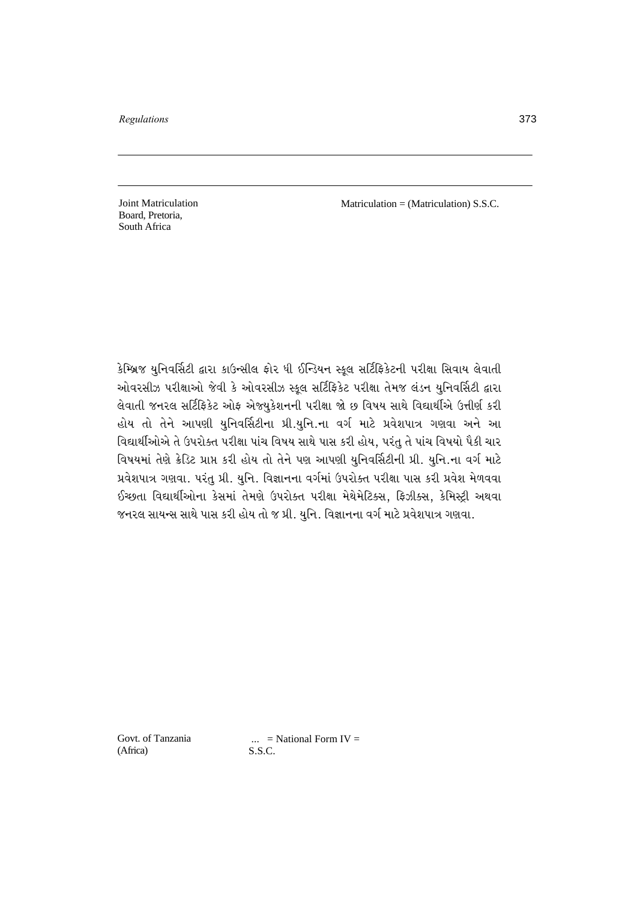| | |
|---|---|
| Joint Matriculation Board, Pretoria, South Africa | Matriculation = (Matriculation) S.S.C. |

કેમ્બ્રિજ યુનિવર્સિટી દ્વારા કાઉન્સીલ ફોર ધી ઈન્ડિયન સ્કૂલ સર્ટિફિકેટની પરીક્ષા સિવાય લેવાતી ઓવરસીઝ પરીક્ષાઓ જેવી કે ઓવરસીઝ સ્કૂલ સર્ટિફિકેટ પરીક્ષા તેમજ લંડન યુનિવર્સિટી દ્વારા લેવાતી જનરલ સર્ટિફિકેટ ઓફ એજ્યુકેશનની પરીક્ષા જો છ વિષય સાથે વિદ્યાર્થીએ ઉત્તીર્ણ કરી હોય તો તેને આપણી યુનિવર્સિટીના પ્રી.યુનિ.ના વર્ગ માટે પ્રવેશપાત્ર ગણવા અને આ વિદ્યાર્થીઓએ તે ઉપરોક્ત પરીક્ષા પાંચ વિષય સાથે પાસ કરી હોય, પરંતુ તે પાંચ વિષયો પૈકી ચાર વિષયમાં તેણે ક્રેડિટ પ્રાપ્ત કરી હોય તો તેને પણ આપણી યુનિવર્સિટીની પ્રી. યુનિ.ના વર્ગ માટે પ્રવેશપાત્ર ગણવા. પરંતુ પ્રી. યુનિ. વિજ્ઞાનના વર્ગમાં ઉપરોક્ત પરીક્ષા પાસ કરી પ્રવેશ મેળવવા ઈચ્છતા વિદ્યાર્થીઓના કેસમાં તેમણે ઉપરોક્ત પરીક્ષા મેથેમેટિક્સ, ફિઝીક્સ, કેમિસ્ટ્રી અથવા જનરલ સાયન્સ સાથે પાસ કરી હોય તો જ પ્રી. યુનિ. વિજ્ઞાનના વર્ગ માટે પ્રવેશપાત્ર ગણવા.

| | |
|---|---|
| Govt. of Tanzania (Africa) | ... = National Form IV = S.S.C. |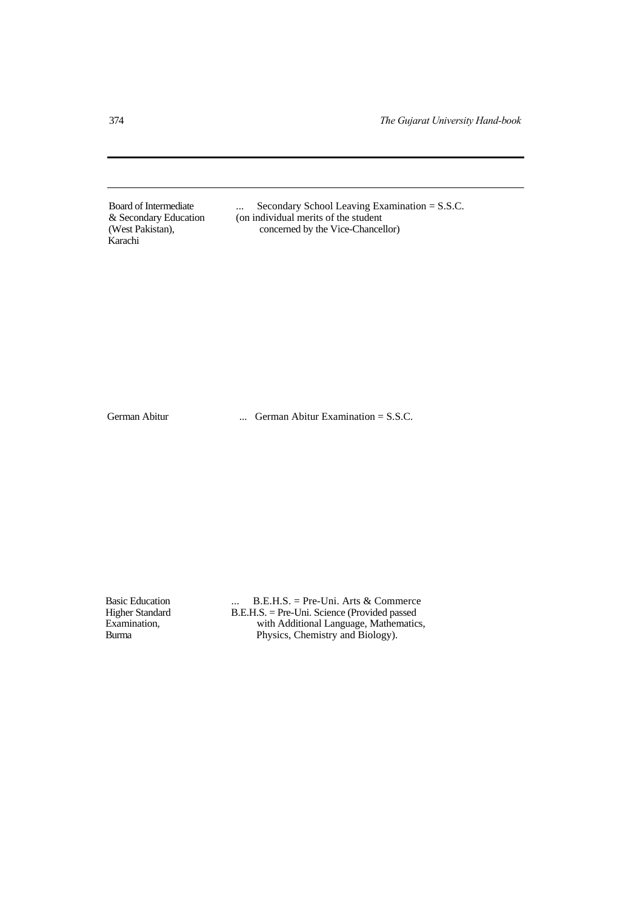| | |
|---|---|
| Board of Intermediate & Secondary Education (West Pakistan), Karachi | ... Secondary School Leaving Examination = S.S.C. (on individual merits of the student concerned by the Vice-Chancellor) |
| German Abitur | ... German Abitur Examination = S.S.C. |
| Basic Education Higher Standard Examination, Burma | ... B.E.H.S. = Pre-Uni. Arts & Commerce<br>B.E.H.S. = Pre-Uni. Science (Provided passed with Additional Language, Mathematics, Physics, Chemistry and Biology). |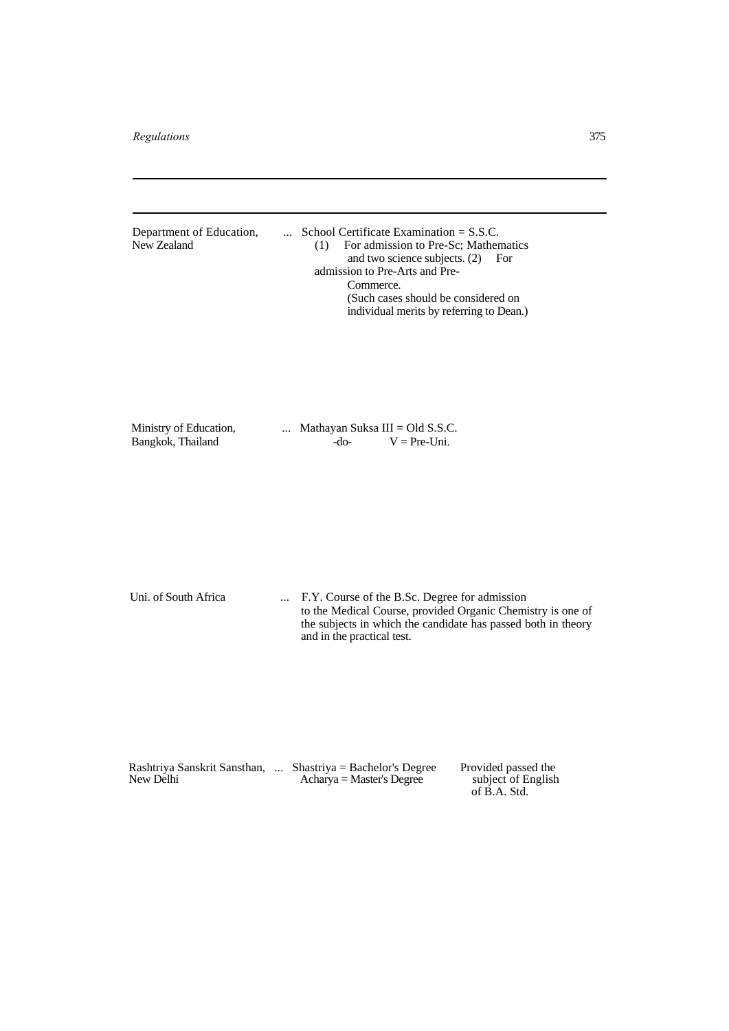| | | | |
|---|---|---|---|
| Department of Education, New Zealand | ... | School Certificate Examination = S.S.C. (1) For admission to Pre-Sc; Mathematics and two science subjects. (2) For admission to Pre-Arts and Pre-Commerce. (Such cases should be considered on individual merits by referring to Dean.) | |
| Ministry of Education, Bangkok, Thailand | ... | Mathayan Suksa III = Old S.S.C.<br>-do- V = Pre-Uni. | |
| Uni. of South Africa | ... | F.Y. Course of the B.Sc. Degree for admission to the Medical Course, provided Organic Chemistry is one of the subjects in which the candidate has passed both in theory and in the practical test. | |
| Rashtriya Sanskrit Sansthan, New Delhi | ... | Shastriya = Bachelor's Degree<br>Acharya = Master's Degree | Provided passed the subject of English of B.A. Std. |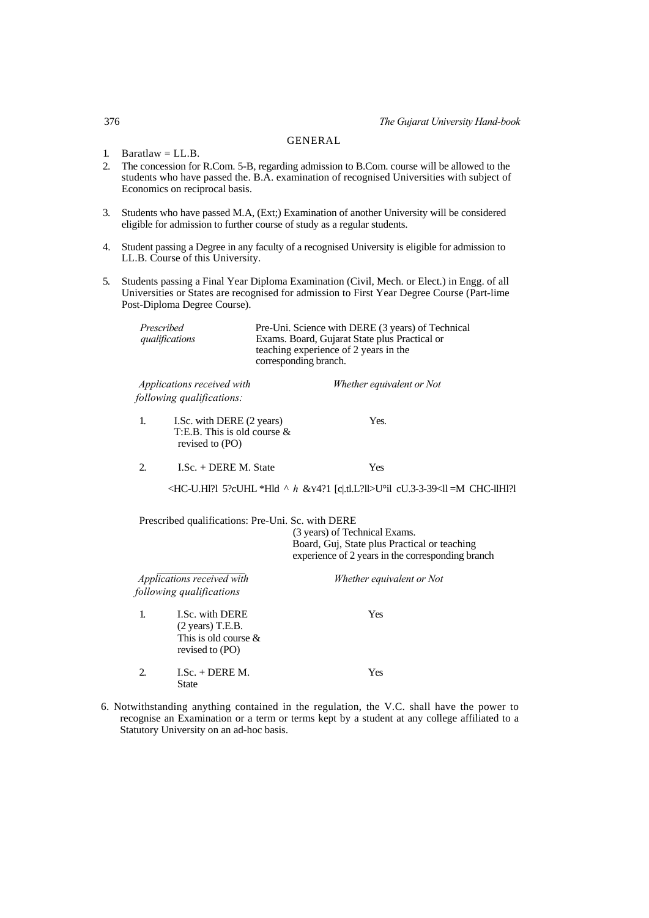## GENERAL

1. Baratlaw = LL.B.
2. The concession for R.Com. 5-B, regarding admission to B.Com. course will be allowed to the students who have passed the. B.A. examination of recognised Universities with subject of Economics on reciprocal basis.
3. Students who have passed M.A, (Ext;) Examination of another University will be considered eligible for admission to further course of study as a regular students.
4. Student passing a Degree in any faculty of a recognised University is eligible for admission to LL.B. Course of this University.
5. Students passing a Final Year Diploma Examination (Civil, Mech. or Elect.) in Engg. of all Universities or States are recognised for admission to First Year Degree Course (Part-lime Post-Diploma Degree Course).

*Prescribed qualifications* — Pre-Uni. Science with DERE (3 years) of Technical Exams. Board, Gujarat State plus Practical or teaching experience of 2 years in the corresponding branch.

| *Applications received with following qualifications:* | *Whether equivalent or Not* |
|---|---|
| 1. I.Sc. with DERE (2 years) T:E.B. This is old course & revised to (PO) | Yes. |
| 2. I.Sc. + DERE M. State | Yes |

<HC-U.Hl?l 5?cUHL *Hld ^ *h* &Y4?1 [c|.tl.L?ll>U°il cU.3-3-39<ll =M CHC-llHl?l

Prescribed qualifications: Pre-Uni. Sc. with DERE (3 years) of Technical Exams. Board, Guj, State plus Practical or teaching experience of 2 years in the corresponding branch

| *Applications received with following qualifications* | *Whether equivalent or Not* |
|---|---|
| 1. I.Sc. with DERE (2 years) T.E.B. This is old course & revised to (PO) | Yes |
| 2. I.Sc. + DERE M. State | Yes |

6. Notwithstanding anything contained in the regulation, the V.C. shall have the power to recognise an Examination or a term or terms kept by a student at any college affiliated to a Statutory University on an ad-hoc basis.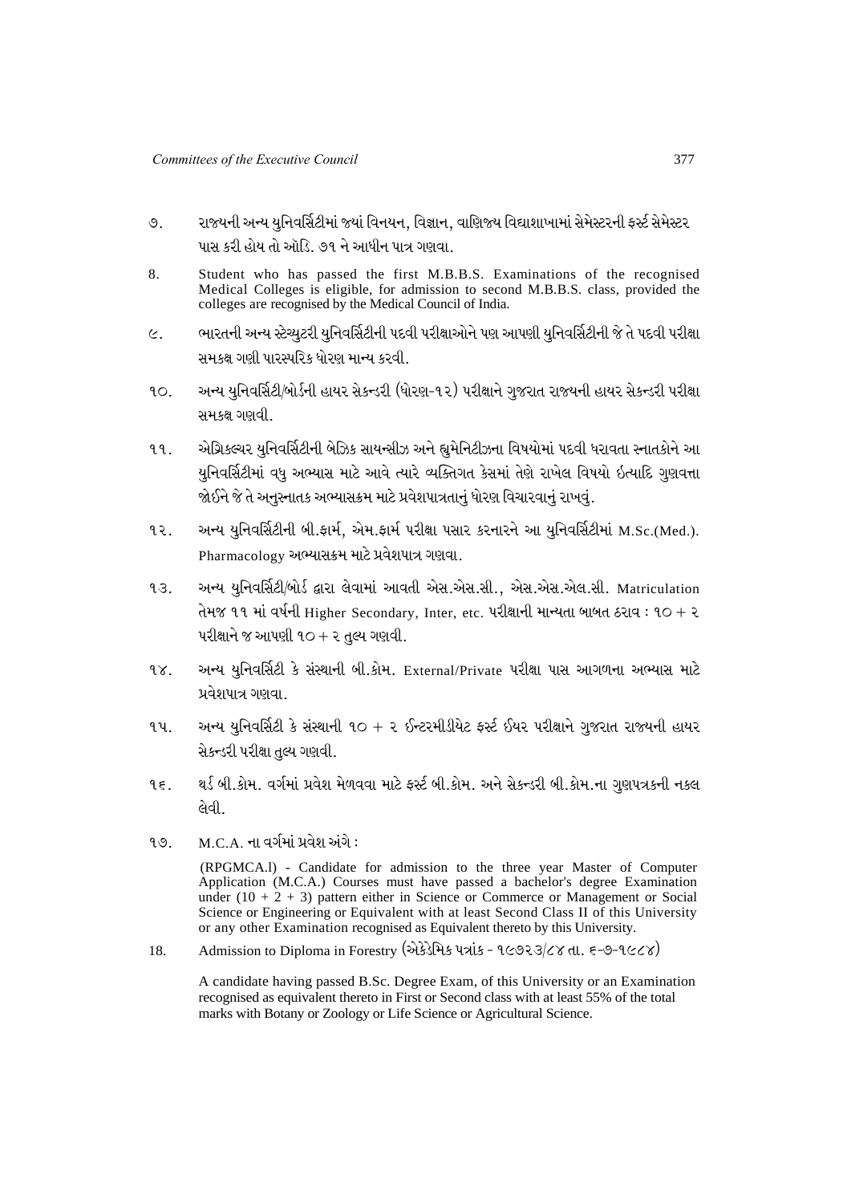૭. રાજ્યની અન્ય યુનિવર્સિટીમાં જ્યાં વિનયન, વિજ્ઞાન, વાણિજ્ય વિદ્યાશાખામાં સેમેસ્ટરની ફર્સ્ટ સેમેસ્ટર પાસ કરી હોય તો ઑડિ. ૭૧ ને આધીન પાત્ર ગણવા.

8. Student who has passed the first M.B.B.S. Examinations of the recognised Medical Colleges is eligible, for admission to second M.B.B.S. class, provided the colleges are recognised by the Medical Council of India.

૯. ભારતની અન્ય સ્ટેચ્યુટરી યુનિવર્સિટીની પદવી પરીક્ષાઓને પણ આપણી યુનિવર્સિટીની જે તે પદવી પરીક્ષા સમકક્ષ ગણી પારસ્પરિક ધોરણ માન્ય કરવી.

૧૦. અન્ય યુનિવર્સિટી/બોર્ડની હાયર સેકન્ડરી (ધોરણ-૧૨) પરીક્ષાને ગુજરાત રાજ્યની હાયર સેકન્ડરી પરીક્ષા સમકક્ષ ગણવી.

૧૧. એગ્રિકલ્ચર યુનિવર્સિટીની બેઝિક સાયન્સીઝ અને હ્યુમેનિટીઝના વિષયોમાં પદવી ધરાવતા સ્નાતકોને આ યુનિવર્સિટીમાં વધુ અભ્યાસ માટે આવે ત્યારે વ્યક્તિગત કેસમાં તેણે રાખેલ વિષયો ઇત્યાદિ ગુણવત્તા જોઈને જે તે અનુસ્નાતક અભ્યાસક્રમ માટે પ્રવેશપાત્રતાનું ધોરણ વિચારવાનું રાખવું.

૧૨. અન્ય યુનિવર્સિટીની બી.ફાર્મ, એમ.ફાર્મ પરીક્ષા પસાર કરનારને આ યુનિવર્સિટીમાં M.Sc.(Med.). Pharmacology અભ્યાસક્રમ માટે પ્રવેશપાત્ર ગણવા.

૧૩. અન્ય યુનિવર્સિટી/બોર્ડ દ્વારા લેવામાં આવતી એસ.એસ.સી., એસ.એસ.એલ.સી. Matriculation તેમજ ૧૧ માં વર્ષની Higher Secondary, Inter, etc. પરીક્ષાની માન્યતા બાબત ઠરાવ : ૧૦ + ૨ પરીક્ષાને જ આપણી ૧૦ + ૨ તુલ્ય ગણવી.

૧૪. અન્ય યુનિવર્સિટી કે સંસ્થાની બી.કોમ. External/Private પરીક્ષા પાસ આગળના અભ્યાસ માટે પ્રવેશપાત્ર ગણવા.

૧૫. અન્ય યુનિવર્સિટી કે સંસ્થાની ૧૦ + ૨ ઈન્ટરમીડીયેટ ફર્સ્ટ ઈયર પરીક્ષાને ગુજરાત રાજ્યની હાયર સેકન્ડરી પરીક્ષા તુલ્ય ગણવી.

૧૬. થર્ડ બી.કોમ. વર્ગમાં પ્રવેશ મેળવવા માટે ફર્સ્ટ બી.કોમ. અને સેકન્ડરી બી.કોમ.ના ગુણપત્રકની નકલ લેવી.

૧૭. M.C.A. ના વર્ગમાં પ્રવેશ અંગે :

(RPGMCA.l) - Candidate for admission to the three year Master of Computer Application (M.C.A.) Courses must have passed a bachelor's degree Examination under (10 + 2 + 3) pattern either in Science or Commerce or Management or Social Science or Engineering or Equivalent with at least Second Class II of this University or any other Examination recognised as Equivalent thereto by this University.

18. Admission to Diploma in Forestry (એકેડેમિક પત્રાંક - ૧૯૭૨૩/૮૪ તા. ૬-૭-૧૯૮૪)

A candidate having passed B.Sc. Degree Exam, of this University or an Examination recognised as equivalent thereto in First or Second class with at least 55% of the total marks with Botany or Zoology or Life Science or Agricultural Science.